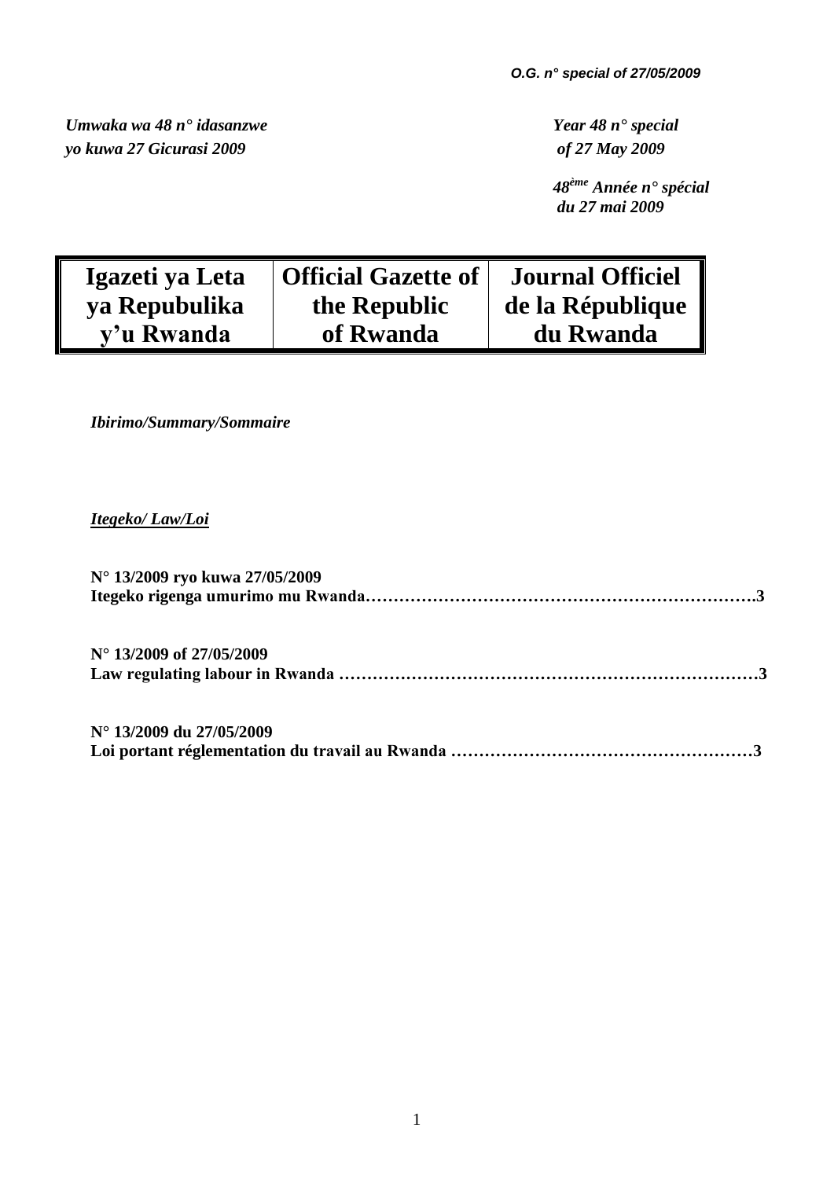*Umwaka wa 48 n° idasanzwe*
*yo kuwa 27 Gicurasi 2009*

*Year 48 n° special*
*of 27 May 2009*

*48ème Année n° spécial*
*du 27 mai 2009*

| Igazeti ya Leta ya Repubulika y'u Rwanda | Official Gazette of the Republic of Rwanda | Journal Officiel de la République du Rwanda |
|---|---|---|

*Ibirimo/Summary/Sommaire*

***Itegeko/ Law/Loi***

**N° 13/2009 ryo kuwa 27/05/2009**
**Itegeko rigenga umurimo mu Rwanda……………………………………………………………3**

**N° 13/2009 of 27/05/2009**
**Law regulating labour in Rwanda …………………………………………………………………3**

**N° 13/2009 du 27/05/2009**
**Loi portant réglementation du travail au Rwanda ………………………………………………3**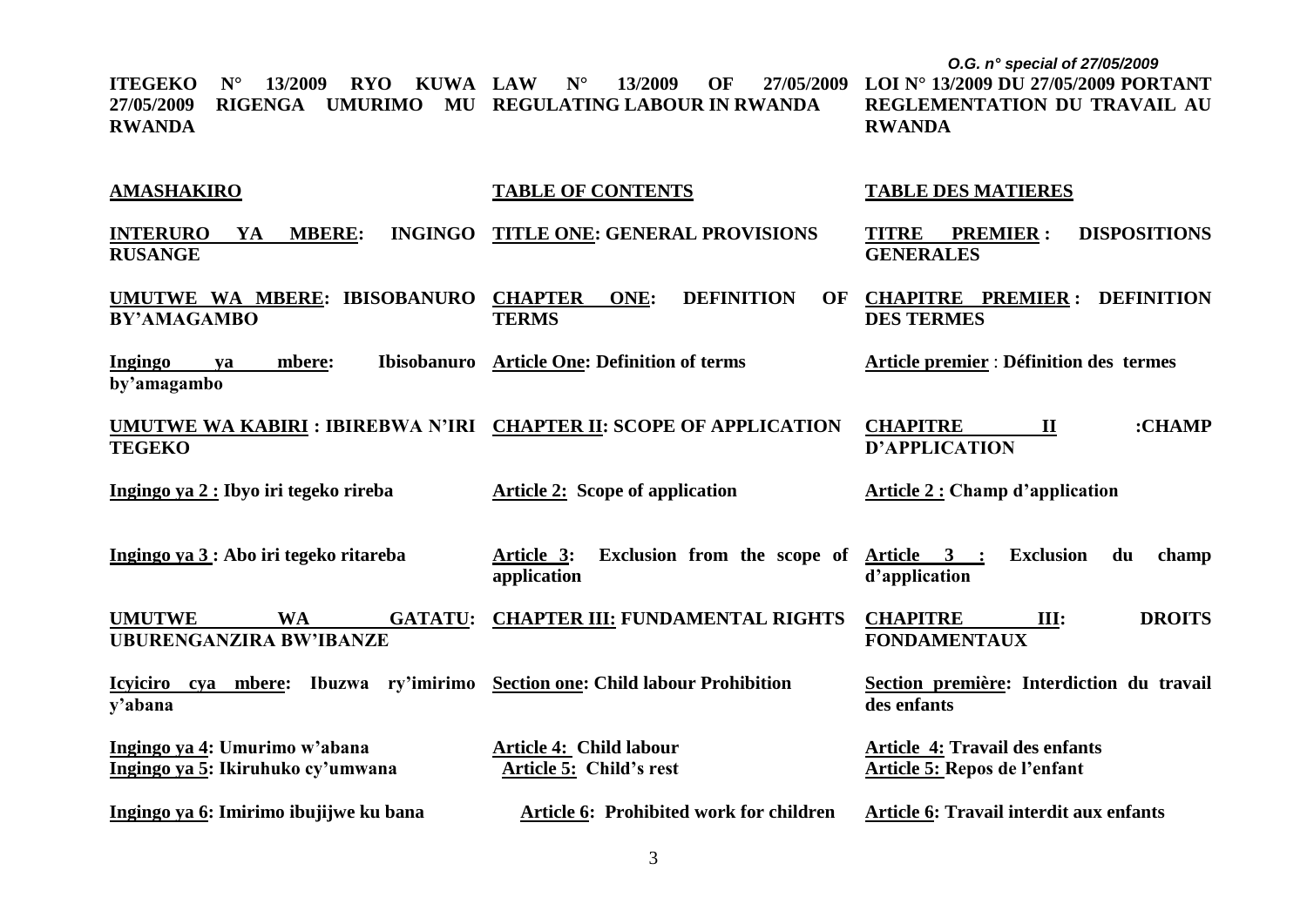**ITEGEKO N° 13/2009 RYO KUWA 27/05/2009 RIGENGA UMURIMO MU RWANDA**

**LAW N° 13/2009 OF 27/05/2009 REGULATING LABOUR IN RWANDA**

**LOI N° 13/2009 DU 27/05/2009 PORTANT REGLEMENTATION DU TRAVAIL AU RWANDA**

| **AMASHAKIRO** | **TABLE OF CONTENTS** | **TABLE DES MATIERES** |
|---|---|---|
| **INTERURO YA MBERE: INGINGO RUSANGE** | **TITLE ONE: GENERAL PROVISIONS** | **TITRE PREMIER : DISPOSITIONS GENERALES** |
| **UMUTWE WA MBERE: IBISOBANURO BY'AMAGAMBO** | **CHAPTER ONE: DEFINITION OF TERMS** | **CHAPITRE PREMIER : DEFINITION DES TERMES** |
| **Ingingo ya mbere: Ibisobanuro by'amagambo** | **Article One: Definition of terms** | **Article premier : Définition des termes** |
| **UMUTWE WA KABIRI : IBIREBWA N'IRI TEGEKO** | **CHAPTER II: SCOPE OF APPLICATION** | **CHAPITRE II :CHAMP D'APPLICATION** |
| **Ingingo ya 2 : Ibyo iri tegeko rireba** | **Article 2: Scope of application** | **Article 2 : Champ d'application** |
| **Ingingo ya 3 : Abo iri tegeko ritareba** | **Article 3: Exclusion from the scope of application** | **Article 3 : Exclusion du champ d'application** |
| **UMUTWE WA GATATU: UBURENGANZIRA BW'IBANZE** | **CHAPTER III: FUNDAMENTAL RIGHTS** | **CHAPITRE III: DROITS FONDAMENTAUX** |
| **Icyiciro cya mbere: Ibuzwa ry'imirimo y'abana** | **Section one: Child labour Prohibition** | **Section première: Interdiction du travail des enfants** |
| **Ingingo ya 4: Umurimo w'abana** | **Article 4: Child labour** | **Article 4: Travail des enfants** |
| **Ingingo ya 5: Ikiruhuko cy'umwana** | **Article 5: Child's rest** | **Article 5: Repos de l'enfant** |
| **Ingingo ya 6: Imirimo ibujijwe ku bana** | **Article 6: Prohibited work for children** | **Article 6: Travail interdit aux enfants** |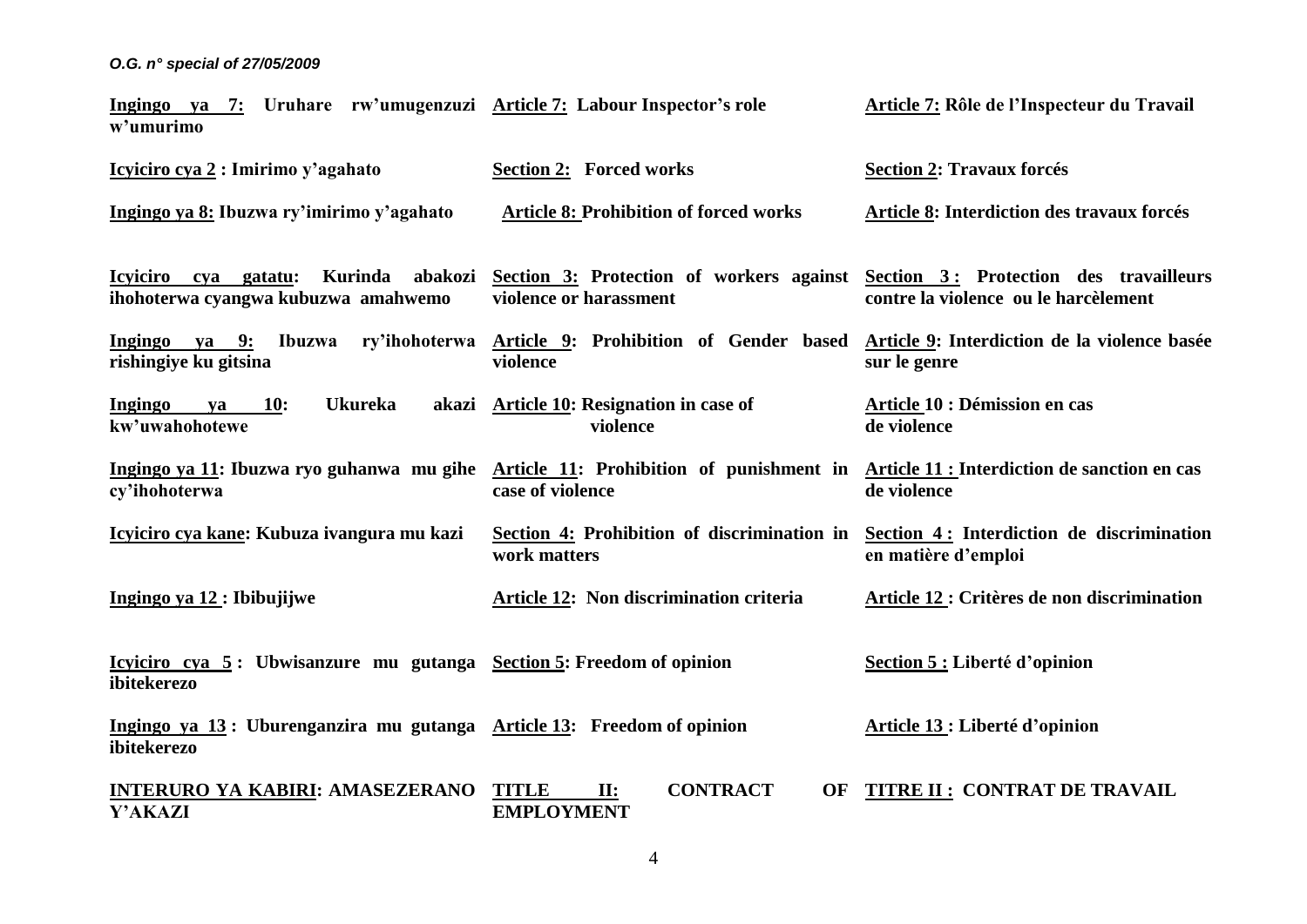| | | |
|---|---|---|
| **Ingingo ya 7: Uruhare rw'umugenzuzi w'umurimo** | **Article 7: Labour Inspector's role** | **Article 7: Rôle de l'Inspecteur du Travail** |
| **Icyiciro cya 2 : Imirimo y'agahato** | **Section 2: Forced works** | **Section 2: Travaux forcés** |
| **Ingingo ya 8: Ibuzwa ry'imirimo y'agahato** | **Article 8: Prohibition of forced works** | **Article 8: Interdiction des travaux forcés** |
| **Icyiciro cya gatatu: Kurinda abakozi ihohoterwa cyangwa kubuzwa amahwemo** | **Section 3: Protection of workers against violence or harassment** | **Section 3 : Protection des travailleurs contre la violence ou le harcèlement** |
| **Ingingo ya 9: Ibuzwa ry'ihohoterwa rishingiye ku gitsina** | **Article 9: Prohibition of Gender based violence** | **Article 9: Interdiction de la violence basée sur le genre** |
| **Ingingo ya 10: Ukureka akazi kw'uwahohotewe** | **Article 10: Resignation in case of violence** | **Article 10 : Démission en cas de violence** |
| **Ingingo ya 11: Ibuzwa ryo guhanwa mu gihe cy'ihohoterwa** | **Article 11: Prohibition of punishment in case of violence** | **Article 11 : Interdiction de sanction en cas de violence** |
| **Icyiciro cya kane: Kubuza ivangura mu kazi** | **Section 4: Prohibition of discrimination in work matters** | **Section 4 : Interdiction de discrimination en matière d'emploi** |
| **Ingingo ya 12 : Ibibujijwe** | **Article 12: Non discrimination criteria** | **Article 12 : Critères de non discrimination** |
| **Icyiciro cya 5 : Ubwisanzure mu gutanga ibitekerezo** | **Section 5: Freedom of opinion** | **Section 5 : Liberté d'opinion** |
| **Ingingo ya 13 : Uburenganzira mu gutanga ibitekerezo** | **Article 13: Freedom of opinion** | **Article 13 : Liberté d'opinion** |
| **INTERURO YA KABIRI: AMASEZERANO Y'AKAZI** | **TITLE II: CONTRACT OF EMPLOYMENT** | **TITRE II : CONTRAT DE TRAVAIL** |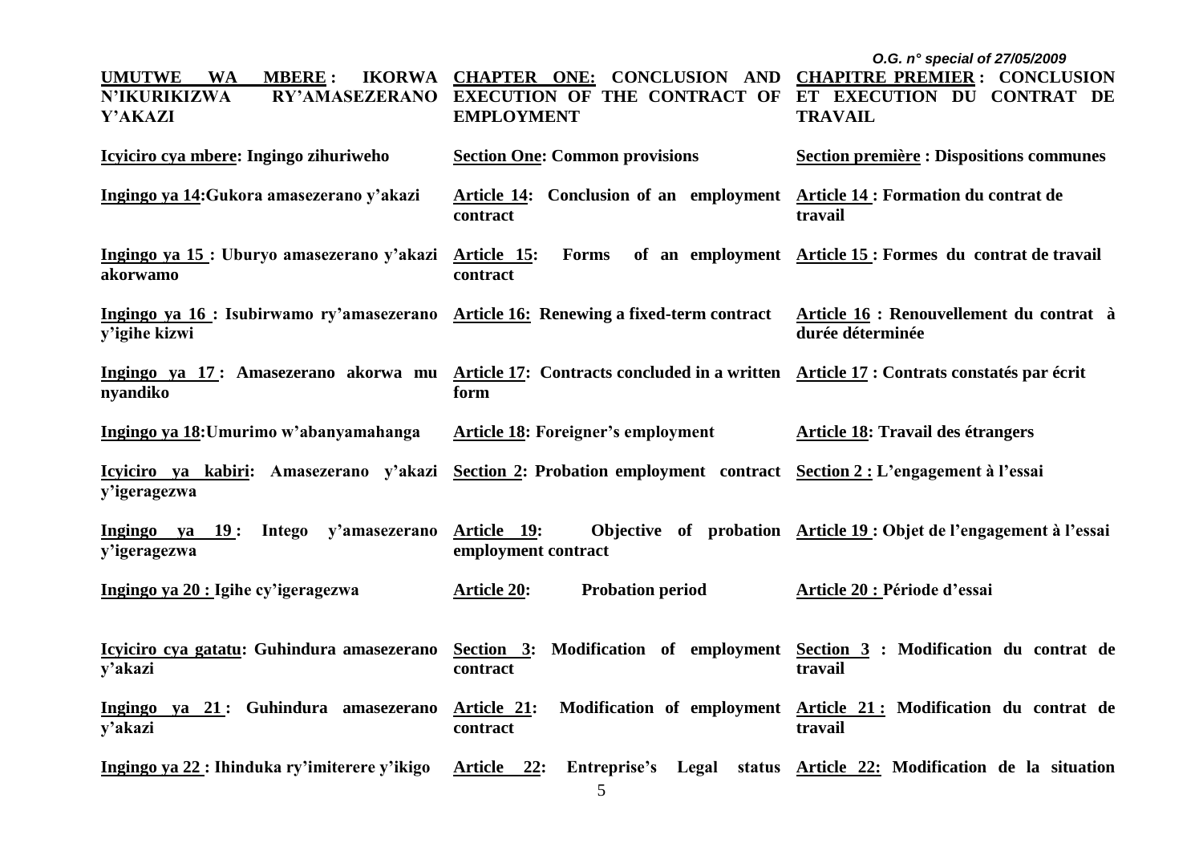| | | |
|---|---|---|
| **UMUTWE WA MBERE : IKORWA N'IKURIKIZWA RY'AMASEZERANO Y'AKAZI** | **CHAPTER ONE: CONCLUSION AND EXECUTION OF THE CONTRACT OF EMPLOYMENT** | **CHAPITRE PREMIER : CONCLUSION ET EXECUTION DU CONTRAT DE TRAVAIL** |
| **Icyiciro cya mbere: Ingingo zihuriweho** | **Section One: Common provisions** | **Section première : Dispositions communes** |
| **Ingingo ya 14:Gukora amasezerano y'akazi** | **Article 14: Conclusion of an employment contract** | **Article 14 : Formation du contrat de travail** |
| **Ingingo ya 15 : Uburyo amasezerano y'akazi akorwamo** | **Article 15: Forms of an employment contract** | **Article 15 : Formes du contrat de travail** |
| **Ingingo ya 16 : Isubirwamo ry'amasezerano y'igihe kizwi** | **Article 16: Renewing a fixed-term contract** | **Article 16 : Renouvellement du contrat à durée déterminée** |
| **Ingingo ya 17 : Amasezerano akorwa mu nyandiko** | **Article 17: Contracts concluded in a written form** | **Article 17 : Contrats constatés par écrit** |
| **Ingingo ya 18:Umurimo w'abanyamahanga** | **Article 18: Foreigner's employment** | **Article 18: Travail des étrangers** |
| **Icyiciro ya kabiri: Amasezerano y'akazi y'igeragezwa** | **Section 2: Probation employment contract** | **Section 2 : L'engagement à l'essai** |
| **Ingingo ya 19 : Intego y'amasezerano y'igeragezwa** | **Article 19: Objective of probation employment contract** | **Article 19 : Objet de l'engagement à l'essai** |
| **Ingingo ya 20 : Igihe cy'igeragezwa** | **Article 20: Probation period** | **Article 20 : Période d'essai** |
| **Icyiciro cya gatatu: Guhindura amasezerano y'akazi** | **Section 3: Modification of employment contract** | **Section 3 : Modification du contrat de travail** |
| **Ingingo ya 21 : Guhindura amasezerano y'akazi** | **Article 21: Modification of employment contract** | **Article 21 : Modification du contrat de travail** |
| **Ingingo ya 22 : Ihinduka ry'imiterere y'ikigo** | **Article 22: Entreprise's Legal status** | **Article 22: Modification de la situation** |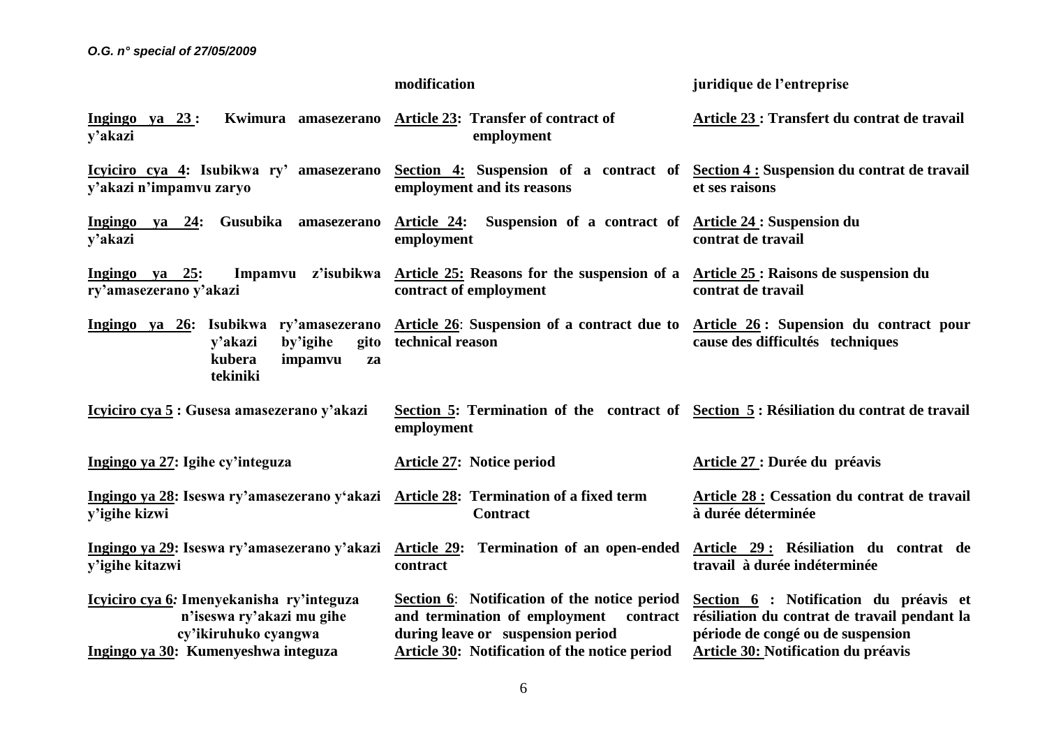| | | |
|---|---|---|
| | **modification** | **juridique de l'entreprise** |
| **Ingingo ya 23 : Kwimura amasezerano y'akazi** | **Article 23: Transfer of contract of employment** | **Article 23 : Transfert du contrat de travail** |
| **Icyiciro cya 4: Isubikwa ry' amasezerano y'akazi n'impamvu zaryo** | **Section 4: Suspension of a contract of employment and its reasons** | **Section 4 : Suspension du contrat de travail et ses raisons** |
| **Ingingo ya 24: Gusubika amasezerano y'akazi** | **Article 24: Suspension of a contract of employment** | **Article 24 : Suspension du contrat de travail** |
| **Ingingo ya 25: Impamvu z'isubikwa ry'amasezerano y'akazi** | **Article 25: Reasons for the suspension of a contract of employment** | **Article 25 : Raisons de suspension du contrat de travail** |
| **Ingingo ya 26: Isubikwa ry'amasezerano y'akazi by'igihe gito kubera impamvu za tekiniki** | **Article 26: Suspension of a contract due to technical reason** | **Article 26 : Supension du contract pour cause des difficultés techniques** |
| **Icyiciro cya 5 : Gusesa amasezerano y'akazi** | **Section 5: Termination of the contract of employment** | **Section 5 : Résiliation du contrat de travail** |
| **Ingingo ya 27: Igihe cy'integuza** | **Article 27: Notice period** | **Article 27 : Durée du préavis** |
| **Ingingo ya 28: Iseswa ry'amasezerano y'akazi y'igihe kizwi** | **Article 28: Termination of a fixed term Contract** | **Article 28 : Cessation du contrat de travail à durée déterminée** |
| **Ingingo ya 29: Iseswa ry'amasezerano y'akazi y'igihe kitazwi** | **Article 29: Termination of an open-ended contract** | **Article 29 : Résiliation du contrat de travail à durée indéterminée** |
| **Icyiciro cya 6: Imenyekanisha ry'integuza n'iseswa ry'akazi mu gihe cy'ikiruhuko cyangwa** | **Section 6: Notification of the notice period and termination of employment contract during leave or suspension period** | **Section 6 : Notification du préavis et résiliation du contrat de travail pendant la période de congé ou de suspension** |
| **Ingingo ya 30: Kumenyeshwa integuza** | **Article 30: Notification of the notice period** | **Article 30: Notification du préavis** |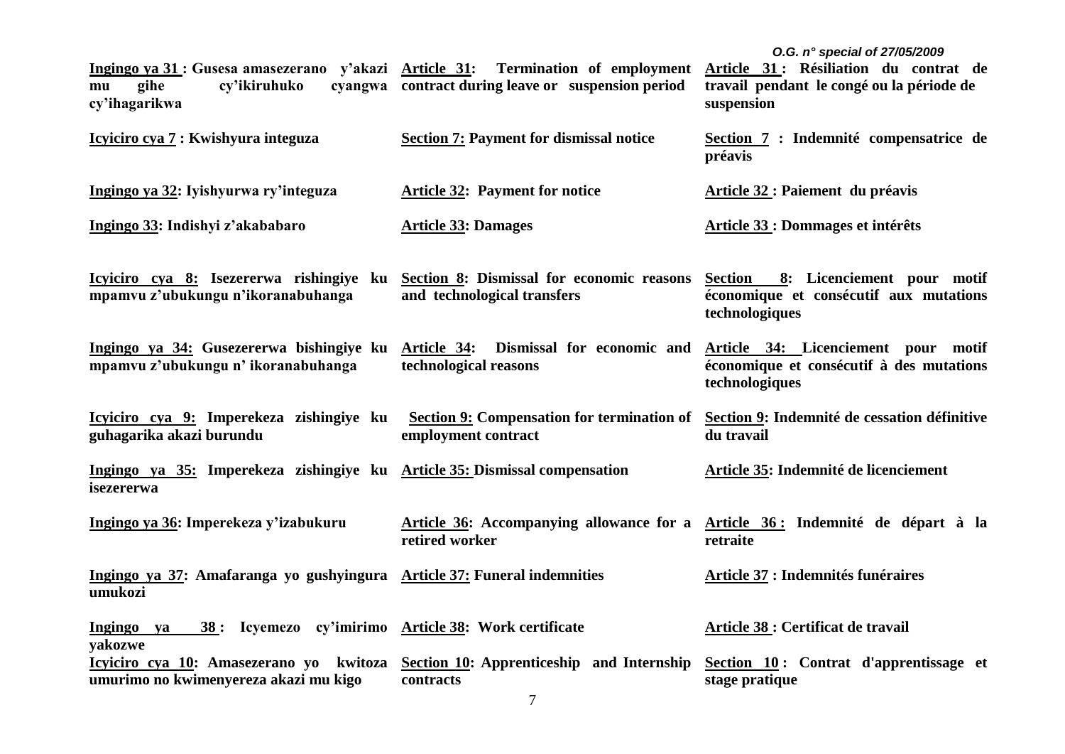| | | |
|---|---|---|
| **Ingingo ya 31 : Gusesa amasezerano y'akazi mu gihe cy'ikiruhuko cyangwa cy'ihagarikwa** | **Article 31: Termination of employment contract during leave or suspension period** | **Article 31 : Résiliation du contrat de travail pendant le congé ou la période de suspension** |
| **Icyiciro cya 7 : Kwishyura integuza** | **Section 7: Payment for dismissal notice** | **Section 7 : Indemnité compensatrice de préavis** |
| **Ingingo ya 32: Iyishyurwa ry'integuza** | **Article 32: Payment for notice** | **Article 32 : Paiement du préavis** |
| **Ingingo 33: Indishyi z'akababaro** | **Article 33: Damages** | **Article 33 : Dommages et intérêts** |
| **Icyiciro cya 8: Isezererwa rishingiye ku mpamvu z'ubukungu n'ikoranabuhanga** | **Section 8: Dismissal for economic reasons and technological transfers** | **Section 8: Licenciement pour motif économique et consécutif aux mutations technologiques** |
| **Ingingo ya 34: Gusezererwa bishingiye ku mpamvu z'ubukungu n' ikoranabuhanga** | **Article 34: Dismissal for economic and technological reasons** | **Article 34: Licenciement pour motif économique et consécutif à des mutations technologiques** |
| **Icyiciro cya 9: Imperekeza zishingiye ku guhagarika akazi burundu** | **Section 9: Compensation for termination of employment contract** | **Section 9: Indemnité de cessation définitive du travail** |
| **Ingingo ya 35: Imperekeza zishingiye ku isezererwa** | **Article 35: Dismissal compensation** | **Article 35: Indemnité de licenciement** |
| **Ingingo ya 36: Imperekeza y'izabukuru** | **Article 36: Accompanying allowance for a retired worker** | **Article 36 : Indemnité de départ à la retraite** |
| **Ingingo ya 37: Amafaranga yo gushyingura umukozi** | **Article 37: Funeral indemnities** | **Article 37 : Indemnités funéraires** |
| **Ingingo ya 38 : Icyemezo cy'imirimo yakozwe** | **Article 38: Work certificate** | **Article 38 : Certificat de travail** |
| **Icyiciro cya 10: Amasezerano yo kwitoza umurimo no kwimenyereza akazi mu kigo** | **Section 10: Apprenticeship and Internship contracts** | **Section 10 : Contrat d'apprentissage et stage pratique** |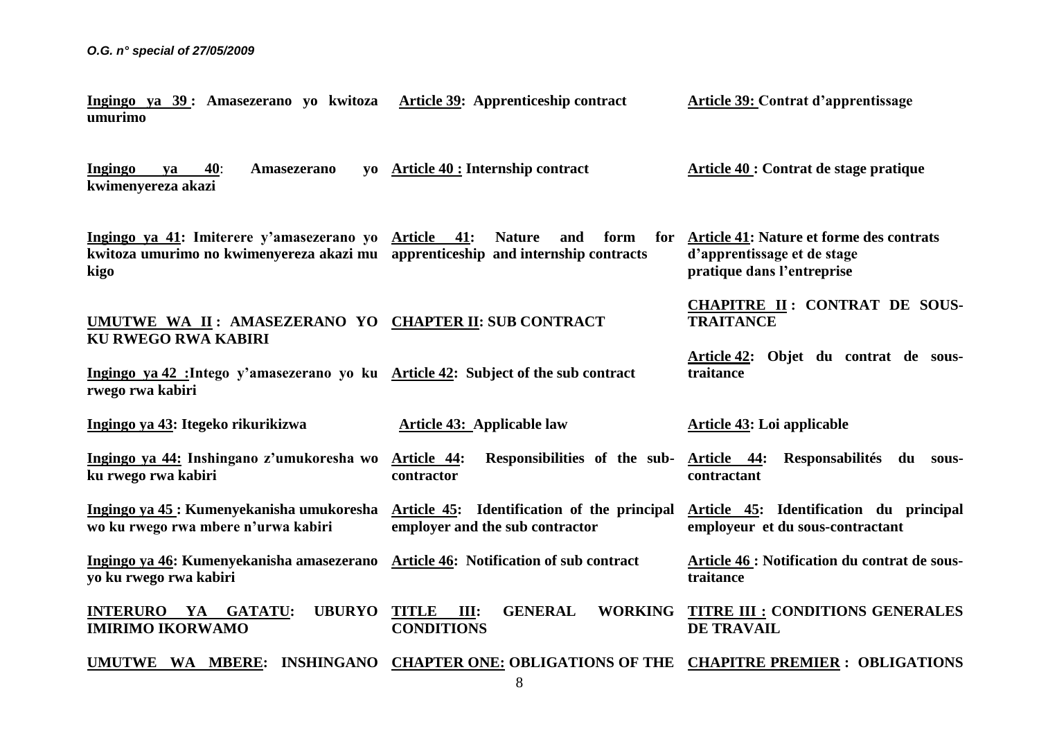| | | |
|---|---|---|
| **Ingingo ya 39 : Amasezerano yo kwitoza umurimo** | **Article 39: Apprenticeship contract** | **Article 39: Contrat d'apprentissage** |
| **Ingingo ya 40: Amasezerano yo kwimenyereza akazi** | **Article 40 : Internship contract** | **Article 40 : Contrat de stage pratique** |
| **Ingingo ya 41: Imiterere y'amasezerano yo kwitoza umurimo no kwimenyereza akazi mu kigo** | **Article 41: Nature and form for apprenticeship and internship contracts** | **Article 41: Nature et forme des contrats d'apprentissage et de stage pratique dans l'entreprise** |
| **UMUTWE WA II : AMASEZERANO YO KU RWEGO RWA KABIRI** | **CHAPTER II: SUB CONTRACT** | **CHAPITRE II : CONTRAT DE SOUS-TRAITANCE** |
| **Ingingo ya 42 :Intego y'amasezerano yo ku rwego rwa kabiri** | **Article 42: Subject of the sub contract** | **Article 42: Objet du contrat de sous-traitance** |
| **Ingingo ya 43: Itegeko rikurikizwa** | **Article 43: Applicable law** | **Article 43: Loi applicable** |
| **Ingingo ya 44: Inshingano z'umukoresha wo ku rwego rwa kabiri** | **Article 44: Responsibilities of the sub-contractor** | **Article 44: Responsabilités du sous-contractant** |
| **Ingingo ya 45 : Kumenyekanisha umukoresha wo ku rwego rwa mbere n'urwa kabiri** | **Article 45: Identification of the principal employer and the sub contractor** | **Article 45: Identification du principal employeur et du sous-contractant** |
| **Ingingo ya 46: Kumenyekanisha amasezerano yo ku rwego rwa kabiri** | **Article 46: Notification of sub contract** | **Article 46 : Notification du contrat de sous-traitance** |
| **INTERURO YA GATATU: UBURYO IMIRIMO IKORWAMO** | **TITLE III: GENERAL WORKING CONDITIONS** | **TITRE III : CONDITIONS GENERALES DE TRAVAIL** |
| **UMUTWE WA MBERE: INSHINGANO** | **CHAPTER ONE: OBLIGATIONS OF THE** | **CHAPITRE PREMIER : OBLIGATIONS** |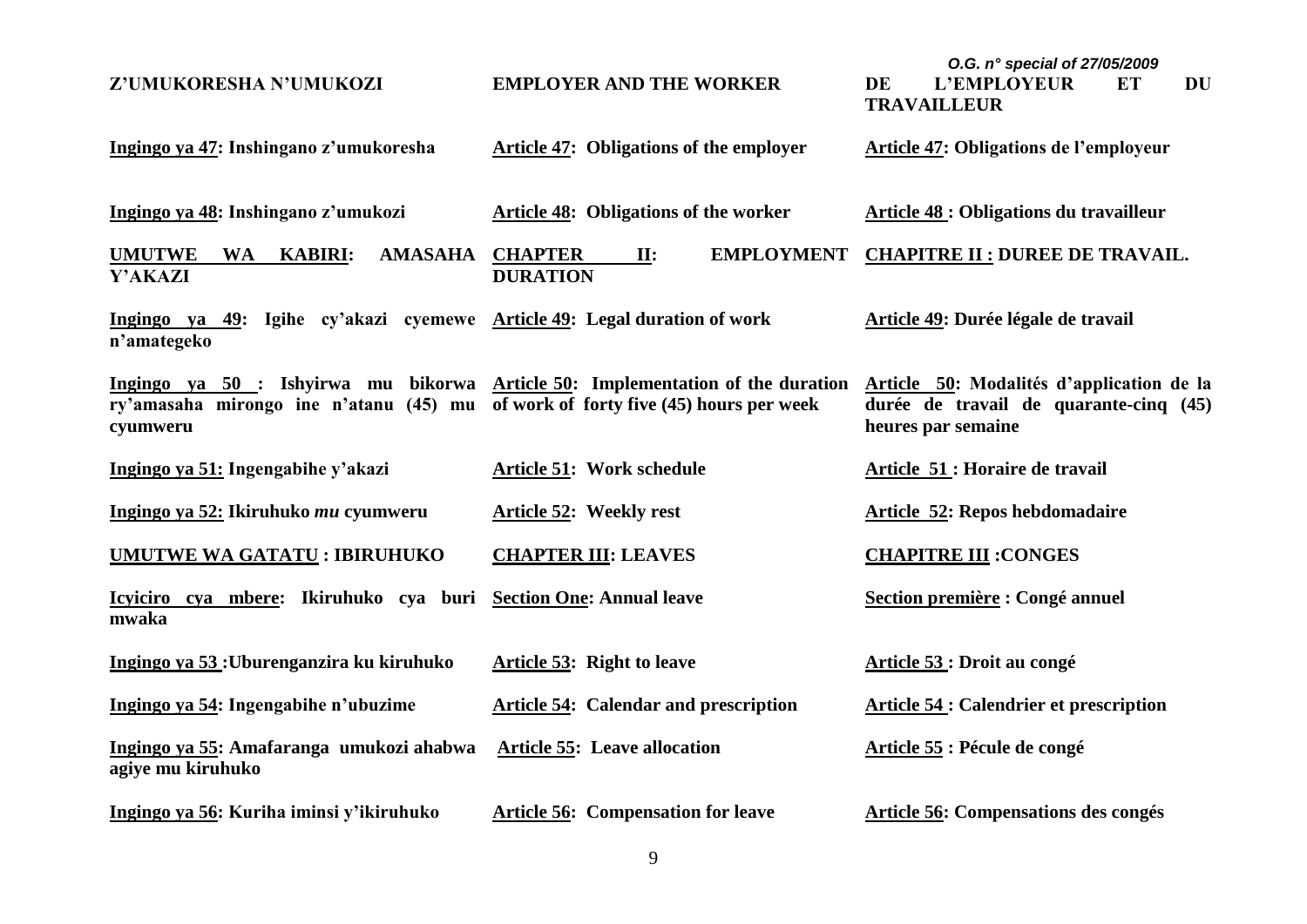| Z'UMUKORESHA N'UMUKOZI | EMPLOYER AND THE WORKER | DE L'EMPLOYEUR ET DU TRAVAILLEUR |
|---|---|---|
| **Ingingo ya 47: Inshingano z'umukoresha** | **Article 47: Obligations of the employer** | **Article 47: Obligations de l'employeur** |
| **Ingingo ya 48: Inshingano z'umukozi** | **Article 48: Obligations of the worker** | **Article 48 : Obligations du travailleur** |
| **UMUTWE WA KABIRI: AMASAHA Y'AKAZI** | **CHAPTER II: EMPLOYMENT DURATION** | **CHAPITRE II : DUREE DE TRAVAIL.** |
| **Ingingo ya 49: Igihe cy'akazi cyemewe n'amategeko** | **Article 49: Legal duration of work** | **Article 49: Durée légale de travail** |
| **Ingingo ya 50 : Ishyirwa mu bikorwa ry'amasaha mirongo ine n'atanu (45) mu cyumweru** | **Article 50: Implementation of the duration of work of forty five (45) hours per week** | **Article 50: Modalités d'application de la durée de travail de quarante-cinq (45) heures par semaine** |
| **Ingingo ya 51: Ingengabihe y'akazi** | **Article 51: Work schedule** | **Article 51 : Horaire de travail** |
| **Ingingo ya 52: Ikiruhuko *mu* cyumweru** | **Article 52: Weekly rest** | **Article 52: Repos hebdomadaire** |
| **UMUTWE WA GATATU : IBIRUHUKO** | **CHAPTER III: LEAVES** | **CHAPITRE III :CONGES** |
| **Icyiciro cya mbere: Ikiruhuko cya buri mwaka** | **Section One: Annual leave** | **Section première : Congé annuel** |
| **Ingingo ya 53 :Uburenganzira ku kiruhuko** | **Article 53: Right to leave** | **Article 53 : Droit au congé** |
| **Ingingo ya 54: Ingengabihe n'ubuzime** | **Article 54: Calendar and prescription** | **Article 54 : Calendrier et prescription** |
| **Ingingo ya 55: Amafaranga umukozi ahabwa agiye mu kiruhuko** | **Article 55: Leave allocation** | **Article 55 : Pécule de congé** |
| **Ingingo ya 56: Kuriha iminsi y'ikiruhuko** | **Article 56: Compensation for leave** | **Article 56: Compensations des congés** |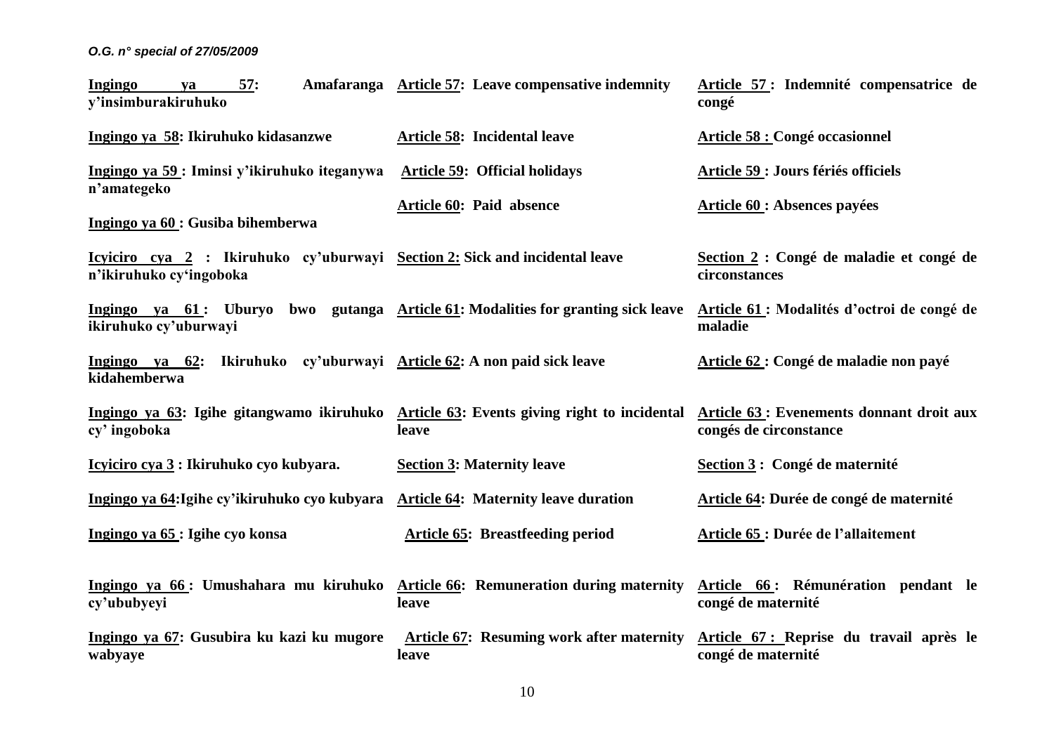| | | |
|---|---|---|
| **Ingingo ya 57: Amafaranga y'insimburakiruhuko** | **Article 57: Leave compensative indemnity** | **Article 57 : Indemnité compensatrice de congé** |
| **Ingingo ya 58: Ikiruhuko kidasanzwe** | **Article 58: Incidental leave** | **Article 58 : Congé occasionnel** |
| **Ingingo ya 59 : Iminsi y'ikiruhuko iteganywa n'amategeko** | **Article 59: Official holidays** | **Article 59 : Jours fériés officiels** |
| **Ingingo ya 60 : Gusiba bihemberwa** | **Article 60: Paid absence** | **Article 60 : Absences payées** |
| **Icyiciro cya 2 : Ikiruhuko cy'uburwayi n'ikiruhuko cy'ingoboka** | **Section 2: Sick and incidental leave** | **Section 2 : Congé de maladie et congé de circonstances** |
| **Ingingo ya 61 : Uburyo bwo gutanga ikiruhuko cy'uburwayi** | **Article 61: Modalities for granting sick leave** | **Article 61 : Modalités d'octroi de congé de maladie** |
| **Ingingo ya 62: Ikiruhuko cy'uburwayi kidahemberwa** | **Article 62: A non paid sick leave** | **Article 62 : Congé de maladie non payé** |
| **Ingingo ya 63: Igihe gitangwamo ikiruhuko cy' ingoboka** | **Article 63: Events giving right to incidental leave** | **Article 63 : Evenements donnant droit aux congés de circonstance** |
| **Icyiciro cya 3 : Ikiruhuko cyo kubyara.** | **Section 3: Maternity leave** | **Section 3 : Congé de maternité** |
| **Ingingo ya 64:Igihe cy'ikiruhuko cyo kubyara** | **Article 64: Maternity leave duration** | **Article 64: Durée de congé de maternité** |
| **Ingingo ya 65 : Igihe cyo konsa** | **Article 65: Breastfeeding period** | **Article 65 : Durée de l'allaitement** |
| **Ingingo ya 66 : Umushahara mu kiruhuko cy'ububyeyi** | **Article 66: Remuneration during maternity leave** | **Article 66 : Rémunération pendant le congé de maternité** |
| **Ingingo ya 67: Gusubira ku kazi ku mugore wabyaye** | **Article 67: Resuming work after maternity leave** | **Article 67 : Reprise du travail après le congé de maternité** |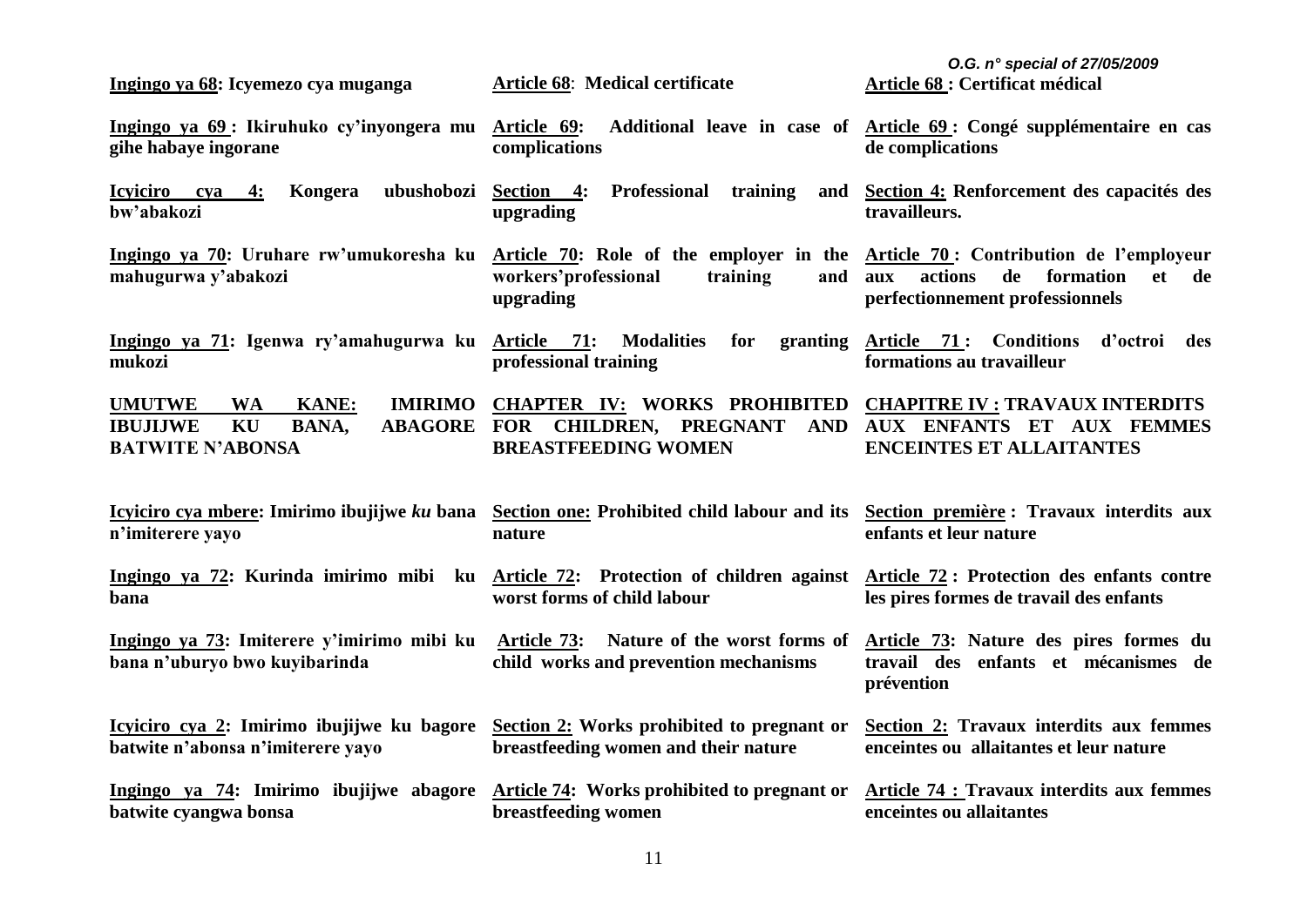| Ingingo ya 68: Icyemezo cya muganga | Article 68: Medical certificate | Article 68 : Certificat médical |
|---|---|---|
| Ingingo ya 69 : Ikiruhuko cy'inyongera mu gihe habaye ingorane | Article 69: Additional leave in case of complications | Article 69 : Congé supplémentaire en cas de complications |
| Icyiciro cya 4: Kongera ubushobozi bw'abakozi | Section 4: Professional training and upgrading | Section 4: Renforcement des capacités des travailleurs. |
| Ingingo ya 70: Uruhare rw'umukoresha ku mahugurwa y'abakozi | Article 70: Role of the employer in the workers'professional training and upgrading | Article 70 : Contribution de l'employeur aux actions de formation et de perfectionnement professionnels |
| Ingingo ya 71: Igenwa ry'amahugurwa ku mukozi | Article 71: Modalities for granting professional training | Article 71 : Conditions d'octroi des formations au travailleur |
| UMUTWE WA KANE: IMIRIMO IBUJIJWE KU BANA, ABAGORE BATWITE N'ABONSA | CHAPTER IV: WORKS PROHIBITED FOR CHILDREN, PREGNANT AND BREASTFEEDING WOMEN | CHAPITRE IV : TRAVAUX INTERDITS AUX ENFANTS ET AUX FEMMES ENCEINTES ET ALLAITANTES |
| Icyiciro cya mbere: Imirimo ibujijwe *ku* bana n'imiterere yayo | Section one: Prohibited child labour and its nature | Section première : Travaux interdits aux enfants et leur nature |
| Ingingo ya 72: Kurinda imirimo mibi ku bana | Article 72: Protection of children against worst forms of child labour | Article 72 : Protection des enfants contre les pires formes de travail des enfants |
| Ingingo ya 73: Imiterere y'imirimo mibi ku bana n'uburyo bwo kuyibarinda | Article 73: Nature of the worst forms of child works and prevention mechanisms | Article 73: Nature des pires formes du travail des enfants et mécanismes de prévention |
| Icyiciro cya 2: Imirimo ibujijwe ku bagore batwite n'abonsa n'imiterere yayo | Section 2: Works prohibited to pregnant or breastfeeding women and their nature | Section 2: Travaux interdits aux femmes enceintes ou allaitantes et leur nature |
| Ingingo ya 74: Imirimo ibujijwe abagore batwite cyangwa bonsa | Article 74: Works prohibited to pregnant or breastfeeding women | Article 74 : Travaux interdits aux femmes enceintes ou allaitantes |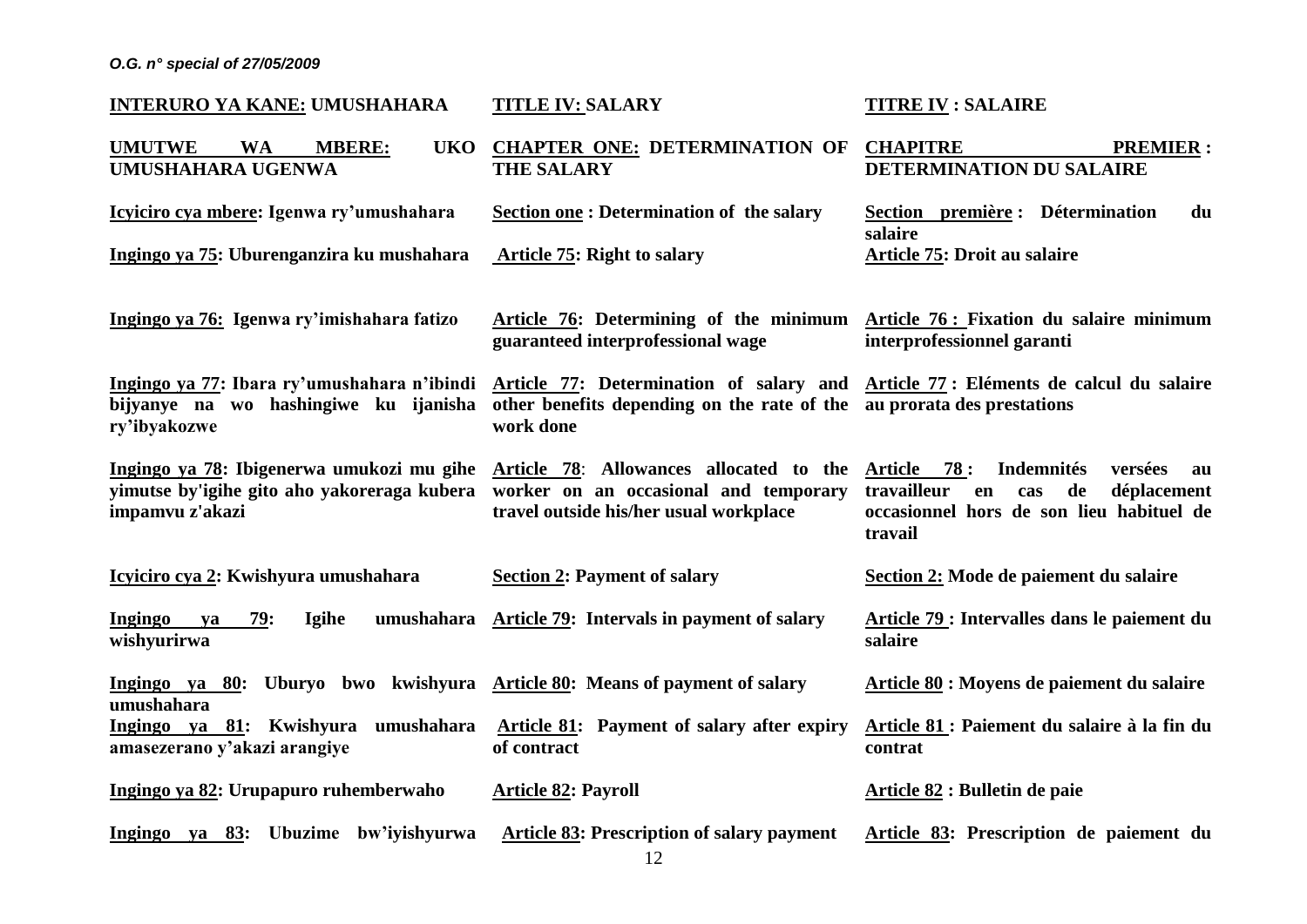| INTERURO YA KANE: UMUSHAHARA | TITLE IV: SALARY | TITRE IV : SALAIRE |
|---|---|---|
| **UMUTWE WA MBERE: UKO UMUSHAHARA UGENWA** | **CHAPTER ONE: DETERMINATION OF THE SALARY** | **CHAPITRE PREMIER : DETERMINATION DU SALAIRE** |
| **Icyiciro cya mbere: Igenwa ry'umushahara** | **Section one : Determination of the salary** | **Section première : Détermination du salaire** |
| **Ingingo ya 75: Uburenganzira ku mushahara** | **Article 75: Right to salary** | **Article 75: Droit au salaire** |
| **Ingingo ya 76: Igenwa ry'imishahara fatizo** | **Article 76: Determining of the minimum guaranteed interprofessional wage** | **Article 76 : Fixation du salaire minimum interprofessionnel garanti** |
| **Ingingo ya 77: Ibara ry'umushahara n'ibindi bijyanye na wo hashingiwe ku ijanisha ry'ibyakozwe** | **Article 77: Determination of salary and other benefits depending on the rate of the work done** | **Article 77 : Eléments de calcul du salaire au prorata des prestations** |
| **Ingingo ya 78: Ibigenerwa umukozi mu gihe yimutse by'igihe gito aho yakoreraga kubera impamvu z'akazi** | **Article 78: Allowances allocated to the worker on an occasional and temporary travel outside his/her usual workplace** | **Article 78 : Indemnités versées au travailleur en cas de déplacement occasionnel hors de son lieu habituel de travail** |
| **Icyiciro cya 2: Kwishyura umushahara** | **Section 2: Payment of salary** | **Section 2: Mode de paiement du salaire** |
| **Ingingo ya 79: Igihe umushahara wishyurirwa** | **Article 79: Intervals in payment of salary** | **Article 79 : Intervalles dans le paiement du salaire** |
| **Ingingo ya 80: Uburyo bwo kwishyura umushahara** | **Article 80: Means of payment of salary** | **Article 80 : Moyens de paiement du salaire** |
| **Ingingo ya 81: Kwishyura umushahara amasezerano y'akazi arangiye** | **Article 81: Payment of salary after expiry of contract** | **Article 81 : Paiement du salaire à la fin du contrat** |
| **Ingingo ya 82: Urupapuro ruhemberwaho** | **Article 82: Payroll** | **Article 82 : Bulletin de paie** |
| **Ingingo ya 83: Ubuzime bw'iyishyurwa** | **Article 83: Prescription of salary payment** | **Article 83: Prescription de paiement du** |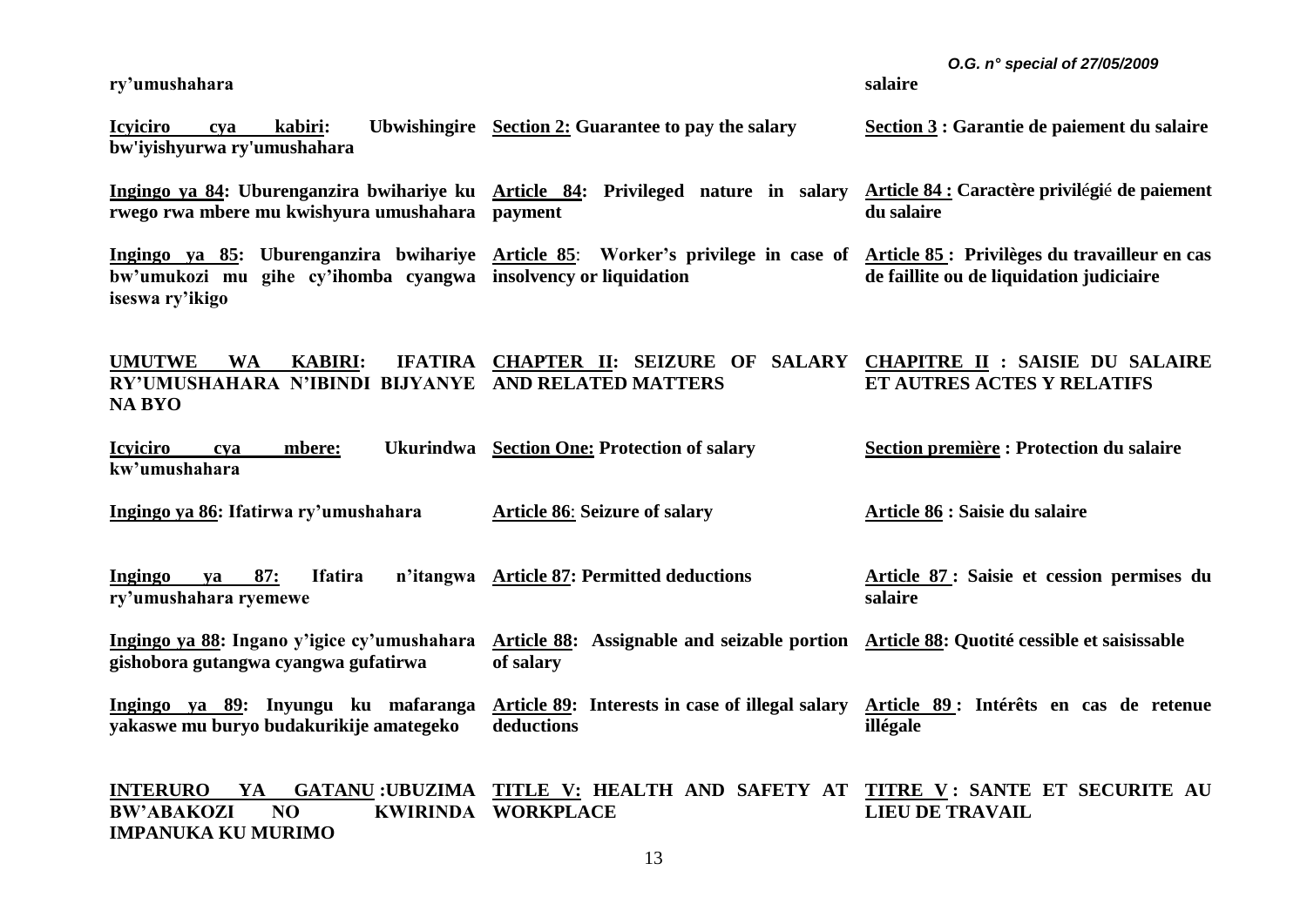ry'umushahara | | salaire

| Kinyarwanda | English | Français |
|---|---|---|
| **ry'umushahara** | | **salaire** |
| **Icyiciro cya kabiri: Ubwishingire bw'iyishyurwa ry'umushahara** | **Section 2: Guarantee to pay the salary** | **Section 3 : Garantie de paiement du salaire** |
| **Ingingo ya 84: Uburenganzira bwihariye ku rwego rwa mbere mu kwishyura umushahara** | **Article 84: Privileged nature in salary payment** | **Article 84 : Caractère privilégié de paiement du salaire** |
| **Ingingo ya 85: Uburenganzira bwihariye bw'umukozi mu gihe cy'ihomba cyangwa iseswa ry'ikigo** | **Article 85: Worker's privilege in case of insolvency or liquidation** | **Article 85 : Privilèges du travailleur en cas de faillite ou de liquidation judiciaire** |
| **UMUTWE WA KABIRI: IFATIRA RY'UMUSHAHARA N'IBINDI BIJYANYE NA BYO** | **CHAPTER II: SEIZURE OF SALARY AND RELATED MATTERS** | **CHAPITRE II : SAISIE DU SALAIRE ET AUTRES ACTES Y RELATIFS** |
| **Icyiciro cya mbere: Ukurindwa kw'umushahara** | **Section One: Protection of salary** | **Section première : Protection du salaire** |
| **Ingingo ya 86: Ifatirwa ry'umushahara** | **Article 86: Seizure of salary** | **Article 86 : Saisie du salaire** |
| **Ingingo ya 87: Ifatira n'itangwa ry'umushahara ryemewe** | **Article 87: Permitted deductions** | **Article 87 : Saisie et cession permises du salaire** |
| **Ingingo ya 88: Ingano y'igice cy'umushahara gishobora gutangwa cyangwa gufatirwa** | **Article 88: Assignable and seizable portion of salary** | **Article 88: Quotité cessible et saisissable** |
| **Ingingo ya 89: Inyungu ku mafaranga yakaswe mu buryo budakurikije amategeko** | **Article 89: Interests in case of illegal salary deductions** | **Article 89 : Intérêts en cas de retenue illégale** |
| **INTERURO YA GATANU: UBUZIMA BW'ABAKOZI NO KWIRINDA IMPANUKA KU MURIMO** | **TITLE V: HEALTH AND SAFETY AT WORKPLACE** | **TITRE V : SANTE ET SECURITE AU LIEU DE TRAVAIL** |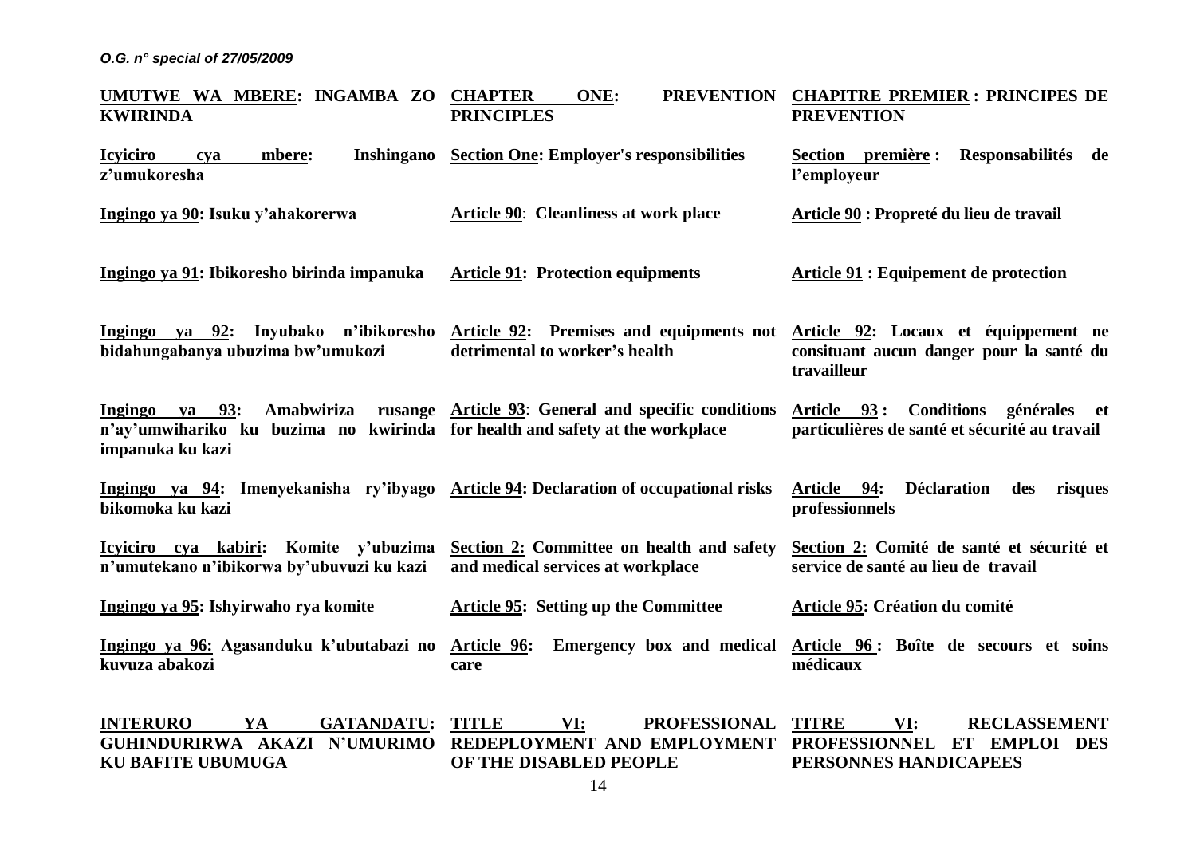| | | |
|---|---|---|
| **UMUTWE WA MBERE: INGAMBA ZO KWIRINDA** | **CHAPTER ONE: PREVENTION PRINCIPLES** | **CHAPITRE PREMIER : PRINCIPES DE PREVENTION** |
| **Icyiciro cya mbere: Inshingano z'umukoresha** | **Section One: Employer's responsibilities** | **Section première : Responsabilités de l'employeur** |
| **Ingingo ya 90: Isuku y'ahakorerwa** | **Article 90: Cleanliness at work place** | **Article 90 : Propreté du lieu de travail** |
| **Ingingo ya 91: Ibikoresho birinda impanuka** | **Article 91: Protection equipments** | **Article 91 : Equipement de protection** |
| **Ingingo ya 92: Inyubako n'ibikoresho bidahungabanya ubuzima bw'umukozi** | **Article 92: Premises and equipments not detrimental to worker's health** | **Article 92: Locaux et équippement ne consituant aucun danger pour la santé du travailleur** |
| **Ingingo ya 93: Amabwiriza rusange n'ay'umwihariko ku buzima no kwirinda impanuka ku kazi** | **Article 93: General and specific conditions for health and safety at the workplace** | **Article 93 : Conditions générales et particulières de santé et sécurité au travail** |
| **Ingingo ya 94: Imenyekanisha ry'ibyago bikomoka ku kazi** | **Article 94: Declaration of occupational risks** | **Article 94: Déclaration des risques professionnels** |
| **Icyiciro cya kabiri: Komite y'ubuzima n'umutekano n'ibikorwa by'ubuvuzi ku kazi** | **Section 2: Committee on health and safety and medical services at workplace** | **Section 2: Comité de santé et sécurité et service de santé au lieu de travail** |
| **Ingingo ya 95: Ishyirwaho rya komite** | **Article 95: Setting up the Committee** | **Article 95: Création du comité** |
| **Ingingo ya 96: Agasanduku k'ubutabazi no kuvuza abakozi** | **Article 96: Emergency box and medical care** | **Article 96 : Boîte de secours et soins médicaux** |
| **INTERURO YA GATANDATU: GUHINDURIRWA AKAZI N'UMURIMO KU BAFITE UBUMUGA** | **TITLE VI: PROFESSIONAL REDEPLOYMENT AND EMPLOYMENT OF THE DISABLED PEOPLE** | **TITRE VI: RECLASSEMENT PROFESSIONNEL ET EMPLOI DES PERSONNES HANDICAPEES** |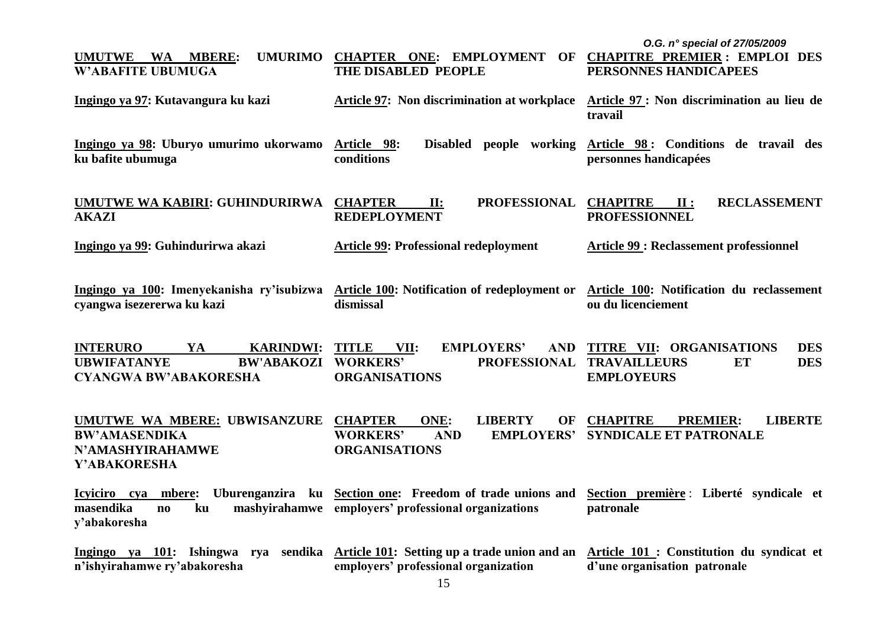**UMUTWE WA MBERE: UMURIMO W'ABAFITE UBUMUGA**

**Ingingo ya 97: Kutavangura ku kazi**

**Ingingo ya 98: Uburyo umurimo ukorwamo ku bafite ubumuga**

**UMUTWE WA KABIRI: GUHINDURIRWA AKAZI**

**Ingingo ya 99: Guhindurirwa akazi**

**Ingingo ya 100: Imenyekanisha ry'isubizwa cyangwa isezererwa ku kazi**

**INTERURO YA KARINDWI: UBWIFATANYE BW'ABAKOZI CYANGWA BW'ABAKORESHA**

**UMUTWE WA MBERE: UBWISANZURE BW'AMASENDIKA N'AMASHYIRAHAMWE Y'ABAKORESHA**

**Icyiciro cya mbere: Uburenganzira ku masendika no ku mashyirahamwe y'abakoresha**

**Ingingo ya 101: Ishingwa rya sendika n'ishyirahamwe ry'abakoresha**

**CHAPTER ONE: EMPLOYMENT OF THE DISABLED PEOPLE**

**Article 97: Non discrimination at workplace**

**Article 98: Disabled people working conditions**

**CHAPTER II: PROFESSIONAL REDEPLOYMENT**

**Article 99: Professional redeployment**

**Article 100: Notification of redeployment or dismissal**

**TITLE VII: EMPLOYERS' AND WORKERS' PROFESSIONAL ORGANISATIONS**

**CHAPTER ONE: LIBERTY OF WORKERS' AND EMPLOYERS' ORGANISATIONS**

**Section one: Freedom of trade unions and employers' professional organizations**

**Article 101: Setting up a trade union and an employers' professional organization**

**CHAPITRE PREMIER : EMPLOI DES PERSONNES HANDICAPEES**

**Article 97 : Non discrimination au lieu de travail**

**Article 98 : Conditions de travail des personnes handicapées**

**CHAPITRE II : RECLASSEMENT PROFESSIONNEL**

**Article 99 : Reclassement professionnel**

**Article 100: Notification du reclassement ou du licenciement**

**TITRE VII: ORGANISATIONS DES TRAVAILLEURS ET DES EMPLOYEURS**

**CHAPITRE PREMIER: LIBERTE SYNDICALE ET PATRONALE**

**Section première : Liberté syndicale et patronale**

**Article 101 : Constitution du syndicat et d'une organisation patronale**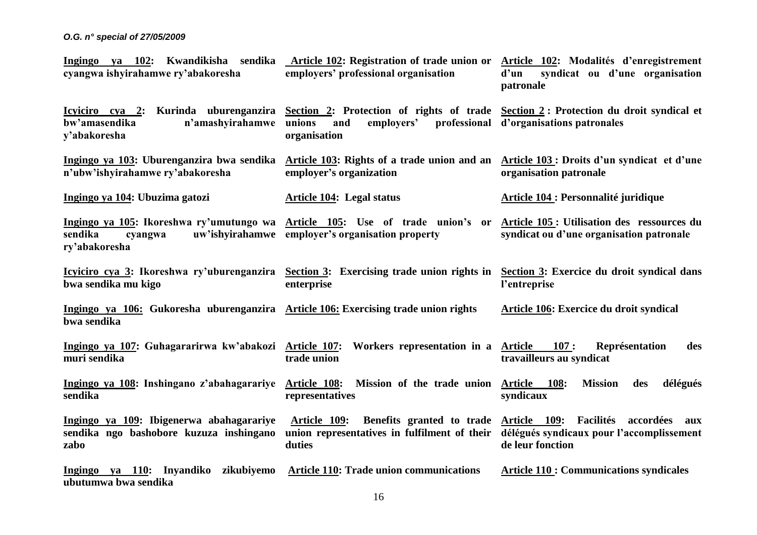| | | |
|---|---|---|
| **Ingingo ya 102: Kwandikisha sendika cyangwa ishyirahamwe ry'abakoresha** | **Article 102: Registration of trade union or employers' professional organisation** | **Article 102: Modalités d'enregistrement d'un syndicat ou d'une organisation patronale** |
| **Icyiciro cya 2: Kurinda uburenganzira bw'amasendika n'amashyirahamwe y'abakoresha** | **Section 2: Protection of rights of trade unions and employers' professional organisation** | **Section 2 : Protection du droit syndical et d'organisations patronales** |
| **Ingingo ya 103: Uburenganzira bwa sendika n'ubw'ishyirahamwe ry'abakoresha** | **Article 103: Rights of a trade union and an employer's organization** | **Article 103 : Droits d'un syndicat et d'une organisation patronale** |
| **Ingingo ya 104: Ubuzima gatozi** | **Article 104: Legal status** | **Article 104 : Personnalité juridique** |
| **Ingingo ya 105: Ikoreshwa ry'umutungo wa sendika cyangwa uw'ishyirahamwe ry'abakoresha** | **Article 105: Use of trade union's or employer's organisation property** | **Article 105 : Utilisation des ressources du syndicat ou d'une organisation patronale** |
| **Icyiciro cya 3: Ikoreshwa ry'uburenganzira bwa sendika mu kigo** | **Section 3: Exercising trade union rights in enterprise** | **Section 3: Exercice du droit syndical dans l'entreprise** |
| **Ingingo ya 106: Gukoresha uburenganzira bwa sendika** | **Article 106: Exercising trade union rights** | **Article 106: Exercice du droit syndical** |
| **Ingingo ya 107: Guhagararirwa kw'abakozi muri sendika** | **Article 107: Workers representation in a trade union** | **Article 107 : Représentation des travailleurs au syndicat** |
| **Ingingo ya 108: Inshingano z'abahagarariye sendika** | **Article 108: Mission of the trade union representatives** | **Article 108: Mission des délégués syndicaux** |
| **Ingingo ya 109: Ibigenerwa abahagarariye sendika ngo bashobore kuzuza inshingano zabo** | **Article 109: Benefits granted to trade union representatives in fulfilment of their duties** | **Article 109: Facilités accordées aux délégués syndicaux pour l'accomplissement de leur fonction** |
| **Ingingo ya 110: Inyandiko zikubiyemo ubutumwa bwa sendika** | **Article 110: Trade union communications** | **Article 110 : Communications syndicales** |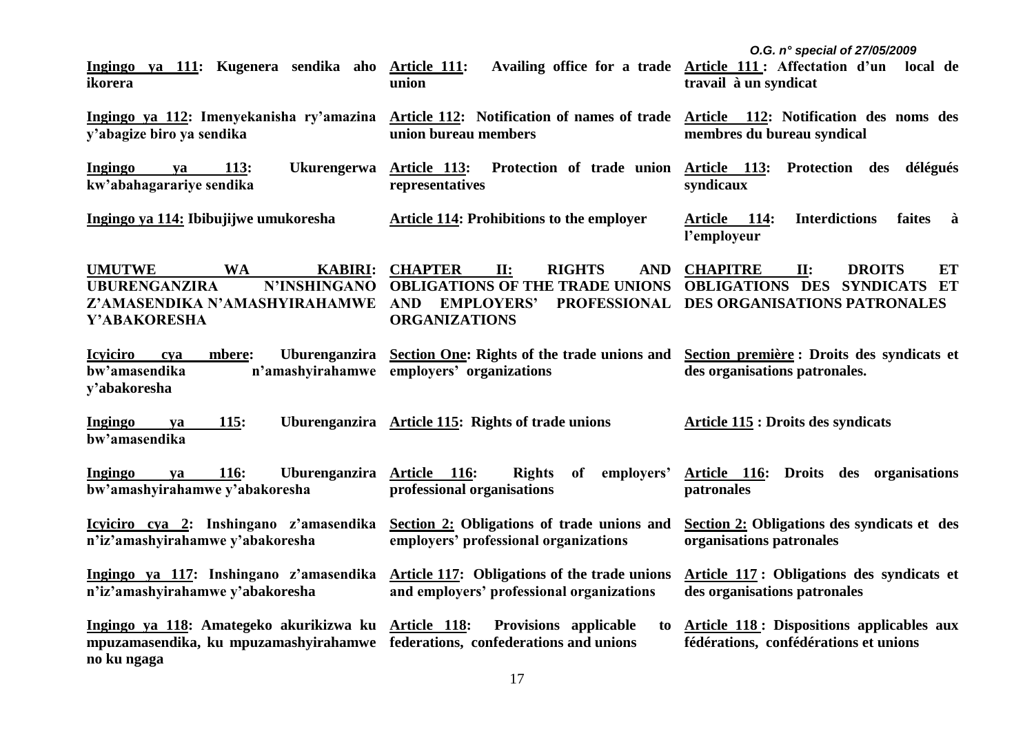| | | |
|---|---|---|
| **Ingingo ya 111: Kugenera sendika aho ikorera** | **Article 111: Availing office for a trade union** | **Article 111 : Affectation d'un local de travail à un syndicat** |
| **Ingingo ya 112: Imenyekanisha ry'amazina y'abagize biro ya sendika** | **Article 112: Notification of names of trade union bureau members** | **Article 112: Notification des noms des membres du bureau syndical** |
| **Ingingo ya 113: Ukurengerwa kw'abahagarariye sendika** | **Article 113: Protection of trade union representatives** | **Article 113: Protection des délégués syndicaux** |
| **Ingingo ya 114: Ibibujijwe umukoresha** | **Article 114: Prohibitions to the employer** | **Article 114: Interdictions faites à l'employeur** |
| **UMUTWE WA KABIRI: UBURENGANZIRA N'INSHINGANO Z'AMASENDIKA N'AMASHYIRAHAMWE Y'ABAKORESHA** | **CHAPTER II: RIGHTS AND OBLIGATIONS OF THE TRADE UNIONS AND EMPLOYERS' PROFESSIONAL ORGANIZATIONS** | **CHAPITRE II: DROITS ET OBLIGATIONS DES SYNDICATS ET DES ORGANISATIONS PATRONALES** |
| **Icyiciro cya mbere: Uburenganzira bw'amasendika n'amashyirahamwe y'abakoresha** | **Section One: Rights of the trade unions and employers' organizations** | **Section première : Droits des syndicats et des organisations patronales.** |
| **Ingingo ya 115: Uburenganzira bw'amasendika** | **Article 115: Rights of trade unions** | **Article 115 : Droits des syndicats** |
| **Ingingo ya 116: Uburenganzira bw'amashyirahamwe y'abakoresha** | **Article 116: Rights of employers' professional organisations** | **Article 116: Droits des organisations patronales** |
| **Icyiciro cya 2: Inshingano z'amasendika n'iz'amashyirahamwe y'abakoresha** | **Section 2: Obligations of trade unions and employers' professional organizations** | **Section 2: Obligations des syndicats et des organisations patronales** |
| **Ingingo ya 117: Inshingano z'amasendika n'iz'amashyirahamwe y'abakoresha** | **Article 117: Obligations of the trade unions and employers' professional organizations** | **Article 117 : Obligations des syndicats et des organisations patronales** |
| **Ingingo ya 118: Amategeko akurikizwa ku mpuzamasendika, ku mpuzamashyirahamwe no ku ngaga** | **Article 118: Provisions applicable to federations, confederations and unions** | **Article 118 : Dispositions applicables aux fédérations, confédérations et unions** |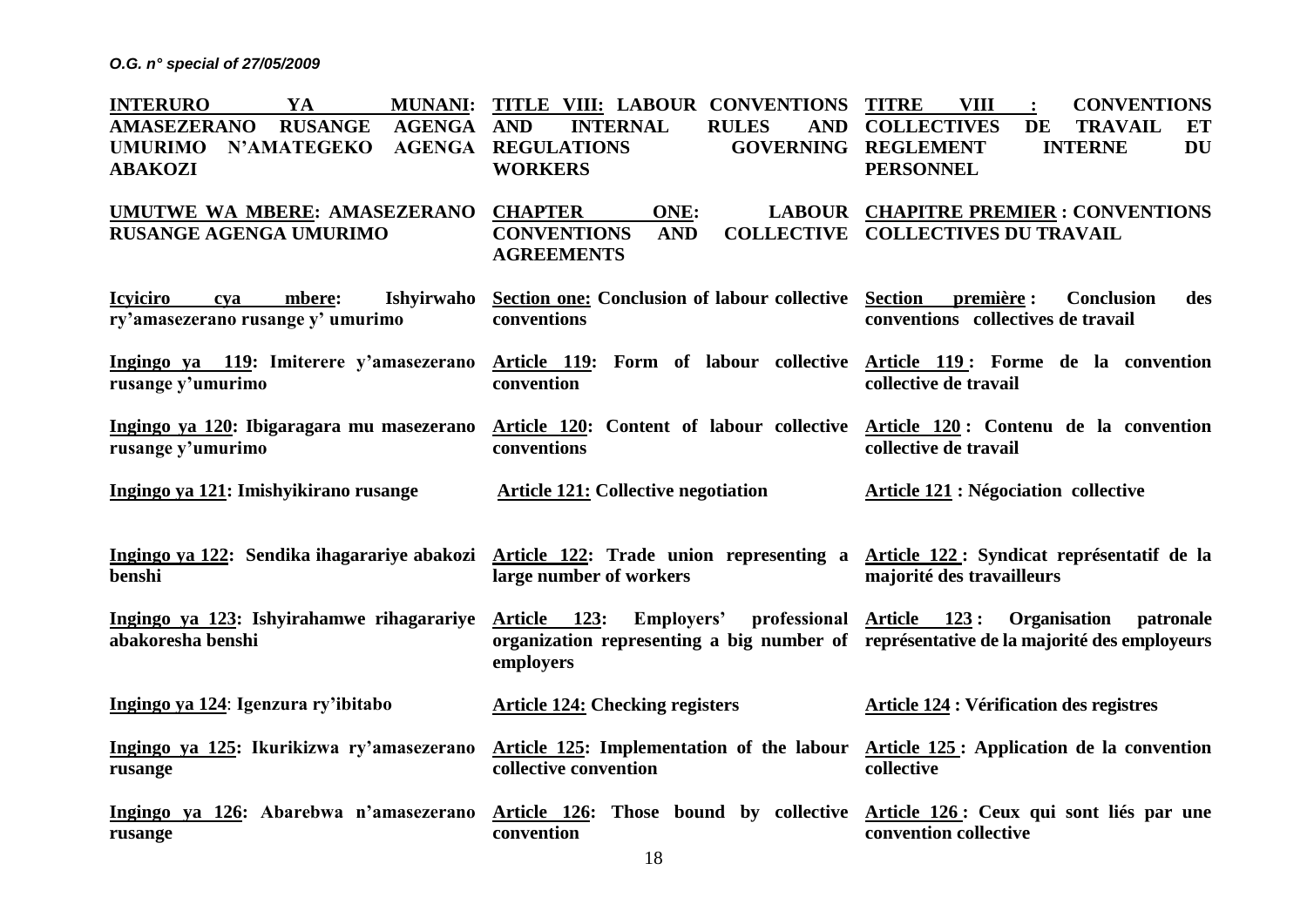| **INTERURO YA MUNANI: AMASEZERANO RUSANGE AGENGA UMURIMO N'AMATEGEKO AGENGA ABAKOZI** | **TITLE VIII: LABOUR CONVENTIONS AND INTERNAL RULES AND REGULATIONS GOVERNING WORKERS** | **TITRE VIII : CONVENTIONS COLLECTIVES DE TRAVAIL ET REGLEMENT INTERNE DU PERSONNEL** |
|---|---|---|
| **UMUTWE WA MBERE: AMASEZERANO RUSANGE AGENGA UMURIMO** | **CHAPTER ONE: LABOUR CONVENTIONS AND COLLECTIVE AGREEMENTS** | **CHAPITRE PREMIER : CONVENTIONS COLLECTIVES DU TRAVAIL** |
| **Icyiciro cya mbere: Ishyirwaho ry'amasezerano rusange y' umurimo** | **Section one: Conclusion of labour collective conventions** | **Section première : Conclusion des conventions collectives de travail** |
| **Ingingo ya 119: Imiterere y'amasezerano rusange y'umurimo** | **Article 119: Form of labour collective convention** | **Article 119 : Forme de la convention collective de travail** |
| **Ingingo ya 120: Ibigaragara mu masezerano rusange y'umurimo** | **Article 120: Content of labour collective conventions** | **Article 120 : Contenu de la convention collective de travail** |
| **Ingingo ya 121: Imishyikirano rusange** | **Article 121: Collective negotiation** | **Article 121 : Négociation collective** |
| **Ingingo ya 122: Sendika ihagarariye abakozi benshi** | **Article 122: Trade union representing a large number of workers** | **Article 122 : Syndicat représentatif de la majorité des travailleurs** |
| **Ingingo ya 123: Ishyirahamwe rihagarariye abakoresha benshi** | **Article 123: Employers' professional organization representing a big number of employers** | **Article 123 : Organisation patronale représentative de la majorité des employeurs** |
| **Ingingo ya 124: Igenzura ry'ibitabo** | **Article 124: Checking registers** | **Article 124 : Vérification des registres** |
| **Ingingo ya 125: Ikurikizwa ry'amasezerano rusange** | **Article 125: Implementation of the labour collective convention** | **Article 125 : Application de la convention collective** |
| **Ingingo ya 126: Abarebwa n'amasezerano rusange** | **Article 126: Those bound by collective convention** | **Article 126 : Ceux qui sont liés par une convention collective** |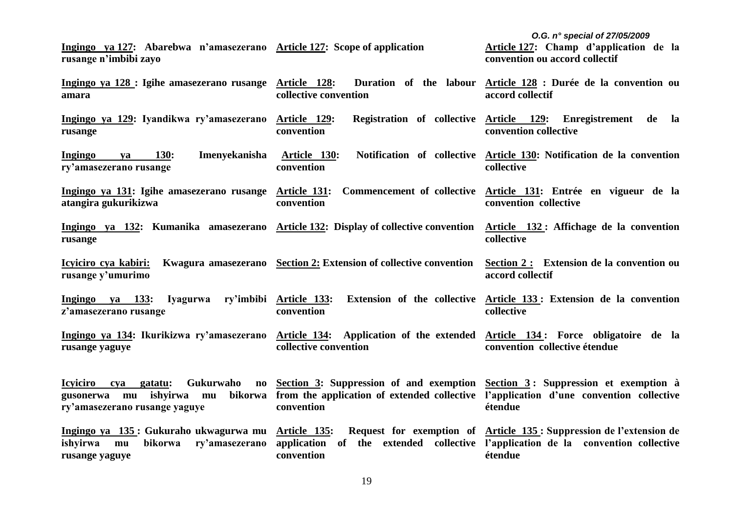| | | |
|---|---|---|
| **Ingingo ya 127: Abarebwa n'amasezerano rusange n'imbibi zayo** | **Article 127: Scope of application** | **Article 127: Champ d'application de la convention ou accord collectif** |
| **Ingingo ya 128 : Igihe amasezerano rusange amara** | **Article 128: Duration of the labour collective convention** | **Article 128 : Durée de la convention ou accord collectif** |
| **Ingingo ya 129: Iyandikwa ry'amasezerano rusange** | **Article 129: Registration of collective convention** | **Article 129: Enregistrement de la convention collective** |
| **Ingingo ya 130: Imenyekanisha ry'amasezerano rusange** | **Article 130: Notification of collective convention** | **Article 130: Notification de la convention collective** |
| **Ingingo ya 131: Igihe amasezerano rusange atangira gukurikizwa** | **Article 131: Commencement of collective convention** | **Article 131: Entrée en vigueur de la convention collective** |
| **Ingingo ya 132: Kumanika amasezerano rusange** | **Article 132: Display of collective convention** | **Article 132 : Affichage de la convention collective** |
| **Icyiciro cya kabiri: Kwagura amasezerano rusange y'umurimo** | **Section 2: Extension of collective convention** | **Section 2 : Extension de la convention ou accord collectif** |
| **Ingingo ya 133: Iyagurwa ry'imbibi z'amasezerano rusange** | **Article 133: Extension of the collective convention** | **Article 133 : Extension de la convention collective** |
| **Ingingo ya 134: Ikurikizwa ry'amasezerano rusange yaguye** | **Article 134: Application of the extended collective convention** | **Article 134 : Force obligatoire de la convention collective étendue** |
| **Icyiciro cya gatatu: Gukurwaho no gusonerwa mu ishyirwa mu bikorwa ry'amasezerano rusange yaguye** | **Section 3: Suppression of and exemption from the application of extended collective convention** | **Section 3 : Suppression et exemption à l'application d'une convention collective étendue** |
| **Ingingo ya 135 : Gukuraho ukwagurwa mu ishyirwa mu bikorwa ry'amasezerano rusange yaguye** | **Article 135: Request for exemption of application of the extended collective convention** | **Article 135 : Suppression de l'extension de l'application de la convention collective étendue** |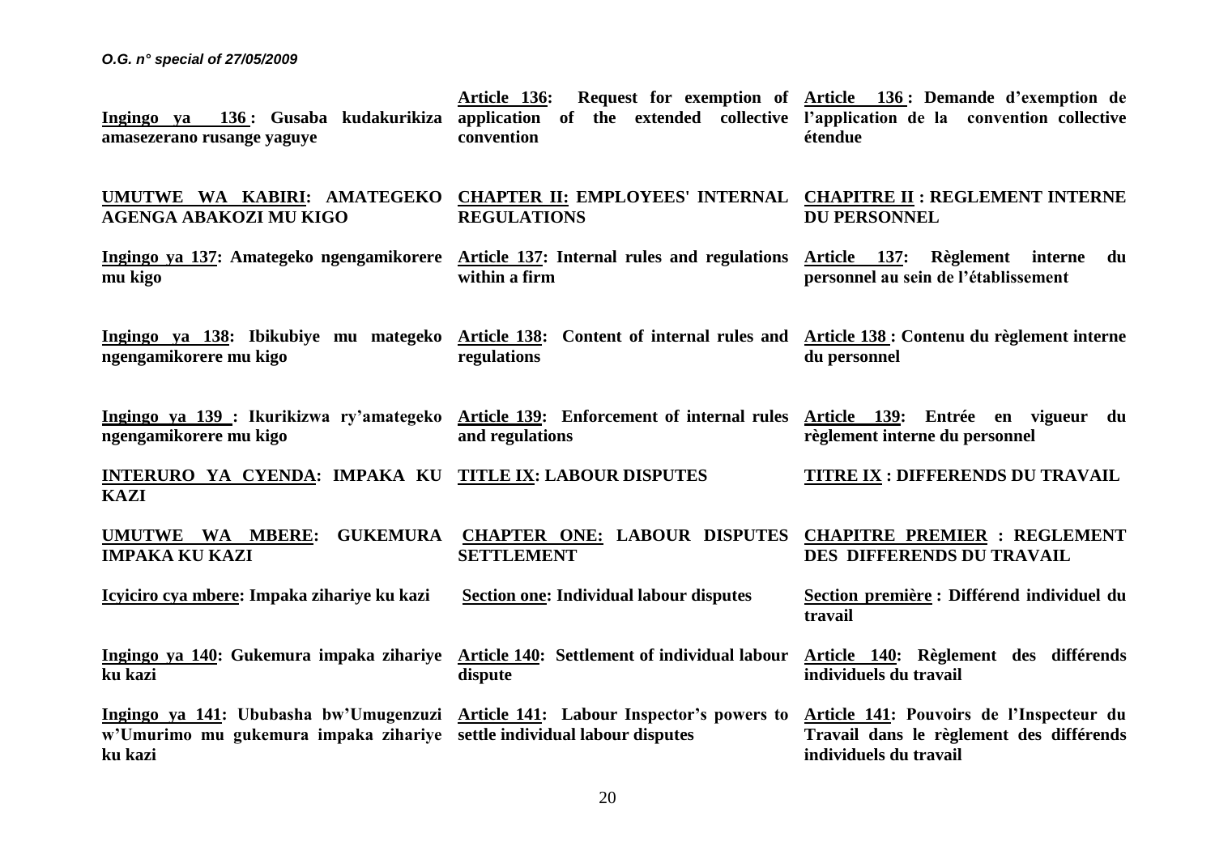**Ingingo ya 136 : Gusaba kudakurikiza amasezerano rusange yaguye**

**Article 136: Request for exemption of application of the extended collective convention**

**Article 136 : Demande d'exemption de l'application de la convention collective étendue**

**UMUTWE WA KABIRI: AMATEGEKO AGENGA ABAKOZI MU KIGO**

**CHAPTER II: EMPLOYEES' INTERNAL REGULATIONS**

**CHAPITRE II : REGLEMENT INTERNE DU PERSONNEL**

**Ingingo ya 137: Amategeko ngengamikorere mu kigo**

**Article 137: Internal rules and regulations within a firm**

**Article 137: Règlement interne du personnel au sein de l'établissement**

**Ingingo ya 138: Ibikubiye mu mategeko ngengamikorere mu kigo**

**Article 138: Content of internal rules and regulations**

**Article 138 : Contenu du règlement interne du personnel**

**Ingingo ya 139 : Ikurikizwa ry'amategeko ngengamikorere mu kigo**

**Article 139: Enforcement of internal rules and regulations**

**Article 139: Entrée en vigueur du règlement interne du personnel**

**INTERURO YA CYENDA: IMPAKA KU KAZI**

**TITLE IX: LABOUR DISPUTES**

**TITRE IX : DIFFERENDS DU TRAVAIL**

**UMUTWE WA MBERE: GUKEMURA IMPAKA KU KAZI**

**CHAPTER ONE: LABOUR DISPUTES SETTLEMENT**

**CHAPITRE PREMIER : REGLEMENT DES DIFFERENDS DU TRAVAIL**

**Icyiciro cya mbere: Impaka zihariye ku kazi**

**Section one: Individual labour disputes**

**Section première : Différend individuel du travail**

**Ingingo ya 140: Gukemura impaka zihariye ku kazi**

**Article 140: Settlement of individual labour dispute**

**Article 140: Règlement des différends individuels du travail**

**Ingingo ya 141: Ububasha bw'Umugenzuzi w'Umurimo mu gukemura impaka zihariye ku kazi**

**Article 141: Labour Inspector's powers to settle individual labour disputes**

**Article 141: Pouvoirs de l'Inspecteur du Travail dans le règlement des différends individuels du travail**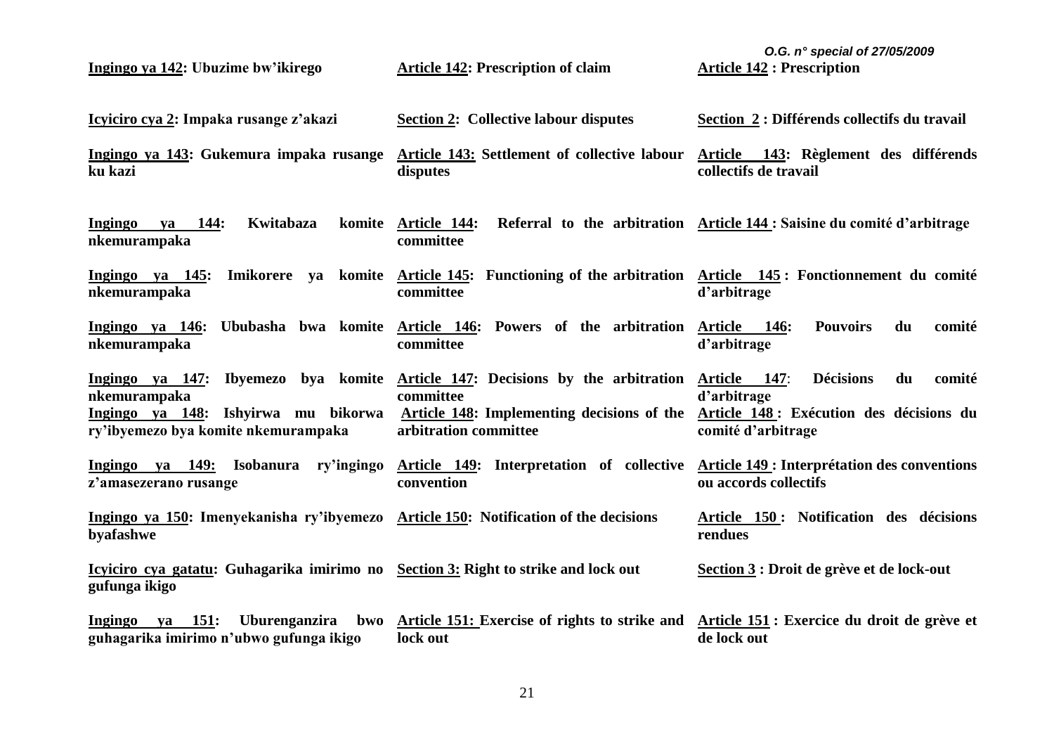| Ingingo ya 142: Ubuzime bw'ikirego | Article 142: Prescription of claim | Article 142 : Prescription |
|---|---|---|
| Icyiciro cya 2: Impaka rusange z'akazi | Section 2: Collective labour disputes | Section 2 : Différends collectifs du travail |
| Ingingo ya 143: Gukemura impaka rusange ku kazi | Article 143: Settlement of collective labour disputes | Article 143: Règlement des différends collectifs de travail |
| Ingingo ya 144: Kwitabaza komite nkemurampaka | Article 144: Referral to the arbitration committee | Article 144 : Saisine du comité d'arbitrage |
| Ingingo ya 145: Imikorere ya komite nkemurampaka | Article 145: Functioning of the arbitration committee | Article 145 : Fonctionnement du comité d'arbitrage |
| Ingingo ya 146: Ububasha bwa komite nkemurampaka | Article 146: Powers of the arbitration committee | Article 146: Pouvoirs du comité d'arbitrage |
| Ingingo ya 147: Ibyemezo bya komite nkemurampaka | Article 147: Decisions by the arbitration committee | Article 147: Décisions du comité d'arbitrage |
| Ingingo ya 148: Ishyirwa mu bikorwa ry'ibyemezo bya komite nkemurampaka | Article 148: Implementing decisions of the arbitration committee | Article 148 : Exécution des décisions du comité d'arbitrage |
| Ingingo ya 149: Isobanura ry'ingingo z'amasezerano rusange | Article 149: Interpretation of collective convention | Article 149 : Interprétation des conventions ou accords collectifs |
| Ingingo ya 150: Imenyekanisha ry'ibyemezo byafashwe | Article 150: Notification of the decisions | Article 150 : Notification des décisions rendues |
| Icyiciro cya gatatu: Guhagarika imirimo no gufunga ikigo | Section 3: Right to strike and lock out | Section 3 : Droit de grève et de lock-out |
| Ingingo ya 151: Uburenganzira bwo guhagarika imirimo n'ubwo gufunga ikigo | Article 151: Exercise of rights to strike and lock out | Article 151 : Exercice du droit de grève et de lock out |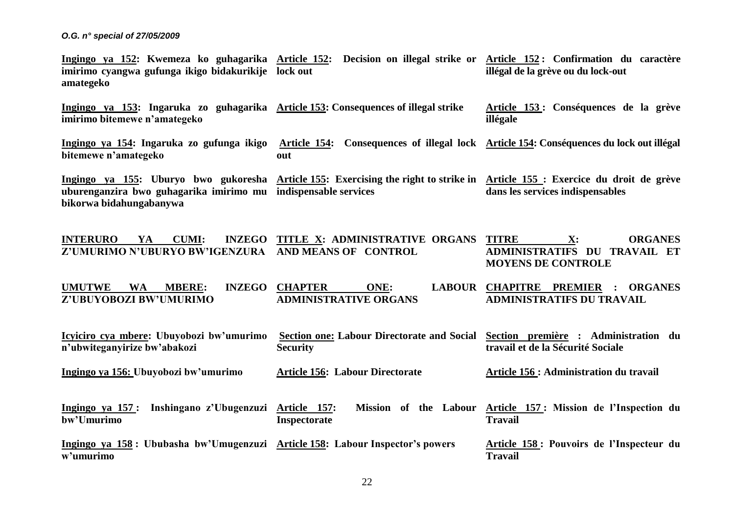**Ingingo ya 152: Kwemeza ko guhagarika imirimo cyangwa gufunga ikigo bidakurikije amategeko**

**Article 152: Decision on illegal strike or lock out**

**Article 152 : Confirmation du caractère illégal de la grève ou du lock-out**

**Ingingo ya 153: Ingaruka zo guhagarika imirimo bitemewe n'amategeko**

**Article 153: Consequences of illegal strike**

**Article 153 : Conséquences de la grève illégale**

**Ingingo ya 154: Ingaruka zo gufunga ikigo bitemewe n'amategeko**

**Article 154: Consequences of illegal lock out**

**Article 154: Conséquences du lock out illégal**

**Ingingo ya 155: Uburyo bwo gukoresha uburenganzira bwo guhagarika imirimo mu bikorwa bidahungabanywa**

**Article 155: Exercising the right to strike in indispensable services**

**Article 155 : Exercice du droit de grève dans les services indispensables**

**INTERURO YA CUMI: INZEGO Z'UMURIMO N'UBURYO BW'IGENZURA**

**TITLE X: ADMINISTRATIVE ORGANS AND MEANS OF CONTROL**

**TITRE X: ORGANES ADMINISTRATIFS DU TRAVAIL ET MOYENS DE CONTROLE**

**UMUTWE WA MBERE: INZEGO Z'UBUYOBOZI BW'UMURIMO**

**CHAPTER ONE: LABOUR ADMINISTRATIVE ORGANS**

**CHAPITRE PREMIER : ORGANES ADMINISTRATIFS DU TRAVAIL**

**Icyiciro cya mbere: Ubuyobozi bw'umurimo n'ubwiteganyirize bw'abakozi**

**Section one: Labour Directorate and Social Security**

**Section première : Administration du travail et de la Sécurité Sociale**

**Ingingo ya 156: Ubuyobozi bw'umurimo**

**Article 156: Labour Directorate**

**Article 156 : Administration du travail**

**Ingingo ya 157 : Inshingano z'Ubugenzuzi bw'Umurimo**

**Article 157: Mission of the Labour Inspectorate**

**Article 157 : Mission de l'Inspection du Travail**

**Ingingo ya 158 : Ububasha bw'Umugenzuzi w'umurimo**

**Article 158: Labour Inspector's powers**

**Article 158 : Pouvoirs de l'Inspecteur du Travail**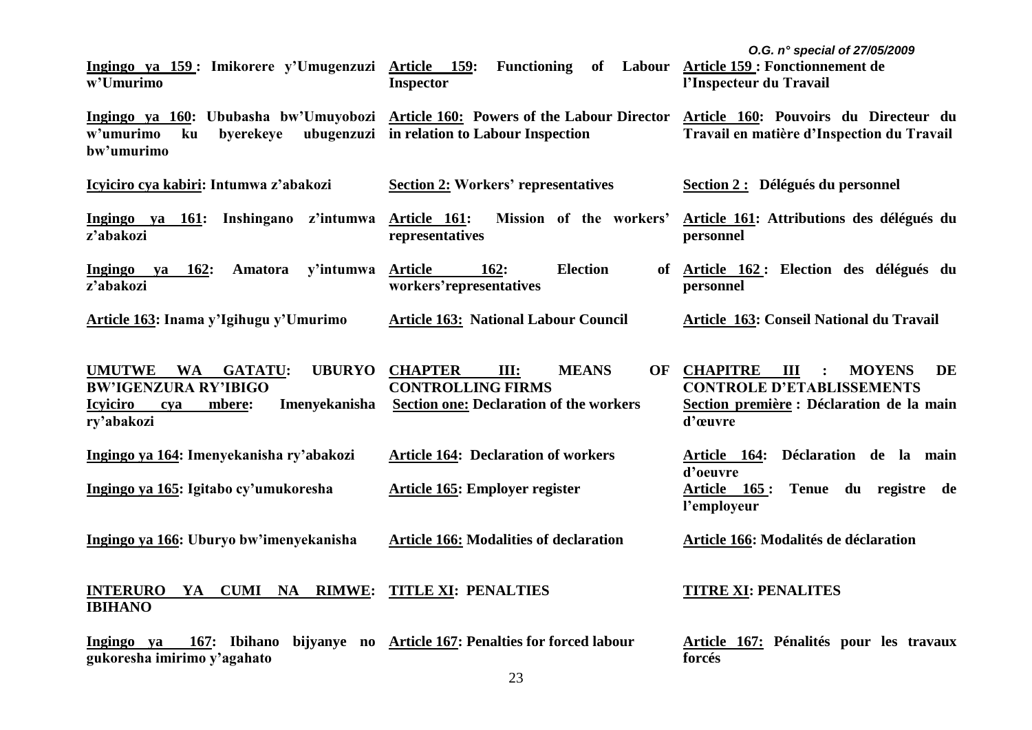| | | |
|---|---|---|
| **Ingingo ya 159 : Imikorere y'Umugenzuzi w'Umurimo** | **Article 159: Functioning of Labour Inspector** | **Article 159 : Fonctionnement de l'Inspecteur du Travail** |
| **Ingingo ya 160: Ububasha bw'Umuyobozi w'umurimo ku byerekeye ubugenzuzi bw'umurimo** | **Article 160: Powers of the Labour Director in relation to Labour Inspection** | **Article 160: Pouvoirs du Directeur du Travail en matière d'Inspection du Travail** |
| **Icyiciro cya kabiri: Intumwa z'abakozi** | **Section 2: Workers' representatives** | **Section 2 : Délégués du personnel** |
| **Ingingo ya 161: Inshingano z'intumwa z'abakozi** | **Article 161: Mission of the workers' representatives** | **Article 161: Attributions des délégués du personnel** |
| **Ingingo ya 162: Amatora y'intumwa z'abakozi** | **Article 162: Election of workers'representatives** | **Article 162 : Election des délégués du personnel** |
| **Article 163: Inama y'Igihugu y'Umurimo** | **Article 163: National Labour Council** | **Article 163: Conseil National du Travail** |
| **UMUTWE WA GATATU: UBURYO BW'IGENZURA RY'IBIGO** | **CHAPTER III: MEANS OF CONTROLLING FIRMS** | **CHAPITRE III : MOYENS DE CONTROLE D'ETABLISSEMENTS** |
| **Icyiciro cya mbere: Imenyekanisha ry'abakozi** | **Section one: Declaration of the workers** | **Section première : Déclaration de la main d'œuvre** |
| **Ingingo ya 164: Imenyekanisha ry'abakozi** | **Article 164: Declaration of workers** | **Article 164: Déclaration de la main d'oeuvre** |
| **Ingingo ya 165: Igitabo cy'umukoresha** | **Article 165: Employer register** | **Article 165 : Tenue du registre de l'employeur** |
| **Ingingo ya 166: Uburyo bw'imenyekanisha** | **Article 166: Modalities of declaration** | **Article 166: Modalités de déclaration** |
| **INTERURO YA CUMI NA RIMWE: IBIHANO** | **TITLE XI: PENALTIES** | **TITRE XI: PENALITES** |
| **Ingingo ya 167: Ibihano bijyanye no gukoresha imirimo y'agahato** | **Article 167: Penalties for forced labour** | **Article 167: Pénalités pour les travaux forcés** |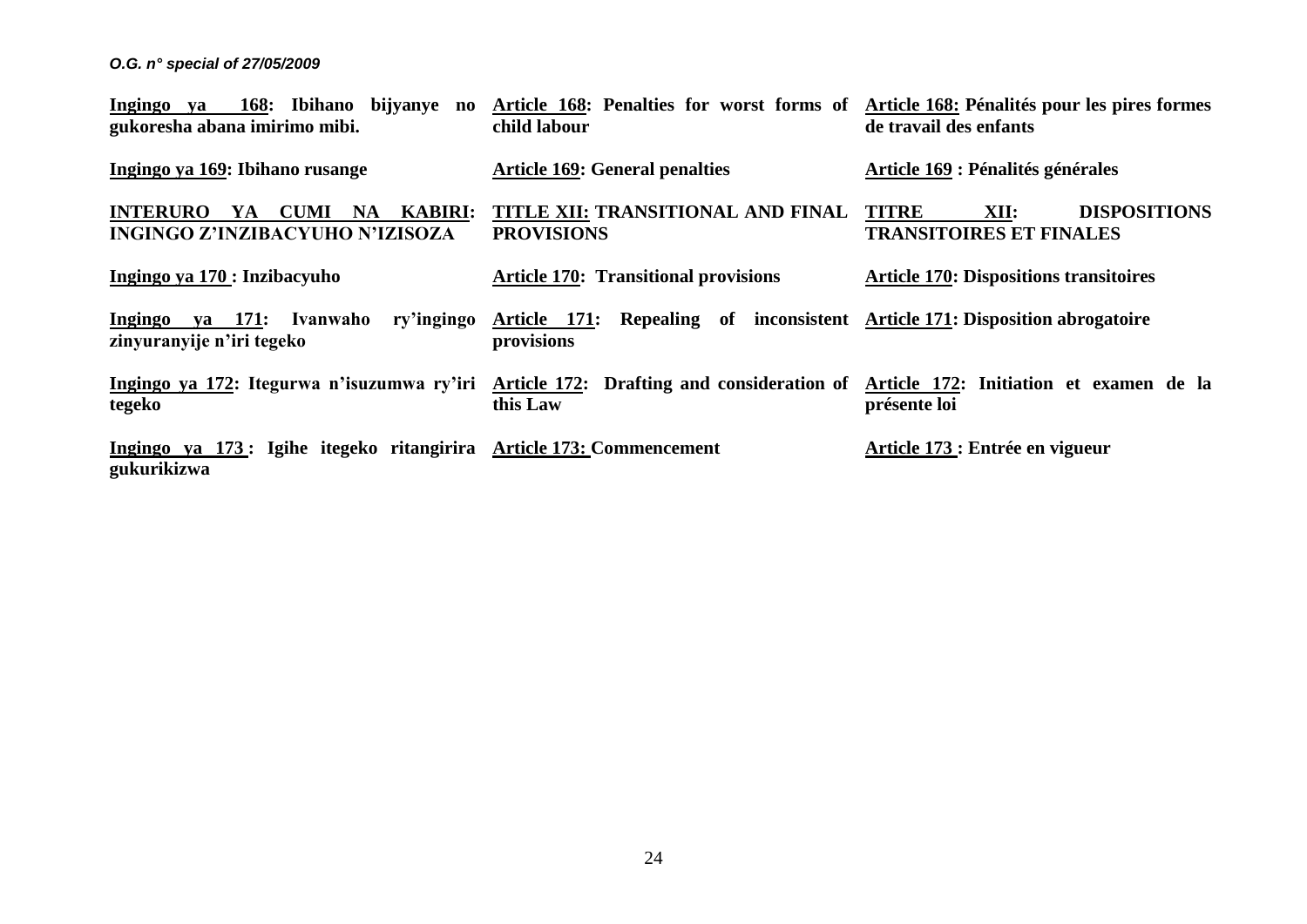| | | |
|---|---|---|
| **Ingingo ya 168: Ibihano bijyanye no gukoresha abana imirimo mibi.** | **Article 168: Penalties for worst forms of child labour** | **Article 168: Pénalités pour les pires formes de travail des enfants** |
| **Ingingo ya 169: Ibihano rusange** | **Article 169: General penalties** | **Article 169 : Pénalités générales** |
| **INTERURO YA CUMI NA KABIRI: INGINGO Z'INZIBACYUHO N'IZISOZA** | **TITLE XII: TRANSITIONAL AND FINAL PROVISIONS** | **TITRE XII: DISPOSITIONS TRANSITOIRES ET FINALES** |
| **Ingingo ya 170 : Inzibacyuho** | **Article 170: Transitional provisions** | **Article 170: Dispositions transitoires** |
| **Ingingo ya 171: Ivanwaho ry'ingingo zinyuranyije n'iri tegeko** | **Article 171: Repealing of inconsistent provisions** | **Article 171: Disposition abrogatoire** |
| **Ingingo ya 172: Itegurwa n'isuzumwa ry'iri tegeko** | **Article 172: Drafting and consideration of this Law** | **Article 172: Initiation et examen de la présente loi** |
| **Ingingo ya 173 : Igihe itegeko ritangirira gukurikizwa** | **Article 173: Commencement** | **Article 173 : Entrée en vigueur** |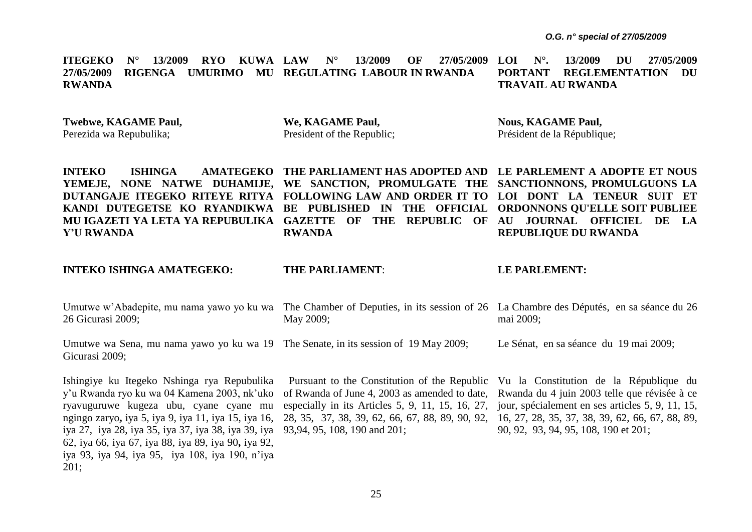**ITEGEKO N° 13/2009 RYO KUWA 27/05/2009 RIGENGA UMURIMO MU RWANDA**

**Twebwe, KAGAME Paul,**
Perezida wa Repubulika;

**INTEKO ISHINGA AMATEGEKO YEMEJE, NONE NATWE DUHAMIJE, DUTANGAJE ITEGEKO RITEYE RITYA KANDI DUTEGETSE KO RYANDIKWA MU IGAZETI YA LETA YA REPUBULIKA Y'U RWANDA**

**INTEKO ISHINGA AMATEGEKO:**

Umutwe w'Abadepite, mu nama yawo yo ku wa 26 Gicurasi 2009;

Umutwe wa Sena, mu nama yawo yo ku wa 19 Gicurasi 2009;

Ishingiye ku Itegeko Nshinga rya Repubulika y'u Rwanda ryo ku wa 04 Kamena 2003, nk'uko ryavuguruwe kugeza ubu, cyane cyane mu ngingo zaryo**,** iya 5, iya 9, iya 11, iya 15, iya 16, iya 27, iya 28, iya 35, iya 37, iya 38, iya 39, iya 62, iya 66, iya 67, iya 88, iya 89, iya 90**,** iya 92, iya 93, iya 94, iya 95, iya 108, iya 190, n'iya 201;

**LAW N° 13/2009 OF 27/05/2009 REGULATING LABOUR IN RWANDA**

**We, KAGAME Paul,**
President of the Republic;

**THE PARLIAMENT HAS ADOPTED AND WE SANCTION, PROMULGATE THE FOLLOWING LAW AND ORDER IT TO BE PUBLISHED IN THE OFFICIAL GAZETTE OF THE REPUBLIC OF RWANDA**

**THE PARLIAMENT**:

The Chamber of Deputies, in its session of 26 May 2009;

The Senate, in its session of 19 May 2009;

Pursuant to the Constitution of the Republic of Rwanda of June 4, 2003 as amended to date, especially in its Articles 5, 9, 11, 15, 16, 27, 28, 35, 37, 38, 39, 62, 66, 67, 88, 89, 90, 92, 93,94, 95, 108, 190 and 201;

**LOI N°. 13/2009 DU 27/05/2009 PORTANT REGLEMENTATION DU TRAVAIL AU RWANDA**

**Nous, KAGAME Paul,**
Président de la République;

**LE PARLEMENT A ADOPTE ET NOUS SANCTIONNONS, PROMULGUONS LA LOI DONT LA TENEUR SUIT ET ORDONNONS QU'ELLE SOIT PUBLIEE AU JOURNAL OFFICIEL DE LA REPUBLIQUE DU RWANDA**

**LE PARLEMENT:**

La Chambre des Députés, en sa séance du 26 mai 2009;

Le Sénat, en sa séance du 19 mai 2009;

Vu la Constitution de la République du Rwanda du 4 juin 2003 telle que révisée à ce jour, spécialement en ses articles 5, 9, 11, 15, 16, 27, 28, 35, 37, 38, 39, 62, 66, 67, 88, 89, 90, 92, 93, 94, 95, 108, 190 et 201;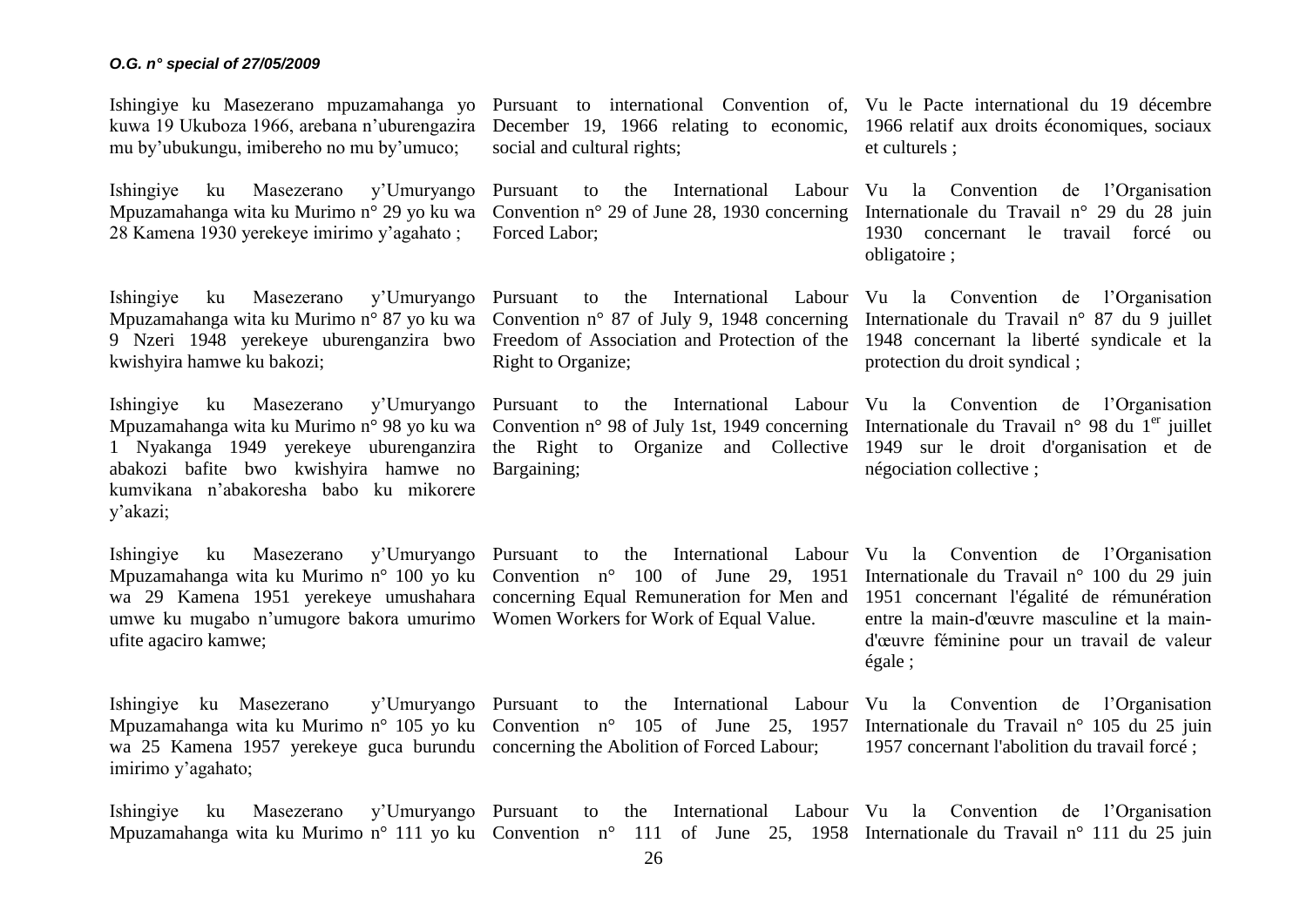Ishingiye ku Masezerano mpuzamahanga yo kuwa 19 Ukuboza 1966, arebana n'uburengazira mu by'ubukungu, imibereho no mu by'umuco;

Ishingiye ku Masezerano y'Umuryango Mpuzamahanga wita ku Murimo n° 29 yo ku wa 28 Kamena 1930 yerekeye imirimo y'agahato ;

Ishingiye ku Masezerano y'Umuryango Mpuzamahanga wita ku Murimo n° 87 yo ku wa 9 Nzeri 1948 yerekeye uburenganzira bwo kwishyira hamwe ku bakozi;

Ishingiye ku Masezerano y'Umuryango Mpuzamahanga wita ku Murimo n° 98 yo ku wa 1 Nyakanga 1949 yerekeye uburenganzira abakozi bafite bwo kwishyira hamwe no kumvikana n'abakoresha babo ku mikorere y'akazi;

Ishingiye ku Masezerano y'Umuryango Mpuzamahanga wita ku Murimo n° 100 yo ku wa 29 Kamena 1951 yerekeye umushahara umwe ku mugabo n'umugore bakora umurimo ufite agaciro kamwe;

Ishingiye ku Masezerano y'Umuryango Mpuzamahanga wita ku Murimo n° 105 yo ku wa 25 Kamena 1957 yerekeye guca burundu imirimo y'agahato;

Ishingiye ku Masezerano y'Umuryango Mpuzamahanga wita ku Murimo n° 111 yo ku

Pursuant to international Convention of, December 19, 1966 relating to economic, social and cultural rights;

Pursuant to the International Labour Convention n° 29 of June 28, 1930 concerning Forced Labor;

Pursuant to the International Labour Convention n° 87 of July 9, 1948 concerning Freedom of Association and Protection of the Right to Organize;

Pursuant to the International Labour Convention n° 98 of July 1st, 1949 concerning the Right to Organize and Collective Bargaining;

Pursuant to the International Labour Convention n° 100 of June 29, 1951 concerning Equal Remuneration for Men and Women Workers for Work of Equal Value.

Pursuant to the International Labour Convention n° 105 of June 25, 1957 concerning the Abolition of Forced Labour;

Pursuant to the International Labour Convention n° 111 of June 25, 1958

Vu le Pacte international du 19 décembre 1966 relatif aux droits économiques, sociaux et culturels ;

Vu la Convention de l'Organisation Internationale du Travail n° 29 du 28 juin 1930 concernant le travail forcé ou obligatoire ;

Vu la Convention de l'Organisation Internationale du Travail n° 87 du 9 juillet 1948 concernant la liberté syndicale et la protection du droit syndical ;

Vu la Convention de l'Organisation Internationale du Travail n° 98 du 1er juillet 1949 sur le droit d'organisation et de négociation collective ;

Vu la Convention de l'Organisation Internationale du Travail n° 100 du 29 juin 1951 concernant l'égalité de rémunération entre la main-d'œuvre masculine et la main-d'œuvre féminine pour un travail de valeur égale ;

Vu la Convention de l'Organisation Internationale du Travail n° 105 du 25 juin 1957 concernant l'abolition du travail forcé ;

Vu la Convention de l'Organisation Internationale du Travail n° 111 du 25 juin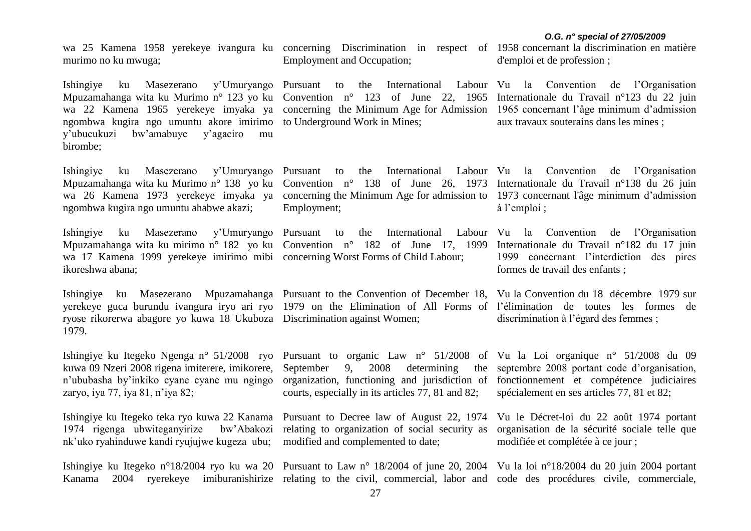wa 25 Kamena 1958 yerekeye ivangura ku murimo no ku mwuga;

Ishingiye ku Masezerano y'Umuryango Mpuzamahanga wita ku Murimo n° 123 yo ku wa 22 Kamena 1965 yerekeye imyaka ya ngombwa kugira ngo umuntu akore imirimo y'ubucukuzi bw'amabuye y'agaciro mu birombe;

Ishingiye ku Masezerano y'Umuryango Mpuzamahanga wita ku Murimo n° 138 yo ku wa 26 Kamena 1973 yerekeye imyaka ya ngombwa kugira ngo umuntu ahabwe akazi;

Ishingiye ku Masezerano y'Umuryango Mpuzamahanga wita ku mirimo n° 182 yo ku wa 17 Kamena 1999 yerekeye imirimo mibi ikoreshwa abana;

Ishingiye ku Masezerano Mpuzamahanga yerekeye guca burundu ivangura iryo ari ryo ryose rikorerwa abagore yo kuwa 18 Ukuboza 1979.

Ishingiye ku Itegeko Ngenga n° 51/2008 ryo kuwa 09 Nzeri 2008 rigena imiterere, imikorere, n'ububasha by'inkiko cyane cyane mu ngingo zaryo, iya 77, iya 81, n'iya 82;

Ishingiye ku Itegeko teka ryo kuwa 22 Kanama 1974 rigenga ubwiteganyirize bw'Abakozi nk'uko ryahinduwe kandi ryujujwe kugeza ubu;

Ishingiye ku Itegeko n°18/2004 ryo ku wa 20 Kanama 2004 ryerekeye imiburanishirize

concerning Discrimination in respect of Employment and Occupation;

Pursuant to the International Labour Convention n° 123 of June 22, 1965 concerning the Minimum Age for Admission to Underground Work in Mines;

Pursuant to the International Labour Convention n° 138 of June 26, 1973 concerning the Minimum Age for admission to Employment;

Pursuant to the International Labour Convention n° 182 of June 17, 1999 concerning Worst Forms of Child Labour;

Pursuant to the Convention of December 18, 1979 on the Elimination of All Forms of Discrimination against Women;

Pursuant to organic Law n° 51/2008 of September 9, 2008 determining the organization, functioning and jurisdiction of courts, especially in its articles 77, 81 and 82;

Pursuant to Decree law of August 22, 1974 relating to organization of social security as modified and complemented to date;

Pursuant to Law n° 18/2004 of june 20, 2004 relating to the civil, commercial, labor and

1958 concernant la discrimination en matière d'emploi et de profession ;

Vu la Convention de l'Organisation Internationale du Travail n°123 du 22 juin 1965 concernant l'âge minimum d'admission aux travaux souterains dans les mines ;

Vu la Convention de l'Organisation Internationale du Travail n°138 du 26 juin 1973 concernant l'âge minimum d'admission à l'emploi ;

Vu la Convention de l'Organisation Internationale du Travail n°182 du 17 juin 1999 concernant l'interdiction des pires formes de travail des enfants ;

Vu la Convention du 18 décembre 1979 sur l'élimination de toutes les formes de discrimination à l'égard des femmes ;

Vu la Loi organique n° 51/2008 du 09 septembre 2008 portant code d'organisation, fonctionnement et compétence judiciaires spécialement en ses articles 77, 81 et 82;

Vu le Décret-loi du 22 août 1974 portant organisation de la sécurité sociale telle que modifiée et complétée à ce jour ;

Vu la loi n°18/2004 du 20 juin 2004 portant code des procédures civile, commerciale,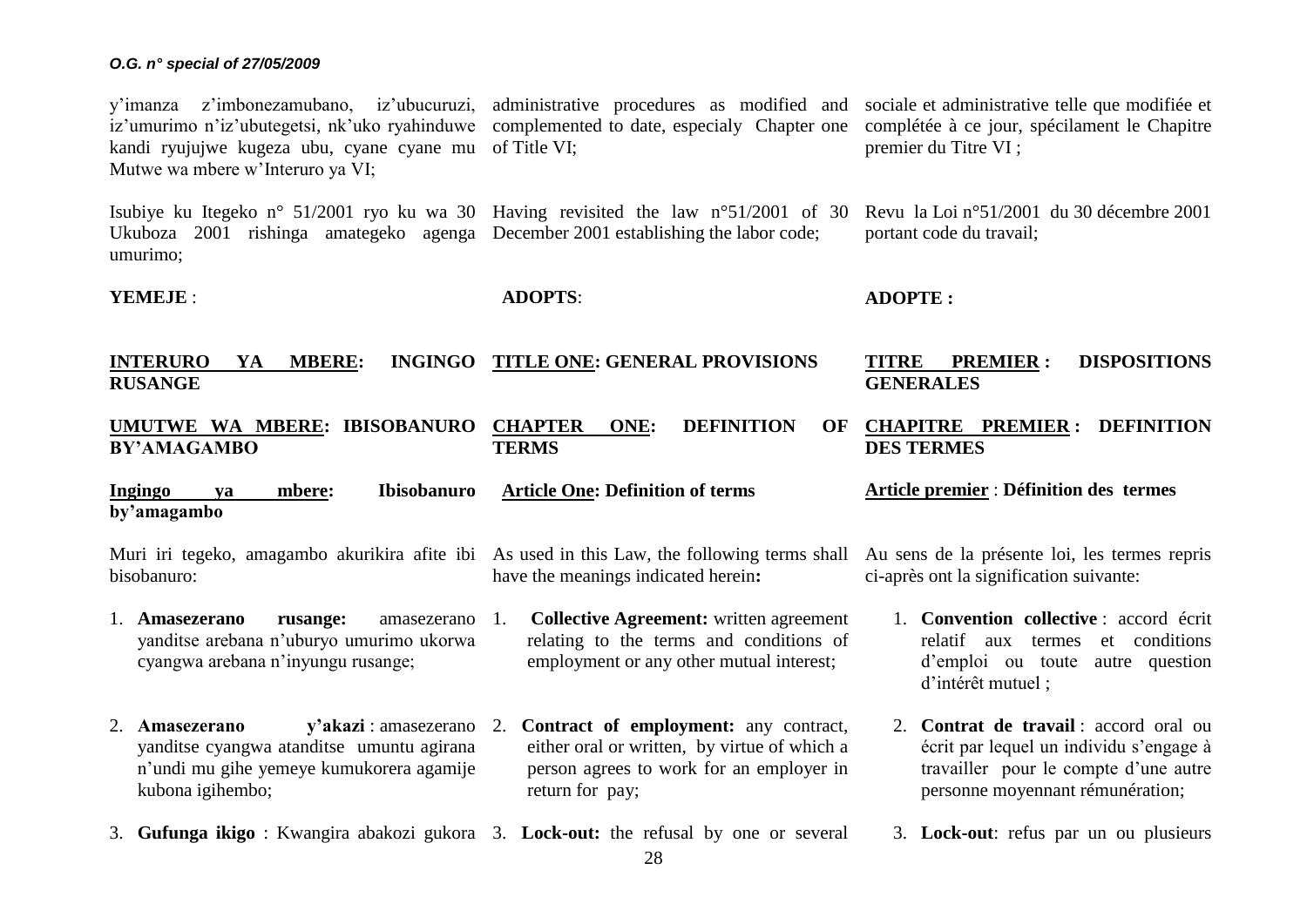y'imanza z'imbonezamubano, iz'ubucuruzi, iz'umurimo n'iz'ubutegetsi, nk'uko ryahinduwe kandi ryujujwe kugeza ubu, cyane cyane mu Mutwe wa mbere w'Interuro ya VI;

Isubiye ku Itegeko n° 51/2001 ryo ku wa 30 Ukuboza 2001 rishinga amategeko agenga umurimo;

**YEMEJE** :

**INTERURO YA MBERE: INGINGO RUSANGE**

**UMUTWE WA MBERE: IBISOBANURO BY'AMAGAMBO**

**Ingingo ya mbere: Ibisobanuro by'amagambo**

Muri iri tegeko, amagambo akurikira afite ibi bisobanuro:

1. **Amasezerano rusange:** amasezerano yanditse arebana n'uburyo umurimo ukorwa cyangwa arebana n'inyungu rusange;

2. **Amasezerano y'akazi** : amasezerano yanditse cyangwa atanditse umuntu agirana n'undi mu gihe yemeye kumukorera agamije kubona igihembo;

3. **Gufunga ikigo** : Kwangira abakozi gukora

administrative procedures as modified and complemented to date, especialy Chapter one of Title VI;

Having revisited the law n°51/2001 of 30 December 2001 establishing the labor code;

**ADOPTS**:

**TITLE ONE: GENERAL PROVISIONS**

**CHAPTER ONE: DEFINITION OF TERMS**

**Article One: Definition of terms**

As used in this Law, the following terms shall have the meanings indicated herein**:**

1. **Collective Agreement:** written agreement relating to the terms and conditions of employment or any other mutual interest;

2. **Contract of employment:** any contract, either oral or written, by virtue of which a person agrees to work for an employer in return for pay;

3. **Lock-out:** the refusal by one or several

sociale et administrative telle que modifiée et complétée à ce jour, spécilament le Chapitre premier du Titre VI ;

Revu la Loi n°51/2001 du 30 décembre 2001 portant code du travail;

**ADOPTE :**

**TITRE PREMIER : DISPOSITIONS GENERALES**

**CHAPITRE PREMIER : DEFINITION DES TERMES**

**Article premier** : **Définition des termes**

Au sens de la présente loi, les termes repris ci-après ont la signification suivante:

1. **Convention collective** : accord écrit relatif aux termes et conditions d'emploi ou toute autre question d'intérêt mutuel ;

2. **Contrat de travail** : accord oral ou écrit par lequel un individu s'engage à travailler pour le compte d'une autre personne moyennant rémunération;

3. **Lock-out**: refus par un ou plusieurs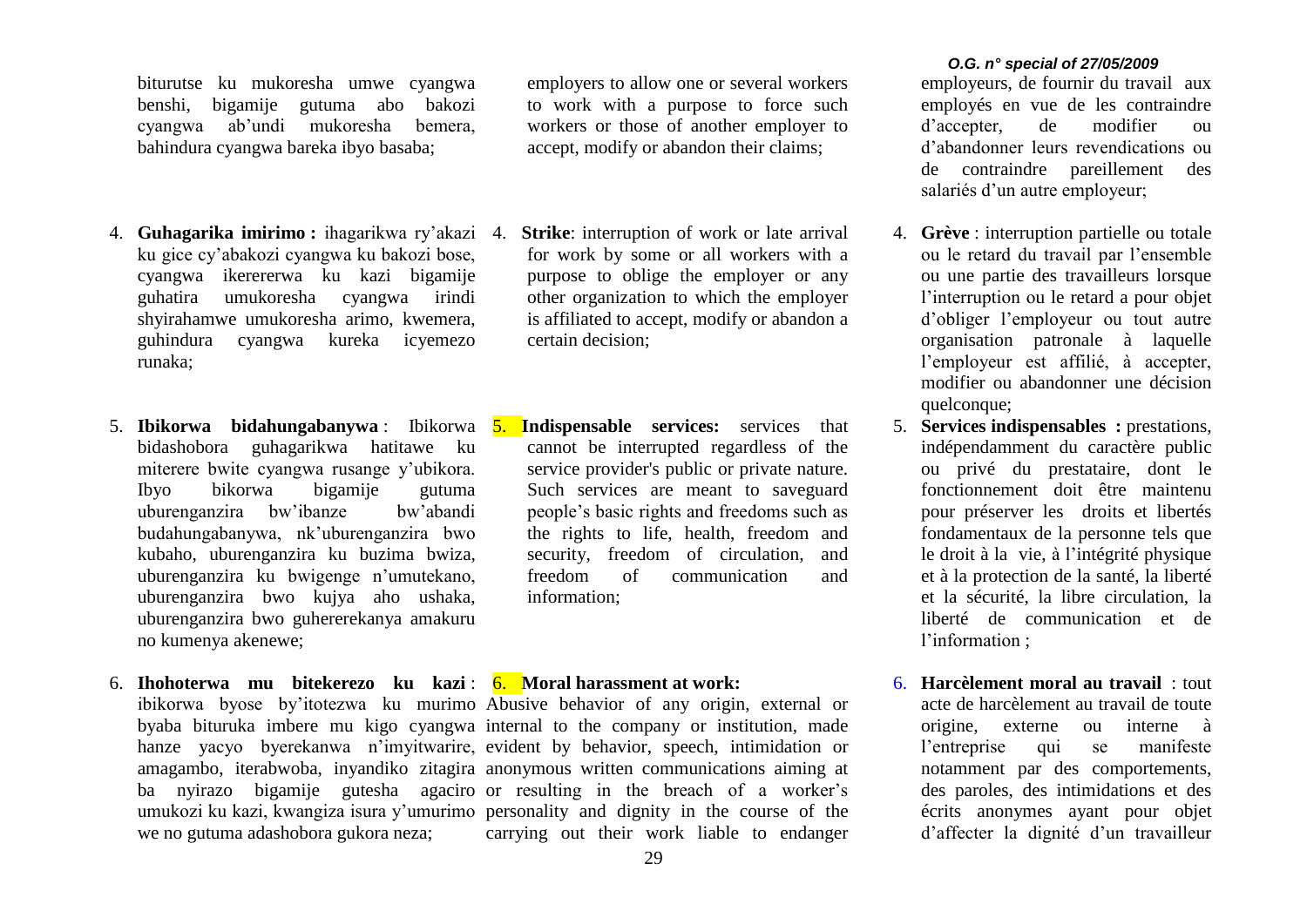biturutse ku mukoresha umwe cyangwa benshi, bigamije gutuma abo bakozi cyangwa ab'undi mukoresha bemera, bahindura cyangwa bareka ibyo basaba;

4. **Guhagarika imirimo :** ihagarikwa ry'akazi ku gice cy'abakozi cyangwa ku bakozi bose, cyangwa ikerererwa ku kazi bigamije guhatira umukoresha cyangwa irindi shyirahamwe umukoresha arimo, kwemera, guhindura cyangwa kureka icyemezo runaka;

5. **Ibikorwa bidahungabanywa** : Ibikorwa bidashobora guhagarikwa hatitawe ku miterere bwite cyangwa rusange y'ubikora. Ibyo bikorwa bigamije gutuma uburenganzira bw'ibanze bw'abandi budahungabanywa, nk'uburenganzira bwo kubaho, uburenganzira ku buzima bwiza, uburenganzira ku bwigenge n'umutekano, uburenganzira bwo kujya aho ushaka, uburenganzira bwo guhererekanya amakuru no kumenya akenewe;

6. **Ihohoterwa mu bitekerezo ku kazi** : ibikorwa byose by'itotezwa ku murimo byaba bituruka imbere mu kigo cyangwa hanze yacyo byerekanwa n'imyitwarire, amagambo, iterabwoba, inyandiko zitagira ba nyirazo bigamije gutesha agaciro umukozi ku kazi, kwangiza isura y'umurimo we no gutuma adashobora gukora neza;

employers to allow one or several workers to work with a purpose to force such workers or those of another employer to accept, modify or abandon their claims;

4. **Strike**: interruption of work or late arrival for work by some or all workers with a purpose to oblige the employer or any other organization to which the employer is affiliated to accept, modify or abandon a certain decision;

5. **Indispensable services:** services that cannot be interrupted regardless of the service provider's public or private nature. Such services are meant to saveguard people's basic rights and freedoms such as the rights to life, health, freedom and security, freedom of circulation, and freedom of communication and information;

6. **Moral harassment at work:** Abusive behavior of any origin, external or internal to the company or institution, made evident by behavior, speech, intimidation or anonymous written communications aiming at or resulting in the breach of a worker's personality and dignity in the course of the carrying out their work liable to endanger

employeurs, de fournir du travail aux employés en vue de les contraindre d'accepter, de modifier ou d'abandonner leurs revendications ou de contraindre pareillement des salariés d'un autre employeur;

4. **Grève** : interruption partielle ou totale ou le retard du travail par l'ensemble ou une partie des travailleurs lorsque l'interruption ou le retard a pour objet d'obliger l'employeur ou tout autre organisation patronale à laquelle l'employeur est affilié, à accepter, modifier ou abandonner une décision quelconque;

5. **Services indispensables :** prestations, indépendamment du caractère public ou privé du prestataire, dont le fonctionnement doit être maintenu pour préserver les droits et libertés fondamentaux de la personne tels que le droit à la vie, à l'intégrité physique et à la protection de la santé, la liberté et la sécurité, la libre circulation, la liberté de communication et de l'information ;

6. **Harcèlement moral au travail** : tout acte de harcèlement au travail de toute origine, externe ou interne à l'entreprise qui se manifeste notamment par des comportements, des paroles, des intimidations et des écrits anonymes ayant pour objet d'affecter la dignité d'un travailleur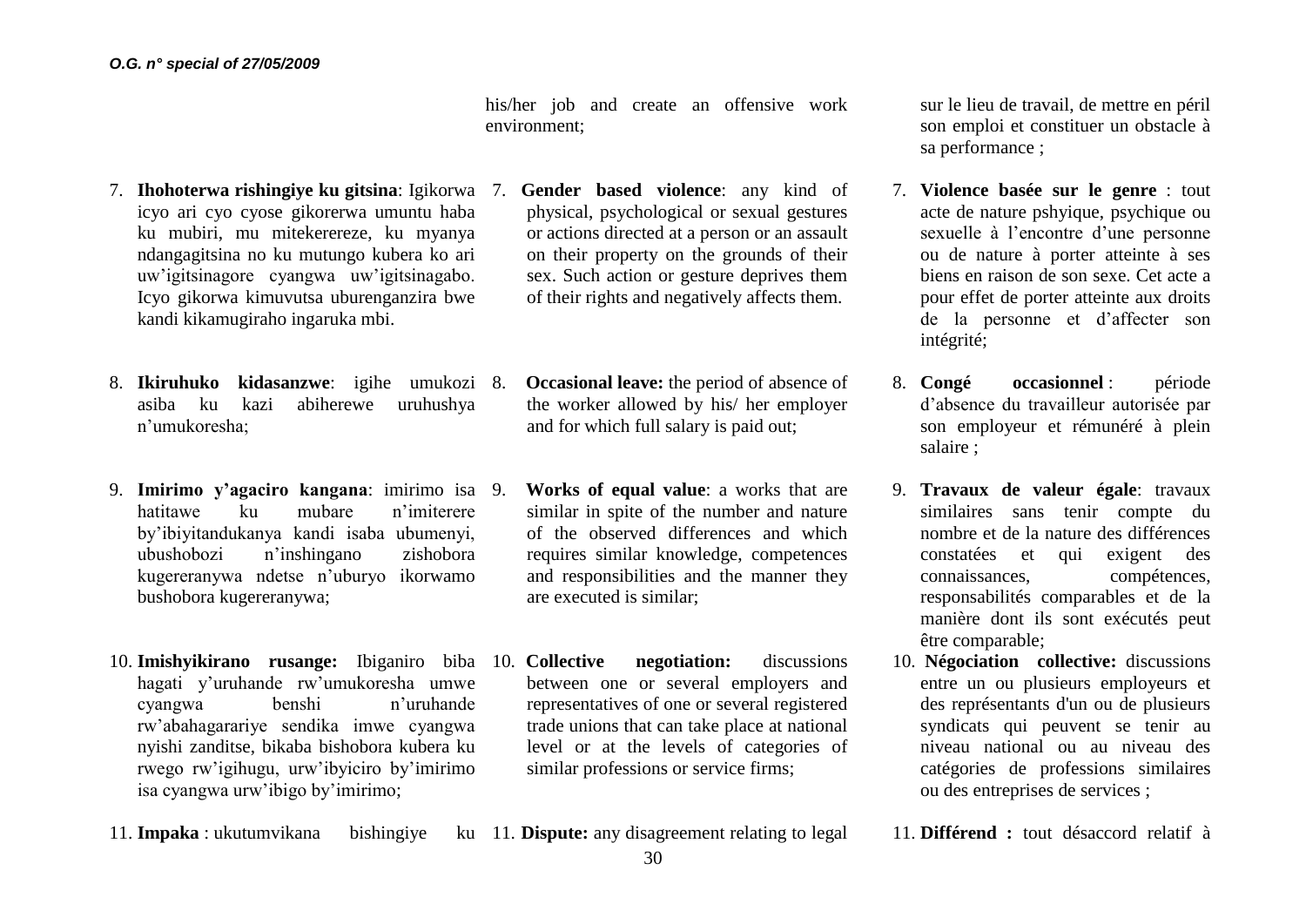his/her job and create an offensive work environment;

sur le lieu de travail, de mettre en péril son emploi et constituer un obstacle à sa performance ;

7. **Ihohoterwa rishingiye ku gitsina**: Igikorwa icyo ari cyo cyose gikorerwa umuntu haba ku mubiri, mu mitekerereze, ku myanya ndangagitsina no ku mutungo kubera ko ari uw'igitsinagore cyangwa uw'igitsinagabo. Icyo gikorwa kimuvutsa uburenganzira bwe kandi kikamugiraho ingaruka mbi.

7. **Gender based violence**: any kind of physical, psychological or sexual gestures or actions directed at a person or an assault on their property on the grounds of their sex. Such action or gesture deprives them of their rights and negatively affects them.

7. **Violence basée sur le genre** : tout acte de nature pshyique, psychique ou sexuelle à l'encontre d'une personne ou de nature à porter atteinte à ses biens en raison de son sexe. Cet acte a pour effet de porter atteinte aux droits de la personne et d'affecter son intégrité;

8. **Ikiruhuko kidasanzwe**: igihe umukozi asiba ku kazi abiherewe uruhushya n'umukoresha;

8. **Occasional leave:** the period of absence of the worker allowed by his/ her employer and for which full salary is paid out;

8. **Congé occasionnel** : période d'absence du travailleur autorisée par son employeur et rémunéré à plein salaire ;

9. **Imirimo y'agaciro kangana**: imirimo isa hatitawe ku mubare n'imiterere by'ibiyitandukanya kandi isaba ubumenyi, ubushobozi n'inshingano zishobora kugereranywa ndetse n'uburyo ikorwamo bushobora kugereranywa;

9. **Works of equal value**: a works that are similar in spite of the number and nature of the observed differences and which requires similar knowledge, competences and responsibilities and the manner they are executed is similar;

9. **Travaux de valeur égale**: travaux similaires sans tenir compte du nombre et de la nature des différences constatées et qui exigent des connaissances, compétences, responsabilités comparables et de la manière dont ils sont exécutés peut être comparable;

10. **Imishyikirano rusange:** Ibiganiro biba hagati y'uruhande rw'umukoresha umwe cyangwa benshi n'uruhande rw'abahagarariye sendika imwe cyangwa nyishi zanditse, bikaba bishobora kubera ku rwego rw'igihugu, urw'ibyiciro by'imirimo isa cyangwa urw'ibigo by'imirimo;

10. **Collective negotiation:** discussions between one or several employers and representatives of one or several registered trade unions that can take place at national level or at the levels of categories of similar professions or service firms;

10. **Négociation collective:** discussions entre un ou plusieurs employeurs et des représentants d'un ou de plusieurs syndicats qui peuvent se tenir au niveau national ou au niveau des catégories de professions similaires ou des entreprises de services ;

11. **Impaka** : ukutumvikana bishingiye ku

11. **Dispute:** any disagreement relating to legal

11. **Différend :** tout désaccord relatif à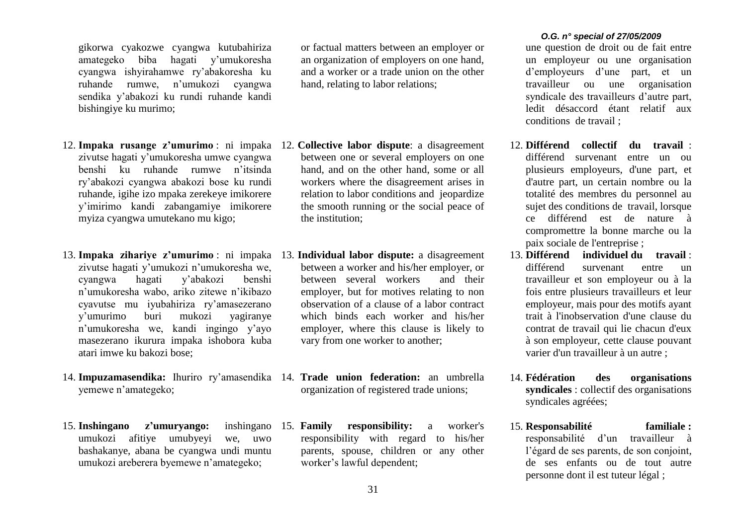gikorwa cyakozwe cyangwa kutubahiriza amategeko biba hagati y'umukoresha cyangwa ishyirahamwe ry'abakoresha ku ruhande rumwe, n'umukozi cyangwa sendika y'abakozi ku rundi ruhande kandi bishingiye ku murimo;

12. **Impaka rusange z'umurimo** : ni impaka zivutse hagati y'umukoresha umwe cyangwa benshi ku ruhande rumwe n'itsinda ry'abakozi cyangwa abakozi bose ku rundi ruhande, igihe izo mpaka zerekeye imikorere y'imirimo kandi zabangamiye imikorere myiza cyangwa umutekano mu kigo;

13. **Impaka zihariye z'umurimo** : ni impaka zivutse hagati y'umukozi n'umukoresha we, cyangwa hagati y'abakozi benshi n'umukoresha wabo, ariko zitewe n'ikibazo cyavutse mu iyubahiriza ry'amasezerano y'umurimo buri mukozi yagiranye n'umukoresha we, kandi ingingo y'ayo masezerano ikurura impaka ishobora kuba atari imwe ku bakozi bose;

14. **Impuzamasendika:** Ihuriro ry'amasendika yemewe n'amategeko;

15. **Inshingano z'umuryango:** inshingano umukozi afitiye umubyeyi we, uwo bashakanye, abana be cyangwa undi muntu umukozi areberera byemewe n'amategeko;

or factual matters between an employer or an organization of employers on one hand, and a worker or a trade union on the other hand, relating to labor relations;

12. **Collective labor dispute**: a disagreement between one or several employers on one hand, and on the other hand, some or all workers where the disagreement arises in relation to labor conditions and jeopardize the smooth running or the social peace of the institution;

13. **Individual labor dispute:** a disagreement between a worker and his/her employer, or between several workers and their employer, but for motives relating to non observation of a clause of a labor contract which binds each worker and his/her employer, where this clause is likely to vary from one worker to another;

14. **Trade union federation:** an umbrella organization of registered trade unions;

15. **Family responsibility:** a worker's responsibility with regard to his/her parents, spouse, children or any other worker's lawful dependent;

une question de droit ou de fait entre un employeur ou une organisation d'employeurs d'une part, et un travailleur ou une organisation syndicale des travailleurs d'autre part, ledit désaccord étant relatif aux conditions de travail ;

12. **Différend collectif du travail** : différend survenant entre un ou plusieurs employeurs, d'une part, et d'autre part, un certain nombre ou la totalité des membres du personnel au sujet des conditions de travail, lorsque ce différend est de nature à compromettre la bonne marche ou la paix sociale de l'entreprise ;

13. **Différend individuel du travail** : différend survenant entre un travailleur et son employeur ou à la fois entre plusieurs travailleurs et leur employeur, mais pour des motifs ayant trait à l'inobservation d'une clause du contrat de travail qui lie chacun d'eux à son employeur, cette clause pouvant varier d'un travailleur à un autre ;

14. **Fédération des organisations syndicales** : collectif des organisations syndicales agréées;

15. **Responsabilité familiale :** responsabilité d'un travailleur à l'égard de ses parents, de son conjoint, de ses enfants ou de tout autre personne dont il est tuteur légal ;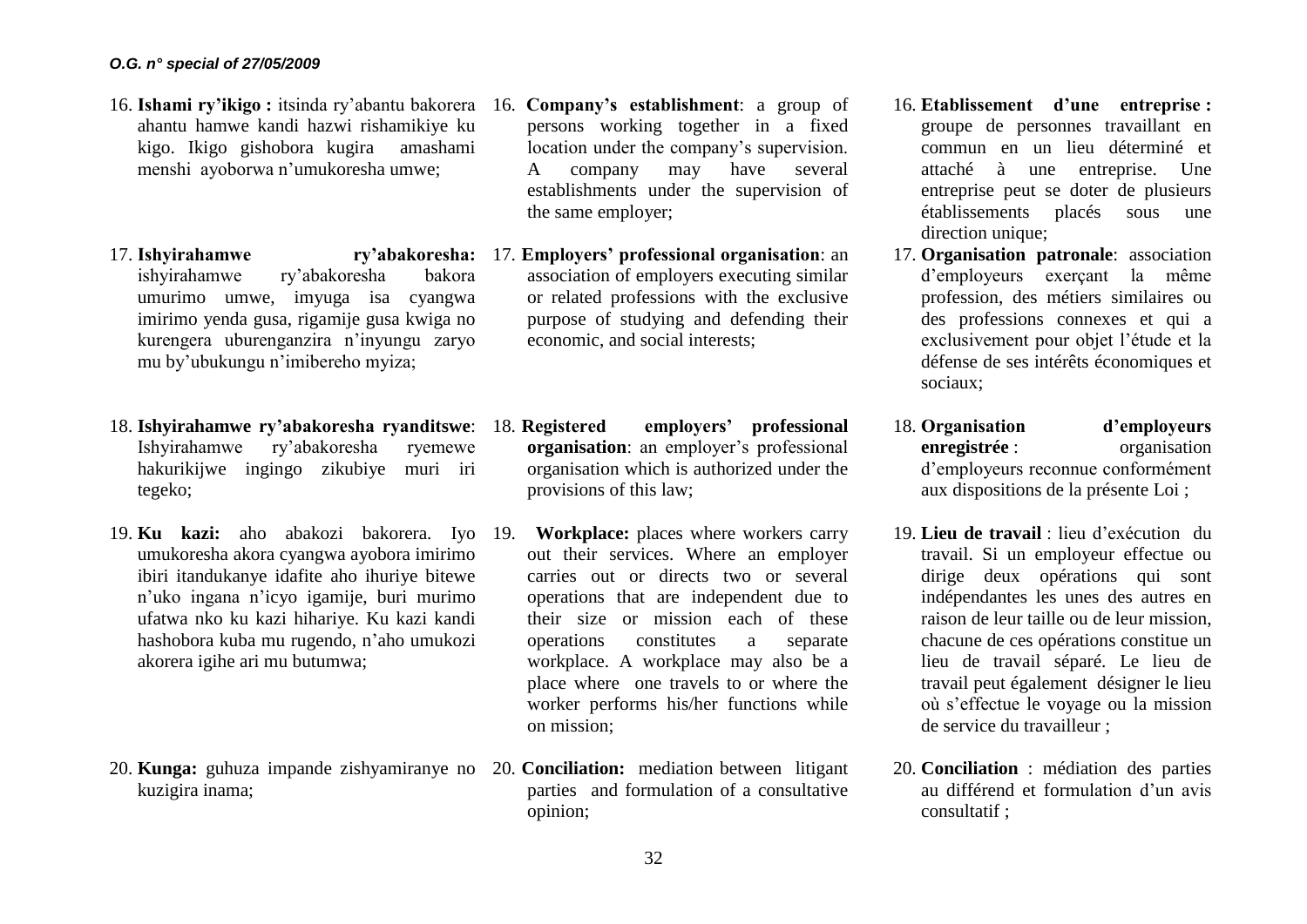16. **Ishami ry'ikigo :** itsinda ry'abantu bakorera ahantu hamwe kandi hazwi rishamikiye ku kigo. Ikigo gishobora kugira amashami menshi ayoborwa n'umukoresha umwe;

17. **Ishyirahamwe ry'abakoresha:** ishyirahamwe ry'abakoresha bakora umurimo umwe, imyuga isa cyangwa imirimo yenda gusa, rigamije gusa kwiga no kurengera uburenganzira n'inyungu zaryo mu by'ubukungu n'imibereho myiza;

18. **Ishyirahamwe ry'abakoresha ryanditswe**: Ishyirahamwe ry'abakoresha ryemewe hakurikijwe ingingo zikubiye muri iri tegeko;

19. **Ku kazi:** aho abakozi bakorera. Iyo umukoresha akora cyangwa ayobora imirimo ibiri itandukanye idafite aho ihuriye bitewe n'uko ingana n'icyo igamije, buri murimo ufatwa nko ku kazi hihariye. Ku kazi kandi hashobora kuba mu rugendo, n'aho umukozi akorera igihe ari mu butumwa;

20. **Kunga:** guhuza impande zishyamiranye no kuzigira inama;

16. **Company's establishment**: a group of persons working together in a fixed location under the company's supervision. A company may have several establishments under the supervision of the same employer;

17. **Employers' professional organisation**: an association of employers executing similar or related professions with the exclusive purpose of studying and defending their economic, and social interests;

18. **Registered employers' professional organisation**: an employer's professional organisation which is authorized under the provisions of this law;

19. **Workplace:** places where workers carry out their services. Where an employer carries out or directs two or several operations that are independent due to their size or mission each of these operations constitutes a separate workplace. A workplace may also be a place where one travels to or where the worker performs his/her functions while on mission;

20. **Conciliation:** mediation between litigant parties and formulation of a consultative opinion;

16. **Etablissement d'une entreprise :** groupe de personnes travaillant en commun en un lieu déterminé et attaché à une entreprise. Une entreprise peut se doter de plusieurs établissements placés sous une direction unique;

17. **Organisation patronale**: association d'employeurs exerçant la même profession, des métiers similaires ou des professions connexes et qui a exclusivement pour objet l'étude et la défense de ses intérêts économiques et sociaux;

18. **Organisation d'employeurs enregistrée** : organisation d'employeurs reconnue conformément aux dispositions de la présente Loi ;

19. **Lieu de travail** : lieu d'exécution du travail. Si un employeur effectue ou dirige deux opérations qui sont indépendantes les unes des autres en raison de leur taille ou de leur mission, chacune de ces opérations constitue un lieu de travail séparé. Le lieu de travail peut également désigner le lieu où s'effectue le voyage ou la mission de service du travailleur ;

20. **Conciliation** : médiation des parties au différend et formulation d'un avis consultatif ;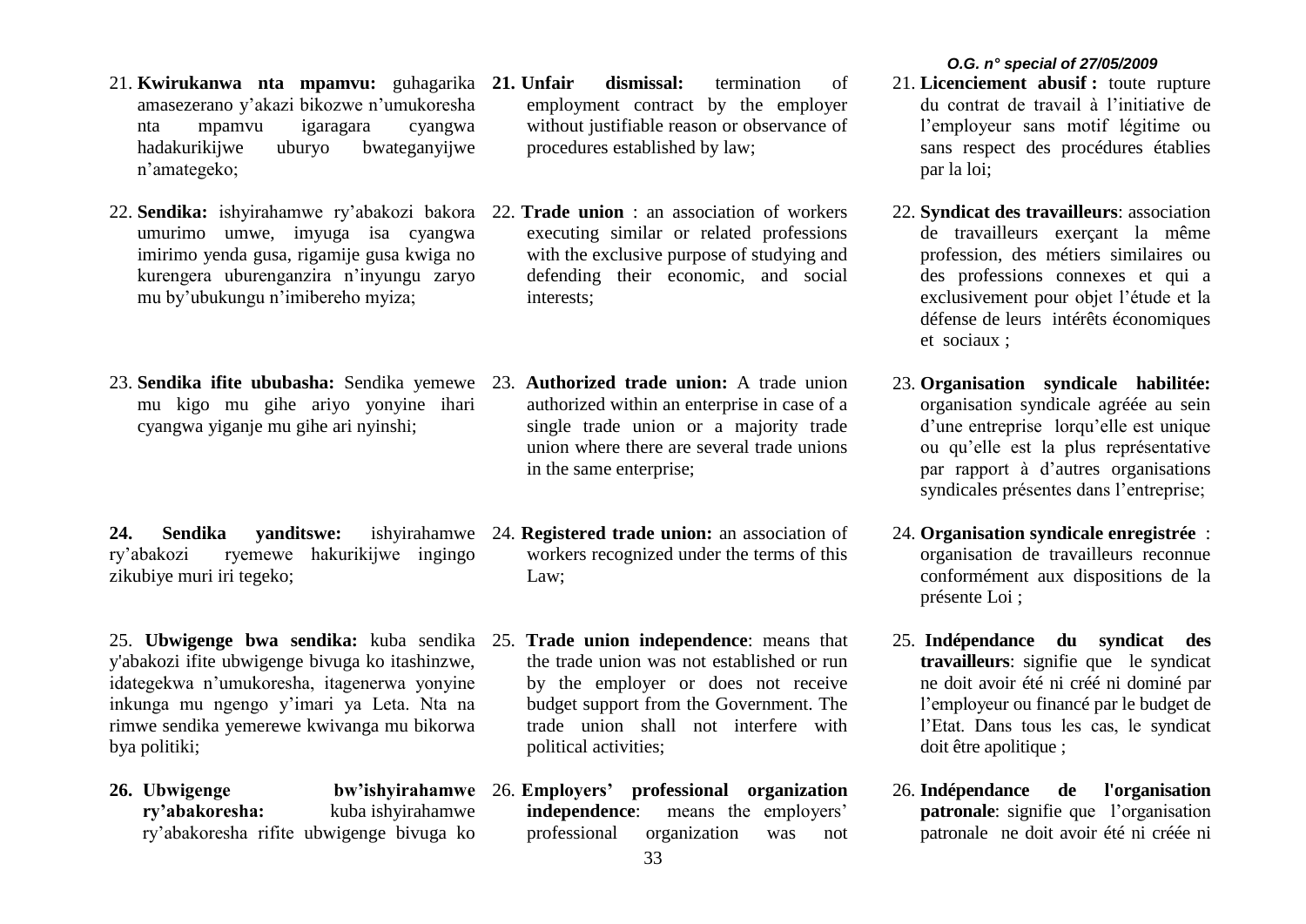21. **Kwirukanwa nta mpamvu:** guhagarika amasezerano y'akazi bikozwe n'umukoresha nta mpamvu igaragara cyangwa hadakurikijwe uburyo bwateganyijwe n'amategeko;

22. **Sendika:** ishyirahamwe ry'abakozi bakora umurimo umwe, imyuga isa cyangwa imirimo yenda gusa, rigamije gusa kwiga no kurengera uburenganzira n'inyungu zaryo mu by'ubukungu n'imibereho myiza;

23. **Sendika ifite ububasha:** Sendika yemewe mu kigo mu gihe ariyo yonyine ihari cyangwa yiganje mu gihe ari nyinshi;

**24. Sendika yanditswe:** ishyirahamwe ry'abakozi ryemewe hakurikijwe ingingo zikubiye muri iri tegeko;

25. **Ubwigenge bwa sendika:** kuba sendika y'abakozi ifite ubwigenge bivuga ko itashinzwe, idategekwa n'umukoresha, itagenerwa yonyine inkunga mu ngengo y'imari ya Leta. Nta na rimwe sendika yemerewe kwivanga mu bikorwa bya politiki;

**26. Ubwigenge bw'ishyirahamwe ry'abakoresha:** kuba ishyirahamwe ry'abakoresha rifite ubwigenge bivuga ko

**21. Unfair dismissal:** termination of employment contract by the employer without justifiable reason or observance of procedures established by law;

22. **Trade union** : an association of workers executing similar or related professions with the exclusive purpose of studying and defending their economic, and social interests;

23. **Authorized trade union:** A trade union authorized within an enterprise in case of a single trade union or a majority trade union where there are several trade unions in the same enterprise;

24. **Registered trade union:** an association of workers recognized under the terms of this Law;

25. **Trade union independence**: means that the trade union was not established or run by the employer or does not receive budget support from the Government. The trade union shall not interfere with political activities;

26. **Employers' professional organization independence**: means the employers' professional organization was not

21. **Licenciement abusif :** toute rupture du contrat de travail à l'initiative de l'employeur sans motif légitime ou sans respect des procédures établies par la loi;

22. **Syndicat des travailleurs**: association de travailleurs exerçant la même profession, des métiers similaires ou des professions connexes et qui a exclusivement pour objet l'étude et la défense de leurs intérêts économiques et sociaux ;

23. **Organisation syndicale habilitée:** organisation syndicale agréée au sein d'une entreprise lorqu'elle est unique ou qu'elle est la plus représentative par rapport à d'autres organisations syndicales présentes dans l'entreprise;

24. **Organisation syndicale enregistrée** : organisation de travailleurs reconnue conformément aux dispositions de la présente Loi ;

25. **Indépendance du syndicat des travailleurs**: signifie que le syndicat ne doit avoir été ni créé ni dominé par l'employeur ou financé par le budget de l'Etat. Dans tous les cas, le syndicat doit être apolitique ;

26. **Indépendance de l'organisation patronale**: signifie que l'organisation patronale ne doit avoir été ni créée ni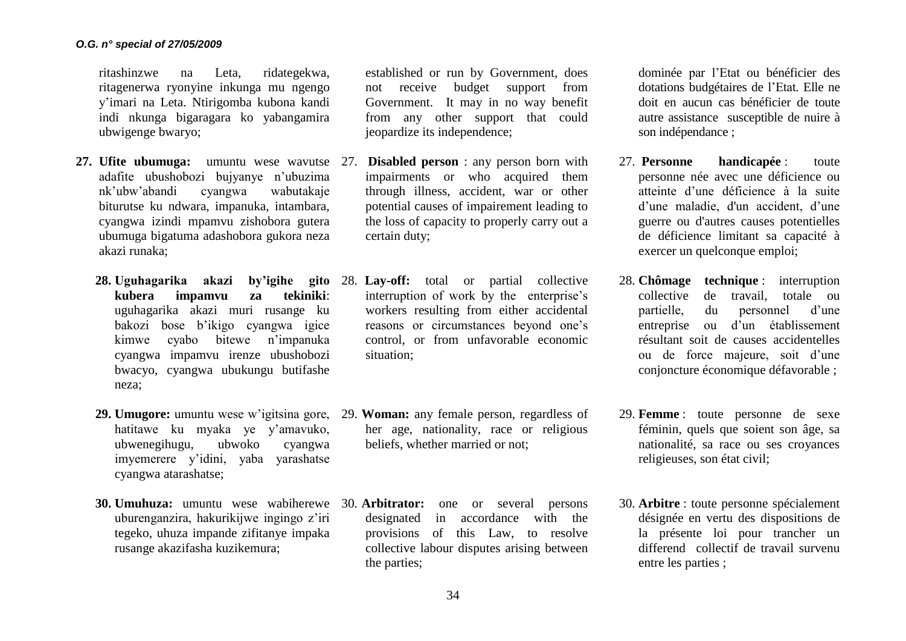ritashinzwe na Leta, ridategekwa, ritagenerwa ryonyine inkunga mu ngengo y'imari na Leta. Ntirigomba kubona kandi indi nkunga bigaragara ko yabangamira ubwigenge bwaryo;

**27. Ufite ubumuga:** umuntu wese wavutse adafite ubushobozi bujyanye n'ubuzima nk'ubw'abandi cyangwa wabutakaje biturutse ku ndwara, impanuka, intambara, cyangwa izindi mpamvu zishobora gutera ubumuga bigatuma adashobora gukora neza akazi runaka;

**28. Uguhagarika akazi by'igihe gito kubera impamvu za tekiniki**: uguhagarika akazi muri rusange ku bakozi bose b'ikigo cyangwa igice kimwe cyabo bitewe n'impanuka cyangwa impamvu irenze ubushobozi bwacyo, cyangwa ubukungu butifashe neza;

**29. Umugore:** umuntu wese w'igitsina gore, hatitawe ku myaka ye y'amavuko, ubwenegihugu, ubwoko cyangwa imyemerere y'idini, yaba yarashatse cyangwa atarashatse;

**30. Umuhuza:** umuntu wese wabiherewe uburenganzira, hakurikijwe ingingo z'iri tegeko, uhuza impande zifitanye impaka rusange akazifasha kuzikemura;

established or run by Government, does not receive budget support from Government. It may in no way benefit from any other support that could jeopardize its independence;

27. **Disabled person** : any person born with impairments or who acquired them through illness, accident, war or other potential causes of impairement leading to the loss of capacity to properly carry out a certain duty;

28. **Lay-off:** total or partial collective interruption of work by the enterprise's workers resulting from either accidental reasons or circumstances beyond one's control, or from unfavorable economic situation;

29. **Woman:** any female person, regardless of her age, nationality, race or religious beliefs, whether married or not;

30. **Arbitrator:** one or several persons designated in accordance with the provisions of this Law, to resolve collective labour disputes arising between the parties;

dominée par l'Etat ou bénéficier des dotations budgétaires de l'Etat. Elle ne doit en aucun cas bénéficier de toute autre assistance susceptible de nuire à son indépendance ;

27. **Personne handicapée** : toute personne née avec une déficience ou atteinte d'une déficience à la suite d'une maladie, d'un accident, d'une guerre ou d'autres causes potentielles de déficience limitant sa capacité à exercer un quelconque emploi;

28. **Chômage technique** : interruption collective de travail, totale ou partielle, du personnel d'une entreprise ou d'un établissement résultant soit de causes accidentelles ou de force majeure, soit d'une conjoncture économique défavorable ;

29. **Femme** : toute personne de sexe féminin, quels que soient son âge, sa nationalité, sa race ou ses croyances religieuses, son état civil;

30. **Arbitre** : toute personne spécialement désignée en vertu des dispositions de la présente loi pour trancher un differend collectif de travail survenu entre les parties ;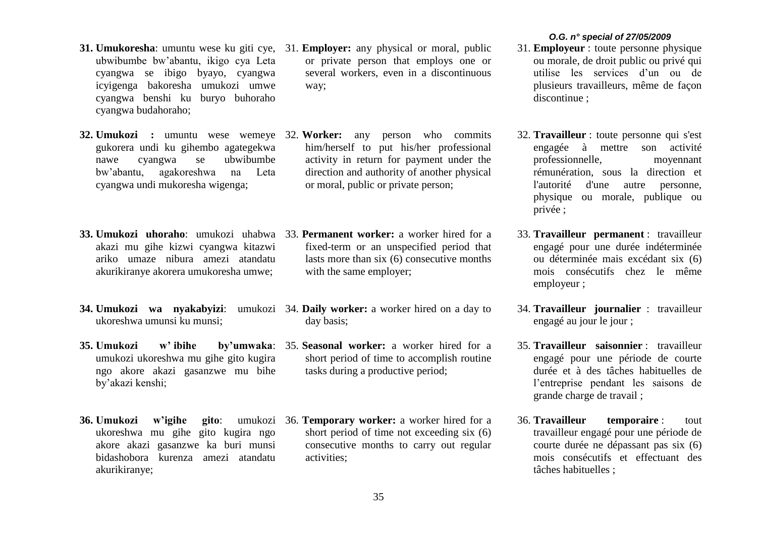**31. Umukoresha**: umuntu wese ku giti cye, ubwibumbe bw'abantu, ikigo cya Leta cyangwa se ibigo byayo, cyangwa icyigenga bakoresha umukozi umwe cyangwa benshi ku buryo buhoraho cyangwa budahoraho;

**32. Umukozi :** umuntu wese wemeye gukorera undi ku gihembo agategekwa nawe cyangwa se ubwibumbe bw'abantu, agakoreshwa na Leta cyangwa undi mukoresha wigenga;

**33. Umukozi uhoraho**: umukozi uhabwa akazi mu gihe kizwi cyangwa kitazwi ariko umaze nibura amezi atandatu akurikiranye akorera umukoresha umwe;

**34. Umukozi wa nyakabyizi**: umukozi ukoreshwa umunsi ku munsi;

**35. Umukozi w' ibihe by'umwaka**: umukozi ukoreshwa mu gihe gito kugira ngo akore akazi gasanzwe mu bihe by'akazi kenshi;

**36. Umukozi w'igihe gito**: umukozi ukoreshwa mu gihe gito kugira ngo akore akazi gasanzwe ka buri munsi bidashobora kurenza amezi atandatu akurikiranye;

31. **Employer:** any physical or moral, public or private person that employs one or several workers, even in a discontinuous way;

32. **Worker:** any person who commits him/herself to put his/her professional activity in return for payment under the direction and authority of another physical or moral, public or private person;

33. **Permanent worker:** a worker hired for a fixed-term or an unspecified period that lasts more than six (6) consecutive months with the same employer;

34. **Daily worker:** a worker hired on a day to day basis;

35. **Seasonal worker:** a worker hired for a short period of time to accomplish routine tasks during a productive period;

36. **Temporary worker:** a worker hired for a short period of time not exceeding six (6) consecutive months to carry out regular activities;

31. **Employeur** : toute personne physique ou morale, de droit public ou privé qui utilise les services d'un ou de plusieurs travailleurs, même de façon discontinue ;

32. **Travailleur** : toute personne qui s'est engagée à mettre son activité professionnelle, moyennant rémunération, sous la direction et l'autorité d'une autre personne, physique ou morale, publique ou privée ;

33. **Travailleur permanent** : travailleur engagé pour une durée indéterminée ou déterminée mais excédant six (6) mois consécutifs chez le même employeur ;

34. **Travailleur journalier** : travailleur engagé au jour le jour ;

35. **Travailleur saisonnier** : travailleur engagé pour une période de courte durée et à des tâches habituelles de l'entreprise pendant les saisons de grande charge de travail ;

36. **Travailleur temporaire** : tout travailleur engagé pour une période de courte durée ne dépassant pas six (6) mois consécutifs et effectuant des tâches habituelles ;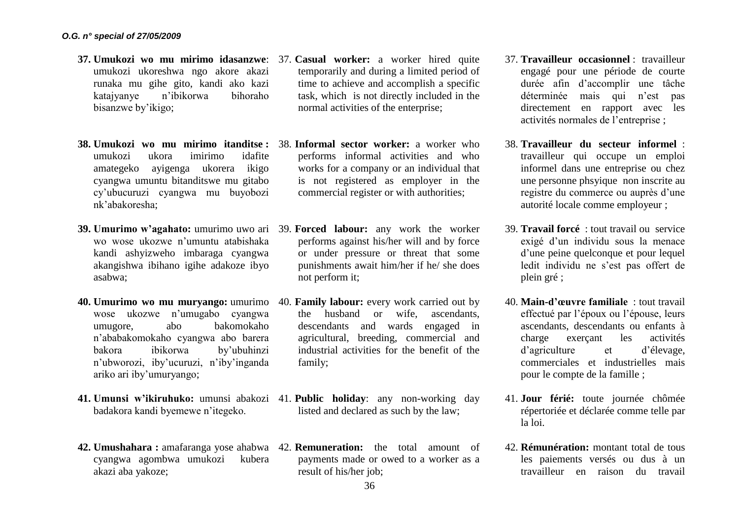**37. Umukozi wo mu mirimo idasanzwe**: umukozi ukoreshwa ngo akore akazi runaka mu gihe gito, kandi ako kazi katajyanye n'ibikorwa bihoraho bisanzwe by'ikigo;

**38. Umukozi wo mu mirimo itanditse :** umukozi ukora imirimo idafite amategeko ayigenga ukorera ikigo cyangwa umuntu bitanditswe mu gitabo cy'ubucuruzi cyangwa mu buyobozi nk'abakoresha;

**39. Umurimo w'agahato:** umurimo uwo ari wo wose ukozwe n'umuntu atabishaka kandi ashyizweho imbaraga cyangwa akangishwa ibihano igihe adakoze ibyo asabwa;

**40. Umurimo wo mu muryango:** umurimo wose ukozwe n'umugabo cyangwa umugore, abo bakomokaho n'ababakomokaho cyangwa abo barera bakora ibikorwa by'ubuhinzi n'ubworozi, iby'ucuruzi, n'iby'inganda ariko ari iby'umuryango;

**41. Umunsi w'ikiruhuko:** umunsi abakozi badakora kandi byemewe n'itegeko.

**42. Umushahara :** amafaranga yose ahabwa cyangwa agombwa umukozi kubera akazi aba yakoze;

37. **Casual worker:** a worker hired quite temporarily and during a limited period of time to achieve and accomplish a specific task, which is not directly included in the normal activities of the enterprise;

38. **Informal sector worker:** a worker who performs informal activities and who works for a company or an individual that is not registered as employer in the commercial register or with authorities;

39. **Forced labour:** any work the worker performs against his/her will and by force or under pressure or threat that some punishments await him/her if he/ she does not perform it;

40. **Family labour:** every work carried out by the husband or wife, ascendants, descendants and wards engaged in agricultural, breeding, commercial and industrial activities for the benefit of the family;

41. **Public holiday**: any non-working day listed and declared as such by the law;

42. **Remuneration:** the total amount of payments made or owed to a worker as a result of his/her job;

37. **Travailleur occasionnel** : travailleur engagé pour une période de courte durée afin d'accomplir une tâche déterminée mais qui n'est pas directement en rapport avec les activités normales de l'entreprise ;

38. **Travailleur du secteur informel** : travailleur qui occupe un emploi informel dans une entreprise ou chez une personne phsyique non inscrite au registre du commerce ou auprès d'une autorité locale comme employeur ;

39. **Travail forcé** : tout travail ou service exigé d'un individu sous la menace d'une peine quelconque et pour lequel ledit individu ne s'est pas offert de plein gré ;

40. **Main-d'œuvre familiale** : tout travail effectué par l'époux ou l'épouse, leurs ascendants, descendants ou enfants à charge exerçant les activités d'agriculture et d'élevage, commerciales et industrielles mais pour le compte de la famille ;

41. **Jour férié:** toute journée chômée répertoriée et déclarée comme telle par la loi.

42. **Rémunération:** montant total de tous les paiements versés ou dus à un travailleur en raison du travail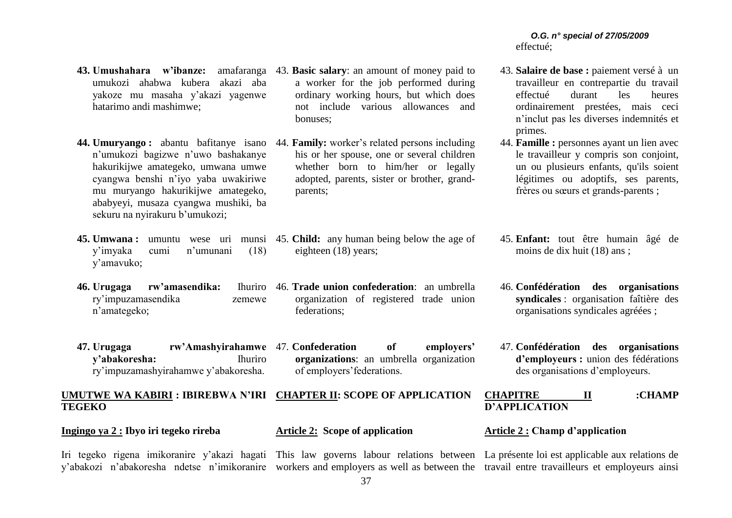effectué;

**43. Umushahara w'ibanze:** amafaranga umukozi ahabwa kubera akazi aba yakoze mu masaha y'akazi yagenwe hatarimo andi mashimwe;

**44. Umuryango :** abantu bafitanye isano n'umukozi bagizwe n'uwo bashakanye hakurikijwe amategeko, umwana umwe cyangwa benshi n'iyo yaba uwakiriwe mu muryango hakurikijwe amategeko, ababyeyi, musaza cyangwa mushiki, ba sekuru na nyirakuru b'umukozi;

**45. Umwana :** umuntu wese uri munsi y'imyaka cumi n'umunani (18) y'amavuko;

**46. Urugaga rw'amasendika:** Ihuriro ry'impuzamasendika zemewe n'amategeko;

**47. Urugaga rw'Amashyirahamwe y'abakoresha:** Ihuriro ry'impuzamashyirahamwe y'abakoresha.

## UMUTWE WA KABIRI : IBIREBWA N'IRI TEGEKO

### Ingingo ya 2 : Ibyo iri tegeko rireba

Iri tegeko rigena imikoranire y'akazi hagati y'abakozi n'abakoresha ndetse n'imikoranire

43. **Basic salary**: an amount of money paid to a worker for the job performed during ordinary working hours, but which does not include various allowances and bonuses;

44. **Family:** worker's related persons including his or her spouse, one or several children whether born to him/her or legally adopted, parents, sister or brother, grand-parents;

45. **Child:** any human being below the age of eighteen (18) years;

46. **Trade union confederation**: an umbrella organization of registered trade union federations;

47. **Confederation of employers' organizations**: an umbrella organization of employers'federations.

## CHAPTER II: SCOPE OF APPLICATION

### Article 2: Scope of application

This law governs labour relations between workers and employers as well as between the

43. **Salaire de base :** paiement versé à un travailleur en contrepartie du travail effectué durant les heures ordinairement prestées, mais ceci n'inclut pas les diverses indemnités et primes.

44. **Famille :** personnes ayant un lien avec le travailleur y compris son conjoint, un ou plusieurs enfants, qu'ils soient légitimes ou adoptifs, ses parents, frères ou sœurs et grands-parents ;

45. **Enfant:** tout être humain âgé de moins de dix huit (18) ans ;

46. **Confédération des organisations syndicales** : organisation faîtière des organisations syndicales agréées ;

47. **Confédération des organisations d'employeurs :** union des fédérations des organisations d'employeurs.

## CHAPITRE II :CHAMP D'APPLICATION

### Article 2 : Champ d'application

La présente loi est applicable aux relations de travail entre travailleurs et employeurs ainsi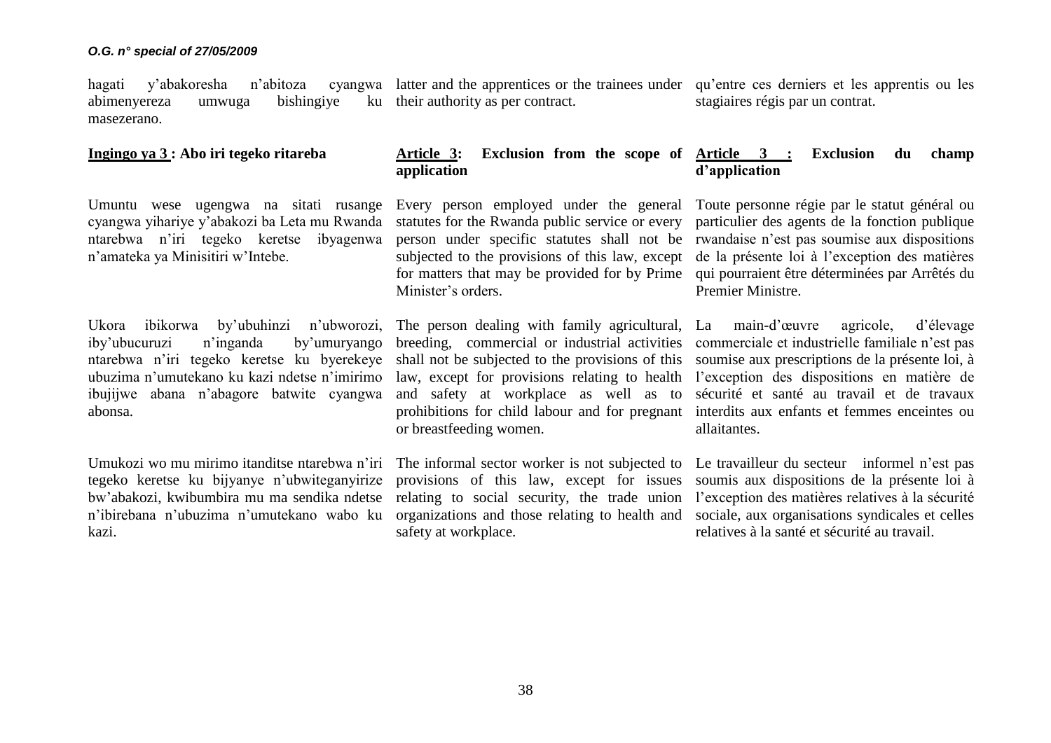hagati y'abakoresha n'abitoza cyangwa abimenyereza umwuga bishingiye ku masezerano.

**Ingingo ya 3 : Abo iri tegeko ritareba**

Umuntu wese ugengwa na sitati rusange cyangwa yihariye y'abakozi ba Leta mu Rwanda ntarebwa n'iri tegeko keretse ibyagenwa n'amateka ya Minisitiri w'Intebe.

Ukora ibikorwa by'ubuhinzi n'ubworozi, iby'ubucuruzi n'inganda by'umuryango ntarebwa n'iri tegeko keretse ku byerekeye ubuzima n'umutekano ku kazi ndetse n'imirimo ibujijwe abana n'abagore batwite cyangwa abonsa.

Umukozi wo mu mirimo itanditse ntarebwa n'iri tegeko keretse ku bijyanye n'ubwiteganyirize bw'abakozi, kwibumbira mu ma sendika ndetse n'ibirebana n'ubuzima n'umutekano wabo ku kazi.

latter and the apprentices or the trainees under their authority as per contract.

**Article 3: Exclusion from the scope of application**

Every person employed under the general statutes for the Rwanda public service or every person under specific statutes shall not be subjected to the provisions of this law, except for matters that may be provided for by Prime Minister's orders.

The person dealing with family agricultural, breeding, commercial or industrial activities shall not be subjected to the provisions of this law, except for provisions relating to health and safety at workplace as well as to prohibitions for child labour and for pregnant or breastfeeding women.

The informal sector worker is not subjected to provisions of this law, except for issues relating to social security, the trade union organizations and those relating to health and safety at workplace.

qu'entre ces derniers et les apprentis ou les stagiaires régis par un contrat.

**Article 3 : Exclusion du champ d'application**

Toute personne régie par le statut général ou particulier des agents de la fonction publique rwandaise n'est pas soumise aux dispositions de la présente loi à l'exception des matières qui pourraient être déterminées par Arrêtés du Premier Ministre.

La main-d'œuvre agricole, d'élevage commerciale et industrielle familiale n'est pas soumise aux prescriptions de la présente loi, à l'exception des dispositions en matière de sécurité et santé au travail et de travaux interdits aux enfants et femmes enceintes ou allaitantes.

Le travailleur du secteur informel n'est pas soumis aux dispositions de la présente loi à l'exception des matières relatives à la sécurité sociale, aux organisations syndicales et celles relatives à la santé et sécurité au travail.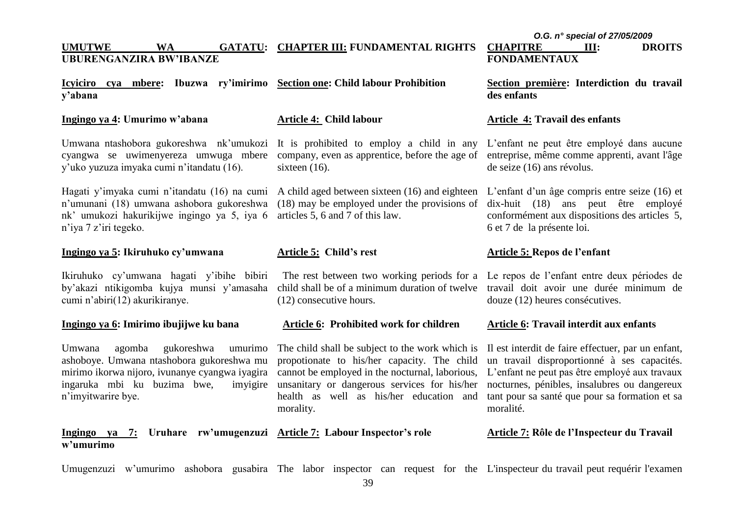## UMUTWE WA GATATU: UBURENGANZIRA BW'IBANZE

### Icyiciro cya mbere: Ibuzwa ry'imirimo y'abana

**Ingingo ya 4: Umurimo w'abana**

Umwana ntashobora gukoreshwa nk'umukozi cyangwa se uwimenyereza umwuga mbere y'uko yuzuza imyaka cumi n'itandatu (16).

Hagati y'imyaka cumi n'itandatu (16) na cumi n'umunani (18) umwana ashobora gukoreshwa nk' umukozi hakurikijwe ingingo ya 5, iya 6 n'iya 7 z'iri tegeko.

**Ingingo ya 5: Ikiruhuko cy'umwana**

Ikiruhuko cy'umwana hagati y'ibihe bibiri by'akazi ntikigomba kujya munsi y'amasaha cumi n'abiri(12) akurikiranye.

**Ingingo ya 6: Imirimo ibujijwe ku bana**

Umwana agomba gukoreshwa umurimo ashoboye. Umwana ntashobora gukoreshwa mu mirimo ikorwa nijoro, ivunanye cyangwa iyagira ingaruka mbi ku buzima bwe, imyigire n'imyitwarire bye.

**Ingingo ya 7: Uruhare rw'umugenzuzi w'umurimo**

Umugenzuzi w'umurimo ashobora gusabira

## CHAPTER III: FUNDAMENTAL RIGHTS

### Section one: Child labour Prohibition

**Article 4: Child labour**

It is prohibited to employ a child in any company, even as apprentice, before the age of sixteen (16).

A child aged between sixteen (16) and eighteen (18) may be employed under the provisions of articles 5, 6 and 7 of this law.

**Article 5: Child's rest**

The rest between two working periods for a child shall be of a minimum duration of twelve (12) consecutive hours.

**Article 6: Prohibited work for children**

The child shall be subject to the work which is propotionate to his/her capacity. The child cannot be employed in the nocturnal, laborious, unsanitary or dangerous services for his/her health as well as his/her education and morality.

**Article 7: Labour Inspector's role**

The labor inspector can request for the

## CHAPITRE III: DROITS FONDAMENTAUX

### Section première: Interdiction du travail des enfants

**Article 4: Travail des enfants**

L'enfant ne peut être employé dans aucune entreprise, même comme apprenti, avant l'âge de seize (16) ans révolus.

L'enfant d'un âge compris entre seize (16) et dix-huit (18) ans peut être employé conformément aux dispositions des articles 5, 6 et 7 de la présente loi.

**Article 5: Repos de l'enfant**

Le repos de l'enfant entre deux périodes de travail doit avoir une durée minimum de douze (12) heures consécutives.

**Article 6: Travail interdit aux enfants**

Il est interdit de faire effectuer, par un enfant, un travail disproportionné à ses capacités. L'enfant ne peut pas être employé aux travaux nocturnes, pénibles, insalubres ou dangereux tant pour sa santé que pour sa formation et sa moralité.

**Article 7: Rôle de l'Inspecteur du Travail**

L'inspecteur du travail peut requérir l'examen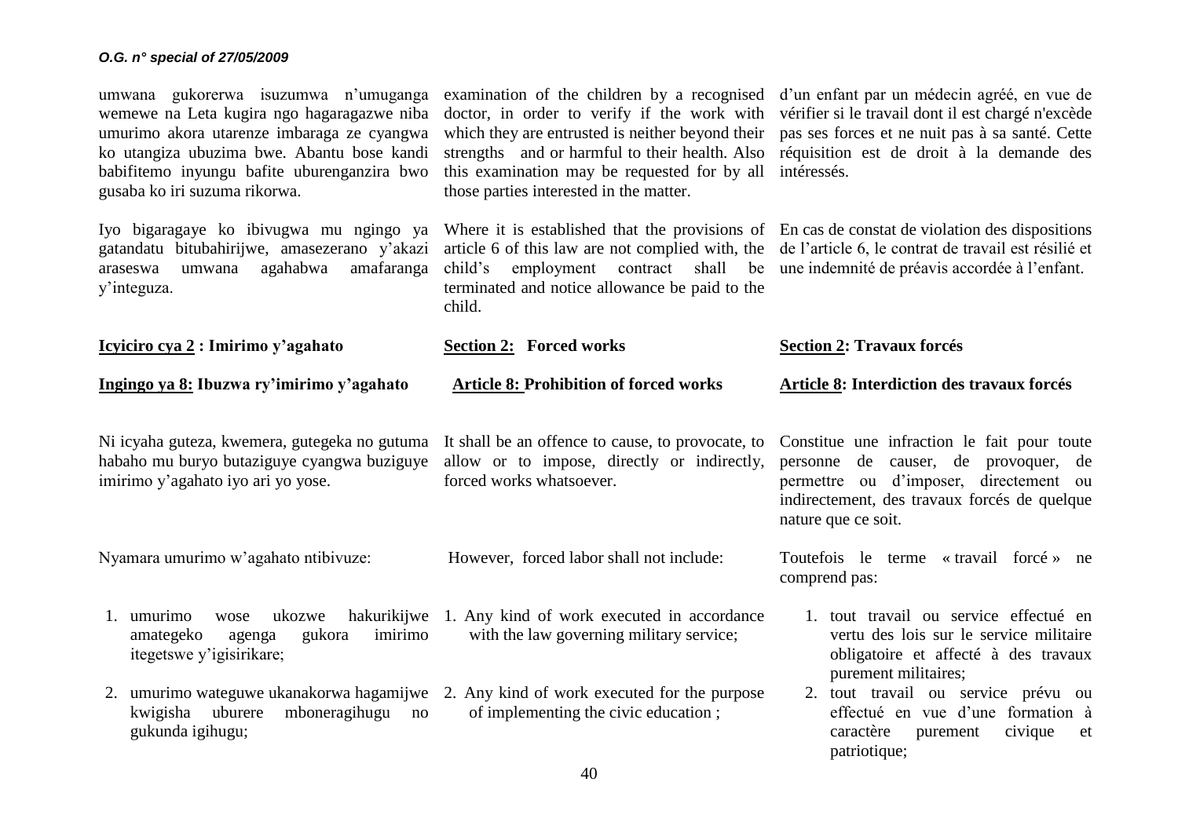umwana gukorerwa isuzumwa n'umuganga wemewe na Leta kugira ngo hagaragazwe niba umurimo akora utarenze imbaraga ze cyangwa ko utangiza ubuzima bwe. Abantu bose kandi babifitemo inyungu bafite uburenganzira bwo gusaba ko iri suzuma rikorwa.

Iyo bigaragaye ko ibivugwa mu ngingo ya gatandatu bitubahirijwe, amasezerano y'akazi araseswa umwana agahabwa amafaranga y'integuza.

**Icyiciro cya 2 : Imirimo y'agahato**

**Ingingo ya 8: Ibuzwa ry'imirimo y'agahato**

Ni icyaha guteza, kwemera, gutegeka no gutuma habaho mu buryo butaziguye cyangwa buziguye imirimo y'agahato iyo ari yo yose.

Nyamara umurimo w'agahato ntibivuze:

1. umurimo wose ukozwe hakurikijwe amategeko agenga gukora imirimo itegetswe y'igisirikare;
2. umurimo wateguwe ukanakorwa hagamijwe kwigisha uburere mboneragihugu no gukunda igihugu;

examination of the children by a recognised doctor, in order to verify if the work with which they are entrusted is neither beyond their strengths and or harmful to their health. Also this examination may be requested for by all those parties interested in the matter.

Where it is established that the provisions of article 6 of this law are not complied with, the child's employment contract shall be terminated and notice allowance be paid to the child.

**Section 2: Forced works**

**Article 8: Prohibition of forced works**

It shall be an offence to cause, to provocate, to allow or to impose, directly or indirectly, forced works whatsoever.

However, forced labor shall not include:

1. Any kind of work executed in accordance with the law governing military service;
2. Any kind of work executed for the purpose of implementing the civic education ;

d'un enfant par un médecin agréé, en vue de vérifier si le travail dont il est chargé n'excède pas ses forces et ne nuit pas à sa santé. Cette réquisition est de droit à la demande des intéressés.

En cas de constat de violation des dispositions de l'article 6, le contrat de travail est résilié et une indemnité de préavis accordée à l'enfant.

**Section 2: Travaux forcés**

**Article 8: Interdiction des travaux forcés**

Constitue une infraction le fait pour toute personne de causer, de provoquer, de permettre ou d'imposer, directement ou indirectement, des travaux forcés de quelque nature que ce soit.

Toutefois le terme « travail forcé » ne comprend pas:

1. tout travail ou service effectué en vertu des lois sur le service militaire obligatoire et affecté à des travaux purement militaires;
2. tout travail ou service prévu ou effectué en vue d'une formation à caractère purement civique et patriotique;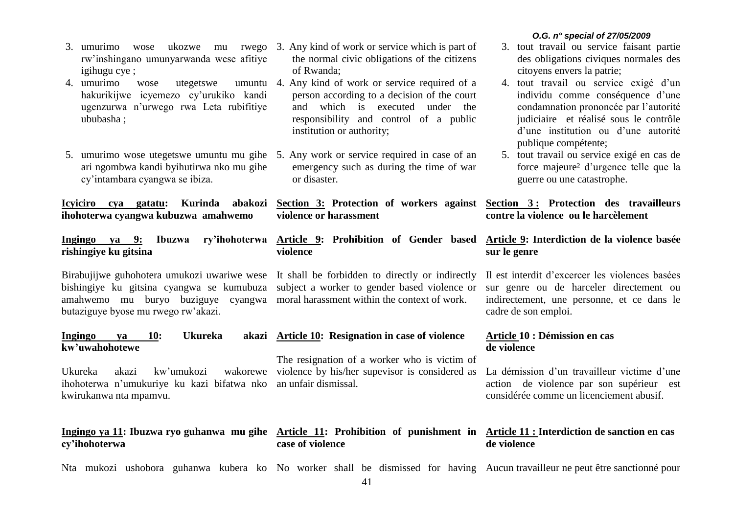3. umurimo wose ukozwe mu rwego rw'inshingano umunyarwanda wese afitiye igihugu cye ;
4. umurimo wose utegetswe umuntu hakurikijwe icyemezo cy'urukiko kandi ugenzurwa n'urwego rwa Leta rubifitiye ububasha ;
5. umurimo wose utegetswe umuntu mu gihe ari ngombwa kandi byihutirwa nko mu gihe cy'intambara cyangwa se ibiza.

**Icyiciro cya gatatu: Kurinda abakozi ihohoterwa cyangwa kubuzwa amahwemo**

**Ingingo ya 9: Ibuzwa ry'ihohoterwa rishingiye ku gitsina**

Birabujijwe guhohotera umukozi uwariwe wese bishingiye ku gitsina cyangwa se kumubuza amahwemo mu buryo buziguye cyangwa butaziguye byose mu rwego rw'akazi.

**Ingingo ya 10: Ukureka akazi kw'uwahohotewe**

Ukureka akazi kw'umukozi wakorewe ihohoterwa n'umukuriye ku kazi bifatwa nko kwirukanwa nta mpamvu.

**Ingingo ya 11: Ibuzwa ryo guhanwa mu gihe cy'ihohoterwa**

Nta mukozi ushobora guhanwa kubera ko

3. Any kind of work or service which is part of the normal civic obligations of the citizens of Rwanda;
4. Any kind of work or service required of a person according to a decision of the court and which is executed under the responsibility and control of a public institution or authority;
5. Any work or service required in case of an emergency such as during the time of war or disaster.

**Section 3: Protection of workers against violence or harassment**

**Article 9: Prohibition of Gender based violence**

It shall be forbidden to directly or indirectly subject a worker to gender based violence or moral harassment within the context of work.

**Article 10: Resignation in case of violence**

The resignation of a worker who is victim of violence by his/her supevisor is considered as an unfair dismissal.

**Article 11: Prohibition of punishment in case of violence**

No worker shall be dismissed for having

3. tout travail ou service faisant partie des obligations civiques normales des citoyens envers la patrie;
4. tout travail ou service exigé d'un individu comme conséquence d'une condamnation prononcée par l'autorité judiciaire et réalisé sous le contrôle d'une institution ou d'une autorité publique compétente;
5. tout travail ou service exigé en cas de force majeure² d'urgence telle que la guerre ou une catastrophe.

**Section 3 : Protection des travailleurs contre la violence ou le harcèlement**

**Article 9: Interdiction de la violence basée sur le genre**

Il est interdit d'excercer les violences basées sur genre ou de harceler directement ou indirectement, une personne, et ce dans le cadre de son emploi.

**Article 10 : Démission en cas de violence**

La démission d'un travailleur victime d'une action de violence par son supérieur est considérée comme un licenciement abusif.

**Article 11 : Interdiction de sanction en cas de violence**

Aucun travailleur ne peut être sanctionné pour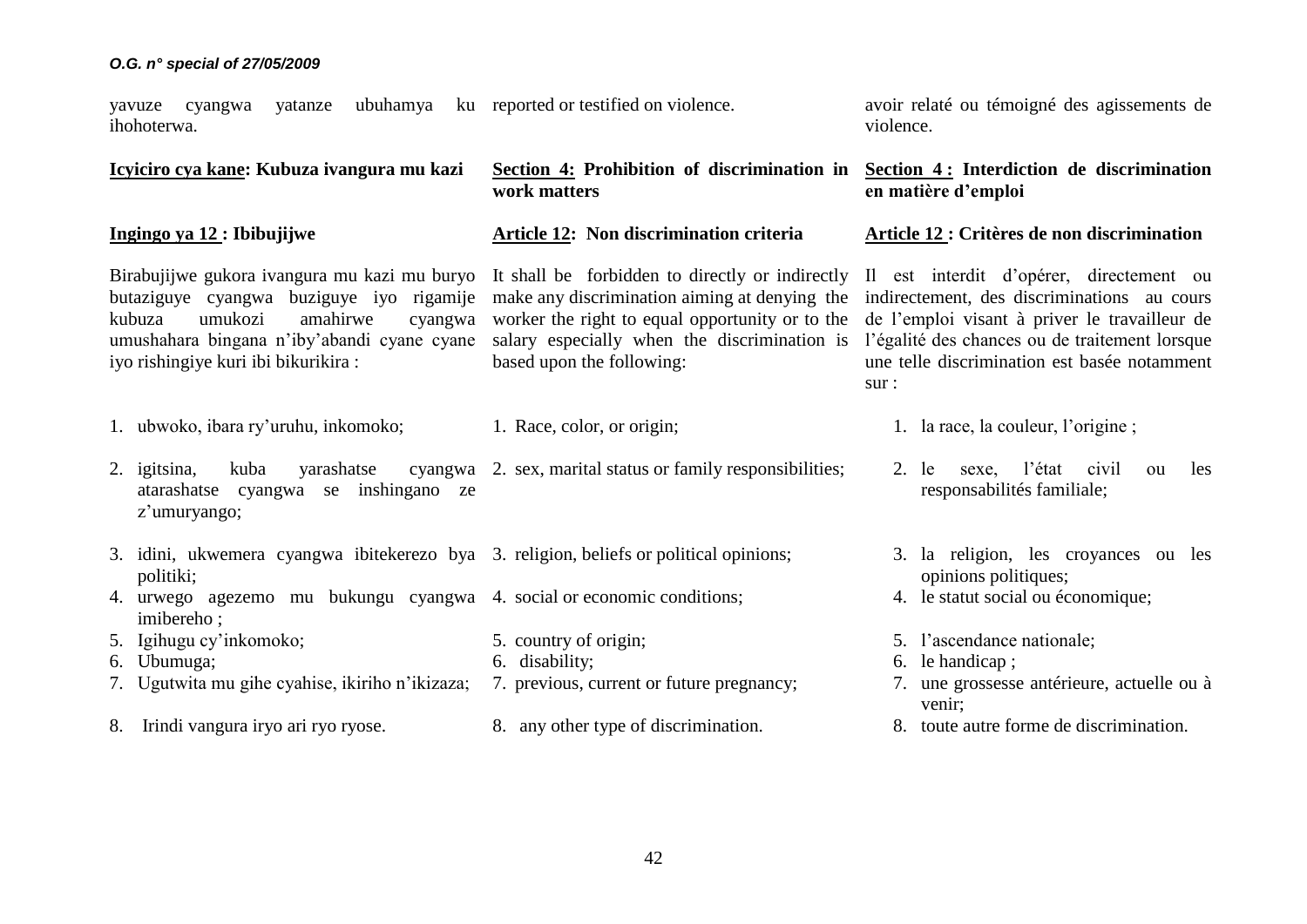yavuze cyangwa yatanze ubuhamya ku ihohoterwa.

reported or testified on violence.

avoir relaté ou témoigné des agissements de violence.

**Icyiciro cya kane: Kubuza ivangura mu kazi**

**Ingingo ya 12 : Ibibujijwe**

Birabujijwe gukora ivangura mu kazi mu buryo butaziguye cyangwa buziguye iyo rigamije kubuza umukozi amahirwe cyangwa umushahara bingana n'iby'abandi cyane cyane iyo rishingiye kuri ibi bikurikira :

1. ubwoko, ibara ry'uruhu, inkomoko;
2. igitsina, kuba yarashatse cyangwa atarashatse cyangwa se inshingano ze z'umuryango;
3. idini, ukwemera cyangwa ibitekerezo bya politiki;
4. urwego agezemo mu bukungu cyangwa imibereho ;
5. Igihugu cy'inkomoko;
6. Ubumuga;
7. Ugutwita mu gihe cyahise, ikiriho n'ikizaza;
8. Irindi vangura iryo ari ryo ryose.

**Section 4: Prohibition of discrimination in work matters**

**Article 12: Non discrimination criteria**

It shall be forbidden to directly or indirectly make any discrimination aiming at denying the worker the right to equal opportunity or to the salary especially when the discrimination is based upon the following:

1. Race, color, or origin;
2. sex, marital status or family responsibilities;
3. religion, beliefs or political opinions;
4. social or economic conditions;
5. country of origin;
6. disability;
7. previous, current or future pregnancy;
8. any other type of discrimination.

**Section 4 : Interdiction de discrimination en matière d'emploi**

**Article 12 : Critères de non discrimination**

Il est interdit d'opérer, directement ou indirectement, des discriminations au cours de l'emploi visant à priver le travailleur de l'égalité des chances ou de traitement lorsque une telle discrimination est basée notamment sur :

1. la race, la couleur, l'origine ;
2. le sexe, l'état civil ou les responsabilités familiale;
3. la religion, les croyances ou les opinions politiques;
4. le statut social ou économique;
5. l'ascendance nationale;
6. le handicap ;
7. une grossesse antérieure, actuelle ou à venir;
8. toute autre forme de discrimination.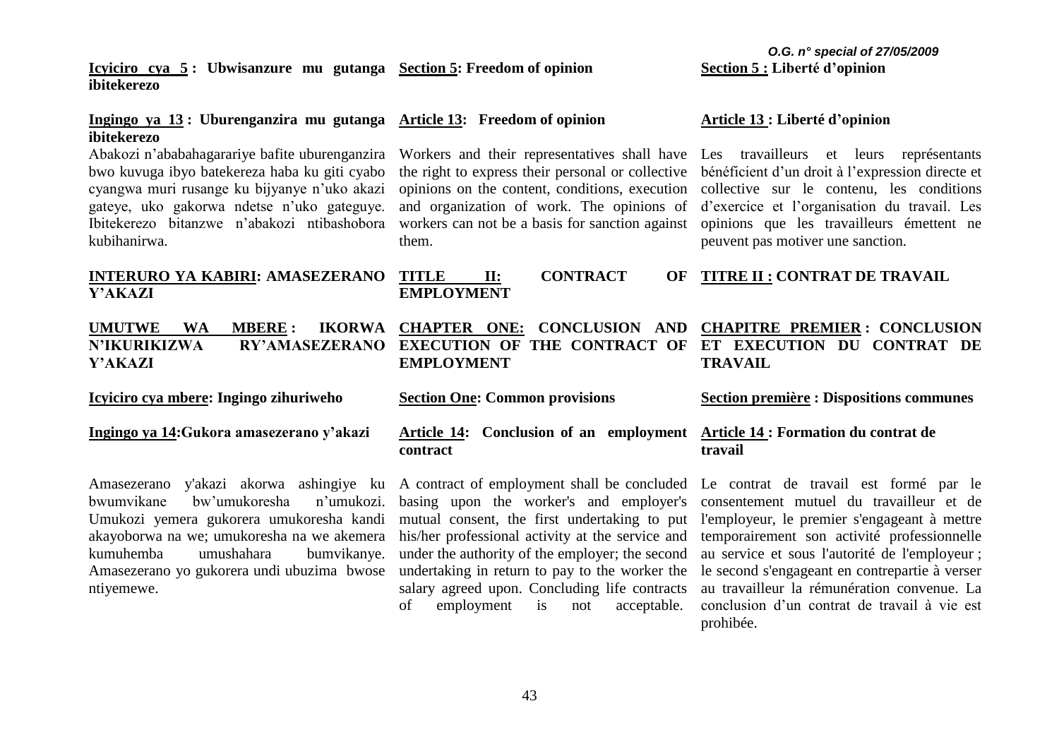**Icyiciro cya 5 : Ubwisanzure mu gutanga ibitekerezo**

**Ingingo ya 13 : Uburenganzira mu gutanga ibitekerezo**

Abakozi n'ababahagarariye bafite uburenganzira bwo kuvuga ibyo batekereza haba ku giti cyabo cyangwa muri rusange ku bijyanye n'uko akazi gateye, uko gakorwa ndetse n'uko gateguye. Ibitekerezo bitanzwe n'abakozi ntibashobora kubihanirwa.

**INTERURO YA KABIRI: AMASEZERANO Y'AKAZI**

**UMUTWE WA MBERE : IKORWA N'IKURIKIZWA RY'AMASEZERANO Y'AKAZI**

**Icyiciro cya mbere: Ingingo zihuriweho**

**Ingingo ya 14:Gukora amasezerano y'akazi**

Amasezerano y'akazi akorwa ashingiye ku bwumvikane bw'umukoresha n'umukozi. Umukozi yemera gukorera umukoresha kandi akayoborwa na we; umukoresha na we akemera kumuhemba umushahara bumvikanye. Amasezerano yo gukorera undi ubuzima bwose ntiyemewe.

**Section 5: Freedom of opinion**

**Article 13: Freedom of opinion**

Workers and their representatives shall have the right to express their personal or collective opinions on the content, conditions, execution and organization of work. The opinions of workers can not be a basis for sanction against them.

**TITLE II: CONTRACT OF EMPLOYMENT**

**CHAPTER ONE: CONCLUSION AND EXECUTION OF THE CONTRACT OF EMPLOYMENT**

**Section One: Common provisions**

**Article 14: Conclusion of an employment contract**

A contract of employment shall be concluded basing upon the worker's and employer's mutual consent, the first undertaking to put his/her professional activity at the service and under the authority of the employer; the second undertaking in return to pay to the worker the salary agreed upon. Concluding life contracts of employment is not acceptable.

**Section 5 : Liberté d'opinion**

**Article 13 : Liberté d'opinion**

Les travailleurs et leurs représentants bénéficient d'un droit à l'expression directe et collective sur le contenu, les conditions d'exercice et l'organisation du travail. Les opinions que les travailleurs émettent ne peuvent pas motiver une sanction.

**TITRE II : CONTRAT DE TRAVAIL**

**CHAPITRE PREMIER : CONCLUSION ET EXECUTION DU CONTRAT DE TRAVAIL**

**Section première : Dispositions communes**

**Article 14 : Formation du contrat de travail**

Le contrat de travail est formé par le consentement mutuel du travailleur et de l'employeur, le premier s'engageant à mettre temporairement son activité professionnelle au service et sous l'autorité de l'employeur ; le second s'engageant en contrepartie à verser au travailleur la rémunération convenue. La conclusion d'un contrat de travail à vie est prohibée.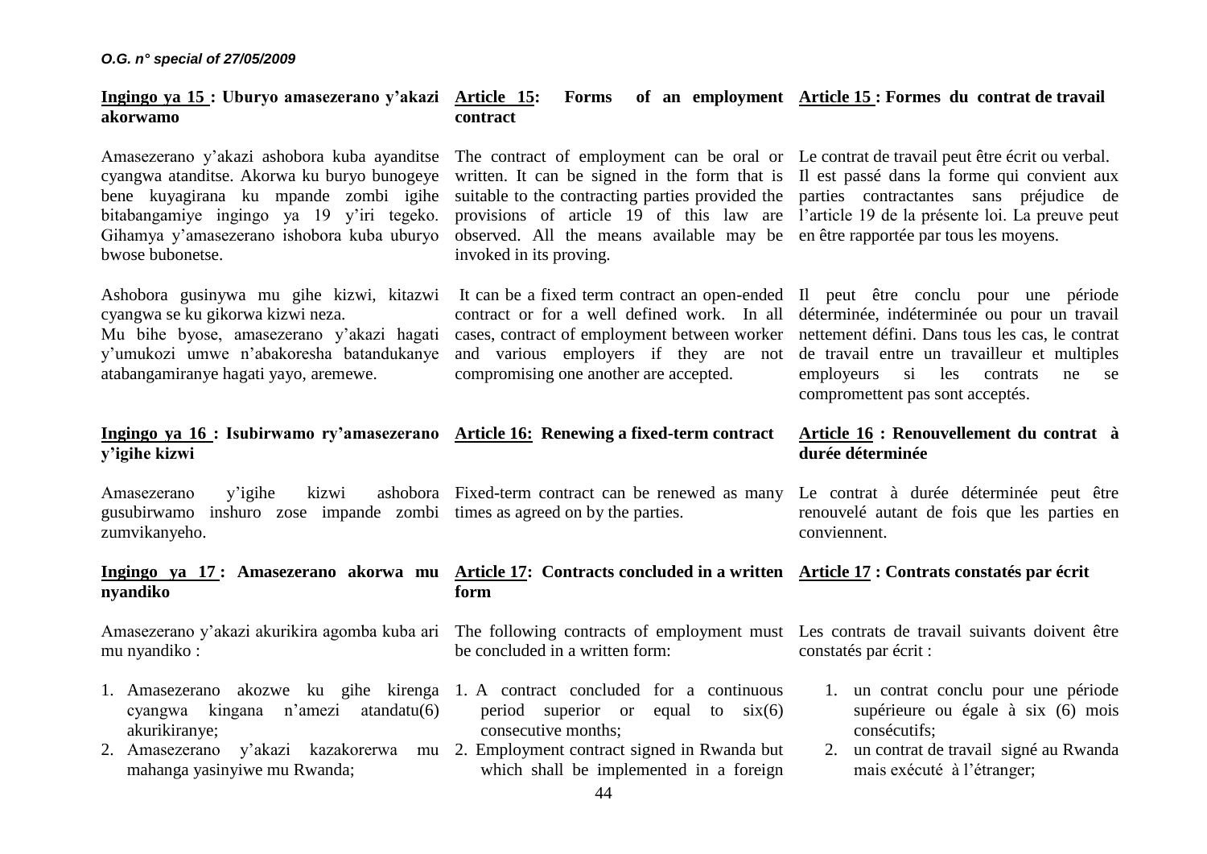**Ingingo ya 15 : Uburyo amasezerano y'akazi akorwamo**

Amasezerano y'akazi ashobora kuba ayanditse cyangwa atanditse. Akorwa ku buryo bunogeye bene kuyagirana ku mpande zombi igihe bitabangamiye ingingo ya 19 y'iri tegeko. Gihamya y'amasezerano ishobora kuba uburyo bwose bubonetse.

Ashobora gusinywa mu gihe kizwi, kitazwi cyangwa se ku gikorwa kizwi neza.
Mu bihe byose, amasezerano y'akazi hagati y'umukozi umwe n'abakoresha batandukanye atabangamiranye hagati yayo, aremewe.

**Ingingo ya 16 : Isubirwamo ry'amasezerano y'igihe kizwi**

Amasezerano y'igihe kizwi ashobora gusubirwamo inshuro zose impande zombi zumvikanyeho.

**Ingingo ya 17 : Amasezerano akorwa mu nyandiko**

Amasezerano y'akazi akurikira agomba kuba ari mu nyandiko :

1. Amasezerano akozwe ku gihe kirenga cyangwa kingana n'amezi atandatu(6) akurikiranye;
2. Amasezerano y'akazi kazakorerwa mu mahanga yasinyiwe mu Rwanda;

**Article 15: Forms of an employment contract**

The contract of employment can be oral or written. It can be signed in the form that is suitable to the contracting parties provided the provisions of article 19 of this law are observed. All the means available may be invoked in its proving.

It can be a fixed term contract an open-ended contract or for a well defined work. In all cases, contract of employment between worker and various employers if they are not compromising one another are accepted.

**Article 16: Renewing a fixed-term contract**

Fixed-term contract can be renewed as many times as agreed on by the parties.

**Article 17: Contracts concluded in a written form**

The following contracts of employment must be concluded in a written form:

1. A contract concluded for a continuous period superior or equal to six(6) consecutive months;
2. Employment contract signed in Rwanda but which shall be implemented in a foreign

**Article 15 : Formes du contrat de travail**

Le contrat de travail peut être écrit ou verbal. Il est passé dans la forme qui convient aux parties contractantes sans préjudice de l'article 19 de la présente loi. La preuve peut en être rapportée par tous les moyens.

Il peut être conclu pour une période déterminée, indéterminée ou pour un travail nettement défini. Dans tous les cas, le contrat de travail entre un travailleur et multiples employeurs si les contrats ne se compromettent pas sont acceptés.

**Article 16 : Renouvellement du contrat à durée déterminée**

Le contrat à durée déterminée peut être renouvelé autant de fois que les parties en conviennent.

**Article 17 : Contrats constatés par écrit**

Les contrats de travail suivants doivent être constatés par écrit :

1. un contrat conclu pour une période supérieure ou égale à six (6) mois consécutifs;
2. un contrat de travail signé au Rwanda mais exécuté à l'étranger;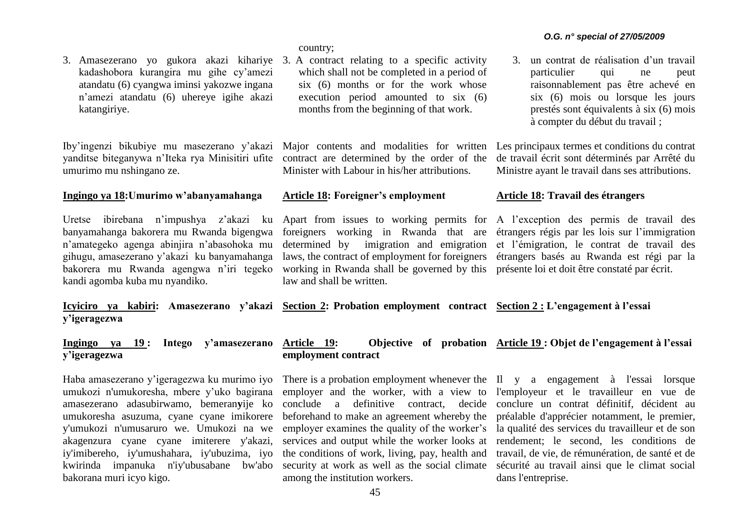country;

3. Amasezerano yo gukora akazi kihariye kadashobora kurangira mu gihe cy'amezi atandatu (6) cyangwa iminsi yakozwe ingana n'amezi atandatu (6) uhereye igihe akazi katangiriye.

Iby'ingenzi bikubiye mu masezerano y'akazi yanditse biteganywa n'Iteka rya Minisitiri ufite umurimo mu nshingano ze.

**Ingingo ya 18:Umurimo w'abanyamahanga**

Uretse ibirebana n'impushya z'akazi ku banyamahanga bakorera mu Rwanda bigengwa n'amategeko agenga abinjira n'abasohoka mu gihugu, amasezerano y'akazi ku banyamahanga bakorera mu Rwanda agengwa n'iri tegeko kandi agomba kuba mu nyandiko.

**Icyiciro ya kabiri: Amasezerano y'akazi y'igeragezwa**

**Ingingo ya 19 : Intego y'amasezerano y'igeragezwa**

Haba amasezerano y'igeragezwa ku murimo iyo umukozi n'umukoresha, mbere y'uko bagirana amasezerano adasubirwamo, bemeranyije ko umukoresha asuzuma, cyane cyane imikorere y'umukozi n'umusaruro we. Umukozi na we akagenzura cyane cyane imiterere y'akazi, iy'imibereho, iy'umushahara, iy'ubuzima, iyo kwirinda impanuka n'iy'ubusabane bw'abo bakorana muri icyo kigo.

3. A contract relating to a specific activity which shall not be completed in a period of six (6) months or for the work whose execution period amounted to six (6) months from the beginning of that work.

Major contents and modalities for written contract are determined by the order of the Minister with Labour in his/her attributions.

**Article 18: Foreigner's employment**

Apart from issues to working permits for foreigners working in Rwanda that are determined by imigration and emigration laws, the contract of employment for foreigners working in Rwanda shall be governed by this law and shall be written.

**Section 2: Probation employment contract**

**Article 19: Objective of probation employment contract**

There is a probation employment whenever the employer and the worker, with a view to conclude a definitive contract, decide beforehand to make an agreement whereby the employer examines the quality of the worker's services and output while the worker looks at the conditions of work, living, pay, health and security at work as well as the social climate among the institution workers.

3. un contrat de réalisation d'un travail particulier qui ne peut raisonnablement pas être achevé en six (6) mois ou lorsque les jours prestés sont équivalents à six (6) mois à compter du début du travail ;

Les principaux termes et conditions du contrat de travail écrit sont déterminés par Arrêté du Ministre ayant le travail dans ses attributions.

**Article 18: Travail des étrangers**

A l'exception des permis de travail des étrangers régis par les lois sur l'immigration et l'émigration, le contrat de travail des étrangers basés au Rwanda est régi par la présente loi et doit être constaté par écrit.

**Section 2 : L'engagement à l'essai**

**Article 19 : Objet de l'engagement à l'essai**

Il y a engagement à l'essai lorsque l'employeur et le travailleur en vue de conclure un contrat définitif, décident au préalable d'apprécier notamment, le premier, la qualité des services du travailleur et de son rendement; le second, les conditions de travail, de vie, de rémunération, de santé et de sécurité au travail ainsi que le climat social dans l'entreprise.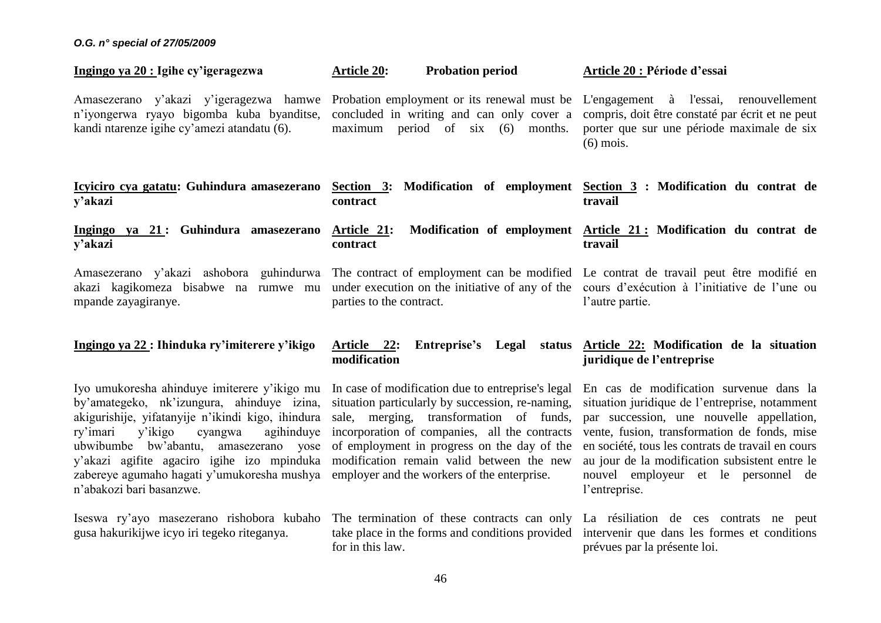**Ingingo ya 20 : Igihe cy'igeragezwa**

Amasezerano y'akazi y'igeragezwa hamwe n'iyongerwa ryayo bigomba kuba byanditse, kandi ntarenze igihe cy'amezi atandatu (6).

**Article 20: Probation period**

Probation employment or its renewal must be concluded in writing and can only cover a maximum period of six (6) months.

**Article 20 : Période d'essai**

L'engagement à l'essai, renouvellement compris, doit être constaté par écrit et ne peut porter que sur une période maximale de six (6) mois.

**Icyiciro cya gatatu: Guhindura amasezerano y'akazi**

**Section 3: Modification of employment contract**

**Section 3 : Modification du contrat de travail**

**Ingingo ya 21 : Guhindura amasezerano y'akazi**

Amasezerano y'akazi ashobora guhindurwa akazi kagikomeza bisabwe na rumwe mu mpande zayagiranye.

**Article 21: Modification of employment contract**

The contract of employment can be modified under execution on the initiative of any of the parties to the contract.

**Article 21 : Modification du contrat de travail**

Le contrat de travail peut être modifié en cours d'exécution à l'initiative de l'une ou l'autre partie.

**Ingingo ya 22 : Ihinduka ry'imiterere y'ikigo**

Iyo umukoresha ahinduye imiterere y'ikigo mu by'amategeko, nk'izungura, ahinduye izina, akigurishije, yifatanyije n'ikindi kigo, ihindura ry'imari y'ikigo cyangwa agihinduye ubwibumbe bw'abantu, amasezerano yose y'akazi agifite agaciro igihe izo mpinduka zabereye agumaho hagati y'umukoresha mushya n'abakozi bari basanzwe.

Iseswa ry'ayo masezerano rishobora kubaho gusa hakurikijwe icyo iri tegeko riteganya.

**Article 22: Entreprise's Legal status modification**

In case of modification due to entreprise's legal situation particularly by succession, re-naming, sale, merging, transformation of funds, incorporation of companies, all the contracts of employment in progress on the day of the modification remain valid between the new employer and the workers of the enterprise.

The termination of these contracts can only take place in the forms and conditions provided for in this law.

**Article 22: Modification de la situation juridique de l'entreprise**

En cas de modification survenue dans la situation juridique de l'entreprise, notamment par succession, une nouvelle appellation, vente, fusion, transformation de fonds, mise en société, tous les contrats de travail en cours au jour de la modification subsistent entre le nouvel employeur et le personnel de l'entreprise.

La résiliation de ces contrats ne peut intervenir que dans les formes et conditions prévues par la présente loi.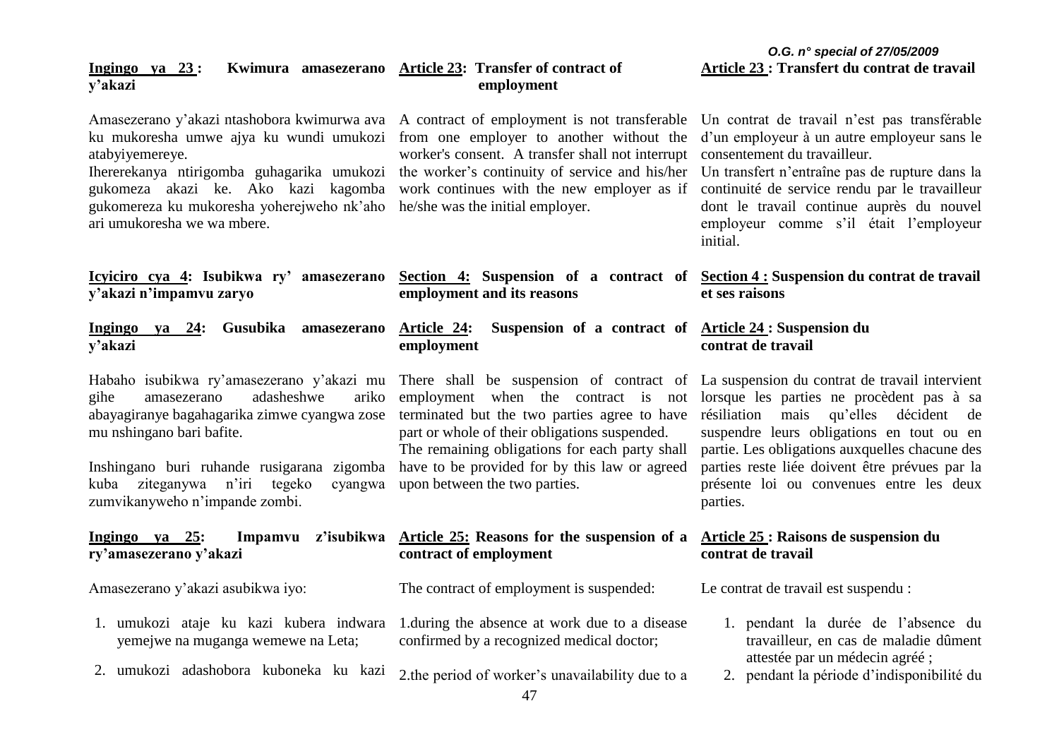**Ingingo ya 23 : Kwimura amasezerano y'akazi**

Amasezerano y'akazi ntashobora kwimurwa ava ku mukoresha umwe ajya ku wundi umukozi atabyiyemereye.

Ihererekanya ntirigomba guhagarika umukozi gukomeza akazi ke. Ako kazi kagomba gukomereza ku mukoresha yoherejweho nk'aho ari umukoresha we wa mbere.

**Icyiciro cya 4: Isubikwa ry' amasezerano y'akazi n'impamvu zaryo**

**Ingingo ya 24: Gusubika amasezerano y'akazi**

Habaho isubikwa ry'amasezerano y'akazi mu gihe amasezerano adasheshwe ariko abayagiranye bagahagarika zimwe cyangwa zose mu nshingano bari bafite.

Inshingano buri ruhande rusigarana zigomba kuba ziteganywa n'iri tegeko cyangwa zumvikanyweho n'impande zombi.

**Ingingo ya 25: Impamvu z'isubikwa ry'amasezerano y'akazi**

Amasezerano y'akazi asubikwa iyo:

1. umukozi ataje ku kazi kubera indwara yemejwe na muganga wemewe na Leta;
2. umukozi adashobora kuboneka ku kazi

**Article 23: Transfer of contract of employment**

A contract of employment is not transferable from one employer to another without the worker's consent. A transfer shall not interrupt the worker's continuity of service and his/her work continues with the new employer as if he/she was the initial employer.

**Section 4: Suspension of a contract of employment and its reasons**

**Article 24: Suspension of a contract of employment**

There shall be suspension of contract of employment when the contract is not terminated but the two parties agree to have part or whole of their obligations suspended. The remaining obligations for each party shall have to be provided for by this law or agreed upon between the two parties.

**Article 25: Reasons for the suspension of a contract of employment**

The contract of employment is suspended:

1. during the absence at work due to a disease confirmed by a recognized medical doctor;
2. the period of worker's unavailability due to a

**Article 23 : Transfert du contrat de travail**

Un contrat de travail n'est pas transférable d'un employeur à un autre employeur sans le consentement du travailleur.

Un transfert n'entraîne pas de rupture dans la continuité de service rendu par le travailleur dont le travail continue auprès du nouvel employeur comme s'il était l'employeur initial.

**Section 4 : Suspension du contrat de travail et ses raisons**

**Article 24 : Suspension du contrat de travail**

La suspension du contrat de travail intervient lorsque les parties ne procèdent pas à sa résiliation mais qu'elles décident de suspendre leurs obligations en tout ou en partie. Les obligations auxquelles chacune des parties reste liée doivent être prévues par la présente loi ou convenues entre les deux parties.

**Article 25 : Raisons de suspension du contrat de travail**

Le contrat de travail est suspendu :

1. pendant la durée de l'absence du travailleur, en cas de maladie dûment attestée par un médecin agréé ;
2. pendant la période d'indisponibilité du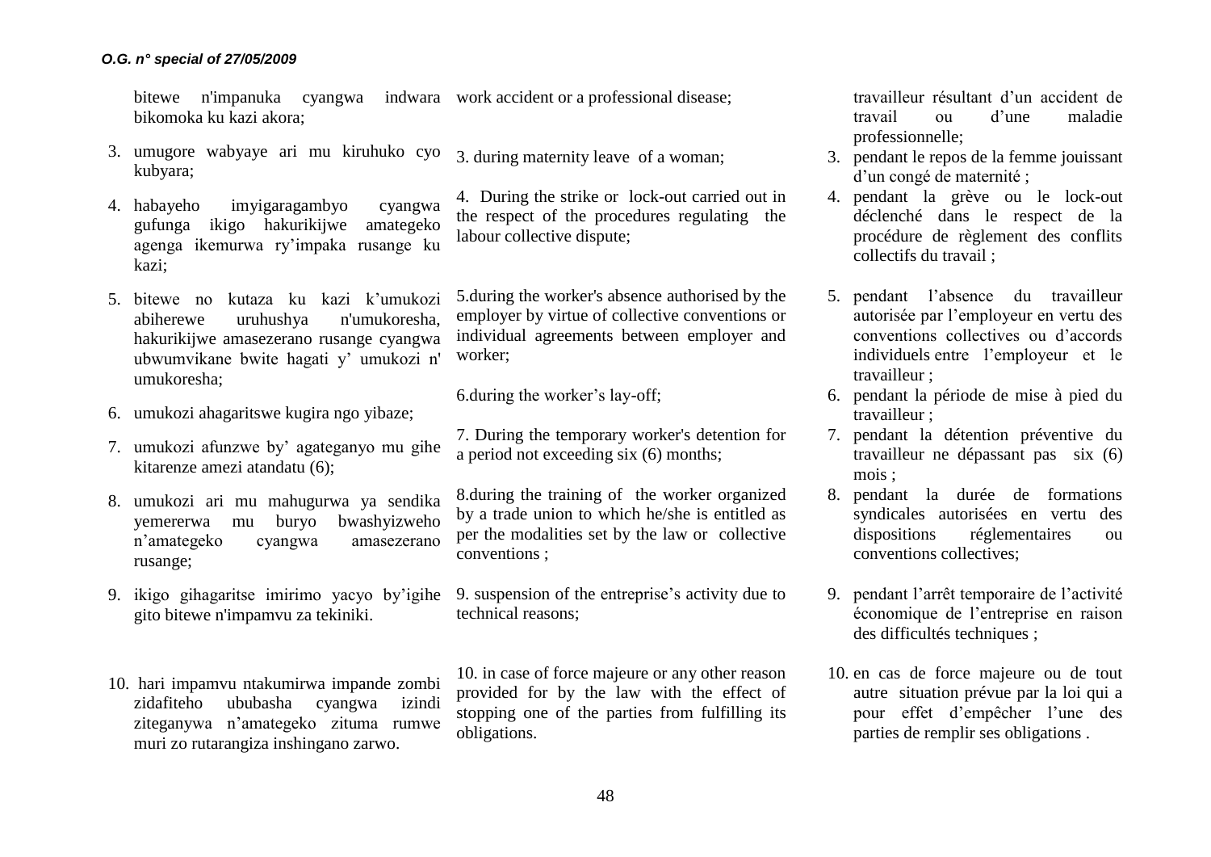bitewe n'impanuka cyangwa indwara bikomoka ku kazi akora;

3. umugore wabyaye ari mu kiruhuko cyo kubyara;

4. habayeho imyigaragambyo cyangwa gufunga ikigo hakurikijwe amategeko agenga ikemurwa ry'impaka rusange ku kazi;

5. bitewe no kutaza ku kazi k'umukozi abiherewe uruhushya n'umukoresha, hakurikijwe amasezerano rusange cyangwa ubwumvikane bwite hagati y' umukozi n' umukoresha;

6. umukozi ahagaritswe kugira ngo yibaze;

7. umukozi afunzwe by' agateganyo mu gihe kitarenze amezi atandatu (6);

8. umukozi ari mu mahugurwa ya sendika yemererwa mu buryo bwashyizweho n'amategeko cyangwa amasezerano rusange;

9. ikigo gihagaritse imirimo yacyo by'igihe gito bitewe n'impamvu za tekiniki.

10. hari impamvu ntakumirwa impande zombi zidafiteho ububasha cyangwa izindi ziteganywa n'amategeko zituma rumwe muri zo rutarangiza inshingano zarwo.

work accident or a professional disease;

3. during maternity leave of a woman;

4. During the strike or lock-out carried out in the respect of the procedures regulating the labour collective dispute;

5.during the worker's absence authorised by the employer by virtue of collective conventions or individual agreements between employer and worker;

6.during the worker's lay-off;

7. During the temporary worker's detention for a period not exceeding six (6) months;

8.during the training of the worker organized by a trade union to which he/she is entitled as per the modalities set by the law or collective conventions ;

9. suspension of the entreprise's activity due to technical reasons;

10. in case of force majeure or any other reason provided for by the law with the effect of stopping one of the parties from fulfilling its obligations.

travailleur résultant d'un accident de travail ou d'une maladie professionnelle;

3. pendant le repos de la femme jouissant d'un congé de maternité ;
4. pendant la grève ou le lock-out déclenché dans le respect de la procédure de règlement des conflits collectifs du travail ;
5. pendant l'absence du travailleur autorisée par l'employeur en vertu des conventions collectives ou d'accords individuels entre l'employeur et le travailleur ;
6. pendant la période de mise à pied du travailleur ;
7. pendant la détention préventive du travailleur ne dépassant pas six (6) mois ;
8. pendant la durée de formations syndicales autorisées en vertu des dispositions réglementaires ou conventions collectives;
9. pendant l'arrêt temporaire de l'activité économique de l'entreprise en raison des difficultés techniques ;
10. en cas de force majeure ou de tout autre situation prévue par la loi qui a pour effet d'empêcher l'une des parties de remplir ses obligations .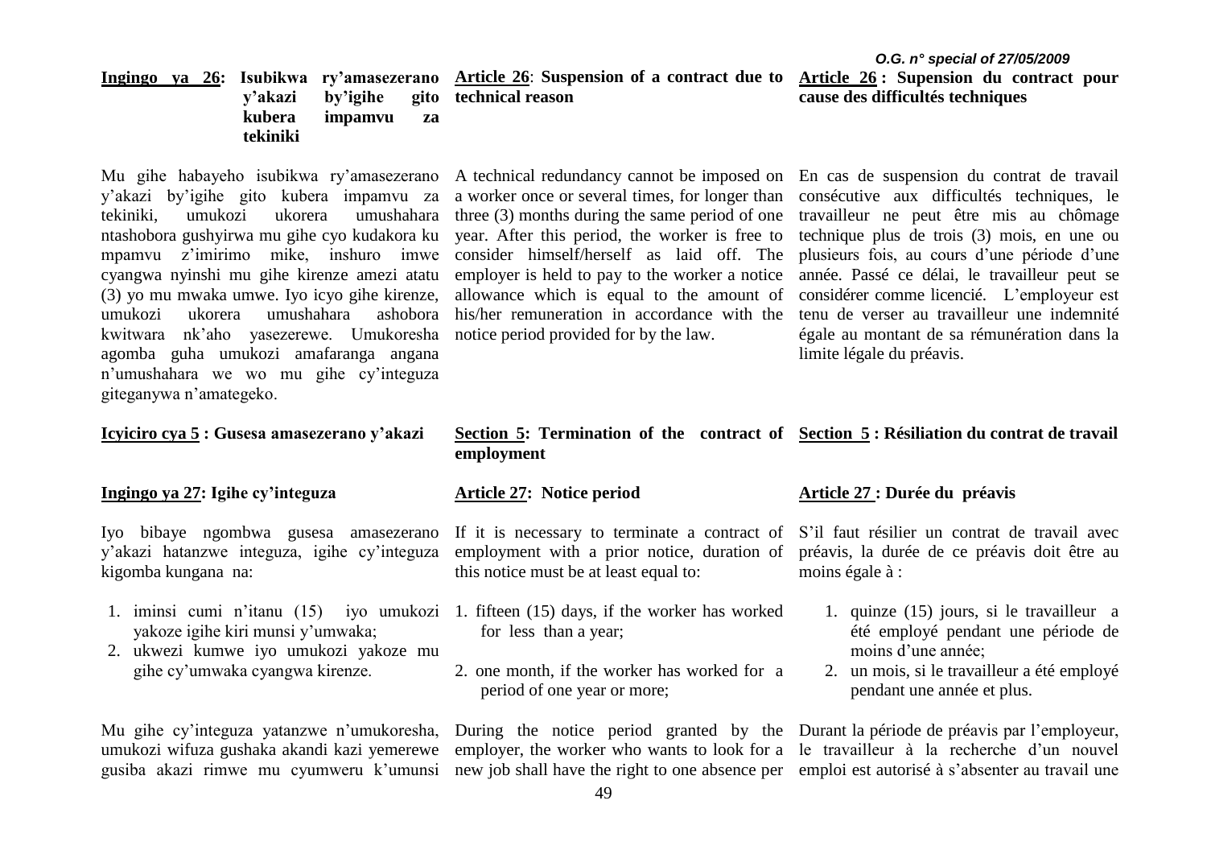**Ingingo ya 26: Isubikwa ry'amasezerano y'akazi by'igihe gito kubera impamvu za tekiniki**

Mu gihe habayeho isubikwa ry'amasezerano y'akazi by'igihe gito kubera impamvu za tekiniki, umukozi ukorera umushahara ntashobora gushyirwa mu gihe cyo kudakora ku mpamvu z'imirimo mike, inshuro imwe cyangwa nyinshi mu gihe kirenze amezi atatu (3) yo mu mwaka umwe. Iyo icyo gihe kirenze, umukozi ukorera umushahara ashobora kwitwara nk'aho yasezerewe. Umukoresha agomba guha umukozi amafaranga angana n'umushahara we wo mu gihe cy'integuza giteganywa n'amategeko.

**Icyiciro cya 5 : Gusesa amasezerano y'akazi**

**Ingingo ya 27: Igihe cy'integuza**

Iyo bibaye ngombwa gusesa amasezerano y'akazi hatanzwe integuza, igihe cy'integuza kigomba kungana na:

1. iminsi cumi n'itanu (15) iyo umukozi yakoze igihe kiri munsi y'umwaka;
2. ukwezi kumwe iyo umukozi yakoze mu gihe cy'umwaka cyangwa kirenze.

Mu gihe cy'integuza yatanzwe n'umukoresha, umukozi wifuza gushaka akandi kazi yemerewe gusiba akazi rimwe mu cyumweru k'umunsi

**Article 26: Suspension of a contract due to technical reason**

A technical redundancy cannot be imposed on a worker once or several times, for longer than three (3) months during the same period of one year. After this period, the worker is free to consider himself/herself as laid off. The employer is held to pay to the worker a notice allowance which is equal to the amount of his/her remuneration in accordance with the notice period provided for by the law.

**Section 5: Termination of the contract of employment**

**Article 27: Notice period**

If it is necessary to terminate a contract of employment with a prior notice, duration of this notice must be at least equal to:

1. fifteen (15) days, if the worker has worked for less than a year;
2. one month, if the worker has worked for a period of one year or more;

During the notice period granted by the employer, the worker who wants to look for a new job shall have the right to one absence per

**Article 26 : Supension du contract pour cause des difficultés techniques**

En cas de suspension du contrat de travail consécutive aux difficultés techniques, le travailleur ne peut être mis au chômage technique plus de trois (3) mois, en une ou plusieurs fois, au cours d'une période d'une année. Passé ce délai, le travailleur peut se considérer comme licencié. L'employeur est tenu de verser au travailleur une indemnité égale au montant de sa rémunération dans la limite légale du préavis.

**Section 5 : Résiliation du contrat de travail**

**Article 27 : Durée du préavis**

S'il faut résilier un contrat de travail avec préavis, la durée de ce préavis doit être au moins égale à :

1. quinze (15) jours, si le travailleur a été employé pendant une période de moins d'une année;
2. un mois, si le travailleur a été employé pendant une année et plus.

Durant la période de préavis par l'employeur, le travailleur à la recherche d'un nouvel emploi est autorisé à s'absenter au travail une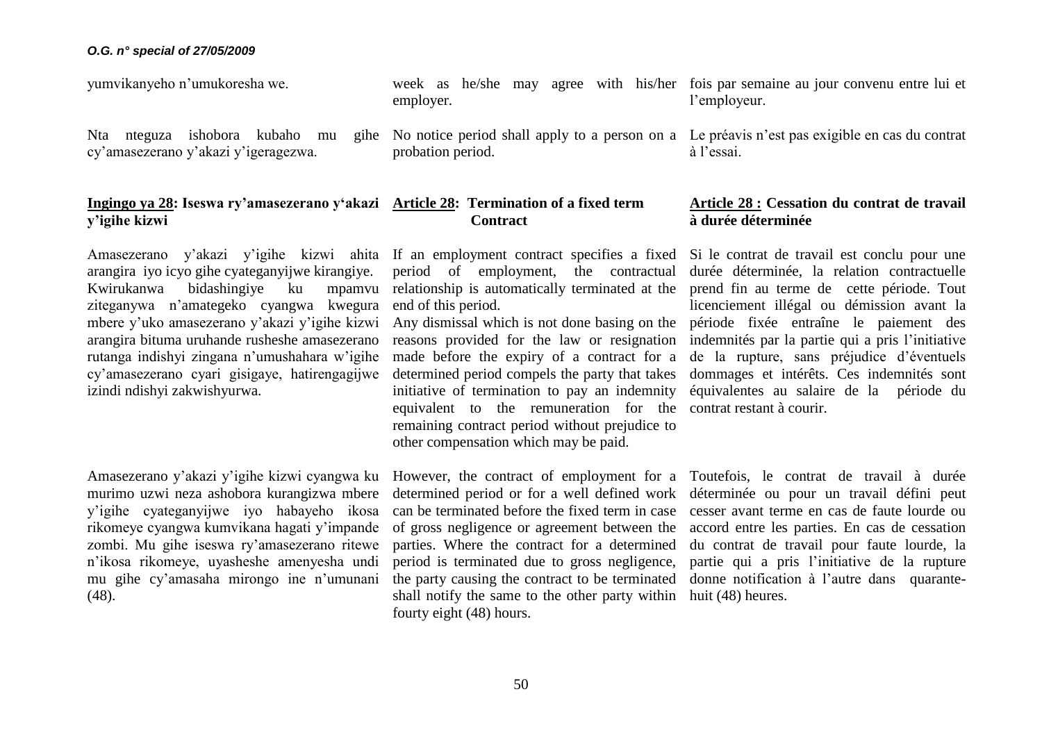yumvikanyeho n'umukoresha we.

Nta nteguza ishobora kubaho mu gihe cy'amasezerano y'akazi y'igeragezwa.

## Ingingo ya 28: Iseswa ry'amasezerano y'akazi y'igihe kizwi

Amasezerano y'akazi y'igihe kizwi ahita arangira iyo icyo gihe cyateganyijwe kirangiye. Kwirukanwa bidashingiye ku mpamvu ziteganywa n'amategeko cyangwa kwegura mbere y'uko amasezerano y'akazi y'igihe kizwi arangira bituma uruhande rusheshe amasezerano rutanga indishyi zingana n'umushahara w'igihe cy'amasezerano cyari gisigaye, hatirengagijwe izindi ndishyi zakwishyurwa.

Amasezerano y'akazi y'igihe kizwi cyangwa ku murimo uzwi neza ashobora kurangizwa mbere y'igihe cyateganyijwe iyo habayeho ikosa rikomeye cyangwa kumvikana hagati y'impande zombi. Mu gihe iseswa ry'amasezerano ritewe n'ikosa rikomeye, uyasheshe amenyesha undi mu gihe cy'amasaha mirongo ine n'umunani (48).

week as he/she may agree with his/her employer.

No notice period shall apply to a person on a probation period.

## Article 28: Termination of a fixed term Contract

If an employment contract specifies a fixed period of employment, the contractual relationship is automatically terminated at the end of this period.

Any dismissal which is not done basing on the reasons provided for the law or resignation made before the expiry of a contract for a determined period compels the party that takes initiative of termination to pay an indemnity equivalent to the remuneration for the remaining contract period without prejudice to other compensation which may be paid.

However, the contract of employment for a determined period or for a well defined work can be terminated before the fixed term in case of gross negligence or agreement between the parties. Where the contract for a determined period is terminated due to gross negligence, the party causing the contract to be terminated shall notify the same to the other party within fourty eight (48) hours.

fois par semaine au jour convenu entre lui et l'employeur.

Le préavis n'est pas exigible en cas du contrat à l'essai.

## Article 28 : Cessation du contrat de travail à durée déterminée

Si le contrat de travail est conclu pour une durée déterminée, la relation contractuelle prend fin au terme de cette période. Tout licenciement illégal ou démission avant la période fixée entraîne le paiement des indemnités par la partie qui a pris l'initiative de la rupture, sans préjudice d'éventuels dommages et intérêts. Ces indemnités sont équivalentes au salaire de la période du contrat restant à courir.

Toutefois, le contrat de travail à durée déterminée ou pour un travail défini peut cesser avant terme en cas de faute lourde ou accord entre les parties. En cas de cessation du contrat de travail pour faute lourde, la partie qui a pris l'initiative de la rupture donne notification à l'autre dans quarante-huit (48) heures.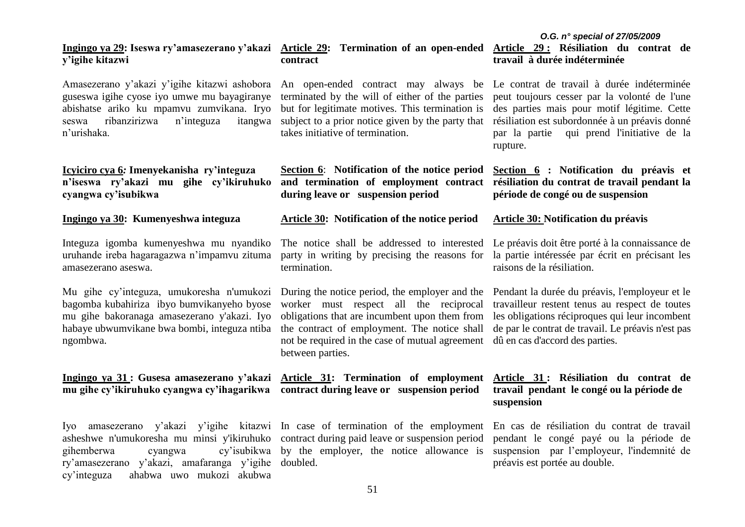**Ingingo ya 29: Iseswa ry'amasezerano y'akazi y'igihe kitazwi**

Amasezerano y'akazi y'igihe kitazwi ashobora guseswa igihe cyose iyo umwe mu bayagiranye abishatse ariko ku mpamvu zumvikana. Iryo seswa ribanzirizwa n'integuza itangwa n'urishaka.

**Icyiciro cya 6: Imenyekanisha ry'integuza n'iseswa ry'akazi mu gihe cy'ikiruhuko cyangwa cy'isubikwa**

**Ingingo ya 30: Kumenyeshwa integuza**

Integuza igomba kumenyeshwa mu nyandiko uruhande ireba hagaragazwa n'impamvu zituma amasezerano aseswa.

Mu gihe cy'integuza, umukoresha n'umukozi bagomba kubahiriza ibyo bumvikanyeho byose mu gihe bakoranaga amasezerano y'akazi. Iyo habaye ubwumvikane bwa bombi, integuza ntiba ngombwa.

**Ingingo ya 31 : Gusesa amasezerano y'akazi mu gihe cy'ikiruhuko cyangwa cy'ihagarikwa**

Iyo amasezerano y'akazi y'igihe kitazwi asheshwe n'umukoresha mu minsi y'ikiruhuko gihemberwa cyangwa cy'isubikwa ry'amasezerano y'akazi, amafaranga y'igihe cy'integuza ahabwa uwo mukozi akubwa

**Article 29: Termination of an open-ended contract**

An open-ended contract may always be terminated by the will of either of the parties but for legitimate motives. This termination is subject to a prior notice given by the party that takes initiative of termination.

**Section 6: Notification of the notice period and termination of employment contract during leave or suspension period**

**Article 30: Notification of the notice period**

The notice shall be addressed to interested party in writing by precising the reasons for termination.

During the notice period, the employer and the worker must respect all the reciprocal obligations that are incumbent upon them from the contract of employment. The notice shall not be required in the case of mutual agreement between parties.

**Article 31: Termination of employment contract during leave or suspension period**

In case of termination of the employment contract during paid leave or suspension period by the employer, the notice allowance is doubled.

**Article 29 : Résiliation du contrat de travail à durée indéterminée**

Le contrat de travail à durée indéterminée peut toujours cesser par la volonté de l'une des parties mais pour motif légitime. Cette résiliation est subordonnée à un préavis donné par la partie qui prend l'initiative de la rupture.

**Section 6 : Notification du préavis et résiliation du contrat de travail pendant la période de congé ou de suspension**

**Article 30: Notification du préavis**

Le préavis doit être porté à la connaissance de la partie intéressée par écrit en précisant les raisons de la résiliation.

Pendant la durée du préavis, l'employeur et le travailleur restent tenus au respect de toutes les obligations réciproques qui leur incombent de par le contrat de travail. Le préavis n'est pas dû en cas d'accord des parties.

**Article 31 : Résiliation du contrat de travail pendant le congé ou la période de suspension**

En cas de résiliation du contrat de travail pendant le congé payé ou la période de suspension par l'employeur, l'indemnité de préavis est portée au double.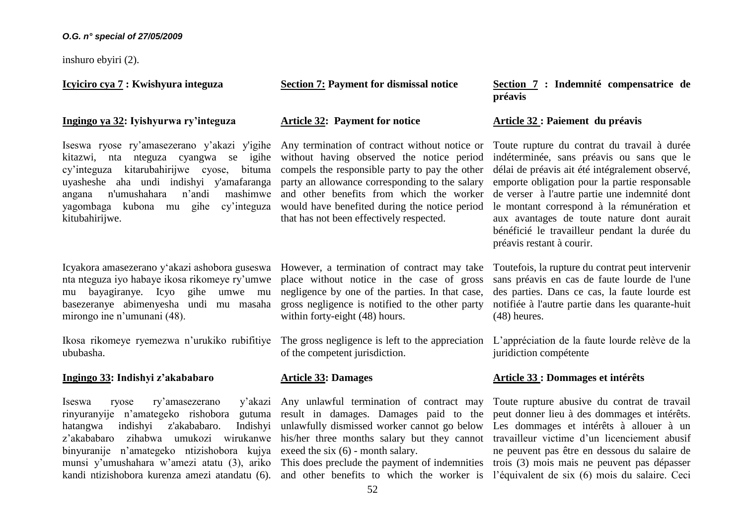inshuro ebyiri (2).

**Icyiciro cya 7 : Kwishyura integuza**

**Ingingo ya 32: Iyishyurwa ry'integuza**

Iseswa ryose ry'amasezerano y'akazi y'igihe kitazwi, nta nteguza cyangwa se igihe cy'integuza kitarubahirijwe cyose, bituma uyasheshe aha undi indishyi y'amafaranga angana n'umushahara n'andi mashimwe yagombaga kubona mu gihe cy'integuza kitubahirijwe.

Icyakora amasezerano y'akazi ashobora guseswa nta nteguza iyo habaye ikosa rikomeye ry'umwe mu bayagiranye. Icyo gihe umwe mu basezeranye abimenyesha undi mu masaha mirongo ine n'umunani (48).

Ikosa rikomeye ryemezwa n'urukiko rubifitiye ububasha.

**Ingingo 33: Indishyi z'akababaro**

Iseswa ryose ry'amasezerano y'akazi rinyuranyije n'amategeko rishobora gutuma hatangwa indishyi z'akababaro. Indishyi z'akababaro zihabwa umukozi wirukanwe binyuranije n'amategeko ntizishobora kujya munsi y'umushahara w'amezi atatu (3), ariko kandi ntizishobora kurenza amezi atandatu (6).

**Section 7: Payment for dismissal notice**

**Article 32: Payment for notice**

Any termination of contract without notice or without having observed the notice period compels the responsible party to pay the other party an allowance corresponding to the salary and other benefits from which the worker would have benefited during the notice period that has not been effectively respected.

However, a termination of contract may take place without notice in the case of gross negligence by one of the parties. In that case, gross negligence is notified to the other party within forty-eight (48) hours.

The gross negligence is left to the appreciation of the competent jurisdiction.

**Article 33: Damages**

Any unlawful termination of contract may result in damages. Damages paid to the unlawfully dismissed worker cannot go below his/her three months salary but they cannot exeed the six (6) - month salary.
This does preclude the payment of indemnities and other benefits to which the worker is

**Section 7 : Indemnité compensatrice de préavis**

**Article 32 : Paiement du préavis**

Toute rupture du contrat du travail à durée indéterminée, sans préavis ou sans que le délai de préavis ait été intégralement observé, emporte obligation pour la partie responsable de verser à l'autre partie une indemnité dont le montant correspond à la rémunération et aux avantages de toute nature dont aurait bénéficié le travailleur pendant la durée du préavis restant à courir.

Toutefois, la rupture du contrat peut intervenir sans préavis en cas de faute lourde de l'une des parties. Dans ce cas, la faute lourde est notifiée à l'autre partie dans les quarante-huit (48) heures.

L'appréciation de la faute lourde relève de la juridiction compétente

**Article 33 : Dommages et intérêts**

Toute rupture abusive du contrat de travail peut donner lieu à des dommages et intérêts. Les dommages et intérêts à allouer à un travailleur victime d'un licenciement abusif ne peuvent pas être en dessous du salaire de trois (3) mois mais ne peuvent pas dépasser l'équivalent de six (6) mois du salaire. Ceci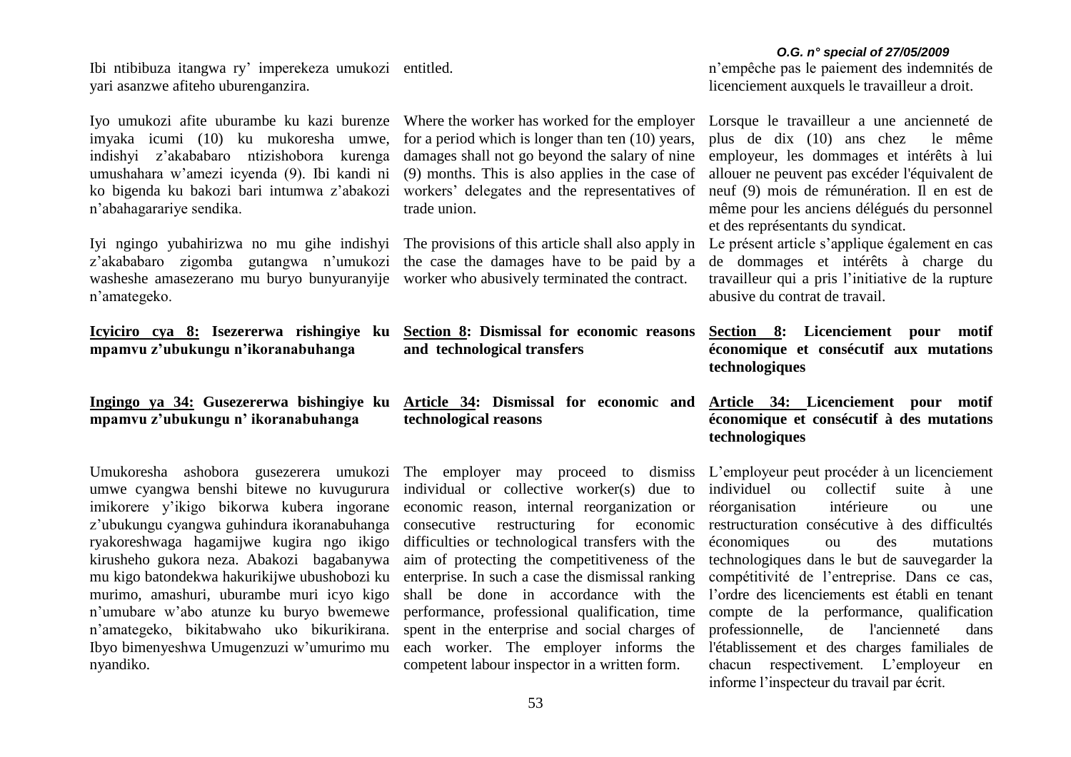Ibi ntibibuza itangwa ry' imperekeza umukozi yari asanzwe afiteho uburenganzira.

Iyo umukozi afite uburambe ku kazi burenze imyaka icumi (10) ku mukoresha umwe, indishyi z'akababaro ntizishobora kurenga umushahara w'amezi icyenda (9). Ibi kandi ni ko bigenda ku bakozi bari intumwa z'abakozi n'abahagarariye sendika.

Iyi ngingo yubahirizwa no mu gihe indishyi z'akababaro zigomba gutangwa n'umukozi washeshe amasezerano mu buryo bunyuranyije n'amategeko.

**<u>Icyiciro cya 8:</u> Isezererwa rishingiye ku mpamvu z'ubukungu n'ikoranabuhanga**

**<u>Ingingo ya 34:</u> Gusezererwa bishingiye ku mpamvu z'ubukungu n' ikoranabuhanga**

Umukoresha ashobora gusezerera umukozi umwe cyangwa benshi bitewe no kuvugurura imikorere y'ikigo bikorwa kubera ingorane z'ubukungu cyangwa guhindura ikoranabuhanga ryakoreshwaga hagamijwe kugira ngo ikigo kirusheho gukora neza. Abakozi bagabanywa mu kigo batondekwa hakurikijwe ubushobozi ku murimo, amashuri, uburambe muri icyo kigo n'umubare w'abo atunze ku buryo bwemewe n'amategeko, bikitabwaho uko bikurikirana. Ibyo bimenyeshwa Umugenzuzi w'umurimo mu nyandiko.

entitled.

Where the worker has worked for the employer for a period which is longer than ten (10) years, damages shall not go beyond the salary of nine (9) months. This is also applies in the case of workers' delegates and the representatives of trade union.

The provisions of this article shall also apply in the case the damages have to be paid by a worker who abusively terminated the contract.

**<u>Section 8</u>: Dismissal for economic reasons and technological transfers**

**<u>Article 34</u>: Dismissal for economic and technological reasons**

The employer may proceed to dismiss individual or collective worker(s) due to economic reason, internal reorganization or consecutive restructuring for economic difficulties or technological transfers with the aim of protecting the competitiveness of the enterprise. In such a case the dismissal ranking shall be done in accordance with the performance, professional qualification, time spent in the enterprise and social charges of each worker. The employer informs the competent labour inspector in a written form.

n'empêche pas le paiement des indemnités de licenciement auxquels le travailleur a droit.

Lorsque le travailleur a une ancienneté de plus de dix (10) ans chez le même employeur, les dommages et intérêts à lui allouer ne peuvent pas excéder l'équivalent de neuf (9) mois de rémunération. Il en est de même pour les anciens délégués du personnel et des représentants du syndicat.

Le présent article s'applique également en cas de dommages et intérêts à charge du travailleur qui a pris l'initiative de la rupture abusive du contrat de travail.

**<u>Section 8</u>: Licenciement pour motif économique et consécutif aux mutations technologiques**

**<u>Article 34:</u> Licenciement pour motif économique et consécutif à des mutations technologiques**

L'employeur peut procéder à un licenciement individuel ou collectif suite à une réorganisation intérieure ou une restructuration consécutive à des difficultés économiques ou des mutations technologiques dans le but de sauvegarder la compétitivité de l'entreprise. Dans ce cas, l'ordre des licenciements est établi en tenant compte de la performance, qualification professionnelle, de l'ancienneté dans l'établissement et des charges familiales de chacun respectivement. L'employeur en informe l'inspecteur du travail par écrit.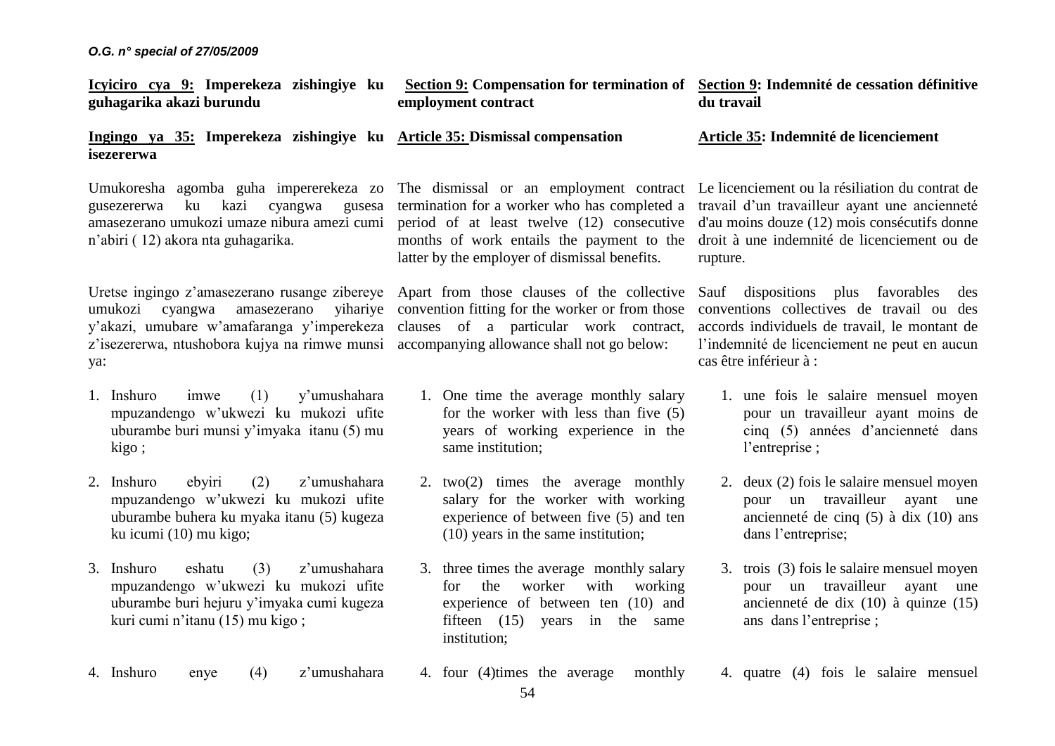**Icyiciro cya 9: Imperekeza zishingiye ku guhagarika akazi burundu**

**Ingingo ya 35: Imperekeza zishingiye ku isezererwa**

Umukoresha agomba guha impererekeza zo gusezererwa ku kazi cyangwa gusesa amasezerano umukozi umaze nibura amezi cumi n'abiri ( 12) akora nta guhagarika.

Uretse ingingo z'amasezerano rusange zibereye umukozi cyangwa amasezerano yihariye y'akazi, umubare w'amafaranga y'imperekeza z'isezererwa, ntushobora kujya na rimwe munsi ya:

1. Inshuro imwe (1) y'umushahara mpuzandengo w'ukwezi ku mukozi ufite uburambe buri munsi y'imyaka itanu (5) mu kigo ;
2. Inshuro ebyiri (2) z'umushahara mpuzandengo w'ukwezi ku mukozi ufite uburambe buhera ku myaka itanu (5) kugeza ku icumi (10) mu kigo;
3. Inshuro eshatu (3) z'umushahara mpuzandengo w'ukwezi ku mukozi ufite uburambe buri hejuru y'imyaka cumi kugeza kuri cumi n'itanu (15) mu kigo ;
4. Inshuro enye (4) z'umushahara

**Section 9: Compensation for termination of employment contract**

**Article 35: Dismissal compensation**

The dismissal or an employment contract termination for a worker who has completed a period of at least twelve (12) consecutive months of work entails the payment to the latter by the employer of dismissal benefits.

Apart from those clauses of the collective convention fitting for the worker or from those clauses of a particular work contract, accompanying allowance shall not go below:

1. One time the average monthly salary for the worker with less than five (5) years of working experience in the same institution;
2. two(2) times the average monthly salary for the worker with working experience of between five (5) and ten (10) years in the same institution;
3. three times the average monthly salary for the worker with working experience of between ten (10) and fifteen (15) years in the same institution;
4. four (4)times the average monthly

**Section 9: Indemnité de cessation définitive du travail**

**Article 35: Indemnité de licenciement**

Le licenciement ou la résiliation du contrat de travail d'un travailleur ayant une ancienneté d'au moins douze (12) mois consécutifs donne droit à une indemnité de licenciement ou de rupture.

Sauf dispositions plus favorables des conventions collectives de travail ou des accords individuels de travail, le montant de l'indemnité de licenciement ne peut en aucun cas être inférieur à :

1. une fois le salaire mensuel moyen pour un travailleur ayant moins de cinq (5) années d'ancienneté dans l'entreprise ;
2. deux (2) fois le salaire mensuel moyen pour un travailleur ayant une ancienneté de cinq (5) à dix (10) ans dans l'entreprise;
3. trois (3) fois le salaire mensuel moyen pour un travailleur ayant une ancienneté de dix (10) à quinze (15) ans dans l'entreprise ;
4. quatre (4) fois le salaire mensuel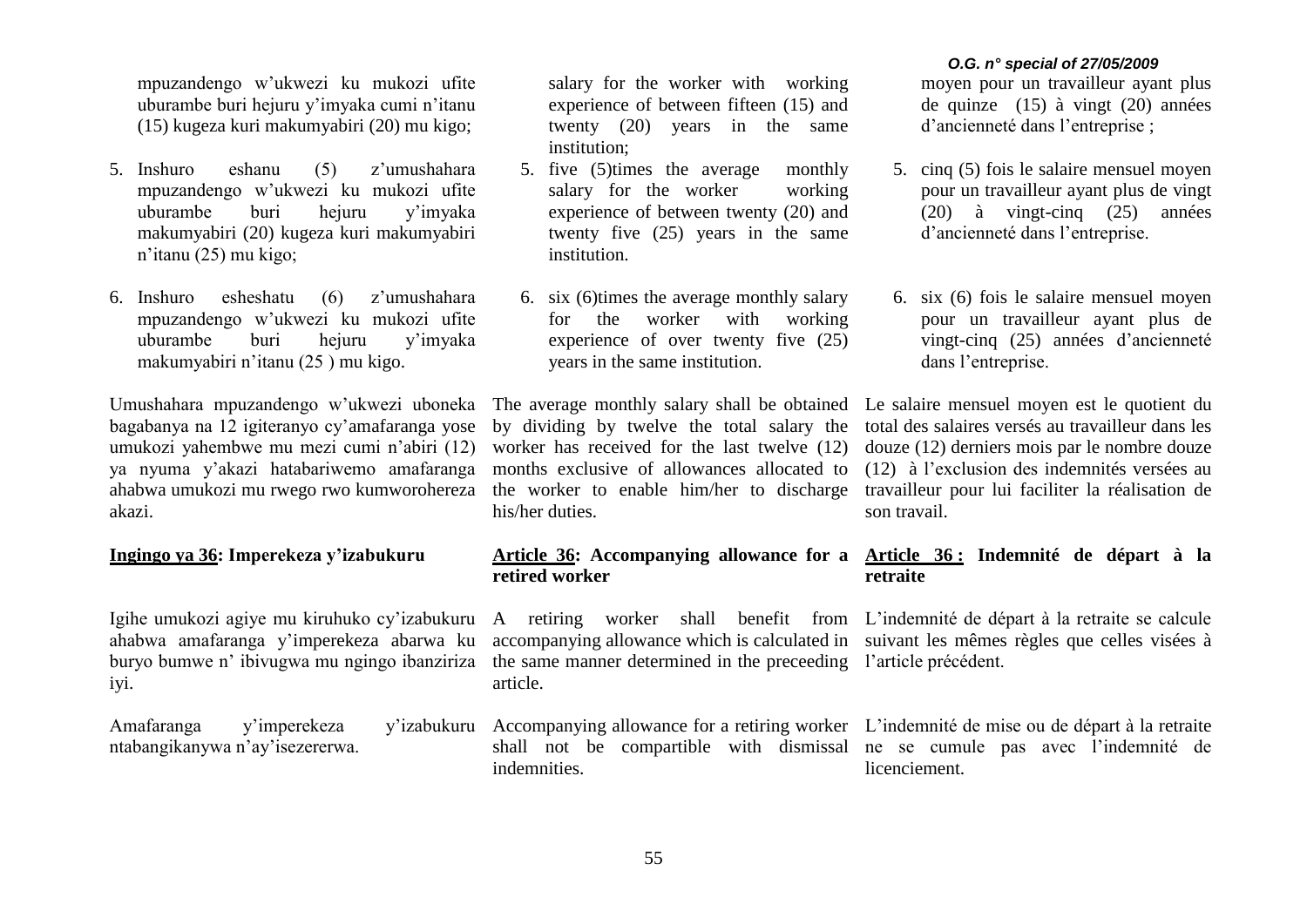mpuzandengo w'ukwezi ku mukozi ufite uburambe buri hejuru y'imyaka cumi n'itanu (15) kugeza kuri makumyabiri (20) mu kigo;

5. Inshuro eshanu (5) z'umushahara mpuzandengo w'ukwezi ku mukozi ufite uburambe buri hejuru y'imyaka makumyabiri (20) kugeza kuri makumyabiri n'itanu (25) mu kigo;

6. Inshuro esheshatu (6) z'umushahara mpuzandengo w'ukwezi ku mukozi ufite uburambe buri hejuru y'imyaka makumyabiri n'itanu (25 ) mu kigo.

Umushahara mpuzandengo w'ukwezi uboneka bagabanya na 12 igiteranyo cy'amafaranga yose umukozi yahembwe mu mezi cumi n'abiri (12) ya nyuma y'akazi hatabariwemo amafaranga ahabwa umukozi mu rwego rwo kumworohereza akazi.

**Ingingo ya 36: Imperekeza y'izabukuru**

Igihe umukozi agiye mu kiruhuko cy'izabukuru ahabwa amafaranga y'imperekeza abarwa ku buryo bumwe n' ibivugwa mu ngingo ibanziriza iyi.

Amafaranga y'imperekeza y'izabukuru ntabangikanywa n'ay'isezererwa.

salary for the worker with working experience of between fifteen (15) and twenty (20) years in the same institution;

5. five (5)times the average monthly salary for the worker working experience of between twenty (20) and twenty five (25) years in the same institution.

6. six (6)times the average monthly salary for the worker with working experience of over twenty five (25) years in the same institution.

The average monthly salary shall be obtained by dividing by twelve the total salary the worker has received for the last twelve (12) months exclusive of allowances allocated to the worker to enable him/her to discharge his/her duties.

**Article 36: Accompanying allowance for a retired worker**

A retiring worker shall benefit from accompanying allowance which is calculated in the same manner determined in the preceeding article.

Accompanying allowance for a retiring worker shall not be compartible with dismissal indemnities.

moyen pour un travailleur ayant plus de quinze (15) à vingt (20) années d'ancienneté dans l'entreprise ;

5. cinq (5) fois le salaire mensuel moyen pour un travailleur ayant plus de vingt (20) à vingt-cinq (25) années d'ancienneté dans l'entreprise.

6. six (6) fois le salaire mensuel moyen pour un travailleur ayant plus de vingt-cinq (25) années d'ancienneté dans l'entreprise.

Le salaire mensuel moyen est le quotient du total des salaires versés au travailleur dans les douze (12) derniers mois par le nombre douze (12) à l'exclusion des indemnités versées au travailleur pour lui faciliter la réalisation de son travail.

**Article 36 : Indemnité de départ à la retraite**

L'indemnité de départ à la retraite se calcule suivant les mêmes règles que celles visées à l'article précédent.

L'indemnité de mise ou de départ à la retraite ne se cumule pas avec l'indemnité de licenciement.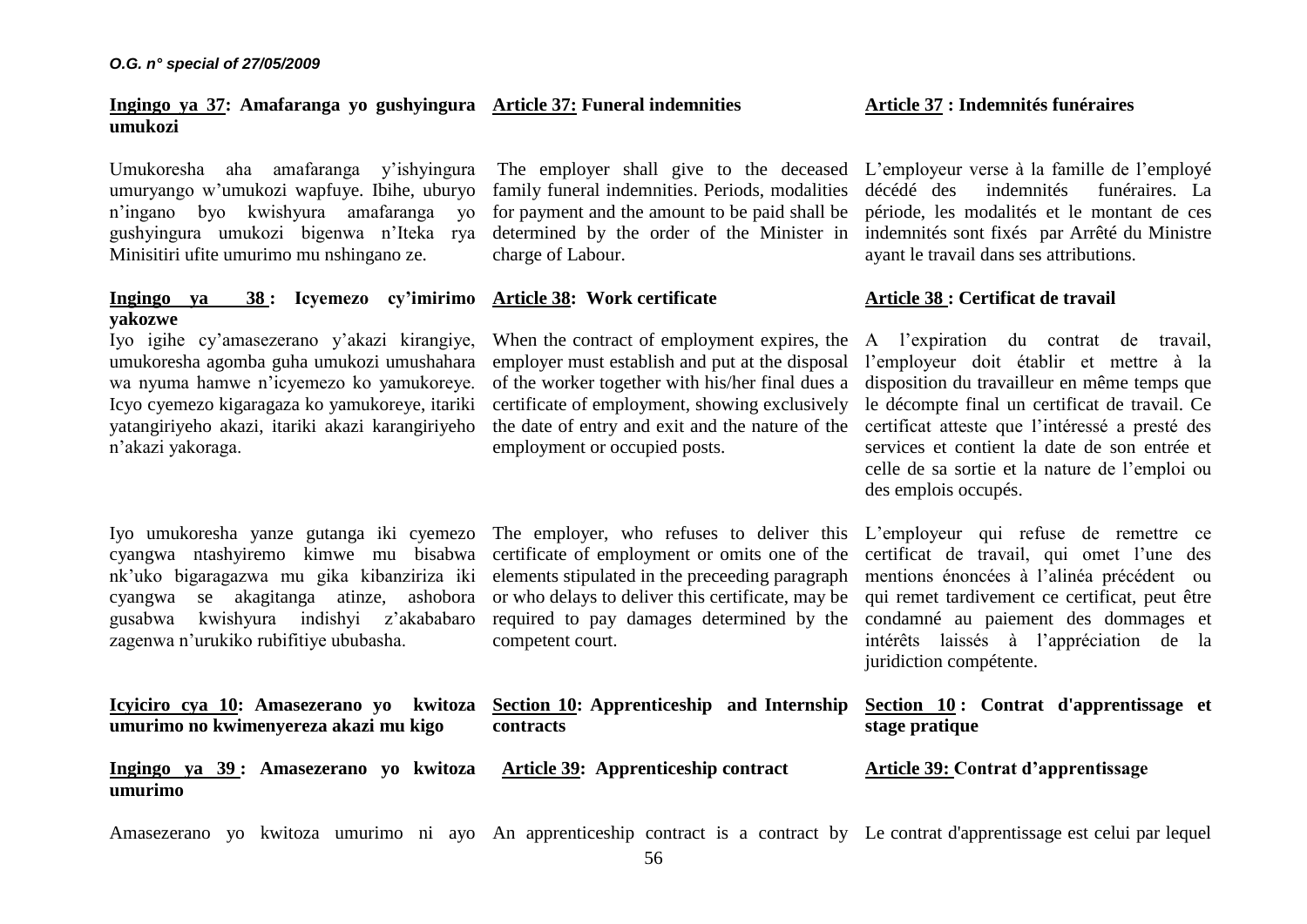**Ingingo ya 37: Amafaranga yo gushyingura umukozi**

Umukoresha aha amafaranga y'ishyingura umuryango w'umukozi wapfuye. Ibihe, uburyo n'ingano byo kwishyura amafaranga yo gushyingura umukozi bigenwa n'Iteka rya Minisitiri ufite umurimo mu nshingano ze.

**Ingingo ya 38 : Icyemezo cy'imirimo yakozwe**

Iyo igihe cy'amasezerano y'akazi kirangiye, umukoresha agomba guha umukozi umushahara wa nyuma hamwe n'icyemezo ko yamukoreye. Icyo cyemezo kigaragaza ko yamukoreye, itariki yatangiriyeho akazi, itariki akazi karangiriyeho n'akazi yakoraga.

Iyo umukoresha yanze gutanga iki cyemezo cyangwa ntashyiremo kimwe mu bisabwa nk'uko bigaragazwa mu gika kibanziriza iki cyangwa se akagitanga atinze, ashobora gusabwa kwishyura indishyi z'akababaro zagenwa n'urukiko rubifitiye ububasha.

**Icyiciro cya 10: Amasezerano yo kwitoza umurimo no kwimenyereza akazi mu kigo**

**Ingingo ya 39 : Amasezerano yo kwitoza umurimo**

Amasezerano yo kwitoza umurimo ni ayo

**Article 37: Funeral indemnities**

The employer shall give to the deceased family funeral indemnities. Periods, modalities for payment and the amount to be paid shall be determined by the order of the Minister in charge of Labour.

**Article 38: Work certificate**

When the contract of employment expires, the employer must establish and put at the disposal of the worker together with his/her final dues a certificate of employment, showing exclusively the date of entry and exit and the nature of the employment or occupied posts.

The employer, who refuses to deliver this certificate of employment or omits one of the elements stipulated in the preceeding paragraph or who delays to deliver this certificate, may be required to pay damages determined by the competent court.

**Section 10: Apprenticeship and Internship contracts**

**Article 39: Apprenticeship contract**

An apprenticeship contract is a contract by

**Article 37 : Indemnités funéraires**

L'employeur verse à la famille de l'employé décédé des indemnités funéraires. La période, les modalités et le montant de ces indemnités sont fixés par Arrêté du Ministre ayant le travail dans ses attributions.

**Article 38 : Certificat de travail**

A l'expiration du contrat de travail, l'employeur doit établir et mettre à la disposition du travailleur en même temps que le décompte final un certificat de travail. Ce certificat atteste que l'intéressé a presté des services et contient la date de son entrée et celle de sa sortie et la nature de l'emploi ou des emplois occupés.

L'employeur qui refuse de remettre ce certificat de travail, qui omet l'une des mentions énoncées à l'alinéa précédent ou qui remet tardivement ce certificat, peut être condamné au paiement des dommages et intérêts laissés à l'appréciation de la juridiction compétente.

**Section 10 : Contrat d'apprentissage et stage pratique**

**Article 39: Contrat d'apprentissage**

Le contrat d'apprentissage est celui par lequel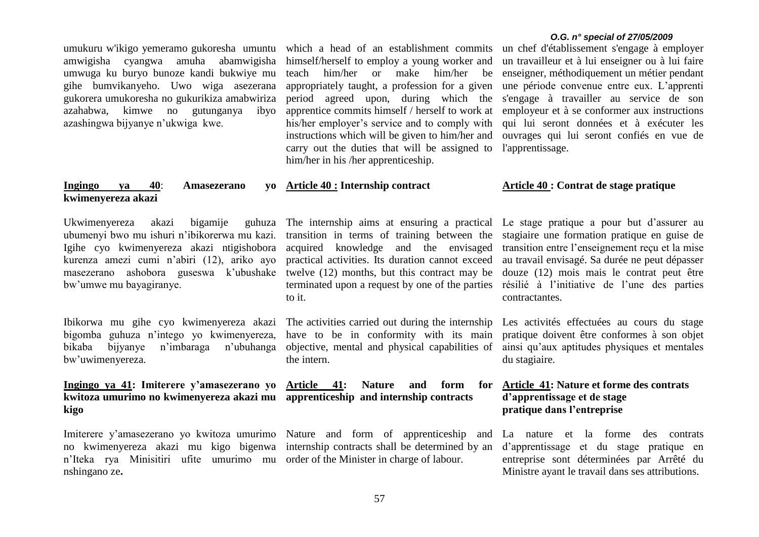umukuru w'ikigo yemeramo gukoresha umuntu amwigisha cyangwa amuha abamwigisha umwuga ku buryo bunoze kandi bukwiye mu gihe bumvikanyeho. Uwo wiga asezerana gukorera umukoresha no gukurikiza amabwiriza azahabwa, kimwe no gutunganya ibyo azashingwa bijyanye n'ukwiga kwe.

**Ingingo ya 40: Amasezerano yo kwimenyereza akazi**

Ukwimenyereza akazi bigamije guhuza ubumenyi bwo mu ishuri n'ibikorerwa mu kazi. Igihe cyo kwimenyereza akazi ntigishobora kurenza amezi cumi n'abiri (12), ariko ayo masezerano ashobora guseswa k'ubushake bw'umwe mu bayagiranye.

Ibikorwa mu gihe cyo kwimenyereza akazi bigomba guhuza n'intego yo kwimenyereza, bikaba bijyanye n'imbaraga n'ubuhanga bw'uwimenyereza.

**Ingingo ya 41: Imiterere y'amasezerano yo kwitoza umurimo no kwimenyereza akazi mu kigo**

Imiterere y'amasezerano yo kwitoza umurimo no kwimenyereza akazi mu kigo bigenwa n'Iteka rya Minisitiri ufite umurimo mu nshingano ze**.**

which a head of an establishment commits himself/herself to employ a young worker and teach him/her or make him/her be appropriately taught, a profession for a given period agreed upon, during which the apprentice commits himself / herself to work at his/her employer's service and to comply with instructions which will be given to him/her and carry out the duties that will be assigned to him/her in his /her apprenticeship.

**Article 40 : Internship contract**

The internship aims at ensuring a practical transition in terms of training between the acquired knowledge and the envisaged practical activities. Its duration cannot exceed twelve (12) months, but this contract may be terminated upon a request by one of the parties to it.

The activities carried out during the internship have to be in conformity with its main objective, mental and physical capabilities of the intern.

**Article 41: Nature and form for apprenticeship and internship contracts**

Nature and form of apprenticeship and internship contracts shall be determined by an order of the Minister in charge of labour.

un chef d'établissement s'engage à employer un travailleur et à lui enseigner ou à lui faire enseigner, méthodiquement un métier pendant une période convenue entre eux. L'apprenti s'engage à travailler au service de son employeur et à se conformer aux instructions qui lui seront données et à exécuter les ouvrages qui lui seront confiés en vue de l'apprentissage.

**Article 40 : Contrat de stage pratique**

Le stage pratique a pour but d'assurer au stagiaire une formation pratique en guise de transition entre l'enseignement reçu et la mise au travail envisagé. Sa durée ne peut dépasser douze (12) mois mais le contrat peut être résilié à l'initiative de l'une des parties contractantes.

Les activités effectuées au cours du stage pratique doivent être conformes à son objet ainsi qu'aux aptitudes physiques et mentales du stagiaire.

**Article 41: Nature et forme des contrats d'apprentissage et de stage pratique dans l'entreprise**

La nature et la forme des contrats d'apprentissage et du stage pratique en entreprise sont déterminées par Arrêté du Ministre ayant le travail dans ses attributions.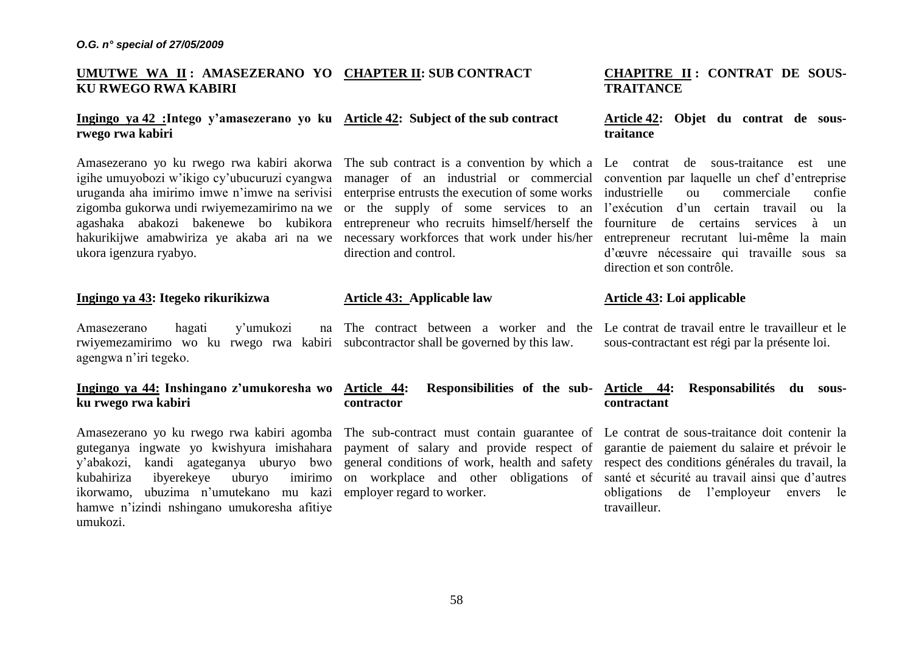## UMUTWE WA II : AMASEZERANO YO KU RWEGO RWA KABIRI

### Ingingo ya 42 :Intego y'amasezerano yo ku rwego rwa kabiri

Amasezerano yo ku rwego rwa kabiri akorwa igihe umuyobozi w'ikigo cy'ubucuruzi cyangwa uruganda aha imirimo imwe n'imwe na serivisi zigomba gukorwa undi rwiyemezamirimo na we agashaka abakozi bakenewe bo kubikora hakurikijwe amabwiriza ye akaba ari na we ukora igenzura ryabyo.

### Ingingo ya 43: Itegeko rikurikizwa

Amasezerano hagati y'umukozi na rwiyemezamirimo wo ku rwego rwa kabiri agengwa n'iri tegeko.

### Ingingo ya 44: Inshingano z'umukoresha wo ku rwego rwa kabiri

Amasezerano yo ku rwego rwa kabiri agomba guteganya ingwate yo kwishyura imishahara y'abakozi, kandi agateganya uburyo bwo kubahiriza ibyerekeye uburyo imirimo ikorwamo, ubuzima n'umutekano mu kazi hamwe n'izindi nshingano umukoresha afitiye umukozi.

## CHAPTER II: SUB CONTRACT

### Article 42: Subject of the sub contract

The sub contract is a convention by which a manager of an industrial or commercial enterprise entrusts the execution of some works or the supply of some services to an entrepreneur who recruits himself/herself the necessary workforces that work under his/her direction and control.

### Article 43: Applicable law

The contract between a worker and the subcontractor shall be governed by this law.

### Article 44: Responsibilities of the sub-contractor

The sub-contract must contain guarantee of payment of salary and provide respect of general conditions of work, health and safety on workplace and other obligations of employer regard to worker.

## CHAPITRE II : CONTRAT DE SOUS-TRAITANCE

### Article 42: Objet du contrat de sous-traitance

Le contrat de sous-traitance est une convention par laquelle un chef d'entreprise industrielle ou commerciale confie l'exécution d'un certain travail ou la fourniture de certains services à un entrepreneur recrutant lui-même la main d'œuvre nécessaire qui travaille sous sa direction et son contrôle.

### Article 43: Loi applicable

Le contrat de travail entre le travailleur et le sous-contractant est régi par la présente loi.

### Article 44: Responsabilités du sous-contractant

Le contrat de sous-traitance doit contenir la garantie de paiement du salaire et prévoir le respect des conditions générales du travail, la santé et sécurité au travail ainsi que d'autres obligations de l'employeur envers le travailleur.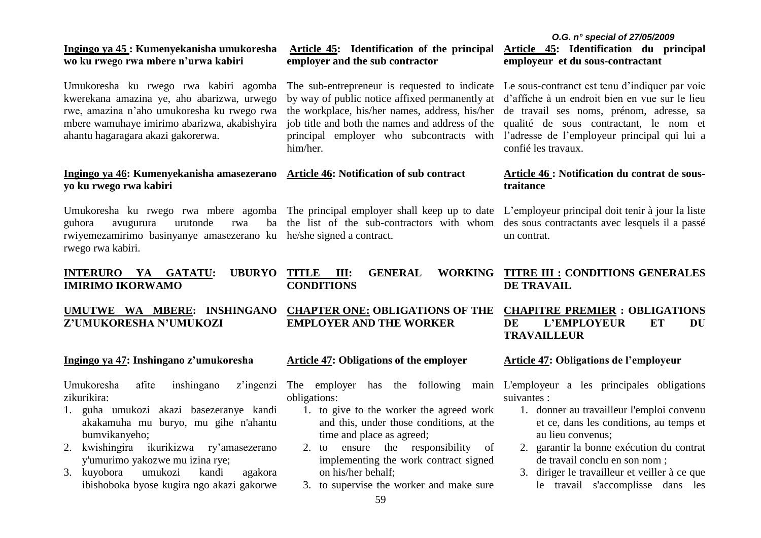**Ingingo ya 45 : Kumenyekanisha umukoresha wo ku rwego rwa mbere n'urwa kabiri**

Umukoresha ku rwego rwa kabiri agomba kwerekana amazina ye, aho abarizwa, urwego rwe, amazina n'aho umukoresha ku rwego rwa mbere wamuhaye imirimo abarizwa, akabishyira ahantu hagaragara akazi gakorerwa.

**Ingingo ya 46: Kumenyekanisha amasezerano yo ku rwego rwa kabiri**

Umukoresha ku rwego rwa mbere agomba guhora avugurura urutonde rwa ba rwiyemezamirimo basinyanye amasezerano ku rwego rwa kabiri.

**INTERURO YA GATATU: UBURYO IMIRIMO IKORWAMO**

**UMUTWE WA MBERE: INSHINGANO Z'UMUKORESHA N'UMUKOZI**

**Ingingo ya 47: Inshingano z'umukoresha**

Umukoresha afite inshingano z'ingenzi zikurikira:

1. guha umukozi akazi basezeranye kandi akakamuha mu buryo, mu gihe n'ahantu bumvikanyeho;
2. kwishingira ikurikizwa ry'amasezerano y'umurimo yakozwe mu izina rye;
3. kuyobora umukozi kandi agakora ibishoboka byose kugira ngo akazi gakorwe

**Article 45: Identification of the principal employer and the sub contractor**

The sub-entrepreneur is requested to indicate by way of public notice affixed permanently at the workplace, his/her names, address, his/her job title and both the names and address of the principal employer who subcontracts with him/her.

**Article 46: Notification of sub contract**

The principal employer shall keep up to date the list of the sub-contractors with whom he/she signed a contract.

**TITLE III: GENERAL WORKING CONDITIONS**

**CHAPTER ONE: OBLIGATIONS OF THE EMPLOYER AND THE WORKER**

**Article 47: Obligations of the employer**

The employer has the following main obligations:

1. to give to the worker the agreed work and this, under those conditions, at the time and place as agreed;
2. to ensure the responsibility of implementing the work contract signed on his/her behalf;
3. to supervise the worker and make sure

**Article 45: Identification du principal employeur et du sous-contractant**

Le sous-contranct est tenu d'indiquer par voie d'affiche à un endroit bien en vue sur le lieu de travail ses noms, prénom, adresse, sa qualité de sous contractant, le nom et l'adresse de l'employeur principal qui lui a confié les travaux.

**Article 46 : Notification du contrat de sous-traitance**

L'employeur principal doit tenir à jour la liste des sous contractants avec lesquels il a passé un contrat.

**TITRE III : CONDITIONS GENERALES DE TRAVAIL**

**CHAPITRE PREMIER : OBLIGATIONS DE L'EMPLOYEUR ET DU TRAVAILLEUR**

**Article 47: Obligations de l'employeur**

L'employeur a les principales obligations suivantes :

1. donner au travailleur l'emploi convenu et ce, dans les conditions, au temps et au lieu convenus;
2. garantir la bonne exécution du contrat de travail conclu en son nom ;
3. diriger le travailleur et veiller à ce que le travail s'accomplisse dans les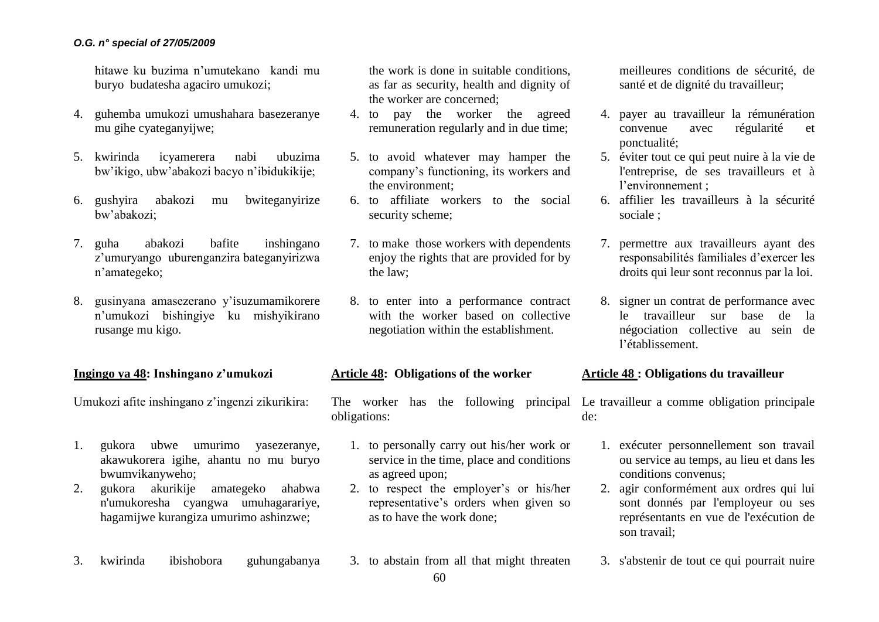hitawe ku buzima n'umutekano kandi mu buryo budatesha agaciro umukozi;

4. guhemba umukozi umushahara basezeranye mu gihe cyateganyijwe;
5. kwirinda icyamerera nabi ubuzima bw'ikigo, ubw'abakozi bacyo n'ibidukikije;
6. gushyira abakozi mu bwiteganyirize bw'abakozi;
7. guha abakozi bafite inshingano z'umuryango uburenganzira bateganyirizwa n'amategeko;
8. gusinyana amasezerano y'isuzumamikorere n'umukozi bishingiye ku mishyikirano rusange mu kigo.

**Ingingo ya 48: Inshingano z'umukozi**

Umukozi afite inshingano z'ingenzi zikurikira:

1. gukora ubwe umurimo yasezeranye, akawukorera igihe, ahantu no mu buryo bwumvikanyweho;
2. gukora akurikije amategeko ahabwa n'umukoresha cyangwa umuhagarariye, hagamijwe kurangiza umurimo ashinzwe;
3. kwirinda ibishobora guhungabanya

the work is done in suitable conditions, as far as security, health and dignity of the worker are concerned;

4. to pay the worker the agreed remuneration regularly and in due time;
5. to avoid whatever may hamper the company's functioning, its workers and the environment;
6. to affiliate workers to the social security scheme;
7. to make those workers with dependents enjoy the rights that are provided for by the law;
8. to enter into a performance contract with the worker based on collective negotiation within the establishment.

**Article 48: Obligations of the worker**

The worker has the following principal obligations:

1. to personally carry out his/her work or service in the time, place and conditions as agreed upon;
2. to respect the employer's or his/her representative's orders when given so as to have the work done;
3. to abstain from all that might threaten

meilleures conditions de sécurité, de santé et de dignité du travailleur;

4. payer au travailleur la rémunération convenue avec régularité et ponctualité;
5. éviter tout ce qui peut nuire à la vie de l'entreprise, de ses travailleurs et à l'environnement ;
6. affilier les travailleurs à la sécurité sociale ;
7. permettre aux travailleurs ayant des responsabilités familiales d'exercer les droits qui leur sont reconnus par la loi.
8. signer un contrat de performance avec le travailleur sur base de la négociation collective au sein de l'établissement.

**Article 48 : Obligations du travailleur**

Le travailleur a comme obligation principale de:

1. exécuter personnellement son travail ou service au temps, au lieu et dans les conditions convenus;
2. agir conformément aux ordres qui lui sont donnés par l'employeur ou ses représentants en vue de l'exécution de son travail;
3. s'abstenir de tout ce qui pourrait nuire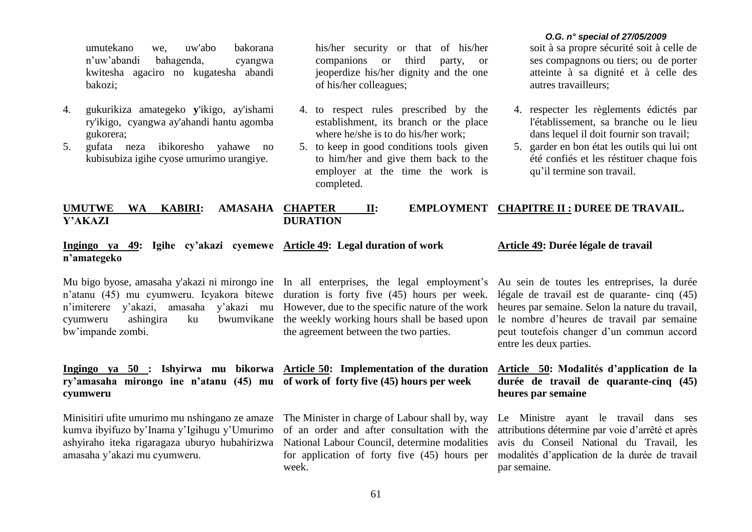umutekano we, uw'abo bakorana n'uw'abandi bahagenda, cyangwa kwitesha agaciro no kugatesha abandi bakozi;

4. gukurikiza amategeko **y**'ikigo, ay'ishami ry'ikigo, cyangwa ay'ahandi hantu agomba gukorera;
5. gufata neza ibikoresho yahawe no kubisubiza igihe cyose umurimo urangiye.

his/her security or that of his/her companions or third party, or jeopardize his/her dignity and the one of his/her colleagues;

4. to respect rules prescribed by the establishment, its branch or the place where he/she is to do his/her work;
5. to keep in good conditions tools given to him/her and give them back to the employer at the time the work is completed.

soit à sa propre sécurité soit à celle de ses compagnons ou tiers; ou de porter atteinte à sa dignité et à celle des autres travailleurs;

4. respecter les règlements édictés par l'établissement, sa branche ou le lieu dans lequel il doit fournir son travail;
5. garder en bon état les outils qui lui ont été confiés et les réstituer chaque fois qu'il termine son travail.

## UMUTWE WA KABIRI: AMASAHA Y'AKAZI

## CHAPTER II: EMPLOYMENT DURATION

## CHAPITRE II : DUREE DE TRAVAIL.

### Ingingo ya 49: Igihe cy'akazi cyemewe n'amategeko

Mu bigo byose, amasaha y'akazi ni mirongo ine n'atanu (45) mu cyumweru. Icyakora bitewe n'imiterere y'akazi, amasaha y'akazi mu cyumweru ashingira ku bwumvikane bw'impande zombi.

### Article 49: Legal duration of work

In all enterprises, the legal employment's duration is forty five (45) hours per week. However, due to the specific nature of the work the weekly working hours shall be based upon the agreement between the two parties.

### Article 49: Durée légale de travail

Au sein de toutes les entreprises, la durée légale de travail est de quarante- cinq (45) heures par semaine. Selon la nature du travail, le nombre d'heures de travail par semaine peut toutefois changer d'un commun accord entre les deux parties.

### Ingingo ya 50 : Ishyirwa mu bikorwa ry'amasaha mirongo ine n'atanu (45) mu cyumweru

Minisitiri ufite umurimo mu nshingano ze amaze kumva ibyifuzo by'Inama y'Igihugu y'Umurimo ashyiraho iteka rigaragaza uburyo hubahirizwa amasaha y'akazi mu cyumweru.

### Article 50: Implementation of the duration of work of forty five (45) hours per week

The Minister in charge of Labour shall by, way of an order and after consultation with the National Labour Council, determine modalities for application of forty five (45) hours per week.

### Article 50: Modalités d'application de la durée de travail de quarante-cinq (45) heures par semaine

Le Ministre ayant le travail dans ses attributions détermine par voie d'arrêté et après avis du Conseil National du Travail, les modalités d'application de la durée de travail par semaine.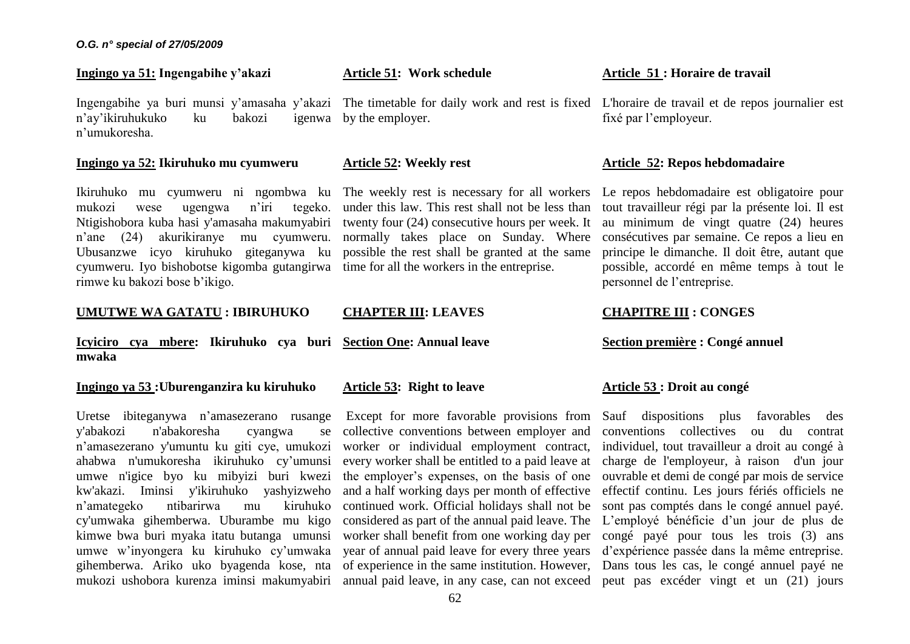**Ingingo ya 51: Ingengabihe y'akazi**

Ingengabihe ya buri munsi y'amasaha y'akazi n'ay'ikiruhukuko ku bakozi igenwa n'umukoresha.

**Ingingo ya 52: Ikiruhuko mu cyumweru**

Ikiruhuko mu cyumweru ni ngombwa ku mukozi wese ugengwa n'iri tegeko. Ntigishobora kuba hasi y'amasaha makumyabiri n'ane (24) akurikiranye mu cyumweru. Ubusanzwe icyo kiruhuko giteganywa ku cyumweru. Iyo bishobotse kigomba gutangirwa rimwe ku bakozi bose b'ikigo.

**UMUTWE WA GATATU : IBIRUHUKO**

**Icyiciro cya mbere: Ikiruhuko cya buri mwaka**

**Ingingo ya 53 :Uburenganzira ku kiruhuko**

Uretse ibiteganywa n'amasezerano rusange y'abakozi n'abakoresha cyangwa se n'amasezerano y'umuntu ku giti cye, umukozi ahabwa n'umukoresha ikiruhuko cy'umunsi umwe n'igice byo ku mibyizi buri kwezi kw'akazi. Iminsi y'ikiruhuko yashyizweho n'amategeko ntibarirwa mu kiruhuko cy'umwaka gihemberwa. Uburambe mu kigo kimwe bwa buri myaka itatu butanga umunsi umwe w'inyongera ku kiruhuko cy'umwaka gihemberwa. Ariko uko byagenda kose, nta mukozi ushobora kurenza iminsi makumyabiri

**Article 51: Work schedule**

The timetable for daily work and rest is fixed by the employer.

**Article 52: Weekly rest**

The weekly rest is necessary for all workers under this law. This rest shall not be less than twenty four (24) consecutive hours per week. It normally takes place on Sunday. Where possible the rest shall be granted at the same time for all the workers in the entreprise.

**CHAPTER III: LEAVES**

**Section One: Annual leave**

**Article 53: Right to leave**

Except for more favorable provisions from collective conventions between employer and worker or individual employment contract, every worker shall be entitled to a paid leave at the employer's expenses, on the basis of one and a half working days per month of effective continued work. Official holidays shall not be considered as part of the annual paid leave. The worker shall benefit from one working day per year of annual paid leave for every three years of experience in the same institution. However, annual paid leave, in any case, can not exceed

**Article 51 : Horaire de travail**

L'horaire de travail et de repos journalier est fixé par l'employeur.

**Article 52: Repos hebdomadaire**

Le repos hebdomadaire est obligatoire pour tout travailleur régi par la présente loi. Il est au minimum de vingt quatre (24) heures consécutives par semaine. Ce repos a lieu en principe le dimanche. Il doit être, autant que possible, accordé en même temps à tout le personnel de l'entreprise.

**CHAPITRE III : CONGES**

**Section première : Congé annuel**

**Article 53 : Droit au congé**

Sauf dispositions plus favorables des conventions collectives ou du contrat individuel, tout travailleur a droit au congé à charge de l'employeur, à raison d'un jour ouvrable et demi de congé par mois de service effectif continu. Les jours fériés officiels ne sont pas comptés dans le congé annuel payé. L'employé bénéficie d'un jour de plus de congé payé pour tous les trois (3) ans d'expérience passée dans la même entreprise. Dans tous les cas, le congé annuel payé ne peut pas excéder vingt et un (21) jours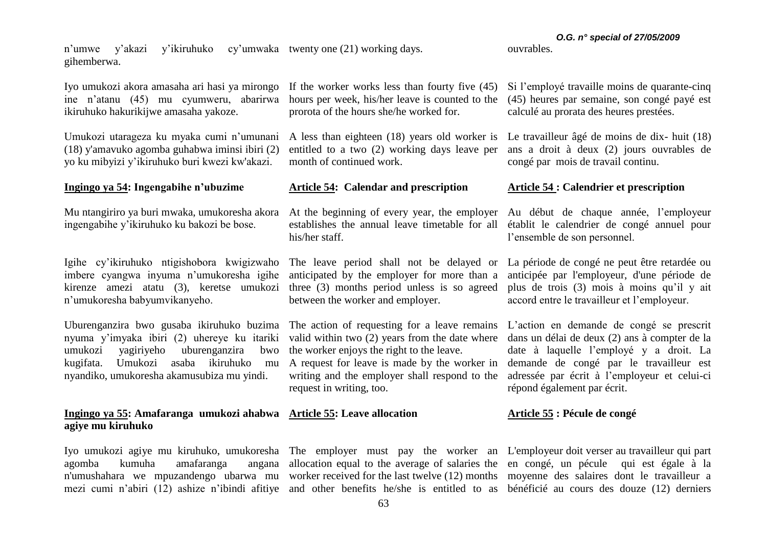n'umwe y'akazi y'ikiruhuko cy'umwaka gihemberwa.

Iyo umukozi akora amasaha ari hasi ya mirongo ine n'atanu (45) mu cyumweru, abarirwa ikiruhuko hakurikijwe amasaha yakoze.

Umukozi utarageza ku myaka cumi n'umunani (18) y'amavuko agomba guhabwa iminsi ibiri (2) yo ku mibyizi y'ikiruhuko buri kwezi kw'akazi.

**Ingingo ya 54: Ingengabihe n'ubuzime**

Mu ntangiriro ya buri mwaka, umukoresha akora ingengabihe y'ikiruhuko ku bakozi be bose.

Igihe cy'ikiruhuko ntigishobora kwigizwaho imbere cyangwa inyuma n'umukoresha igihe kirenze amezi atatu (3), keretse umukozi n'umukoresha babyumvikanyeho.

Uburenganzira bwo gusaba ikiruhuko buzima nyuma y'imyaka ibiri (2) uhereye ku itariki umukozi yagiriyeho uburenganzira bwo kugifata. Umukozi asaba ikiruhuko mu nyandiko, umukoresha akamusubiza mu yindi.

**Ingingo ya 55: Amafaranga umukozi ahabwa agiye mu kiruhuko**

Iyo umukozi agiye mu kiruhuko, umukoresha agomba kumuha amafaranga angana n'umushahara we mpuzandengo ubarwa mu mezi cumi n'abiri (12) ashize n'ibindi afitiye

twenty one (21) working days.

If the worker works less than fourty five (45) hours per week, his/her leave is counted to the prorota of the hours she/he worked for.

A less than eighteen (18) years old worker is entitled to a two (2) working days leave per month of continued work.

**Article 54: Calendar and prescription**

At the beginning of every year, the employer establishes the annual leave timetable for all his/her staff.

The leave period shall not be delayed or anticipated by the employer for more than a three (3) months period unless is so agreed between the worker and employer.

The action of requesting for a leave remains valid within two (2) years from the date where the worker enjoys the right to the leave.
A request for leave is made by the worker in writing and the employer shall respond to the request in writing, too.

**Article 55: Leave allocation**

The employer must pay the worker an allocation equal to the average of salaries the worker received for the last twelve (12) months and other benefits he/she is entitled to as

ouvrables.

Si l'employé travaille moins de quarante-cinq (45) heures par semaine, son congé payé est calculé au prorata des heures prestées.

Le travailleur âgé de moins de dix- huit (18) ans a droit à deux (2) jours ouvrables de congé par mois de travail continu.

**Article 54 : Calendrier et prescription**

Au début de chaque année, l'employeur établit le calendrier de congé annuel pour l'ensemble de son personnel.

La période de congé ne peut être retardée ou anticipée par l'employeur, d'une période de plus de trois (3) mois à moins qu'il y ait accord entre le travailleur et l'employeur.

L'action en demande de congé se prescrit dans un délai de deux (2) ans à compter de la date à laquelle l'employé y a droit. La demande de congé par le travailleur est adressée par écrit à l'employeur et celui-ci répond également par écrit.

**Article 55 : Pécule de congé**

L'employeur doit verser au travailleur qui part en congé, un pécule qui est égale à la moyenne des salaires dont le travailleur a bénéficié au cours des douze (12) derniers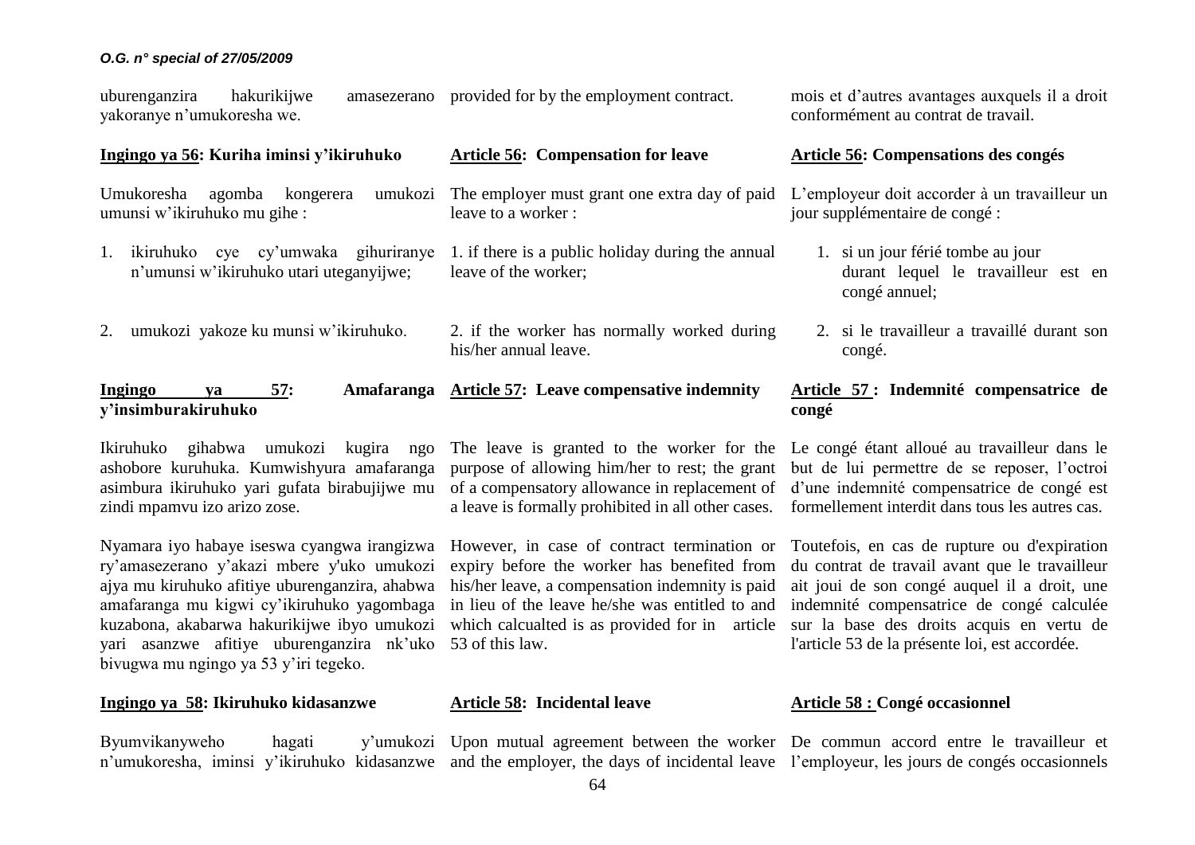uburenganzira hakurikijwe amasezerano yakoranye n'umukoresha we.

## Ingingo ya 56: Kuriha iminsi y'ikiruhuko

Umukoresha agomba kongerera umukozi umunsi w'ikiruhuko mu gihe :

1. ikiruhuko cye cy'umwaka gihuriranye n'umunsi w'ikiruhuko utari uteganyijwe;
2. umukozi yakoze ku munsi w'ikiruhuko.

## Ingingo ya 57: Amafaranga y'insimburakiruhuko

Ikiruhuko gihabwa umukozi kugira ngo ashobore kuruhuka. Kumwishyura amafaranga asimbura ikiruhuko yari gufata birabujijwe mu zindi mpamvu izo arizo zose.

Nyamara iyo habaye iseswa cyangwa irangizwa ry'amasezerano y'akazi mbere y'uko umukozi ajya mu kiruhuko afitiye uburenganzira, ahabwa amafaranga mu kigwi cy'ikiruhuko yagombaga kuzabona, akabarwa hakurikijwe ibyo umukozi yari asanzwe afitiye uburenganzira nk'uko bivugwa mu ngingo ya 53 y'iri tegeko.

## Ingingo ya 58: Ikiruhuko kidasanzwe

Byumvikanyweho hagati y'umukozi n'umukoresha, iminsi y'ikiruhuko kidasanzwe

---

provided for by the employment contract.

## Article 56: Compensation for leave

The employer must grant one extra day of paid leave to a worker :

1. if there is a public holiday during the annual leave of the worker;
2. if the worker has normally worked during his/her annual leave.

## Article 57: Leave compensative indemnity

The leave is granted to the worker for the purpose of allowing him/her to rest; the grant of a compensatory allowance in replacement of a leave is formally prohibited in all other cases.

However, in case of contract termination or expiry before the worker has benefited from his/her leave, a compensation indemnity is paid in lieu of the leave he/she was entitled to and which calcualted is as provided for in article 53 of this law.

## Article 58: Incidental leave

Upon mutual agreement between the worker and the employer, the days of incidental leave

---

mois et d'autres avantages auxquels il a droit conformément au contrat de travail.

## Article 56: Compensations des congés

L'employeur doit accorder à un travailleur un jour supplémentaire de congé :

1. si un jour férié tombe au jour durant lequel le travailleur est en congé annuel;
2. si le travailleur a travaillé durant son congé.

## Article 57 : Indemnité compensatrice de congé

Le congé étant alloué au travailleur dans le but de lui permettre de se reposer, l'octroi d'une indemnité compensatrice de congé est formellement interdit dans tous les autres cas.

Toutefois, en cas de rupture ou d'expiration du contrat de travail avant que le travailleur ait joui de son congé auquel il a droit, une indemnité compensatrice de congé calculée sur la base des droits acquis en vertu de l'article 53 de la présente loi, est accordée.

## Article 58 : Congé occasionnel

De commun accord entre le travailleur et l'employeur, les jours de congés occasionnels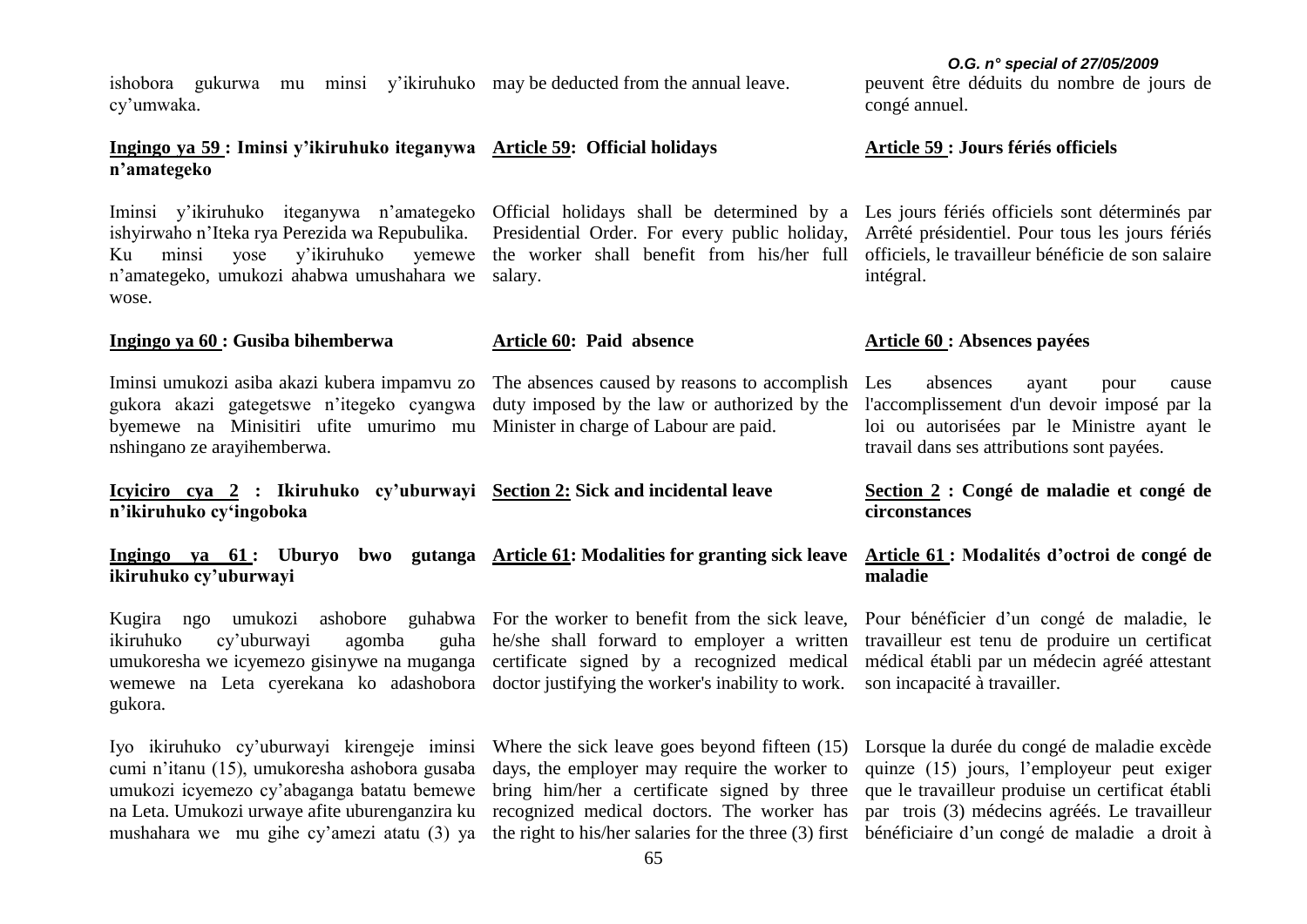ishobora gukurwa mu minsi y'ikiruhuko cy'umwaka.

### Ingingo ya 59 : Iminsi y'ikiruhuko iteganywa n'amategeko

Iminsi y'ikiruhuko iteganywa n'amategeko ishyirwaho n'Iteka rya Perezida wa Repubulika. Ku minsi yose y'ikiruhuko yemewe n'amategeko, umukozi ahabwa umushahara we wose.

### Ingingo ya 60 : Gusiba bihemberwa

Iminsi umukozi asiba akazi kubera impamvu zo gukora akazi gategetswe n'itegeko cyangwa byemewe na Minisitiri ufite umurimo mu nshingano ze arayihemberwa.

## Icyiciro cya 2 : Ikiruhuko cy'uburwayi n'ikiruhuko cy'ingoboka

### Ingingo ya 61 : Uburyo bwo gutanga ikiruhuko cy'uburwayi

Kugira ngo umukozi ashobore guhabwa ikiruhuko cy'uburwayi agomba guha umukoresha we icyemezo gisinywe na muganga wemewe na Leta cyerekana ko adashobora gukora.

Iyo ikiruhuko cy'uburwayi kirengeje iminsi cumi n'itanu (15), umukoresha ashobora gusaba umukozi icyemezo cy'abaganga batatu bemewe na Leta. Umukozi urwaye afite uburenganzira ku mushahara we mu gihe cy'amezi atatu (3) ya

---

may be deducted from the annual leave.

### Article 59: Official holidays

Official holidays shall be determined by a Presidential Order. For every public holiday, the worker shall benefit from his/her full salary.

### Article 60: Paid absence

The absences caused by reasons to accomplish duty imposed by the law or authorized by the Minister in charge of Labour are paid.

## Section 2: Sick and incidental leave

### Article 61: Modalities for granting sick leave

For the worker to benefit from the sick leave, he/she shall forward to employer a written certificate signed by a recognized medical doctor justifying the worker's inability to work.

Where the sick leave goes beyond fifteen (15) days, the employer may require the worker to bring him/her a certificate signed by three recognized medical doctors. The worker has the right to his/her salaries for the three (3) first

---

peuvent être déduits du nombre de jours de congé annuel.

### Article 59 : Jours fériés officiels

Les jours fériés officiels sont déterminés par Arrêté présidentiel. Pour tous les jours fériés officiels, le travailleur bénéficie de son salaire intégral.

### Article 60 : Absences payées

Les absences ayant pour cause l'accomplissement d'un devoir imposé par la loi ou autorisées par le Ministre ayant le travail dans ses attributions sont payées.

## Section 2 : Congé de maladie et congé de circonstances

### Article 61 : Modalités d'octroi de congé de maladie

Pour bénéficier d'un congé de maladie, le travailleur est tenu de produire un certificat médical établi par un médecin agréé attestant son incapacité à travailler.

Lorsque la durée du congé de maladie excède quinze (15) jours, l'employeur peut exiger que le travailleur produise un certificat établi par trois (3) médecins agréés. Le travailleur bénéficiaire d'un congé de maladie a droit à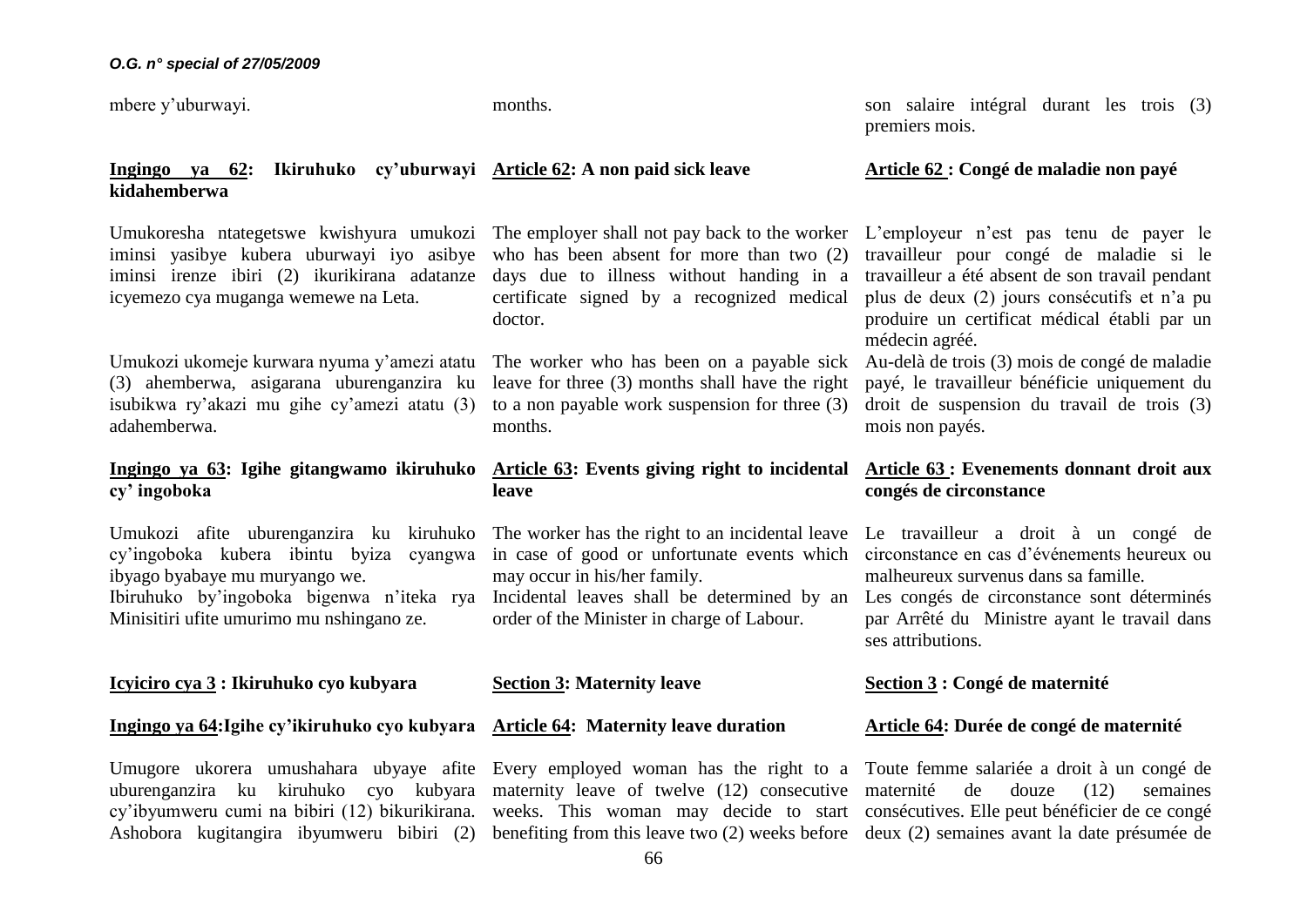mbere y'uburwayi.

months.

son salaire intégral durant les trois (3) premiers mois.

**Ingingo ya 62: Ikiruhuko cy'uburwayi kidahemberwa**

Umukoresha ntategetswe kwishyura umukozi iminsi yasibye kubera uburwayi iyo asibye iminsi irenze ibiri (2) ikurikirana adatanze icyemezo cya muganga wemewe na Leta.

Umukozi ukomeje kurwara nyuma y'amezi atatu (3) ahemberwa, asigarana uburenganzira ku isubikwa ry'akazi mu gihe cy'amezi atatu (3) adahemberwa.

**Ingingo ya 63: Igihe gitangwamo ikiruhuko cy' ingoboka**

Umukozi afite uburenganzira ku kiruhuko cy'ingoboka kubera ibintu byiza cyangwa ibyago byabaye mu muryango we.

Ibiruhuko by'ingoboka bigenwa n'iteka rya Minisitiri ufite umurimo mu nshingano ze.

**Icyiciro cya 3 : Ikiruhuko cyo kubyara**

**Ingingo ya 64:Igihe cy'ikiruhuko cyo kubyara**

Umugore ukorera umushahara ubyaye afite uburenganzira ku kiruhuko cyo kubyara cy'ibyumweru cumi na bibiri (12) bikurikirana. Ashobora kugitangira ibyumweru bibiri (2)

**Article 62: A non paid sick leave**

The employer shall not pay back to the worker who has been absent for more than two (2) days due to illness without handing in a certificate signed by a recognized medical doctor.

The worker who has been on a payable sick leave for three (3) months shall have the right to a non payable work suspension for three (3) months.

**Article 63: Events giving right to incidental leave**

The worker has the right to an incidental leave in case of good or unfortunate events which may occur in his/her family.

Incidental leaves shall be determined by an order of the Minister in charge of Labour.

**Section 3: Maternity leave**

**Article 64: Maternity leave duration**

Every employed woman has the right to a maternity leave of twelve (12) consecutive weeks. This woman may decide to start benefiting from this leave two (2) weeks before

**Article 62 : Congé de maladie non payé**

L'employeur n'est pas tenu de payer le travailleur pour congé de maladie si le travailleur a été absent de son travail pendant plus de deux (2) jours consécutifs et n'a pu produire un certificat médical établi par un médecin agréé.

Au-delà de trois (3) mois de congé de maladie payé, le travailleur bénéficie uniquement du droit de suspension du travail de trois (3) mois non payés.

**Article 63 : Evenements donnant droit aux congés de circonstance**

Le travailleur a droit à un congé de circonstance en cas d'événements heureux ou malheureux survenus dans sa famille.

Les congés de circonstance sont déterminés par Arrêté du Ministre ayant le travail dans ses attributions.

**Section 3 : Congé de maternité**

**Article 64: Durée de congé de maternité**

Toute femme salariée a droit à un congé de maternité de douze (12) semaines consécutives. Elle peut bénéficier de ce congé deux (2) semaines avant la date présumée de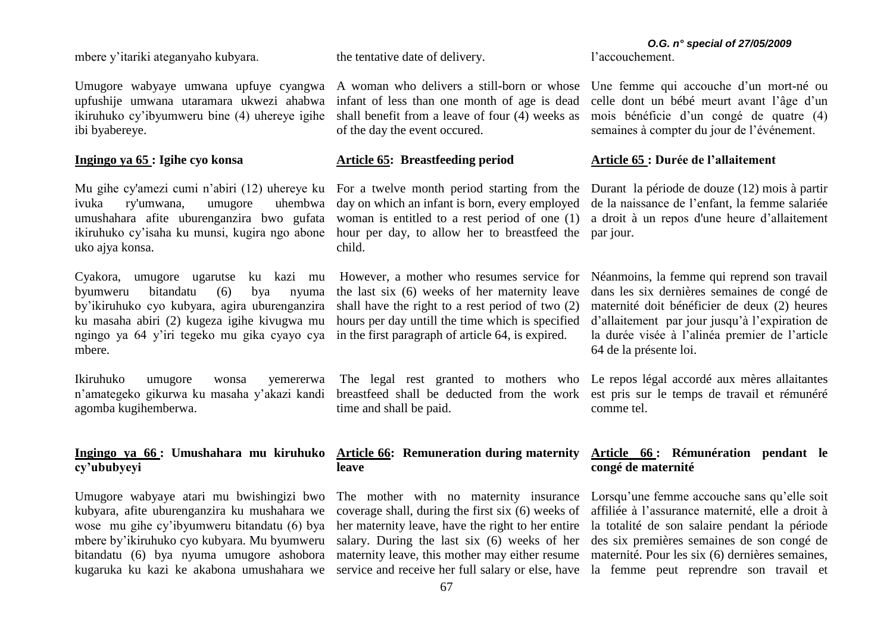mbere y'itariki ateganyaho kubyara.

Umugore wabyaye umwana upfuye cyangwa upfushije umwana utaramara ukwezi ahabwa ikiruhuko cy'ibyumweru bine (4) uhereye igihe ibi byabereye.

**Ingingo ya 65 : Igihe cyo konsa**

Mu gihe cy'amezi cumi n'abiri (12) uhereye ku ivuka ry'umwana, umugore uhembwa umushahara afite uburenganzira bwo gufata ikiruhuko cy'isaha ku munsi, kugira ngo abone uko ajya konsa.

Cyakora, umugore ugarutse ku kazi mu byumweru bitandatu (6) bya nyuma by'ikiruhuko cyo kubyara, agira uburenganzira ku masaha abiri (2) kugeza igihe kivugwa mu ngingo ya 64 y'iri tegeko mu gika cyayo cya mbere.

Ikiruhuko umugore wonsa yemererwa n'amategeko gikurwa ku masaha y'akazi kandi agomba kugihemberwa.

**Ingingo ya 66 : Umushahara mu kiruhuko cy'ububyeyi**

Umugore wabyaye atari mu bwishingizi bwo kubyara, afite uburenganzira ku mushahara we wose mu gihe cy'ibyumweru bitandatu (6) bya mbere by'ikiruhuko cyo kubyara. Mu byumweru bitandatu (6) bya nyuma umugore ashobora kugaruka ku kazi ke akabona umushahara we

the tentative date of delivery.

A woman who delivers a still-born or whose infant of less than one month of age is dead shall benefit from a leave of four (4) weeks as of the day the event occured.

**Article 65: Breastfeeding period**

For a twelve month period starting from the day on which an infant is born, every employed woman is entitled to a rest period of one (1) hour per day, to allow her to breastfeed the child.

However, a mother who resumes service for the last six (6) weeks of her maternity leave shall have the right to a rest period of two (2) hours per day untill the time which is specified in the first paragraph of article 64, is expired.

The legal rest granted to mothers who breastfeed shall be deducted from the work time and shall be paid.

**Article 66: Remuneration during maternity leave**

The mother with no maternity insurance coverage shall, during the first six (6) weeks of her maternity leave, have the right to her entire salary. During the last six (6) weeks of her maternity leave, this mother may either resume service and receive her full salary or else, have

l'accouchement.

Une femme qui accouche d'un mort-né ou celle dont un bébé meurt avant l'âge d'un mois bénéficie d'un congé de quatre (4) semaines à compter du jour de l'événement.

**Article 65 : Durée de l'allaitement**

Durant la période de douze (12) mois à partir de la naissance de l'enfant, la femme salariée a droit à un repos d'une heure d'allaitement par jour.

Néanmoins, la femme qui reprend son travail dans les six dernières semaines de congé de maternité doit bénéficier de deux (2) heures d'allaitement par jour jusqu'à l'expiration de la durée visée à l'alinéa premier de l'article 64 de la présente loi.

Le repos légal accordé aux mères allaitantes est pris sur le temps de travail et rémunéré comme tel.

**Article 66 : Rémunération pendant le congé de maternité**

Lorsqu'une femme accouche sans qu'elle soit affiliée à l'assurance maternité, elle a droit à la totalité de son salaire pendant la période des six premières semaines de son congé de maternité. Pour les six (6) dernières semaines, la femme peut reprendre son travail et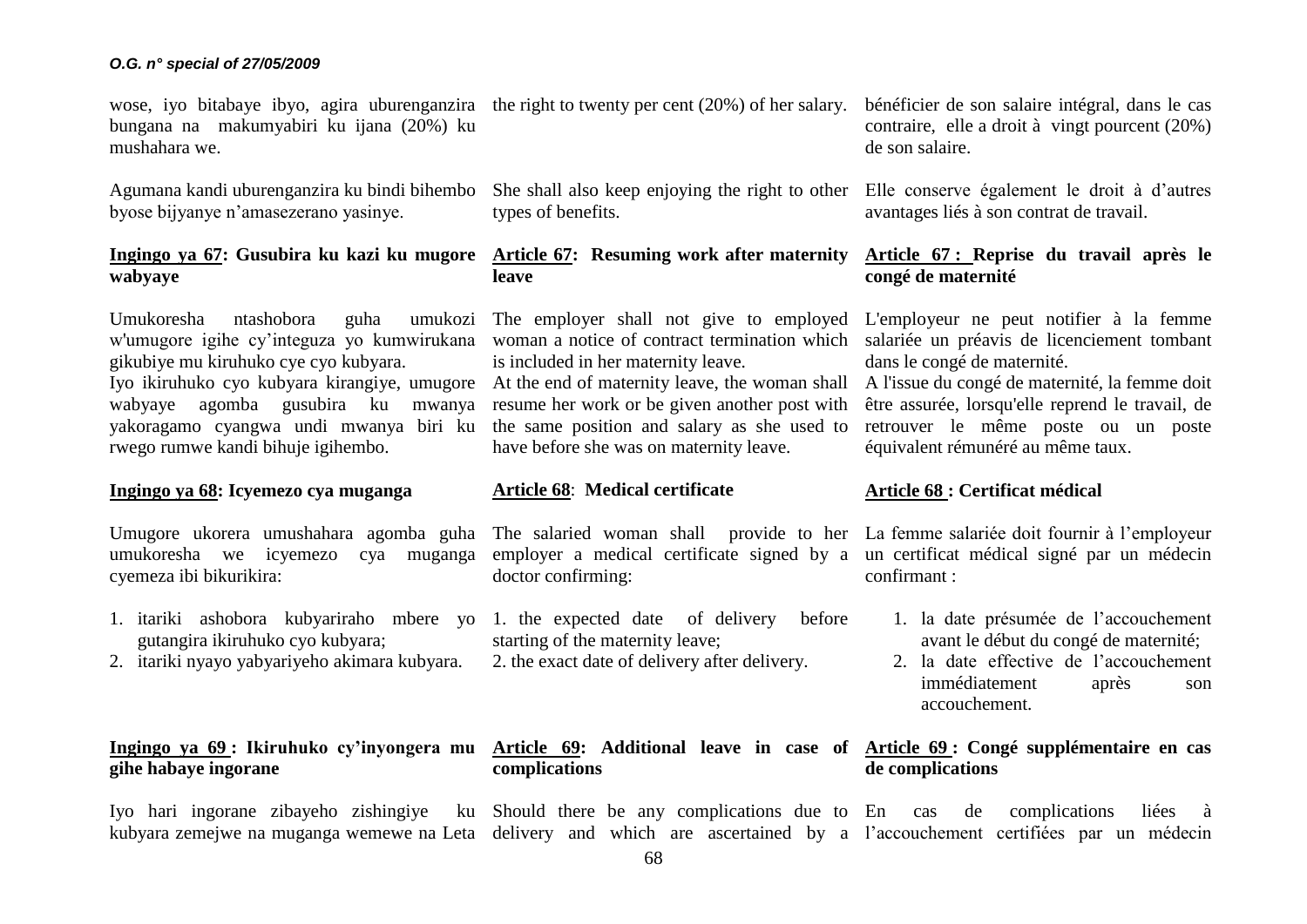wose, iyo bitabaye ibyo, agira uburenganzira bungana na makumyabiri ku ijana (20%) ku mushahara we.

Agumana kandi uburenganzira ku bindi bihembo byose bijyanye n'amasezerano yasinye.

**Ingingo ya 67: Gusubira ku kazi ku mugore wabyaye**

Umukoresha ntashobora guha umukozi w'umugore igihe cy'integuza yo kumwirukana gikubiye mu kiruhuko cye cyo kubyara.
Iyo ikiruhuko cyo kubyara kirangiye, umugore wabyaye agomba gusubira ku mwanya yakoragamo cyangwa undi mwanya biri ku rwego rumwe kandi bihuje igihembo.

**Ingingo ya 68: Icyemezo cya muganga**

Umugore ukorera umushahara agomba guha umukoresha we icyemezo cya muganga cyemeza ibi bikurikira:

1. itariki ashobora kubyariraho mbere yo gutangira ikiruhuko cyo kubyara;
2. itariki nyayo yabyariyeho akimara kubyara.

**Ingingo ya 69 : Ikiruhuko cy'inyongera mu gihe habaye ingorane**

Iyo hari ingorane zibayeho zishingiye ku kubyara zemejwe na muganga wemewe na Leta

the right to twenty per cent (20%) of her salary.

She shall also keep enjoying the right to other types of benefits.

**Article 67: Resuming work after maternity leave**

The employer shall not give to employed woman a notice of contract termination which is included in her maternity leave.
At the end of maternity leave, the woman shall resume her work or be given another post with the same position and salary as she used to have before she was on maternity leave.

**Article 68: Medical certificate**

The salaried woman shall provide to her employer a medical certificate signed by a doctor confirming:

1. the expected date of delivery before starting of the maternity leave;
2. the exact date of delivery after delivery.

**Article 69: Additional leave in case of complications**

Should there be any complications due to delivery and which are ascertained by a

bénéficier de son salaire intégral, dans le cas contraire, elle a droit à vingt pourcent (20%) de son salaire.

Elle conserve également le droit à d'autres avantages liés à son contrat de travail.

**Article 67 : Reprise du travail après le congé de maternité**

L'employeur ne peut notifier à la femme salariée un préavis de licenciement tombant dans le congé de maternité.
A l'issue du congé de maternité, la femme doit être assurée, lorsqu'elle reprend le travail, de retrouver le même poste ou un poste équivalent rémunéré au même taux.

**Article 68 : Certificat médical**

La femme salariée doit fournir à l'employeur un certificat médical signé par un médecin confirmant :

1. la date présumée de l'accouchement avant le début du congé de maternité;
2. la date effective de l'accouchement immédiatement après son accouchement.

**Article 69 : Congé supplémentaire en cas de complications**

En cas de complications liées à l'accouchement certifiées par un médecin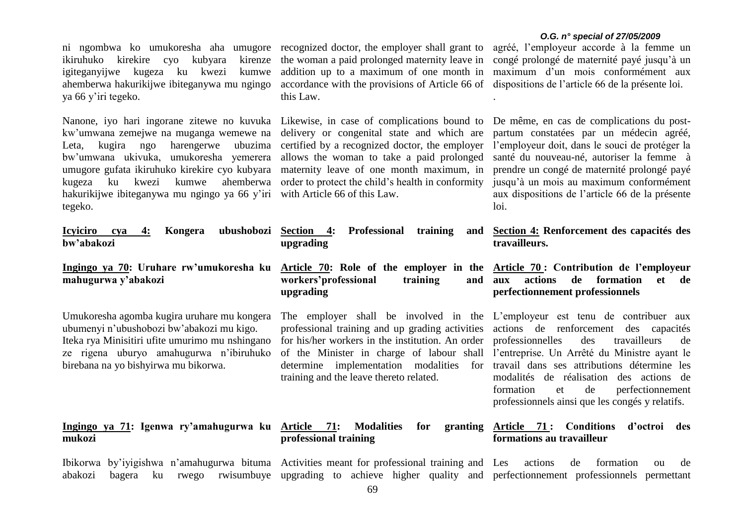ni ngombwa ko umukoresha aha umugore ikiruhuko kirekire cyo kubyara kirenze igiteganyijwe kugeza ku kwezi kumwe ahemberwa hakurikijwe ibiteganywa mu ngingo ya 66 y'iri tegeko.

Nanone, iyo hari ingorane zitewe no kuvuka kw'umwana zemejwe na muganga wemewe na Leta, kugira ngo harengerwe ubuzima bw'umwana ukivuka, umukoresha yemerera umugore gufata ikiruhuko kirekire cyo kubyara kugeza ku kwezi kumwe ahemberwa hakurikijwe ibiteganywa mu ngingo ya 66 y'iri tegeko.

**Icyiciro cya 4: Kongera ubushobozi bw'abakozi**

**Ingingo ya 70: Uruhare rw'umukoresha ku mahugurwa y'abakozi**

Umukoresha agomba kugira uruhare mu kongera ubumenyi n'ubushobozi bw'abakozi mu kigo. Iteka rya Minisitiri ufite umurimo mu nshingano ze rigena uburyo amahugurwa n'ibiruhuko birebana na yo bishyirwa mu bikorwa.

**Ingingo ya 71: Igenwa ry'amahugurwa ku mukozi**

Ibikorwa by'iyigishwa n'amahugurwa bituma abakozi bagera ku rwego rwisumbuye

recognized doctor, the employer shall grant to the woman a paid prolonged maternity leave in addition up to a maximum of one month in accordance with the provisions of Article 66 of this Law.

Likewise, in case of complications bound to delivery or congenital state and which are certified by a recognized doctor, the employer allows the woman to take a paid prolonged maternity leave of one month maximum, in order to protect the child's health in conformity with Article 66 of this Law.

**Section 4: Professional training and upgrading**

**Article 70: Role of the employer in the workers'professional training and upgrading**

The employer shall be involved in the professional training and up grading activities for his/her workers in the institution. An order of the Minister in charge of labour shall determine implementation modalities for training and the leave thereto related.

**Article 71: Modalities for granting professional training**

Activities meant for professional training and upgrading to achieve higher quality and

agréé, l'employeur accorde à la femme un congé prolongé de maternité payé jusqu'à un maximum d'un mois conformément aux dispositions de l'article 66 de la présente loi.

De même, en cas de complications du post-partum constatées par un médecin agréé, l'employeur doit, dans le souci de protéger la santé du nouveau-né, autoriser la femme à prendre un congé de maternité prolongé payé jusqu'à un mois au maximum conformément aux dispositions de l'article 66 de la présente loi.

**Section 4: Renforcement des capacités des travailleurs.**

**Article 70 : Contribution de l'employeur aux actions de formation et de perfectionnement professionnels**

L'employeur est tenu de contribuer aux actions de renforcement des capacités professionnelles des travailleurs de l'entreprise. Un Arrêté du Ministre ayant le travail dans ses attributions détermine les modalités de réalisation des actions de formation et de perfectionnement professionnels ainsi que les congés y relatifs.

**Article 71 : Conditions d'octroi des formations au travailleur**

Les actions de formation ou de perfectionnement professionnels permettant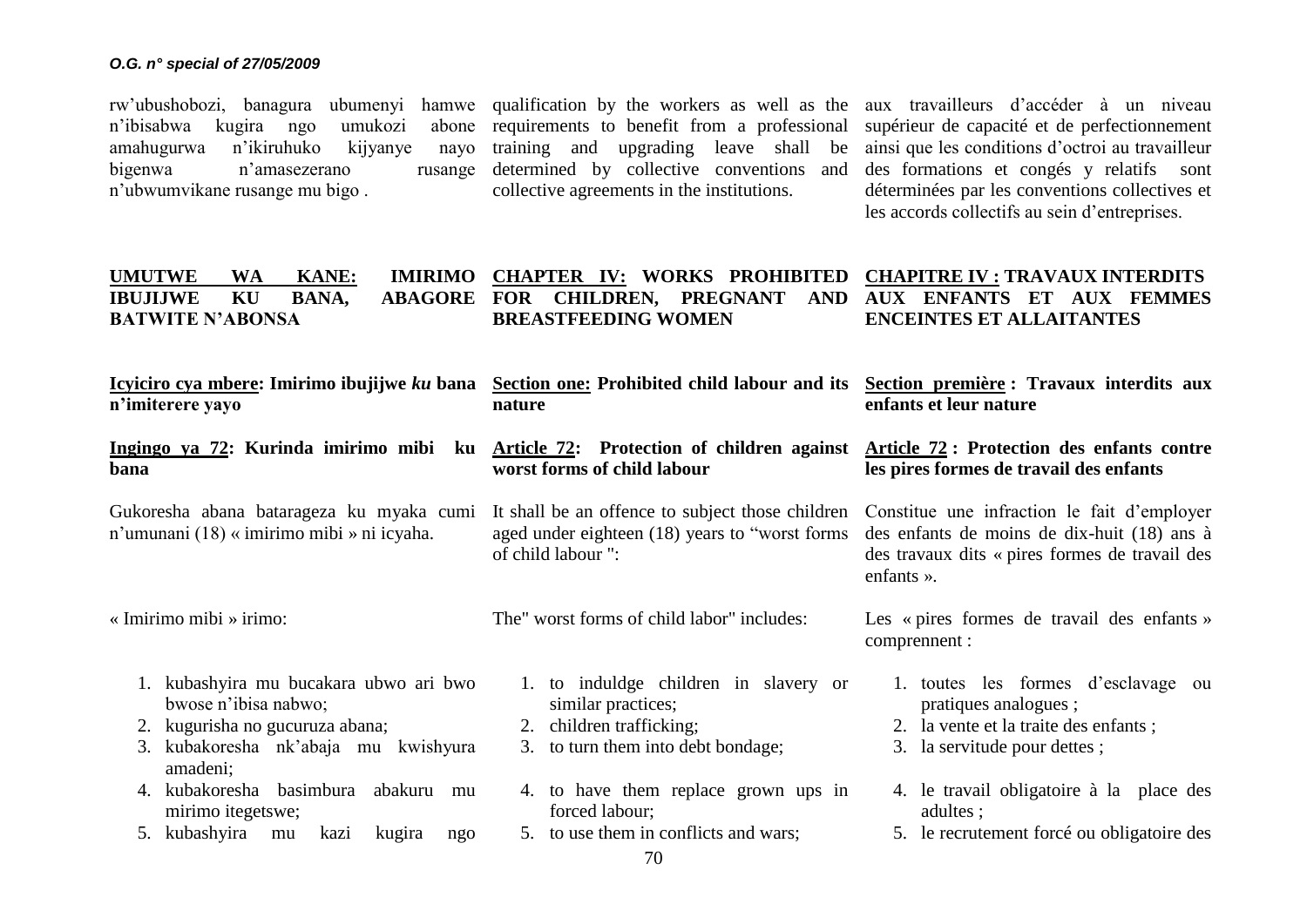rw'ubushobozi, banagura ubumenyi hamwe n'ibisabwa kugira ngo umukozi abone amahugurwa n'ikiruhuko kijyanye nayo bigenwa n'amasezerano rusange n'ubwumvikane rusange mu bigo .

qualification by the workers as well as the requirements to benefit from a professional training and upgrading leave shall be determined by collective conventions and collective agreements in the institutions.

aux travailleurs d'accéder à un niveau supérieur de capacité et de perfectionnement ainsi que les conditions d'octroi au travailleur des formations et congés y relatifs sont déterminées par les conventions collectives et les accords collectifs au sein d'entreprises.

## UMUTWE WA KANE: IMIRIMO IBUJIJWE KU BANA, ABAGORE BATWITE N'ABONSA

## CHAPTER IV: WORKS PROHIBITED FOR CHILDREN, PREGNANT AND BREASTFEEDING WOMEN

## CHAPITRE IV : TRAVAUX INTERDITS AUX ENFANTS ET AUX FEMMES ENCEINTES ET ALLAITANTES

### Icyiciro cya mbere: Imirimo ibujijwe *ku* bana n'imiterere yayo

### Section one: Prohibited child labour and its nature

### Section première : Travaux interdits aux enfants et leur nature

**Ingingo ya 72: Kurinda imirimo mibi ku bana**

Gukoresha abana batarageza ku myaka cumi n'umunani (18) « imirimo mibi » ni icyaha.

« Imirimo mibi » irimo:

1. kubashyira mu bucakara ubwo ari bwo bwose n'ibisa nabwo;
2. kugurisha no gucuruza abana;
3. kubakoresha nk'abaja mu kwishyura amadeni;
4. kubakoresha basimbura abakuru mu mirimo itegetswe;
5. kubashyira mu kazi kugira ngo

**Article 72: Protection of children against worst forms of child labour**

It shall be an offence to subject those children aged under eighteen (18) years to "worst forms of child labour ":

The" worst forms of child labor" includes:

1. to induldge children in slavery or similar practices;
2. children trafficking;
3. to turn them into debt bondage;
4. to have them replace grown ups in forced labour;
5. to use them in conflicts and wars;

**Article 72 : Protection des enfants contre les pires formes de travail des enfants**

Constitue une infraction le fait d'employer des enfants de moins de dix-huit (18) ans à des travaux dits « pires formes de travail des enfants ».

Les « pires formes de travail des enfants » comprennent :

1. toutes les formes d'esclavage ou pratiques analogues ;
2. la vente et la traite des enfants ;
3. la servitude pour dettes ;
4. le travail obligatoire à la place des adultes ;
5. le recrutement forcé ou obligatoire des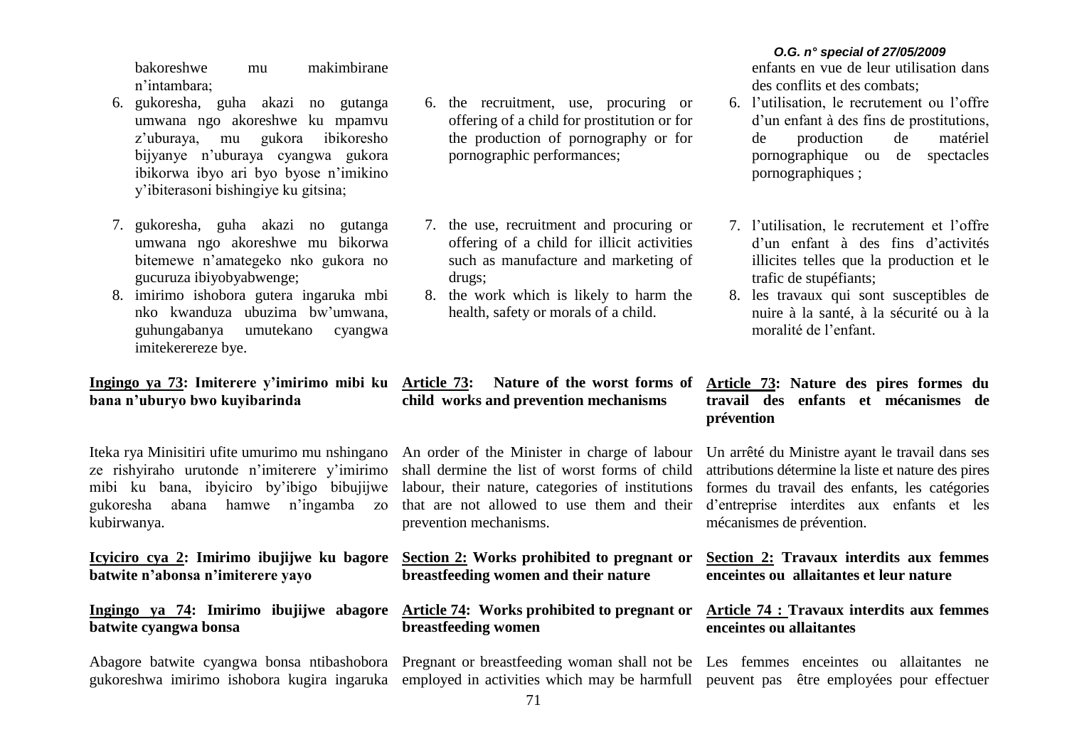bakoreshwe mu makimbirane n'intambara;

6. gukoresha, guha akazi no gutanga umwana ngo akoreshwe ku mpamvu z'uburaya, mu gukora ibikoresho bijyanye n'uburaya cyangwa gukora ibikorwa ibyo ari byo byose n'imikino y'ibiterasoni bishingiye ku gitsina;

7. gukoresha, guha akazi no gutanga umwana ngo akoreshwe mu bikorwa bitemewe n'amategeko nko gukora no gucuruza ibiyobyabwenge;
8. imirimo ishobora gutera ingaruka mbi nko kwanduza ubuzima bw'umwana, guhungabanya umutekano cyangwa imitekerereze bye.

**Ingingo ya 73: Imiterere y'imirimo mibi ku bana n'uburyo bwo kuyibarinda**

Iteka rya Minisitiri ufite umurimo mu nshingano ze rishyiraho urutonde n'imiterere y'imirimo mibi ku bana, ibyiciro by'ibigo bibujijwe gukoresha abana hamwe n'ingamba zo kubirwanya.

**Icyiciro cya 2: Imirimo ibujijwe ku bagore batwite n'abonsa n'imiterere yayo**

**Ingingo ya 74: Imirimo ibujijwe abagore batwite cyangwa bonsa**

Abagore batwite cyangwa bonsa ntibashobora gukoreshwa imirimo ishobora kugira ingaruka

6. the recruitment, use, procuring or offering of a child for prostitution or for the production of pornography or for pornographic performances;

7. the use, recruitment and procuring or offering of a child for illicit activities such as manufacture and marketing of drugs;
8. the work which is likely to harm the health, safety or morals of a child.

**Article 73: Nature of the worst forms of child works and prevention mechanisms**

An order of the Minister in charge of labour shall dermine the list of worst forms of child labour, their nature, categories of institutions that are not allowed to use them and their prevention mechanisms.

**Section 2: Works prohibited to pregnant or breastfeeding women and their nature**

**Article 74: Works prohibited to pregnant or breastfeeding women**

Pregnant or breastfeeding woman shall not be employed in activities which may be harmfull

enfants en vue de leur utilisation dans des conflits et des combats;

6. l'utilisation, le recrutement ou l'offre d'un enfant à des fins de prostitutions, de production de matériel pornographique ou de spectacles pornographiques ;

7. l'utilisation, le recrutement et l'offre d'un enfant à des fins d'activités illicites telles que la production et le trafic de stupéfiants;
8. les travaux qui sont susceptibles de nuire à la santé, à la sécurité ou à la moralité de l'enfant.

**Article 73: Nature des pires formes du travail des enfants et mécanismes de prévention**

Un arrêté du Ministre ayant le travail dans ses attributions détermine la liste et nature des pires formes du travail des enfants, les catégories d'entreprise interdites aux enfants et les mécanismes de prévention.

**Section 2: Travaux interdits aux femmes enceintes ou allaitantes et leur nature**

**Article 74 : Travaux interdits aux femmes enceintes ou allaitantes**

Les femmes enceintes ou allaitantes ne peuvent pas être employées pour effectuer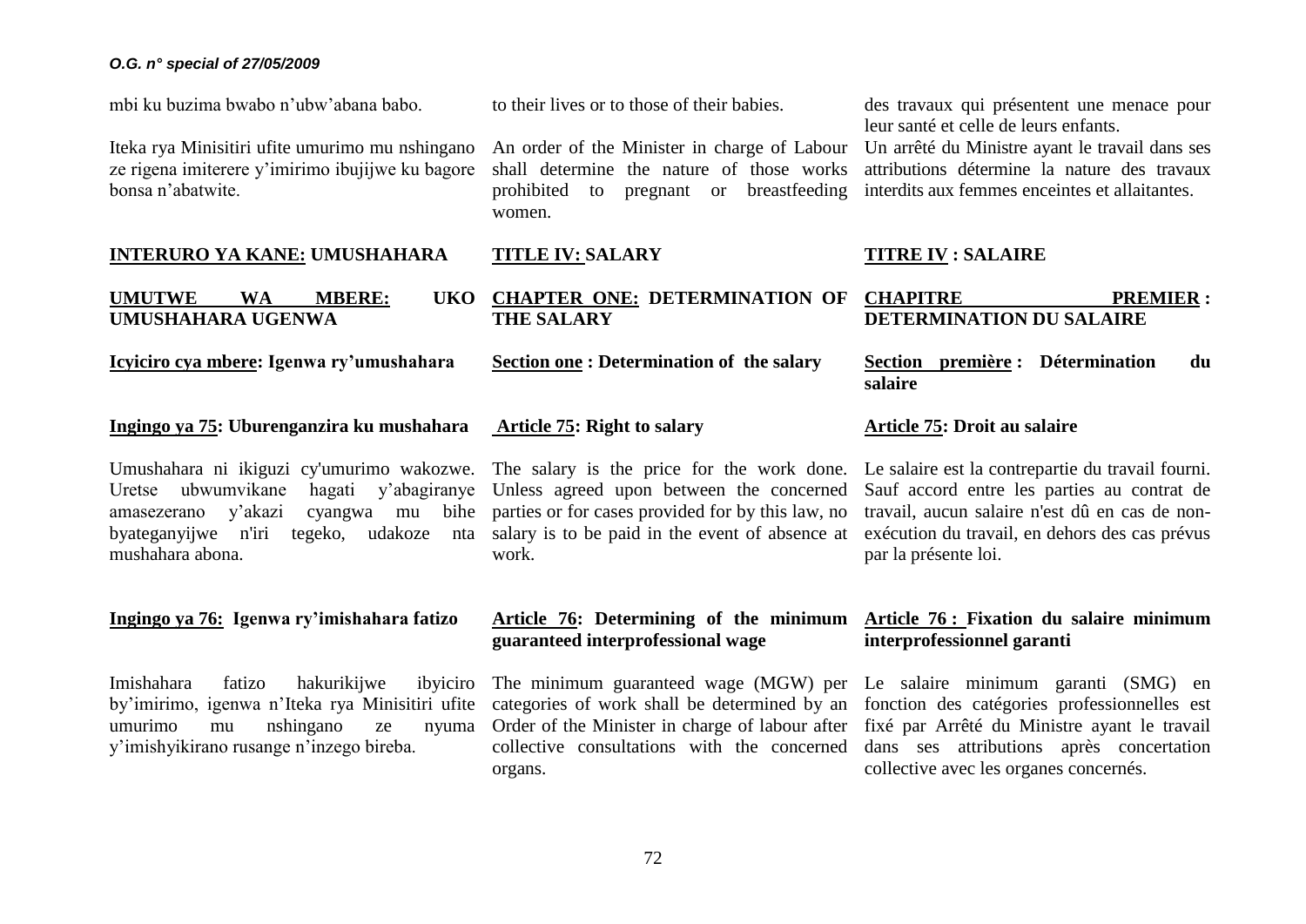mbi ku buzima bwabo n'ubw'abana babo.

Iteka rya Minisitiri ufite umurimo mu nshingano ze rigena imiterere y'imirimo ibujijwe ku bagore bonsa n'abatwite.

## INTERURO YA KANE: UMUSHAHARA

## UMUTWE WA MBERE: UKO UMUSHAHARA UGENWA

### Icyiciro cya mbere: Igenwa ry'umushahara

#### Ingingo ya 75: Uburenganzira ku mushahara

Umushahara ni ikiguzi cy'umurimo wakozwe. Uretse ubwumvikane hagati y'abagiranye amasezerano y'akazi cyangwa mu bihe byateganyijwe n'iri tegeko, udakoze nta mushahara abona.

#### Ingingo ya 76: Igenwa ry'imishahara fatizo

Imishahara fatizo hakurikijwe ibyiciro by'imirimo, igenwa n'Iteka rya Minisitiri ufite umurimo mu nshingano ze nyuma y'imishyikirano rusange n'inzego bireba.

to their lives or to those of their babies.

An order of the Minister in charge of Labour shall determine the nature of those works prohibited to pregnant or breastfeeding women.

## TITLE IV: SALARY

## CHAPTER ONE: DETERMINATION OF THE SALARY

### Section one : Determination of the salary

#### Article 75: Right to salary

The salary is the price for the work done. Unless agreed upon between the concerned parties or for cases provided for by this law, no salary is to be paid in the event of absence at work.

#### Article 76: Determining of the minimum guaranteed interprofessional wage

The minimum guaranteed wage (MGW) per categories of work shall be determined by an Order of the Minister in charge of labour after collective consultations with the concerned organs.

des travaux qui présentent une menace pour leur santé et celle de leurs enfants.

Un arrêté du Ministre ayant le travail dans ses attributions détermine la nature des travaux interdits aux femmes enceintes et allaitantes.

## TITRE IV : SALAIRE

## CHAPITRE PREMIER : DETERMINATION DU SALAIRE

### Section première : Détermination du salaire

#### Article 75: Droit au salaire

Le salaire est la contrepartie du travail fourni. Sauf accord entre les parties au contrat de travail, aucun salaire n'est dû en cas de non-exécution du travail, en dehors des cas prévus par la présente loi.

#### Article 76 : Fixation du salaire minimum interprofessionnel garanti

Le salaire minimum garanti (SMG) en fonction des catégories professionnelles est fixé par Arrêté du Ministre ayant le travail dans ses attributions après concertation collective avec les organes concernés.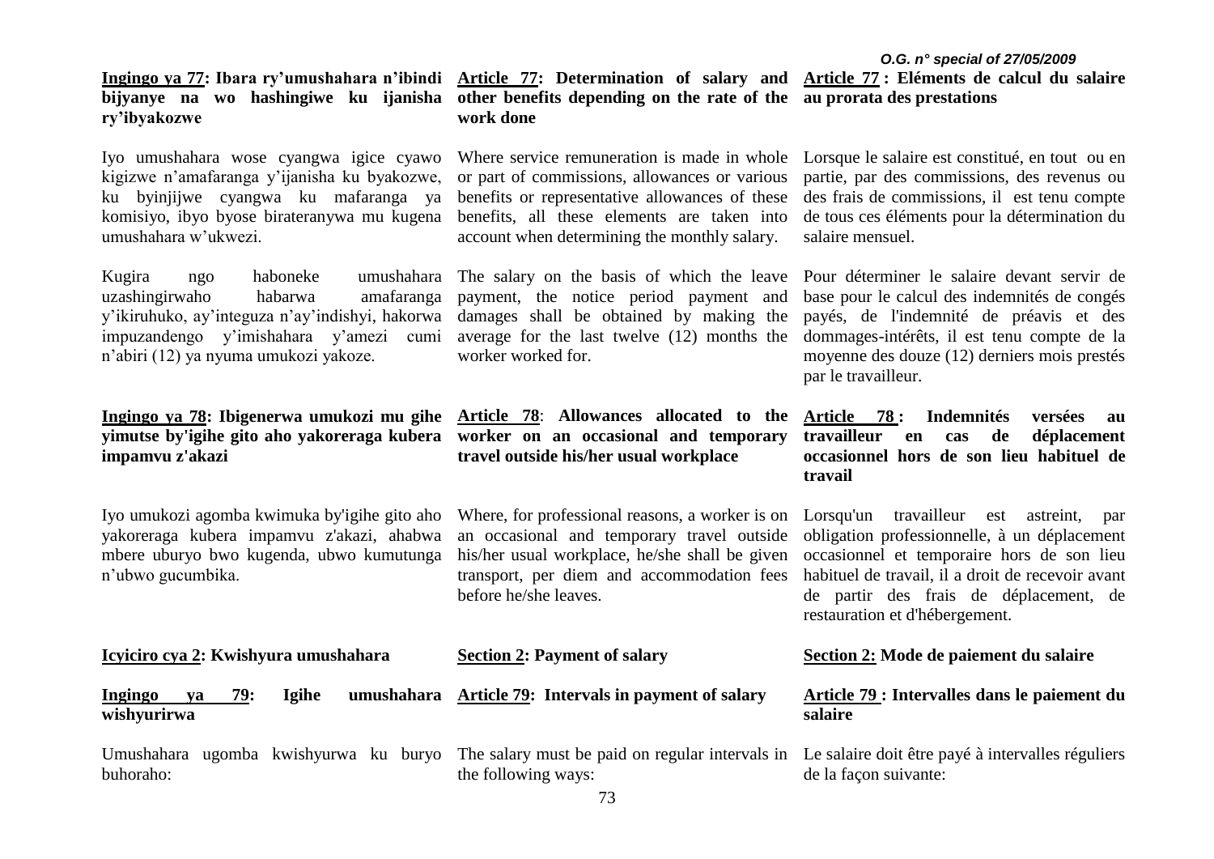**Ingingo ya 77: Ibara ry'umushahara n'ibindi bijyanye na wo hashingiwe ku ijanisha ry'ibyakozwe**

Iyo umushahara wose cyangwa igice cyawo kigizwe n'amafaranga y'ijanisha ku byakozwe, ku byinjijwe cyangwa ku mafaranga ya komisiyo, ibyo byose birateranywa mu kugena umushahara w'ukwezi.

Kugira ngo haboneke umushahara uzashingirwaho habarwa amafaranga y'ikiruhuko, ay'integuza n'ay'indishyi, hakorwa impuzandengo y'imishahara y'amezi cumi n'abiri (12) ya nyuma umukozi yakoze.

**Ingingo ya 78: Ibigenerwa umukozi mu gihe yimutse by'igihe gito aho yakoreraga kubera impamvu z'akazi**

Iyo umukozi agomba kwimuka by'igihe gito aho yakoreraga kubera impamvu z'akazi, ahabwa mbere uburyo bwo kugenda, ubwo kumutunga n'ubwo gucumbika.

**Icyiciro cya 2: Kwishyura umushahara**

**Ingingo ya 79: Igihe umushahara wishyurirwa**

Umushahara ugomba kwishyurwa ku buryo buhoraho:

**Article 77: Determination of salary and other benefits depending on the rate of the work done**

Where service remuneration is made in whole or part of commissions, allowances or various benefits or representative allowances of these benefits, all these elements are taken into account when determining the monthly salary.

The salary on the basis of which the leave payment, the notice period payment and damages shall be obtained by making the average for the last twelve (12) months the worker worked for.

**Article 78: Allowances allocated to the worker on an occasional and temporary travel outside his/her usual workplace**

Where, for professional reasons, a worker is on an occasional and temporary travel outside his/her usual workplace, he/she shall be given transport, per diem and accommodation fees before he/she leaves.

**Section 2: Payment of salary**

**Article 79: Intervals in payment of salary**

The salary must be paid on regular intervals in the following ways:

**Article 77 : Eléments de calcul du salaire au prorata des prestations**

Lorsque le salaire est constitué, en tout ou en partie, par des commissions, des revenus ou des frais de commissions, il est tenu compte de tous ces éléments pour la détermination du salaire mensuel.

Pour déterminer le salaire devant servir de base pour le calcul des indemnités de congés payés, de l'indemnité de préavis et des dommages-intérêts, il est tenu compte de la moyenne des douze (12) derniers mois prestés par le travailleur.

**Article 78 : Indemnités versées au travailleur en cas de déplacement occasionnel hors de son lieu habituel de travail**

Lorsqu'un travailleur est astreint, par obligation professionnelle, à un déplacement occasionnel et temporaire hors de son lieu habituel de travail, il a droit de recevoir avant de partir des frais de déplacement, de restauration et d'hébergement.

**Section 2: Mode de paiement du salaire**

**Article 79 : Intervalles dans le paiement du salaire**

Le salaire doit être payé à intervalles réguliers de la façon suivante: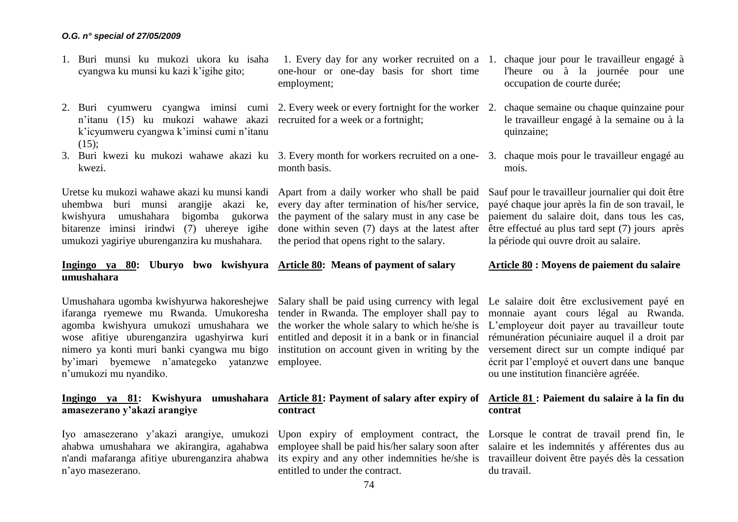1. Buri munsi ku mukozi ukora ku isaha cyangwa ku munsi ku kazi k'igihe gito;
2. Buri cyumweru cyangwa iminsi cumi n'itanu (15) ku mukozi wahawe akazi k'icyumweru cyangwa k'iminsi cumi n'itanu (15);
3. Buri kwezi ku mukozi wahawe akazi ku kwezi.

Uretse ku mukozi wahawe akazi ku munsi kandi uhembwa buri munsi arangije akazi ke, kwishyura umushahara bigomba gukorwa bitarenze iminsi irindwi (7) uhereye igihe umukozi yagiriye uburenganzira ku mushahara.

**Ingingo ya 80: Uburyo bwo kwishyura umushahara**

Umushahara ugomba kwishyurwa hakoreshejwe ifaranga ryemewe mu Rwanda. Umukoresha agomba kwishyura umukozi umushahara we wose afitiye uburenganzira ugashyirwa kuri nimero ya konti muri banki cyangwa mu bigo by'imari byemewe n'amategeko yatanzwe n'umukozi mu nyandiko.

**Ingingo ya 81: Kwishyura umushahara amasezerano y'akazi arangiye**

Iyo amasezerano y'akazi arangiye, umukozi ahabwa umushahara we akirangira, agahabwa n'andi mafaranga afitiye uburenganzira ahabwa n'ayo masezerano.

1. Every day for any worker recruited on a one-hour or one-day basis for short time employment;
2. Every week or every fortnight for the worker recruited for a week or a fortnight;
3. Every month for workers recruited on a one-month basis.

Apart from a daily worker who shall be paid every day after termination of his/her service, the payment of the salary must in any case be done within seven (7) days at the latest after the period that opens right to the salary.

**Article 80: Means of payment of salary**

Salary shall be paid using currency with legal tender in Rwanda. The employer shall pay to the worker the whole salary to which he/she is entitled and deposit it in a bank or in financial institution on account given in writing by the employee.

**Article 81: Payment of salary after expiry of contract**

Upon expiry of employment contract, the employee shall be paid his/her salary soon after its expiry and any other indemnities he/she is entitled to under the contract.

1. chaque jour pour le travailleur engagé à l'heure ou à la journée pour une occupation de courte durée;
2. chaque semaine ou chaque quinzaine pour le travailleur engagé à la semaine ou à la quinzaine;
3. chaque mois pour le travailleur engagé au mois.

Sauf pour le travailleur journalier qui doit être payé chaque jour après la fin de son travail, le paiement du salaire doit, dans tous les cas, être effectué au plus tard sept (7) jours après la période qui ouvre droit au salaire.

**Article 80 : Moyens de paiement du salaire**

Le salaire doit être exclusivement payé en monnaie ayant cours légal au Rwanda. L'employeur doit payer au travailleur toute rémunération pécuniaire auquel il a droit par versement direct sur un compte indiqué par écrit par l'employé et ouvert dans une banque ou une institution financière agréée.

**Article 81 : Paiement du salaire à la fin du contrat**

Lorsque le contrat de travail prend fin, le salaire et les indemnités y afférentes dus au travailleur doivent être payés dès la cessation du travail.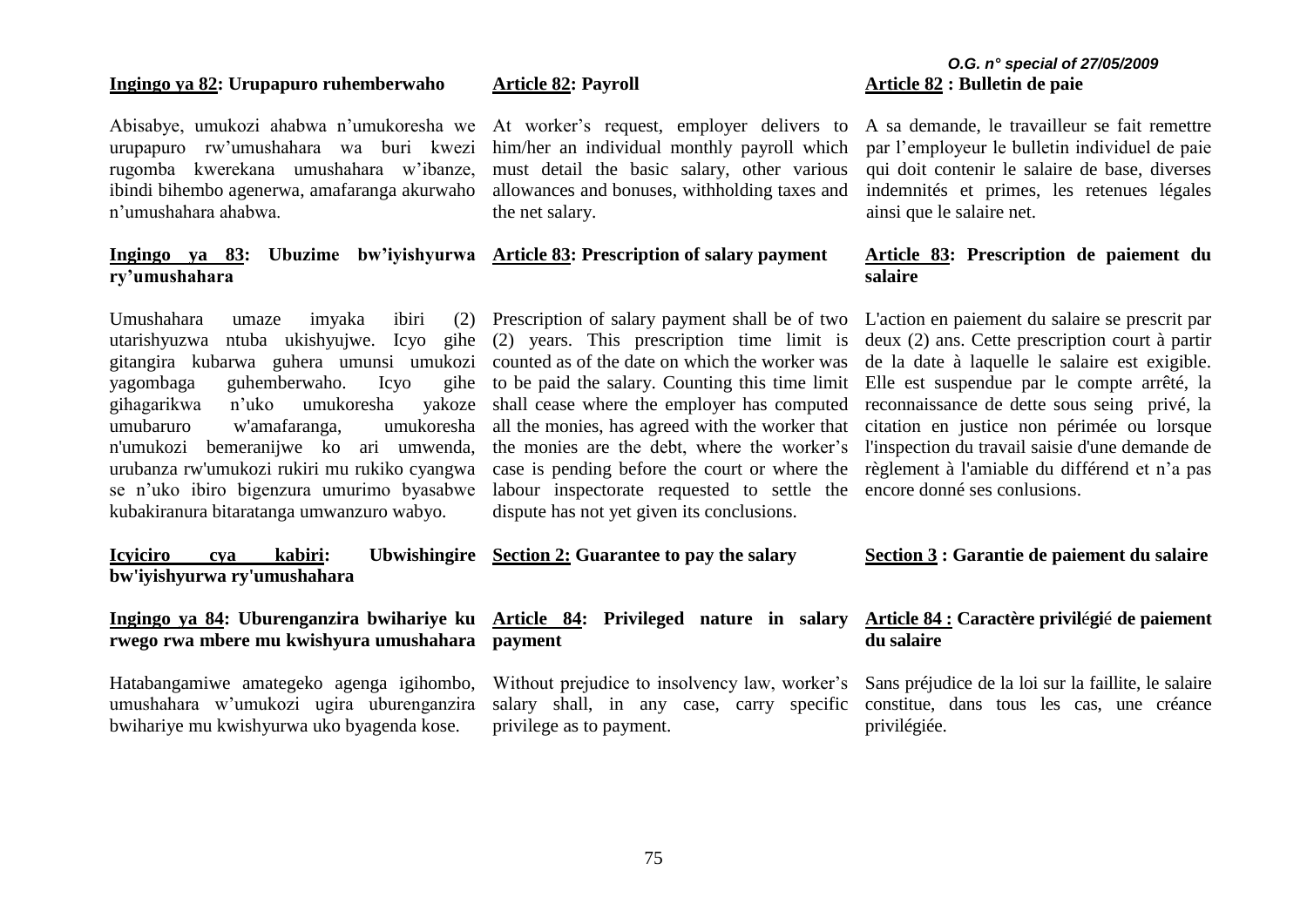**Ingingo ya 82: Urupapuro ruhemberwaho**

Abisabye, umukozi ahabwa n'umukoresha we urupapuro rw'umushahara wa buri kwezi rugomba kwerekana umushahara w'ibanze, ibindi bihembo agenerwa, amafaranga akurwaho n'umushahara ahabwa.

**Ingingo ya 83: Ubuzime bw'iyishyurwa ry'umushahara**

Umushahara umaze imyaka ibiri (2) utarishyuzwa ntuba ukishyujwe. Icyo gihe gitangira kubarwa guhera umunsi umukozi yagombaga guhemberwaho. Icyo gihe gihagarikwa n'uko umukoresha yakoze umubaruro w'amafaranga, umukoresha n'umukozi bemeranijwe ko ari umwenda, urubanza rw'umukozi rukiri mu rukiko cyangwa se n'uko ibiro bigenzura umurimo byasabwe kubakiranura bitaratanga umwanzuro wabyo.

**Icyiciro cya kabiri: Ubwishingire bw'iyishyurwa ry'umushahara**

**Ingingo ya 84: Uburenganzira bwihariye ku rwego rwa mbere mu kwishyura umushahara**

Hatabangamiwe amategeko agenga igihombo, umushahara w'umukozi ugira uburenganzira bwihariye mu kwishyurwa uko byagenda kose.

**Article 82: Payroll**

At worker's request, employer delivers to him/her an individual monthly payroll which must detail the basic salary, other various allowances and bonuses, withholding taxes and the net salary.

**Article 83: Prescription of salary payment**

Prescription of salary payment shall be of two (2) years. This prescription time limit is counted as of the date on which the worker was to be paid the salary. Counting this time limit shall cease where the employer has computed all the monies, has agreed with the worker that the monies are the debt, where the worker's case is pending before the court or where the labour inspectorate requested to settle the dispute has not yet given its conclusions.

**Section 2: Guarantee to pay the salary**

**Article 84: Privileged nature in salary payment**

Without prejudice to insolvency law, worker's salary shall, in any case, carry specific privilege as to payment.

**Article 82 : Bulletin de paie**

A sa demande, le travailleur se fait remettre par l'employeur le bulletin individuel de paie qui doit contenir le salaire de base, diverses indemnités et primes, les retenues légales ainsi que le salaire net.

**Article 83: Prescription de paiement du salaire**

L'action en paiement du salaire se prescrit par deux (2) ans. Cette prescription court à partir de la date à laquelle le salaire est exigible. Elle est suspendue par le compte arrêté, la reconnaissance de dette sous seing privé, la citation en justice non périmée ou lorsque l'inspection du travail saisie d'une demande de règlement à l'amiable du différend et n'a pas encore donné ses conlusions.

**Section 3 : Garantie de paiement du salaire**

**Article 84 : Caractère privilégié de paiement du salaire**

Sans préjudice de la loi sur la faillite, le salaire constitue, dans tous les cas, une créance privilégiée.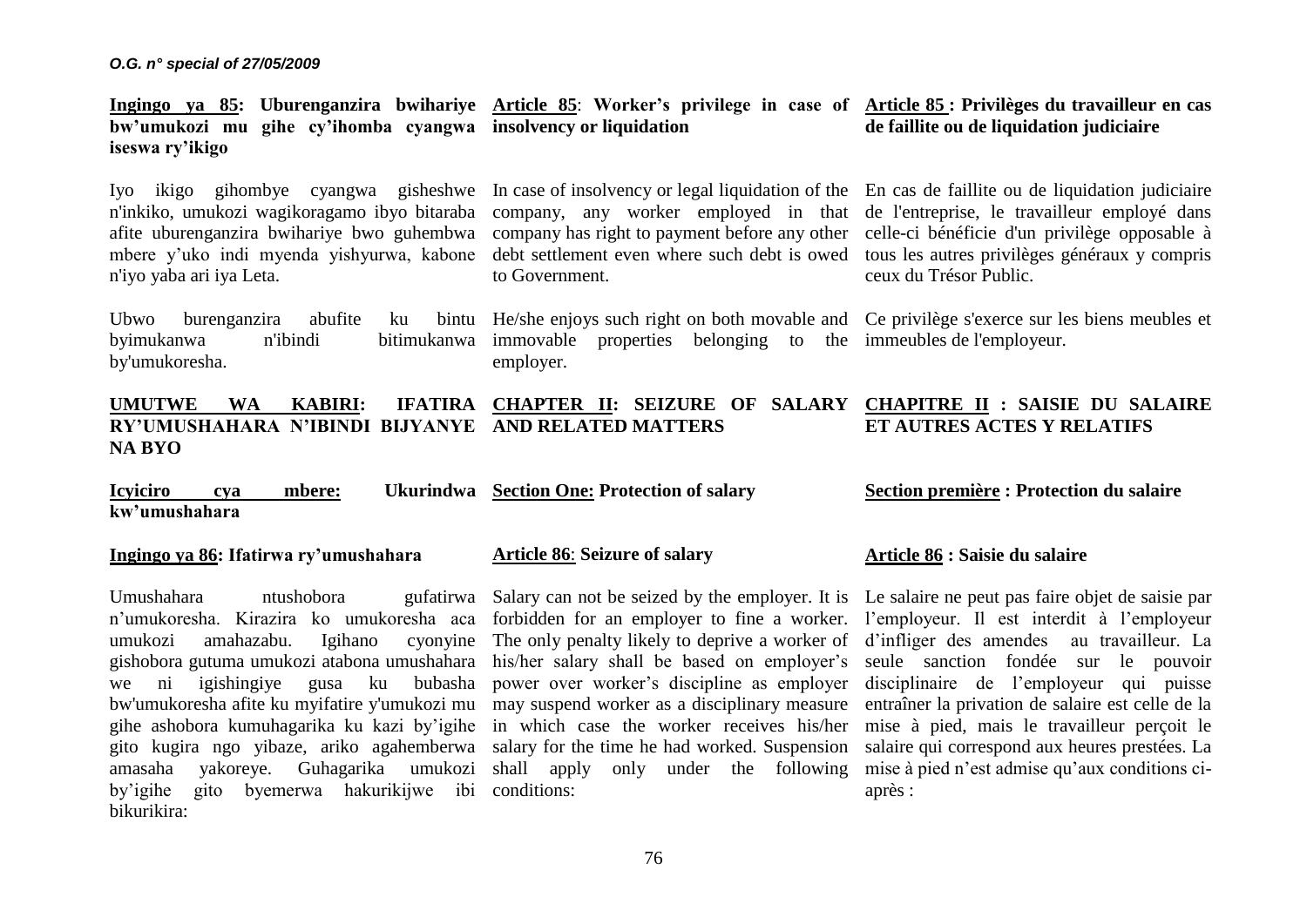**Ingingo ya 85: Uburenganzira bwihariye bw'umukozi mu gihe cy'ihomba cyangwa iseswa ry'ikigo**

Iyo ikigo gihombye cyangwa gisheshwe n'inkiko, umukozi wagikoragamo ibyo bitaraba afite uburenganzira bwihariye bwo guhembwa mbere y'uko indi myenda yishyurwa, kabone n'iyo yaba ari iya Leta.

Ubwo burenganzira abufite ku bintu byimukanwa n'ibindi bitimukanwa by'umukoresha.

**UMUTWE WA KABIRI: IFATIRA RY'UMUSHAHARA N'IBINDI BIJYANYE NA BYO**

**Icyiciro cya mbere: Ukurindwa kw'umushahara**

**Ingingo ya 86: Ifatirwa ry'umushahara**

Umushahara ntushobora gufatirwa n'umukoresha. Kirazira ko umukoresha aca umukozi amahazabu. Igihano cyonyine gishobora gutuma umukozi atabona umushahara we ni igishingiye gusa ku bubasha bw'umukoresha afite ku myifatire y'umukozi mu gihe ashobora kumuhagarika ku kazi by'igihe gito kugira ngo yibaze, ariko agahemberwa amasaha yakoreye. Guhagarika umukozi by'igihe gito byemerwa hakurikijwe ibi bikurikira:

**Article 85: Worker's privilege in case of insolvency or liquidation**

In case of insolvency or legal liquidation of the company, any worker employed in that company has right to payment before any other debt settlement even where such debt is owed to Government.

He/she enjoys such right on both movable and immovable properties belonging to the employer.

**CHAPTER II: SEIZURE OF SALARY AND RELATED MATTERS**

**Section One: Protection of salary**

**Article 86: Seizure of salary**

Salary can not be seized by the employer. It is forbidden for an employer to fine a worker. The only penalty likely to deprive a worker of his/her salary shall be based on employer's power over worker's discipline as employer may suspend worker as a disciplinary measure in which case the worker receives his/her salary for the time he had worked. Suspension shall apply only under the following conditions:

**Article 85 : Privilèges du travailleur en cas de faillite ou de liquidation judiciaire**

En cas de faillite ou de liquidation judiciaire de l'entreprise, le travailleur employé dans celle-ci bénéficie d'un privilège opposable à tous les autres privilèges généraux y compris ceux du Trésor Public.

Ce privilège s'exerce sur les biens meubles et immeubles de l'employeur.

**CHAPITRE II : SAISIE DU SALAIRE ET AUTRES ACTES Y RELATIFS**

**Section première : Protection du salaire**

**Article 86 : Saisie du salaire**

Le salaire ne peut pas faire objet de saisie par l'employeur. Il est interdit à l'employeur d'infliger des amendes au travailleur. La seule sanction fondée sur le pouvoir disciplinaire de l'employeur qui puisse entraîner la privation de salaire est celle de la mise à pied, mais le travailleur perçoit le salaire qui correspond aux heures prestées. La mise à pied n'est admise qu'aux conditions ci-après :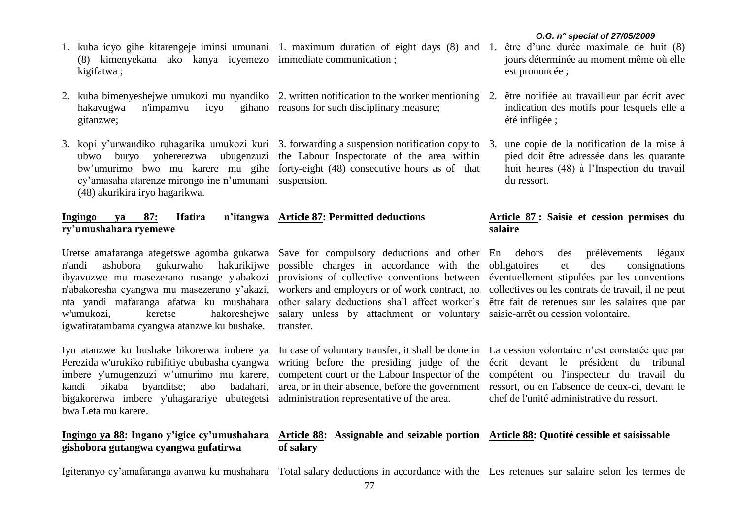1. kuba icyo gihe kitarengeje iminsi umunani (8) kimenyekana ako kanya icyemezo kigifatwa ;

2. kuba bimenyeshejwe umukozi mu nyandiko hakavugwa n'impamvu icyo gihano gitanzwe;

3. kopi y'urwandiko ruhagarika umukozi kuri ubwo buryo yohererezwa ubugenzuzi bw'umurimo bwo mu karere mu gihe cy'amasaha atarenze mirongo ine n'umunani (48) akurikira iryo hagarikwa.

1. maximum duration of eight days (8) and immediate communication ;

2. written notification to the worker mentioning reasons for such disciplinary measure;

3. forwarding a suspension notification copy to the Labour Inspectorate of the area within forty-eight (48) consecutive hours as of that suspension.

1. être d'une durée maximale de huit (8) jours déterminée au moment même où elle est prononcée ;

2. être notifiée au travailleur par écrit avec indication des motifs pour lesquels elle a été infligée ;

3. une copie de la notification de la mise à pied doit être adressée dans les quarante huit heures (48) à l'Inspection du travail du ressort.

**Ingingo ya 87: Ifatira n'itangwa ry'umushahara ryemewe**

Uretse amafaranga ategetswe agomba gukatwa n'andi ashobora gukurwaho hakurikijwe ibyavuzwe mu masezerano rusange y'abakozi n'abakoresha cyangwa mu masezerano y'akazi, nta yandi mafaranga afatwa ku mushahara w'umukozi, keretse hakoreshejwe igwatiratambama cyangwa atanzwe ku bushake.

Iyo atanzwe ku bushake bikorerwa imbere ya Perezida w'urukiko rubifitiye ububasha cyangwa imbere y'umugenzuzi w'umurimo mu karere, kandi bikaba byanditse; abo badahari, bigakorerwa imbere y'uhagarariye ubutegetsi bwa Leta mu karere.

**Article 87: Permitted deductions**

Save for compulsory deductions and other possible charges in accordance with the provisions of collective conventions between workers and employers or of work contract, no other salary deductions shall affect worker's salary unless by attachment or voluntary transfer.

In case of voluntary transfer, it shall be done in writing before the presiding judge of the competent court or the Labour Inspector of the area, or in their absence, before the government administration representative of the area.

**Article 87 : Saisie et cession permises du salaire**

En dehors des prélèvements légaux obligatoires et des consignations éventuellement stipulées par les conventions collectives ou les contrats de travail, il ne peut être fait de retenues sur les salaires que par saisie-arrêt ou cession volontaire.

La cession volontaire n'est constatée que par écrit devant le président du tribunal compétent ou l'inspecteur du travail du ressort, ou en l'absence de ceux-ci, devant le chef de l'unité administrative du ressort.

**Ingingo ya 88: Ingano y'igice cy'umushahara gishobora gutangwa cyangwa gufatirwa**

Igiteranyo cy'amafaranga avanwa ku mushahara

**Article 88: Assignable and seizable portion of salary**

Total salary deductions in accordance with the

**Article 88: Quotité cessible et saisissable**

Les retenues sur salaire selon les termes de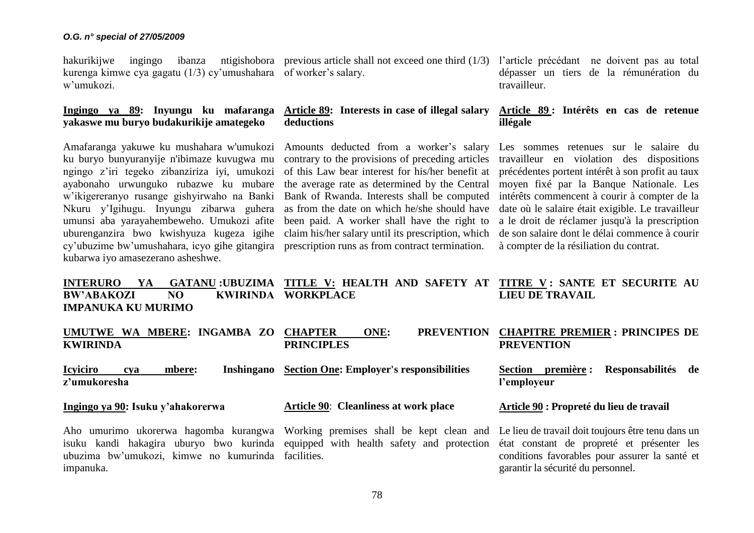hakurikijwe ingingo ibanza ntigishobora kurenga kimwe cya gagatu (1/3) cy'umushahara w'umukozi.

**<u>Ingingo ya 89</u>: Inyungu ku mafaranga yakaswe mu buryo budakurikije amategeko**

Amafaranga yakuwe ku mushahara w'umukozi ku buryo bunyuranyije n'ibimaze kuvugwa mu ngingo z'iri tegeko zibanziriza iyi, umukozi ayabonaho urwunguko rubazwe ku mubare w'ikigereranyo rusange gishyirwaho na Banki Nkuru y'Igihugu. Inyungu zibarwa guhera umunsi aba yarayahembeweho. Umukozi afite uburenganzira bwo kwishyuza kugeza igihe cy'ubuzime bw'umushahara, icyo gihe gitangira kubarwa iyo amasezerano asheshwe.

**<u>INTERURO YA GATANU</u> :UBUZIMA BW'ABAKOZI NO KWIRINDA IMPANUKA KU MURIMO**

**<u>UMUTWE WA MBERE</u>: INGAMBA ZO KWIRINDA**

**<u>Icyiciro cya mbere</u>: Inshingano z'umukoresha**

**<u>Ingingo ya 90</u>: Isuku y'ahakorerwa**

Aho umurimo ukorerwa hagomba kurangwa isuku kandi hakagira uburyo bwo kurinda ubuzima bw'umukozi, kimwe no kumurinda impanuka.

---

previous article shall not exceed one third (1/3) of worker's salary.

**<u>Article 89</u>: Interests in case of illegal salary deductions**

Amounts deducted from a worker's salary contrary to the provisions of preceding articles of this Law bear interest for his/her benefit at the average rate as determined by the Central Bank of Rwanda. Interests shall be computed as from the date on which he/she should have been paid. A worker shall have the right to claim his/her salary until its prescription, which prescription runs as from contract termination.

**<u>TITLE V:</u> HEALTH AND SAFETY AT WORKPLACE**

**<u>CHAPTER ONE</u>: PREVENTION PRINCIPLES**

**<u>Section One</u>: Employer's responsibilities**

**<u>Article 90</u>: Cleanliness at work place**

Working premises shall be kept clean and equipped with health safety and protection facilities.

---

l'article précédant ne doivent pas au total dépasser un tiers de la rémunération du travailleur.

**<u>Article 89</u> : Intérêts en cas de retenue illégale**

Les sommes retenues sur le salaire du travailleur en violation des dispositions précédentes portent intérêt à son profit au taux moyen fixé par la Banque Nationale. Les intérêts commencent à courir à compter de la date où le salaire était exigible. Le travailleur a le droit de réclamer jusqu'à la prescription de son salaire dont le délai commence à courir à compter de la résiliation du contrat.

**<u>TITRE V</u> : SANTE ET SECURITE AU LIEU DE TRAVAIL**

**<u>CHAPITRE PREMIER</u> : PRINCIPES DE PREVENTION**

**<u>Section première</u> : Responsabilités de l'employeur**

**<u>Article 90</u> : Propreté du lieu de travail**

Le lieu de travail doit toujours être tenu dans un état constant de propreté et présenter les conditions favorables pour assurer la santé et garantir la sécurité du personnel.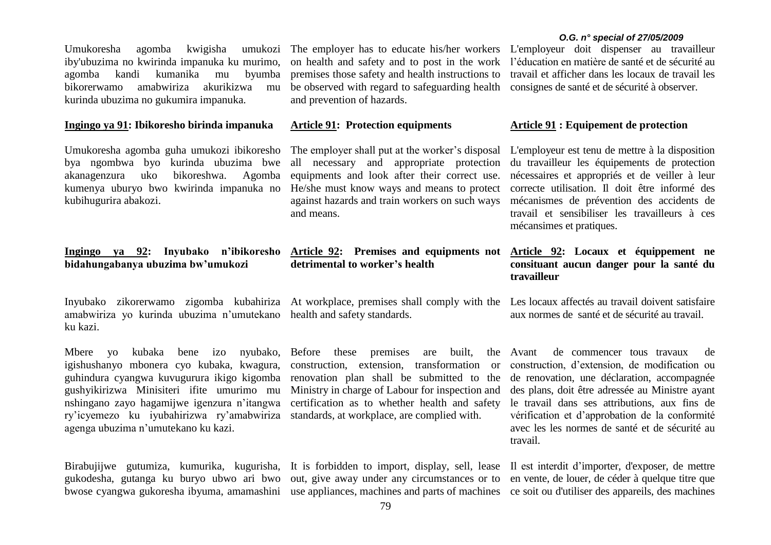Umukoresha agomba kwigisha umukozi iby'ubuzima no kwirinda impanuka ku murimo, agomba kandi kumanika mu byumba bikorerwamo amabwiriza akurikizwa mu kurinda ubuzima no gukumira impanuka.

**Ingingo ya 91: Ibikoresho birinda impanuka**

Umukoresha agomba guha umukozi ibikoresho bya ngombwa byo kurinda ubuzima bwe akanagenzura uko bikoreshwa. Agomba kumenya uburyo bwo kwirinda impanuka no kubihugurira abakozi.

**Ingingo ya 92: Inyubako n'ibikoresho bidahungabanya ubuzima bw'umukozi**

Inyubako zikorerwamo zigomba kubahiriza amabwiriza yo kurinda ubuzima n'umutekano ku kazi.

Mbere yo kubaka bene izo nyubako, igishushanyo mbonera cyo kubaka, kwagura, guhindura cyangwa kuvugurura ikigo kigomba gushyikirizwa Minisiteri ifite umurimo mu nshingano zayo hagamijwe igenzura n'itangwa ry'icyemezo ku iyubahirizwa ry'amabwiriza agenga ubuzima n'umutekano ku kazi.

Birabujijwe gutumiza, kumurika, kugurisha, gukodesha, gutanga ku buryo ubwo ari bwo bwose cyangwa gukoresha ibyuma, amamashini

The employer has to educate his/her workers on health and safety and to post in the work premises those safety and health instructions to be observed with regard to safeguarding health and prevention of hazards.

**Article 91: Protection equipments**

The employer shall put at the worker's disposal all necessary and appropriate protection equipments and look after their correct use. He/she must know ways and means to protect against hazards and train workers on such ways and means.

**Article 92: Premises and equipments not detrimental to worker's health**

At workplace, premises shall comply with the health and safety standards.

Before these premises are built, the construction, extension, transformation or renovation plan shall be submitted to the Ministry in charge of Labour for inspection and certification as to whether health and safety standards, at workplace, are complied with.

It is forbidden to import, display, sell, lease out, give away under any circumstances or to use appliances, machines and parts of machines

L'employeur doit dispenser au travailleur l'éducation en matière de santé et de sécurité au travail et afficher dans les locaux de travail les consignes de santé et de sécurité à observer.

**Article 91 : Equipement de protection**

L'employeur est tenu de mettre à la disposition du travailleur les équipements de protection nécessaires et appropriés et de veiller à leur correcte utilisation. Il doit être informé des mécanismes de prévention des accidents de travail et sensibiliser les travailleurs à ces mécansimes et pratiques.

**Article 92: Locaux et équippement ne consituant aucun danger pour la santé du travailleur**

Les locaux affectés au travail doivent satisfaire aux normes de santé et de sécurité au travail.

Avant de commencer tous travaux de construction, d'extension, de modification ou de renovation, une déclaration, accompagnée des plans, doit être adressée au Ministre ayant le travail dans ses attributions, aux fins de vérification et d'approbation de la conformité avec les les normes de santé et de sécurité au travail.

Il est interdit d'importer, d'exposer, de mettre en vente, de louer, de céder à quelque titre que ce soit ou d'utiliser des appareils, des machines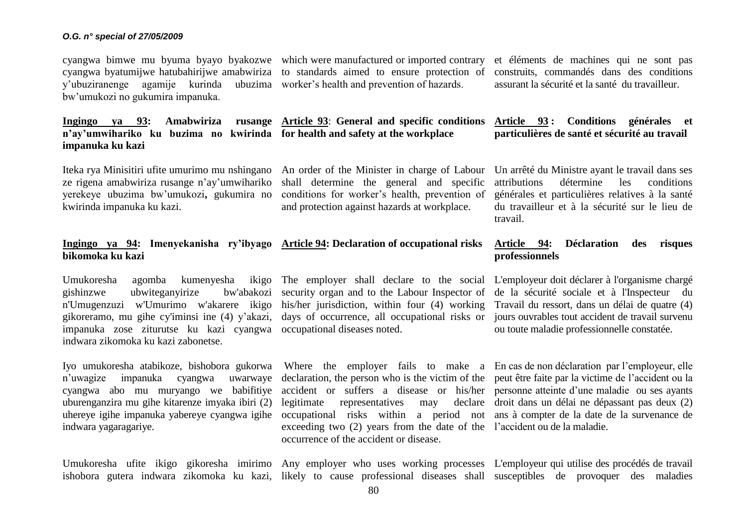cyangwa bimwe mu byuma byayo byakozwe cyangwa byatumijwe hatubahirijwe amabwiriza y'ubuziranenge agamije kurinda ubuzima bw'umukozi no gukumira impanuka.

which were manufactured or imported contrary to standards aimed to ensure protection of worker's health and prevention of hazards.

et éléments de machines qui ne sont pas construits, commandés dans des conditions assurant la sécurité et la santé du travailleur.

**Ingingo ya 93: Amabwiriza rusange n'ay'umwihariko ku buzima no kwirinda impanuka ku kazi**

Iteka rya Minisitiri ufite umurimo mu nshingano ze rigena amabwiriza rusange n'ay'umwihariko yerekeye ubuzima bw'umukozi**,** gukumira no kwirinda impanuka ku kazi.

**Article 93: General and specific conditions for health and safety at the workplace**

An order of the Minister in charge of Labour shall determine the general and specific conditions for worker's health, prevention of and protection against hazards at workplace.

**Article 93 : Conditions générales et particulières de santé et sécurité au travail**

Un arrêté du Ministre ayant le travail dans ses attributions détermine les conditions générales et particulières relatives à la santé du travailleur et à la sécurité sur le lieu de travail.

**Ingingo ya 94: Imenyekanisha ry'ibyago bikomoka ku kazi**

Umukoresha agomba kumenyesha ikigo gishinzwe ubwiteganyirize bw'abakozi n'Umugenzuzi w'Umurimo w'akarere ikigo gikoreramo, mu gihe cy'iminsi ine (4) y'akazi, impanuka zose ziturutse ku kazi cyangwa indwara zikomoka ku kazi zabonetse.

Iyo umukoresha atabikoze, bishobora gukorwa n'uwagize impanuka cyangwa uwarwaye cyangwa abo mu muryango we babifitiye uburenganzira mu gihe kitarenze imyaka ibiri (2) uhereye igihe impanuka yabereye cyangwa igihe indwara yagaragariye.

Umukoresha ufite ikigo gikoresha imirimo ishobora gutera indwara zikomoka ku kazi,

**Article 94: Declaration of occupational risks**

The employer shall declare to the social security organ and to the Labour Inspector of his/her jurisdiction, within four (4) working days of occurrence, all occupational risks or occupational diseases noted.

Where the employer fails to make a declaration, the person who is the victim of the accident or suffers a disease or his/her legitimate representatives may declare occupational risks within a period not exceeding two (2) years from the date of the occurrence of the accident or disease.

Any employer who uses working processes likely to cause professional diseases shall

**Article 94: Déclaration des risques professionnels**

L'employeur doit déclarer à l'organisme chargé de la sécurité sociale et à l'Inspecteur du Travail du ressort, dans un délai de quatre (4) jours ouvrables tout accident de travail survenu ou toute maladie professionnelle constatée.

En cas de non déclaration par l'employeur, elle peut être faite par la victime de l'accident ou la personne atteinte d'une maladie ou ses ayants droit dans un délai ne dépassant pas deux (2) ans à compter de la date de la survenance de l'accident ou de la maladie.

L'employeur qui utilise des procédés de travail susceptibles de provoquer des maladies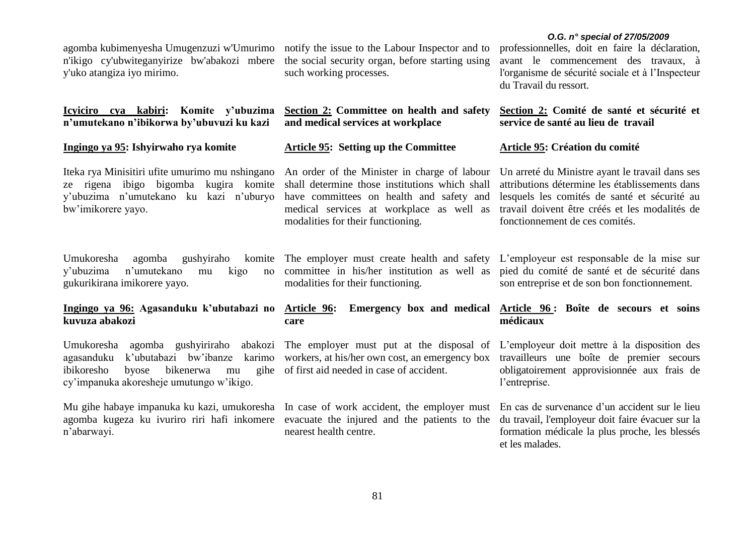agomba kubimenyesha Umugenzuzi w'Umurimo n'ikigo cy'ubwiteganyirize bw'abakozi mbere y'uko atangiza iyo mirimo.

**Icyiciro cya kabiri: Komite y'ubuzima n'umutekano n'ibikorwa by'ubuvuzi ku kazi**

**Ingingo ya 95: Ishyirwaho rya komite**

Iteka rya Minisitiri ufite umurimo mu nshingano ze rigena ibigo bigomba kugira komite y'ubuzima n'umutekano ku kazi n'uburyo bw'imikorere yayo.

Umukoresha agomba gushyiraho komite y'ubuzima n'umutekano mu kigo no gukurikirana imikorere yayo.

**Ingingo ya 96: Agasanduku k'ubutabazi no kuvuza abakozi**

Umukoresha agomba gushyiriraho abakozi agasanduku k'ubutabazi bw'ibanze karimo ibikoresho byose bikenerwa mu gihe cy'impanuka akoresheje umutungo w'ikigo.

Mu gihe habaye impanuka ku kazi, umukoresha agomba kugeza ku ivuriro riri hafi inkomere n'abarwayi.

notify the issue to the Labour Inspector and to the social security organ, before starting using such working processes.

**Section 2: Committee on health and safety and medical services at workplace**

**Article 95: Setting up the Committee**

An order of the Minister in charge of labour shall determine those institutions which shall have committees on health and safety and medical services at workplace as well as modalities for their functioning.

The employer must create health and safety committee in his/her institution as well as modalities for their functioning.

**Article 96: Emergency box and medical care**

The employer must put at the disposal of workers, at his/her own cost, an emergency box of first aid needed in case of accident.

In case of work accident, the employer must evacuate the injured and the patients to the nearest health centre.

professionnelles, doit en faire la déclaration, avant le commencement des travaux, à l'organisme de sécurité sociale et à l'Inspecteur du Travail du ressort.

**Section 2: Comité de santé et sécurité et service de santé au lieu de travail**

**Article 95: Création du comité**

Un arreté du Ministre ayant le travail dans ses attributions détermine les établissements dans lesquels les comités de santé et sécurité au travail doivent être créés et les modalités de fonctionnement de ces comités.

L'employeur est responsable de la mise sur pied du comité de santé et de sécurité dans son entreprise et de son bon fonctionnement.

**Article 96 : Boîte de secours et soins médicaux**

L'employeur doit mettre à la disposition des travailleurs une boîte de premier secours obligatoirement approvisionnée aux frais de l'entreprise.

En cas de survenance d'un accident sur le lieu du travail, l'employeur doit faire évacuer sur la formation médicale la plus proche, les blessés et les malades.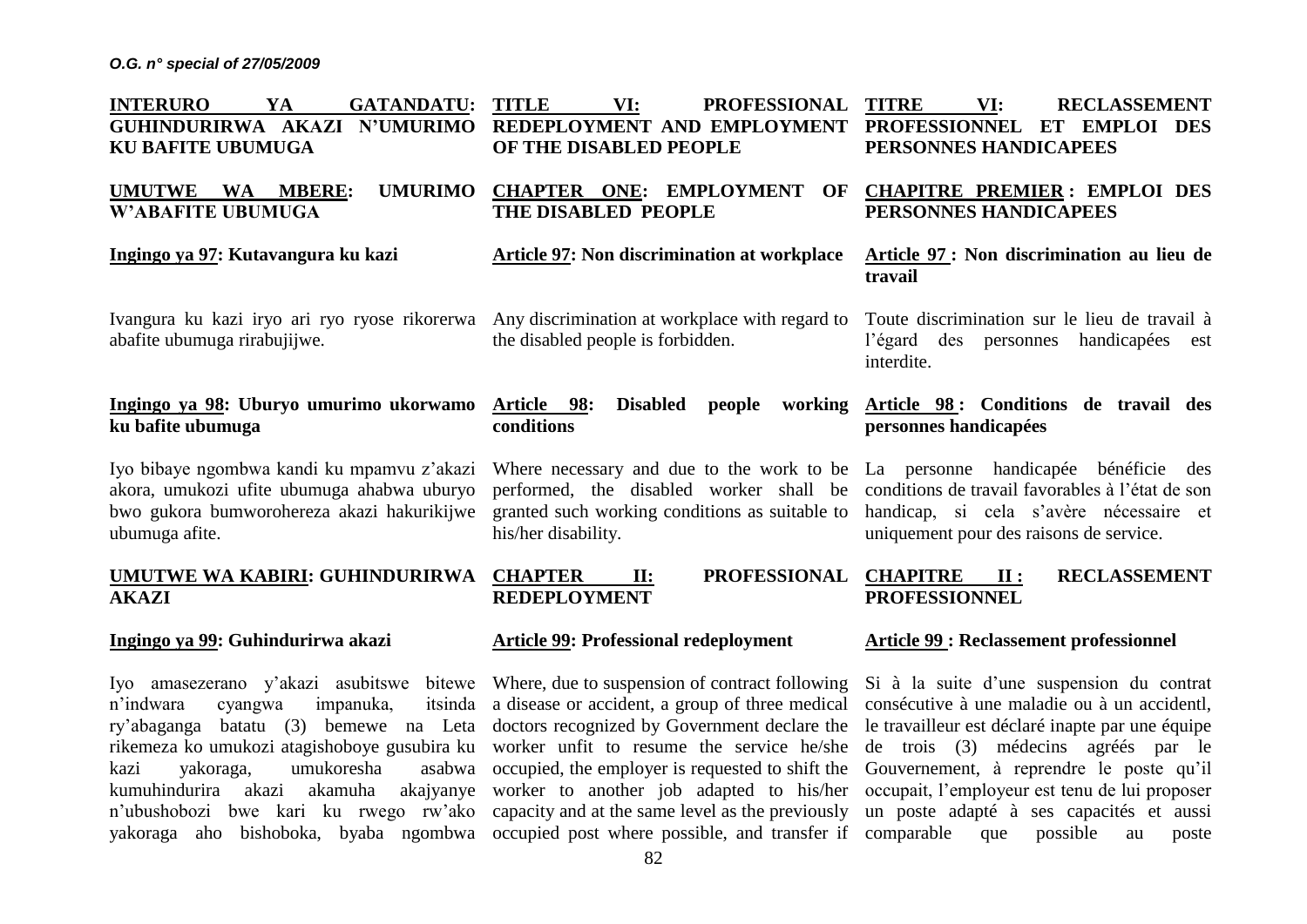**INTERURO YA GATANDATU: GUHINDURIRWA AKAZI N'UMURIMO KU BAFITE UBUMUGA**

**UMUTWE WA MBERE: UMURIMO W'ABAFITE UBUMUGA**

**Ingingo ya 97: Kutavangura ku kazi**

Ivangura ku kazi iryo ari ryo ryose rikorerwa abafite ubumuga rirabujijwe.

**Ingingo ya 98: Uburyo umurimo ukorwamo ku bafite ubumuga**

Iyo bibaye ngombwa kandi ku mpamvu z'akazi akora, umukozi ufite ubumuga ahabwa uburyo bwo gukora bumworohereza akazi hakurikijwe ubumuga afite.

**UMUTWE WA KABIRI: GUHINDURIRWA AKAZI**

**Ingingo ya 99: Guhindurirwa akazi**

Iyo amasezerano y'akazi asubitswe bitewe n'indwara cyangwa impanuka, itsinda ry'abaganga batatu (3) bemewe na Leta rikemeza ko umukozi atagishoboye gusubira ku kazi yakoraga, umukoresha asabwa kumuhindurira akazi akamuha akajyanye n'ubushobozi bwe kari ku rwego rw'ako yakoraga aho bishoboka, byaba ngombwa

**TITLE VI: PROFESSIONAL REDEPLOYMENT AND EMPLOYMENT OF THE DISABLED PEOPLE**

**CHAPTER ONE: EMPLOYMENT OF THE DISABLED PEOPLE**

**Article 97: Non discrimination at workplace**

Any discrimination at workplace with regard to the disabled people is forbidden.

**Article 98: Disabled people working conditions**

Where necessary and due to the work to be performed, the disabled worker shall be granted such working conditions as suitable to his/her disability.

**CHAPTER II: PROFESSIONAL REDEPLOYMENT**

**Article 99: Professional redeployment**

Where, due to suspension of contract following a disease or accident, a group of three medical doctors recognized by Government declare the worker unfit to resume the service he/she occupied, the employer is requested to shift the worker to another job adapted to his/her capacity and at the same level as the previously occupied post where possible, and transfer if

**TITRE VI: RECLASSEMENT PROFESSIONNEL ET EMPLOI DES PERSONNES HANDICAPEES**

**CHAPITRE PREMIER : EMPLOI DES PERSONNES HANDICAPEES**

**Article 97 : Non discrimination au lieu de travail**

Toute discrimination sur le lieu de travail à l'égard des personnes handicapées est interdite.

**Article 98 : Conditions de travail des personnes handicapées**

La personne handicapée bénéficie des conditions de travail favorables à l'état de son handicap, si cela s'avère nécessaire et uniquement pour des raisons de service.

**CHAPITRE II : RECLASSEMENT PROFESSIONNEL**

**Article 99 : Reclassement professionnel**

Si à la suite d'une suspension du contrat consécutive à une maladie ou à un accidentl, le travailleur est déclaré inapte par une équipe de trois (3) médecins agréés par le Gouvernement, à reprendre le poste qu'il occupait, l'employeur est tenu de lui proposer un poste adapté à ses capacités et aussi comparable que possible au poste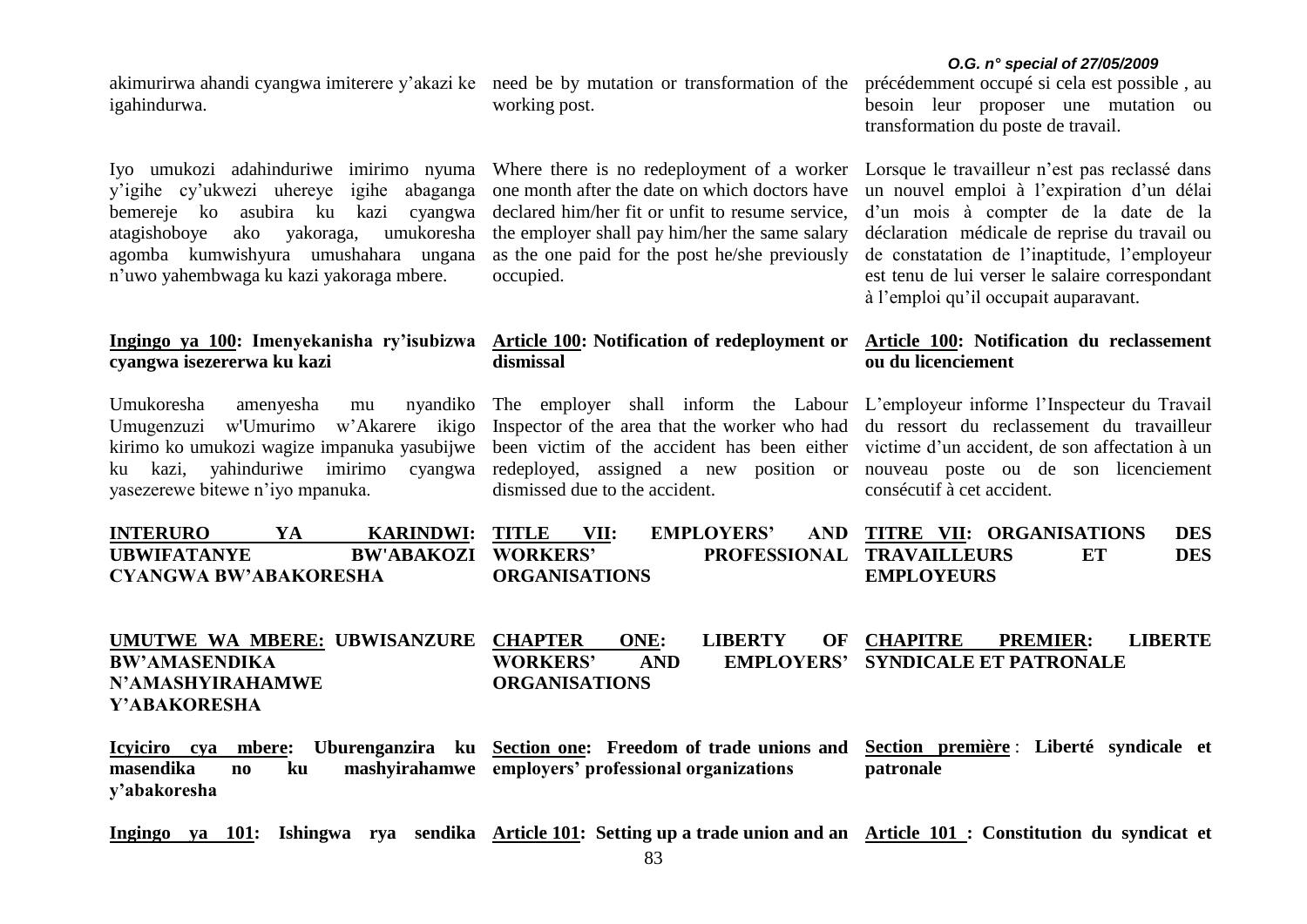akimurirwa ahandi cyangwa imiterere y'akazi ke igahindurwa.

Iyo umukozi adahinduriwe imirimo nyuma y'igihe cy'ukwezi uhereye igihe abaganga bemereje ko asubira ku kazi cyangwa atagishoboye ako yakoraga, umukoresha agomba kumwishyura umushahara ungana n'uwo yahembwaga ku kazi yakoraga mbere.

**Ingingo ya 100: Imenyekanisha ry'isubizwa cyangwa isezererwa ku kazi**

Umukoresha amenyesha mu nyandiko Umugenzuzi w'Umurimo w'Akarere ikigo kirimo ko umukozi wagize impanuka yasubijwe ku kazi, yahinduriwe imirimo cyangwa yasezerewe bitewe n'iyo mpanuka.

**INTERURO YA KARINDWI: UBWIFATANYE BW'ABAKOZI CYANGWA BW'ABAKORESHA**

**UMUTWE WA MBERE: UBWISANZURE BW'AMASENDIKA N'AMASHYIRAHAMWE Y'ABAKORESHA**

**Icyiciro cya mbere: Uburenganzira ku masendika no ku mashyirahamwe y'abakoresha**

**Ingingo ya 101: Ishingwa rya sendika**

need be by mutation or transformation of the working post.

Where there is no redeployment of a worker one month after the date on which doctors have declared him/her fit or unfit to resume service, the employer shall pay him/her the same salary as the one paid for the post he/she previously occupied.

**Article 100: Notification of redeployment or dismissal**

The employer shall inform the Labour Inspector of the area that the worker who had been victim of the accident has been either redeployed, assigned a new position or dismissed due to the accident.

**TITLE VII: EMPLOYERS' AND WORKERS' PROFESSIONAL ORGANISATIONS**

**CHAPTER ONE: LIBERTY OF WORKERS' AND EMPLOYERS' ORGANISATIONS**

**Section one: Freedom of trade unions and employers' professional organizations**

**Article 101: Setting up a trade union and an**

précédemment occupé si cela est possible , au besoin leur proposer une mutation ou transformation du poste de travail.

Lorsque le travailleur n'est pas reclassé dans un nouvel emploi à l'expiration d'un délai d'un mois à compter de la date de la déclaration médicale de reprise du travail ou de constatation de l'inaptitude, l'employeur est tenu de lui verser le salaire correspondant à l'emploi qu'il occupait auparavant.

**Article 100: Notification du reclassement ou du licenciement**

L'employeur informe l'Inspecteur du Travail du ressort du reclassement du travailleur victime d'un accident, de son affectation à un nouveau poste ou de son licenciement consécutif à cet accident.

**TITRE VII: ORGANISATIONS DES TRAVAILLEURS ET DES EMPLOYEURS**

**CHAPITRE PREMIER: LIBERTE SYNDICALE ET PATRONALE**

**Section première : Liberté syndicale et patronale**

**Article 101 : Constitution du syndicat et**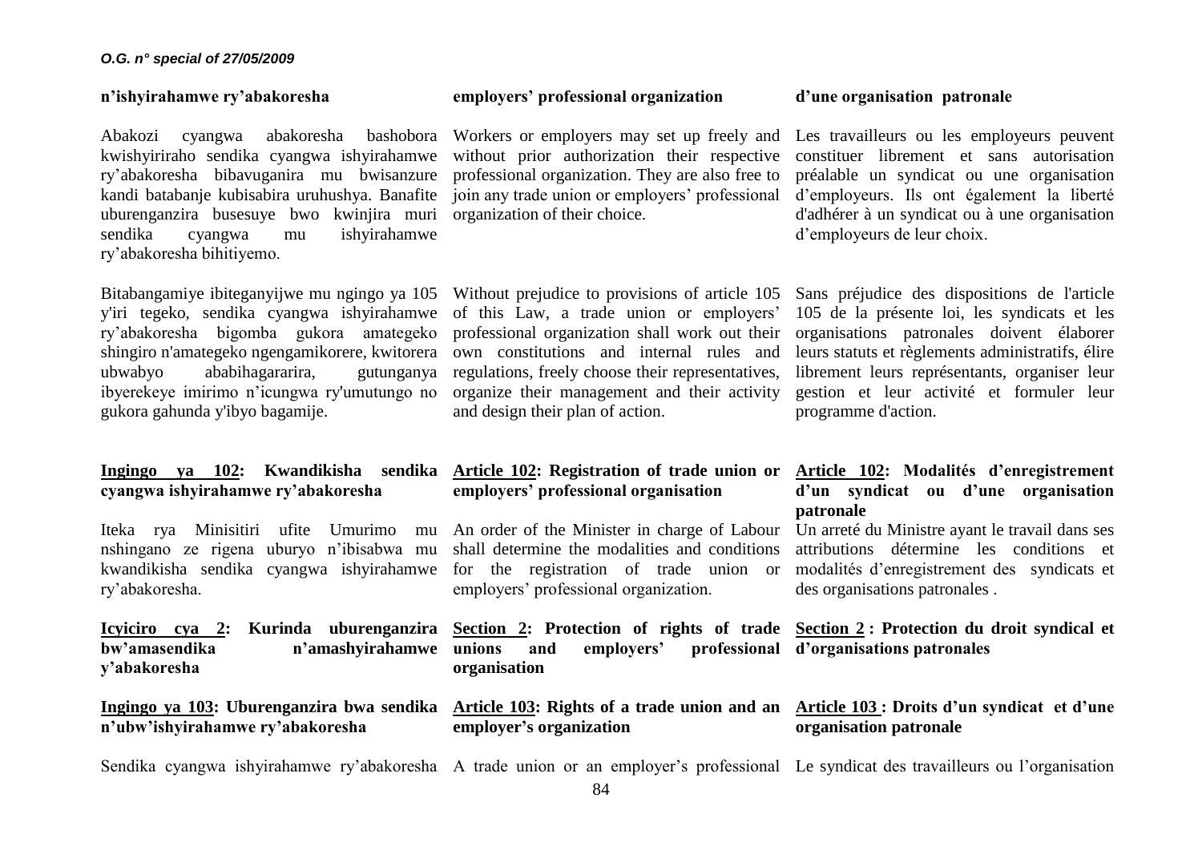**n'ishyirahamwe ry'abakoresha**

Abakozi cyangwa abakoresha bashobora kwishyiriraho sendika cyangwa ishyirahamwe ry'abakoresha bibavuganira mu bwisanzure kandi batabanje kubisabira uruhushya. Banafite uburenganzira busesuye bwo kwinjira muri sendika cyangwa mu ishyirahamwe ry'abakoresha bihitiyemo.

Bitabangamiye ibiteganyijwe mu ngingo ya 105 y'iri tegeko, sendika cyangwa ishyirahamwe ry'abakoresha bigomba gukora amategeko shingiro n'amategeko ngengamikorere, kwitorera ubwabyo ababihagararira, gutunganya ibyerekeye imirimo n'icungwa ry'umutungo no gukora gahunda y'ibyo bagamije.

**Ingingo ya 102: Kwandikisha sendika cyangwa ishyirahamwe ry'abakoresha**

Iteka rya Minisitiri ufite Umurimo mu nshingano ze rigena uburyo n'ibisabwa mu kwandikisha sendika cyangwa ishyirahamwe ry'abakoresha.

**Icyiciro cya 2: Kurinda uburenganzira bw'amasendika n'amashyirahamwe y'abakoresha**

**Ingingo ya 103: Uburenganzira bwa sendika n'ubw'ishyirahamwe ry'abakoresha**

Sendika cyangwa ishyirahamwe ry'abakoresha

**employers' professional organization**

Workers or employers may set up freely and without prior authorization their respective professional organization. They are also free to join any trade union or employers' professional organization of their choice.

Without prejudice to provisions of article 105 of this Law, a trade union or employers' professional organization shall work out their own constitutions and internal rules and regulations, freely choose their representatives, organize their management and their activity and design their plan of action.

**Article 102: Registration of trade union or employers' professional organisation**

An order of the Minister in charge of Labour shall determine the modalities and conditions for the registration of trade union or employers' professional organization.

**Section 2: Protection of rights of trade unions and employers' professional organisation**

**Article 103: Rights of a trade union and an employer's organization**

A trade union or an employer's professional

**d'une organisation patronale**

Les travailleurs ou les employeurs peuvent constituer librement et sans autorisation préalable un syndicat ou une organisation d'employeurs. Ils ont également la liberté d'adhérer à un syndicat ou à une organisation d'employeurs de leur choix.

Sans préjudice des dispositions de l'article 105 de la présente loi, les syndicats et les organisations patronales doivent élaborer leurs statuts et règlements administratifs, élire librement leurs représentants, organiser leur gestion et leur activité et formuler leur programme d'action.

**Article 102: Modalités d'enregistrement d'un syndicat ou d'une organisation patronale**

Un arreté du Ministre ayant le travail dans ses attributions détermine les conditions et modalités d'enregistrement des syndicats et des organisations patronales .

**Section 2 : Protection du droit syndical et d'organisations patronales**

**Article 103 : Droits d'un syndicat et d'une organisation patronale**

Le syndicat des travailleurs ou l'organisation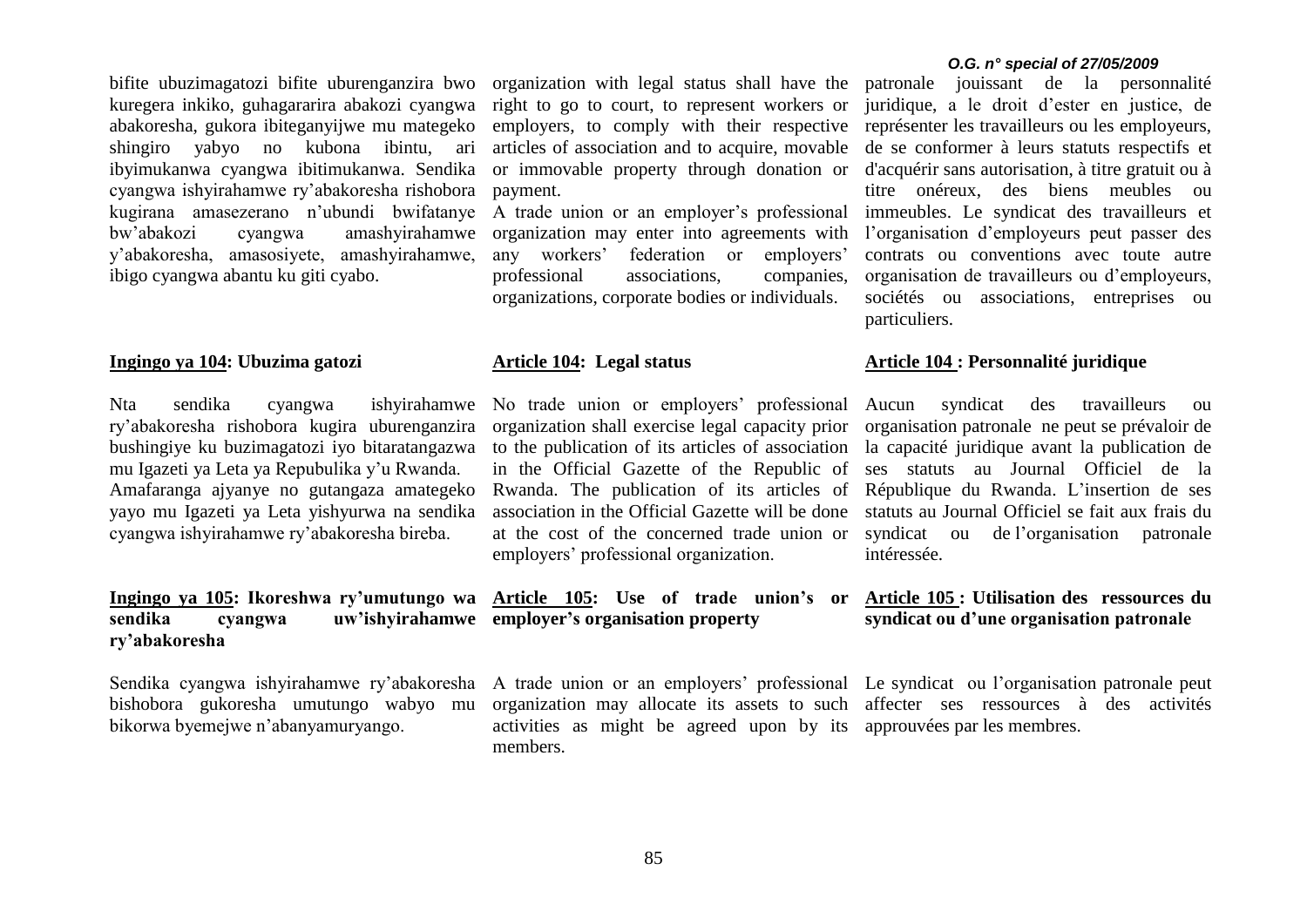bifite ubuzimagatozi bifite uburenganzira bwo kuregera inkiko, guhagararira abakozi cyangwa abakoresha, gukora ibiteganyijwe mu mategeko shingiro yabyo no kubona ibintu, ari ibyimukanwa cyangwa ibitimukanwa. Sendika cyangwa ishyirahamwe ry'abakoresha rishobora kugirana amasezerano n'ubundi bwifatanye bw'abakozi cyangwa amashyirahamwe y'abakoresha, amasosiyete, amashyirahamwe, ibigo cyangwa abantu ku giti cyabo.

**Ingingo ya 104: Ubuzima gatozi**

Nta sendika cyangwa ishyirahamwe ry'abakoresha rishobora kugira uburenganzira bushingiye ku buzimagatozi iyo bitaratangazwa mu Igazeti ya Leta ya Repubulika y'u Rwanda. Amafaranga ajyanye no gutangaza amategeko yayo mu Igazeti ya Leta yishyurwa na sendika cyangwa ishyirahamwe ry'abakoresha bireba.

**Ingingo ya 105: Ikoreshwa ry'umutungo wa sendika cyangwa uw'ishyirahamwe ry'abakoresha**

Sendika cyangwa ishyirahamwe ry'abakoresha bishobora gukoresha umutungo wabyo mu bikorwa byemejwe n'abanyamuryango.

organization with legal status shall have the right to go to court, to represent workers or employers, to comply with their respective articles of association and to acquire, movable or immovable property through donation or payment.

A trade union or an employer's professional organization may enter into agreements with any workers' federation or employers' professional associations, companies, organizations, corporate bodies or individuals.

**Article 104: Legal status**

No trade union or employers' professional organization shall exercise legal capacity prior to the publication of its articles of association in the Official Gazette of the Republic of Rwanda. The publication of its articles of association in the Official Gazette will be done at the cost of the concerned trade union or employers' professional organization.

**Article 105: Use of trade union's or employer's organisation property**

A trade union or an employers' professional organization may allocate its assets to such activities as might be agreed upon by its members.

patronale jouissant de la personnalité juridique, a le droit d'ester en justice, de représenter les travailleurs ou les employeurs, de se conformer à leurs statuts respectifs et d'acquérir sans autorisation, à titre gratuit ou à titre onéreux, des biens meubles ou immeubles. Le syndicat des travailleurs et l'organisation d'employeurs peut passer des contrats ou conventions avec toute autre organisation de travailleurs ou d'employeurs, sociétés ou associations, entreprises ou particuliers.

**Article 104 : Personnalité juridique**

Aucun syndicat des travailleurs ou organisation patronale ne peut se prévaloir de la capacité juridique avant la publication de ses statuts au Journal Officiel de la République du Rwanda. L'insertion de ses statuts au Journal Officiel se fait aux frais du syndicat ou de l'organisation patronale intéressée.

**Article 105 : Utilisation des ressources du syndicat ou d'une organisation patronale**

Le syndicat ou l'organisation patronale peut affecter ses ressources à des activités approuvées par les membres.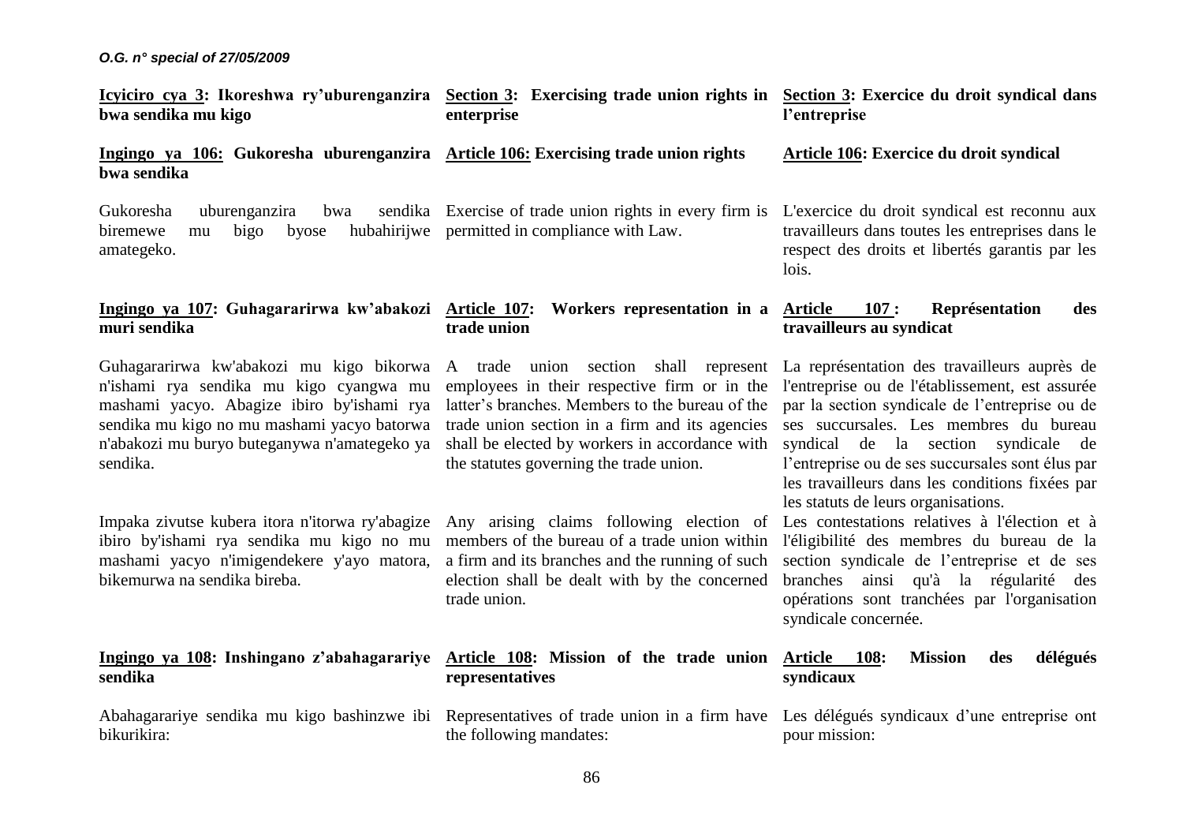**Icyiciro cya 3: Ikoreshwa ry'uburenganzira bwa sendika mu kigo**

**Ingingo ya 106: Gukoresha uburenganzira bwa sendika**

Gukoresha uburenganzira bwa sendika biremewe mu bigo byose hubahirijwe amategeko.

**Ingingo ya 107: Guhagararirwa kw'abakozi muri sendika**

Guhagararirwa kw'abakozi mu kigo bikorwa n'ishami rya sendika mu kigo cyangwa mu mashami yacyo. Abagize ibiro by'ishami rya sendika mu kigo no mu mashami yacyo batorwa n'abakozi mu buryo buteganywa n'amategeko ya sendika.

Impaka zivutse kubera itora n'itorwa ry'abagize ibiro by'ishami rya sendika mu kigo no mu mashami yacyo n'imigendekere y'ayo matora, bikemurwa na sendika bireba.

**Ingingo ya 108: Inshingano z'abahagarariye sendika**

Abahagarariye sendika mu kigo bashinzwe ibi bikurikira:

**Section 3: Exercising trade union rights in enterprise**

**Article 106: Exercising trade union rights**

Exercise of trade union rights in every firm is permitted in compliance with Law.

**Article 107: Workers representation in a trade union**

A trade union section shall represent employees in their respective firm or in the latter's branches. Members to the bureau of the trade union section in a firm and its agencies shall be elected by workers in accordance with the statutes governing the trade union.

Any arising claims following election of members of the bureau of a trade union within a firm and its branches and the running of such election shall be dealt with by the concerned trade union.

**Article 108: Mission of the trade union representatives**

Representatives of trade union in a firm have the following mandates:

**Section 3: Exercice du droit syndical dans l'entreprise**

**Article 106: Exercice du droit syndical**

L'exercice du droit syndical est reconnu aux travailleurs dans toutes les entreprises dans le respect des droits et libertés garantis par les lois.

**Article 107 : Représentation des travailleurs au syndicat**

La représentation des travailleurs auprès de l'entreprise ou de l'établissement, est assurée par la section syndicale de l'entreprise ou de ses succursales. Les membres du bureau syndical de la section syndicale de l'entreprise ou de ses succursales sont élus par les travailleurs dans les conditions fixées par les statuts de leurs organisations.

Les contestations relatives à l'élection et à l'éligibilité des membres du bureau de la section syndicale de l'entreprise et de ses branches ainsi qu'à la régularité des opérations sont tranchées par l'organisation syndicale concernée.

**Article 108: Mission des délégués syndicaux**

Les délégués syndicaux d'une entreprise ont pour mission: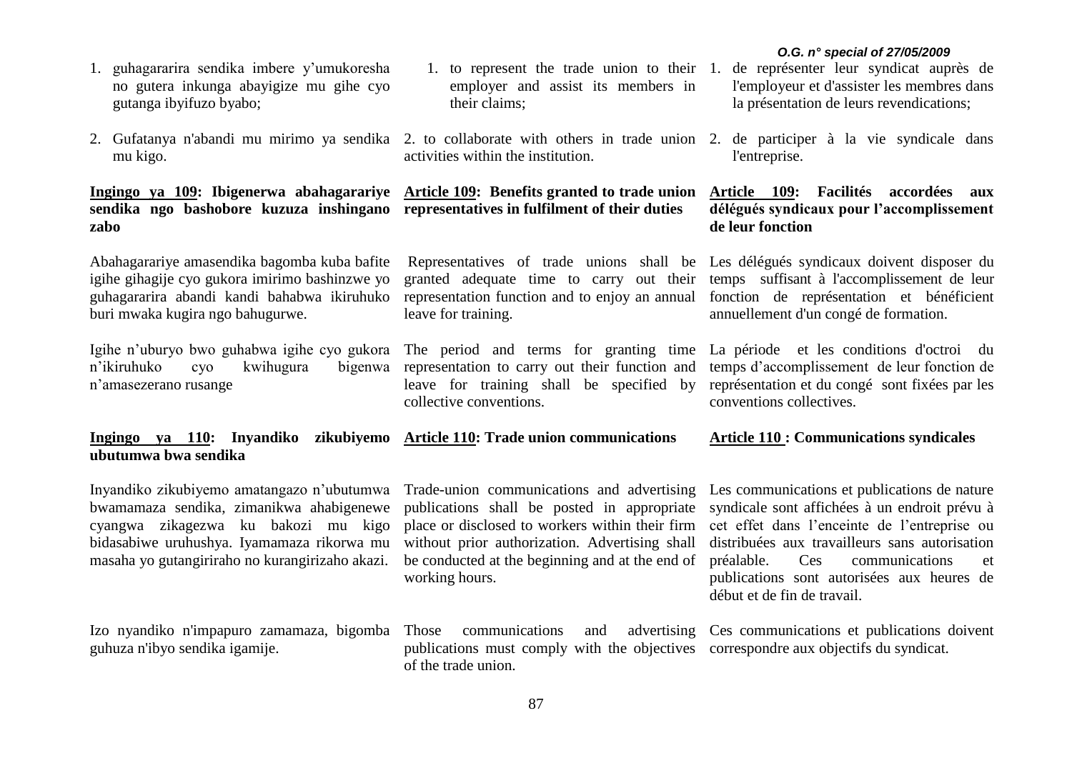1. guhagararira sendika imbere y'umukoresha no gutera inkunga abayigize mu gihe cyo gutanga ibyifuzo byabo;

2. Gufatanya n'abandi mu mirimo ya sendika mu kigo.

**Ingingo ya 109: Ibigenerwa abahagarariye sendika ngo bashobore kuzuza inshingano zabo**

Abahagarariye amasendika bagomba kuba bafite igihe gihagije cyo gukora imirimo bashinzwe yo guhagararira abandi kandi bahabwa ikiruhuko buri mwaka kugira ngo bahugurwe.

Igihe n'uburyo bwo guhabwa igihe cyo gukora n'ikiruhuko cyo kwihugura bigenwa n'amasezerano rusange

**Ingingo ya 110: Inyandiko zikubiyemo ubutumwa bwa sendika**

Inyandiko zikubiyemo amatangazo n'ubutumwa bwamamaza sendika, zimanikwa ahabigenewe cyangwa zikagezwa ku bakozi mu kigo bidasabiwe uruhushya. Iyamamaza rikorwa mu masaha yo gutangiriraho no kurangirizaho akazi.

Izo nyandiko n'impapuro zamamaza, bigomba guhuza n'ibyo sendika igamije.

1. to represent the trade union to their employer and assist its members in their claims;

2. to collaborate with others in trade union activities within the institution.

**Article 109: Benefits granted to trade union representatives in fulfilment of their duties**

Representatives of trade unions shall be granted adequate time to carry out their representation function and to enjoy an annual leave for training.

The period and terms for granting time representation to carry out their function and leave for training shall be specified by collective conventions.

**Article 110: Trade union communications**

Trade-union communications and advertising publications shall be posted in appropriate place or disclosed to workers within their firm without prior authorization. Advertising shall be conducted at the beginning and at the end of working hours.

Those communications and advertising publications must comply with the objectives of the trade union.

1. de représenter leur syndicat auprès de l'employeur et d'assister les membres dans la présentation de leurs revendications;

2. de participer à la vie syndicale dans l'entreprise.

**Article 109: Facilités accordées aux délégués syndicaux pour l'accomplissement de leur fonction**

Les délégués syndicaux doivent disposer du temps suffisant à l'accomplissement de leur fonction de représentation et bénéficient annuellement d'un congé de formation.

La période et les conditions d'octroi du temps d'accomplissement de leur fonction de représentation et du congé sont fixées par les conventions collectives.

**Article 110 : Communications syndicales**

Les communications et publications de nature syndicale sont affichées à un endroit prévu à cet effet dans l'enceinte de l'entreprise ou distribuées aux travailleurs sans autorisation préalable. Ces communications et publications sont autorisées aux heures de début et de fin de travail.

Ces communications et publications doivent correspondre aux objectifs du syndicat.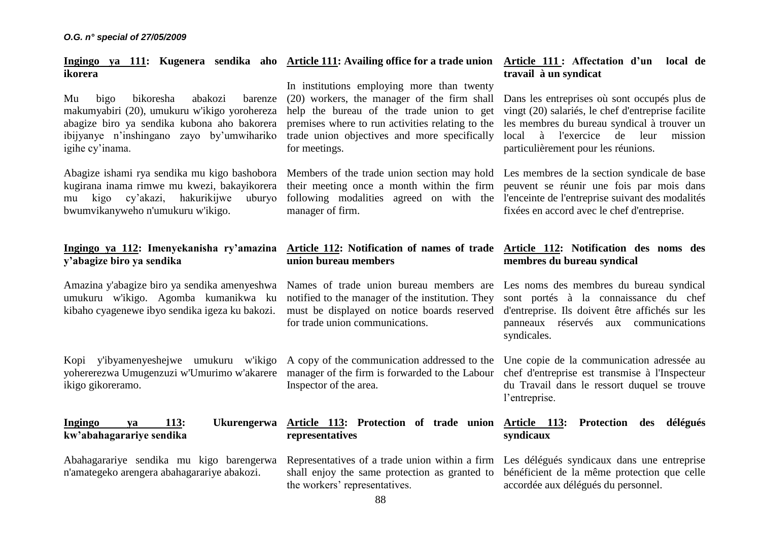**Ingingo ya 111: Kugenera sendika aho ikorera**

Mu bigo bikoresha abakozi barenze makumyabiri (20), umukuru w'ikigo yorohereza abagize biro ya sendika kubona aho bakorera ibijyanye n'inshingano zayo by'umwihariko igihe cy'inama.

Abagize ishami rya sendika mu kigo bashobora kugirana inama rimwe mu kwezi, bakayikorera mu kigo cy'akazi, hakurikijwe uburyo bwumvikanyweho n'umukuru w'ikigo.

**Ingingo ya 112: Imenyekanisha ry'amazina y'abagize biro ya sendika**

Amazina y'abagize biro ya sendika amenyeshwa umukuru w'ikigo. Agomba kumanikwa ku kibaho cyagenewe ibyo sendika igeza ku bakozi.

Kopi y'ibyamenyeshejwe umukuru w'ikigo yohererezwa Umugenzuzi w'Umurimo w'akarere ikigo gikoreramo.

**Ingingo ya 113: Ukurengerwa kw'abahagarariye sendika**

Abahagarariye sendika mu kigo barengerwa n'amategeko arengera abahagarariye abakozi.

**Article 111: Availing office for a trade union**

In institutions employing more than twenty (20) workers, the manager of the firm shall help the bureau of the trade union to get premises where to run activities relating to the trade union objectives and more specifically for meetings.

Members of the trade union section may hold their meeting once a month within the firm following modalities agreed on with the manager of firm.

**Article 112: Notification of names of trade union bureau members**

Names of trade union bureau members are notified to the manager of the institution. They must be displayed on notice boards reserved for trade union communications.

A copy of the communication addressed to the manager of the firm is forwarded to the Labour Inspector of the area.

**Article 113: Protection of trade union representatives**

Representatives of a trade union within a firm shall enjoy the same protection as granted to the workers' representatives.

**Article 111 : Affectation d'un local de travail à un syndicat**

Dans les entreprises où sont occupés plus de vingt (20) salariés, le chef d'entreprise facilite les membres du bureau syndical à trouver un local à l'exercice de leur mission particulièrement pour les réunions.

Les membres de la section syndicale de base peuvent se réunir une fois par mois dans l'enceinte de l'entreprise suivant des modalités fixées en accord avec le chef d'entreprise.

**Article 112: Notification des noms des membres du bureau syndical**

Les noms des membres du bureau syndical sont portés à la connaissance du chef d'entreprise. Ils doivent être affichés sur les panneaux réservés aux communications syndicales.

Une copie de la communication adressée au chef d'entreprise est transmise à l'Inspecteur du Travail dans le ressort duquel se trouve l'entreprise.

**Article 113: Protection des délégués syndicaux**

Les délégués syndicaux dans une entreprise bénéficient de la même protection que celle accordée aux délégués du personnel.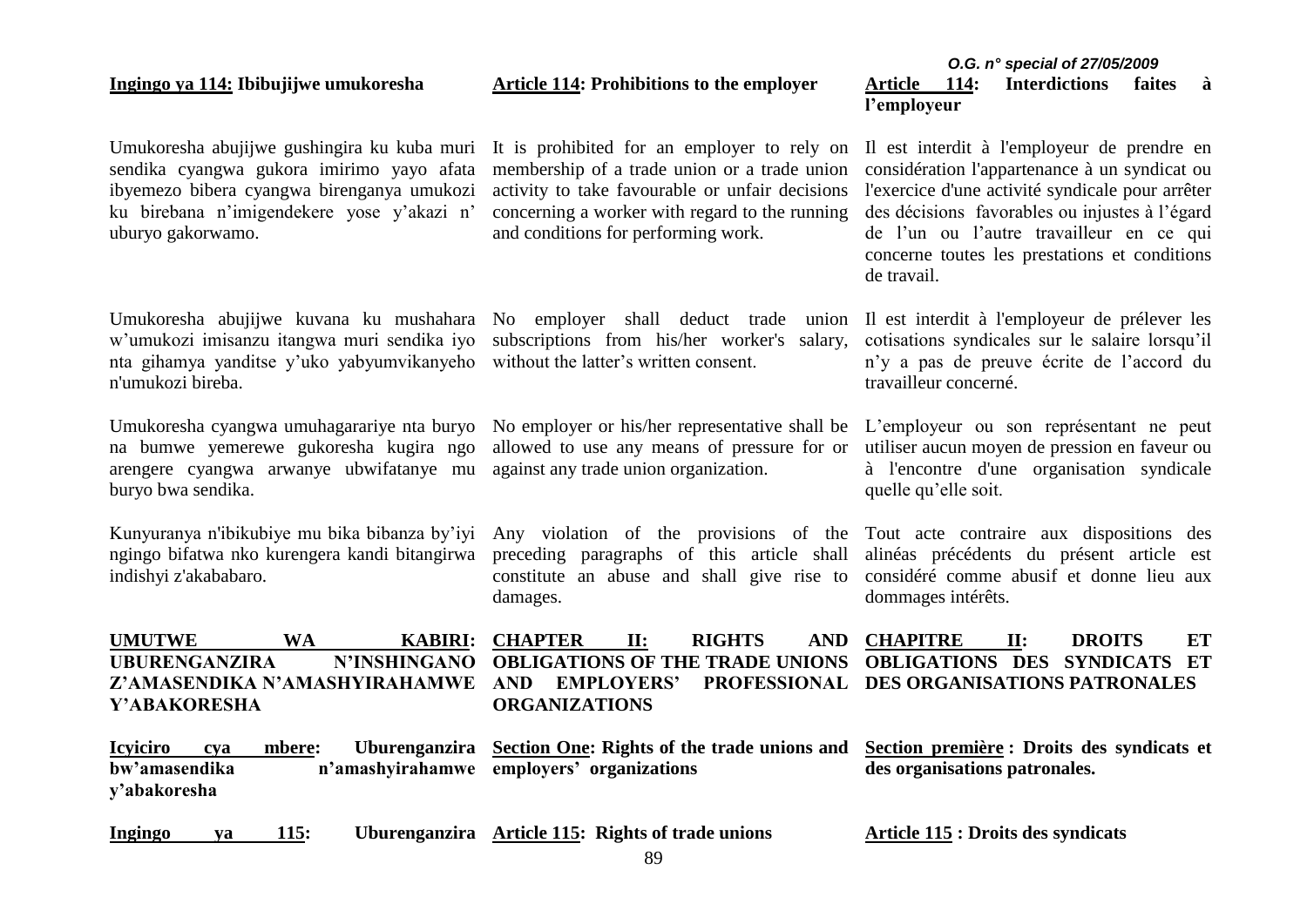**Ingingo ya 114: Ibibujijwe umukoresha**

Umukoresha abujijwe gushingira ku kuba muri sendika cyangwa gukora imirimo yayo afata ibyemezo bibera cyangwa birenganya umukozi ku birebana n'imigendekere yose y'akazi n' uburyo gakorwamo.

Umukoresha abujijwe kuvana ku mushahara w'umukozi imisanzu itangwa muri sendika iyo nta gihamya yanditse y'uko yabyumvikanyeho n'umukozi bireba.

Umukoresha cyangwa umuhagarariye nta buryo na bumwe yemerewe gukoresha kugira ngo arengere cyangwa arwanye ubwifatanye mu buryo bwa sendika.

Kunyuranya n'ibikubiye mu bika bibanza by'iyi ngingo bifatwa nko kurengera kandi bitangirwa indishyi z'akababaro.

**UMUTWE WA KABIRI: UBURENGANZIRA N'INSHINGANO Z'AMASENDIKA N'AMASHYIRAHAMWE Y'ABAKORESHA**

**Icyiciro cya mbere: Uburenganzira bw'amasendika n'amashyirahamwe y'abakoresha**

**Ingingo ya 115: Uburenganzira**

**Article 114: Prohibitions to the employer**

It is prohibited for an employer to rely on membership of a trade union or a trade union activity to take favourable or unfair decisions concerning a worker with regard to the running and conditions for performing work.

No employer shall deduct trade union subscriptions from his/her worker's salary, without the latter's written consent.

No employer or his/her representative shall be allowed to use any means of pressure for or against any trade union organization.

Any violation of the provisions of the preceding paragraphs of this article shall constitute an abuse and shall give rise to damages.

**CHAPTER II: RIGHTS AND OBLIGATIONS OF THE TRADE UNIONS AND EMPLOYERS' PROFESSIONAL ORGANIZATIONS**

**Section One: Rights of the trade unions and employers' organizations**

**Article 115: Rights of trade unions**

**Article 114: Interdictions faites à l'employeur**

Il est interdit à l'employeur de prendre en considération l'appartenance à un syndicat ou l'exercice d'une activité syndicale pour arrêter des décisions favorables ou injustes à l'égard de l'un ou l'autre travailleur en ce qui concerne toutes les prestations et conditions de travail.

Il est interdit à l'employeur de prélever les cotisations syndicales sur le salaire lorsqu'il n'y a pas de preuve écrite de l'accord du travailleur concerné.

L'employeur ou son représentant ne peut utiliser aucun moyen de pression en faveur ou à l'encontre d'une organisation syndicale quelle qu'elle soit.

Tout acte contraire aux dispositions des alinéas précédents du présent article est considéré comme abusif et donne lieu aux dommages intérêts.

**CHAPITRE II: DROITS ET OBLIGATIONS DES SYNDICATS ET DES ORGANISATIONS PATRONALES**

**Section première : Droits des syndicats et des organisations patronales.**

**Article 115 : Droits des syndicats**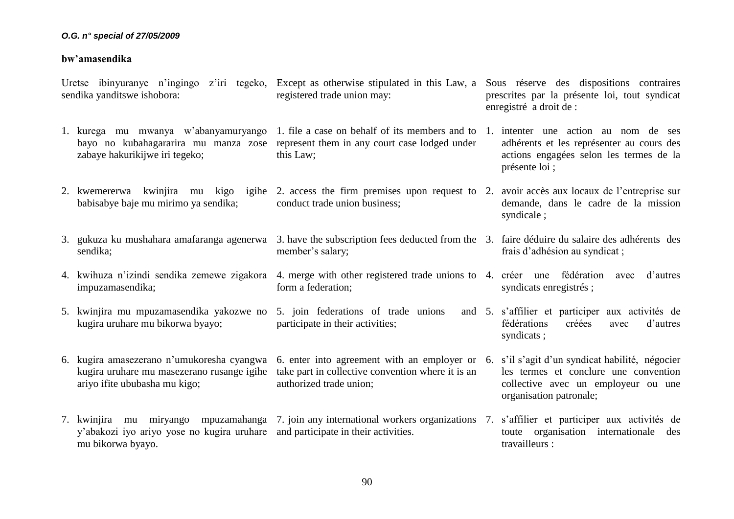**bw'amasendika**

Uretse ibinyuranye n'ingingo z'iri tegeko, sendika yanditswe ishobora:

1. kurega mu mwanya w'abanyamuryango bayo no kubahagararira mu manza zose zabaye hakurikijwe iri tegeko;
2. kwemererwa kwinjira mu kigo igihe babisabye baje mu mirimo ya sendika;
3. gukuza ku mushahara amafaranga agenerwa sendika;
4. kwihuza n'izindi sendika zemewe zigakora impuzamasendika;
5. kwinjira mu mpuzamasendika yakozwe no kugira uruhare mu bikorwa byayo;
6. kugira amasezerano n'umukoresha cyangwa kugira uruhare mu masezerano rusange igihe ariyo ifite ububasha mu kigo;
7. kwinjira mu miryango mpuzamahanga y'abakozi iyo ariyo yose no kugira uruhare mu bikorwa byayo.

Except as otherwise stipulated in this Law, a registered trade union may:

1. file a case on behalf of its members and to represent them in any court case lodged under this Law;
2. access the firm premises upon request to conduct trade union business;
3. have the subscription fees deducted from the member's salary;
4. merge with other registered trade unions to form a federation;
5. join federations of trade unions and participate in their activities;
6. enter into agreement with an employer or take part in collective convention where it is an authorized trade union;
7. join any international workers organizations and participate in their activities.

Sous réserve des dispositions contraires prescrites par la présente loi, tout syndicat enregistré a droit de :

1. intenter une action au nom de ses adhérents et les représenter au cours des actions engagées selon les termes de la présente loi ;
2. avoir accès aux locaux de l'entreprise sur demande, dans le cadre de la mission syndicale ;
3. faire déduire du salaire des adhérents des frais d'adhésion au syndicat ;
4. créer une fédération avec d'autres syndicats enregistrés ;
5. s'affilier et participer aux activités de fédérations créées avec d'autres syndicats ;
6. s'il s'agit d'un syndicat habilité, négocier les termes et conclure une convention collective avec un employeur ou une organisation patronale;
7. s'affilier et participer aux activités de toute organisation internationale des travailleurs :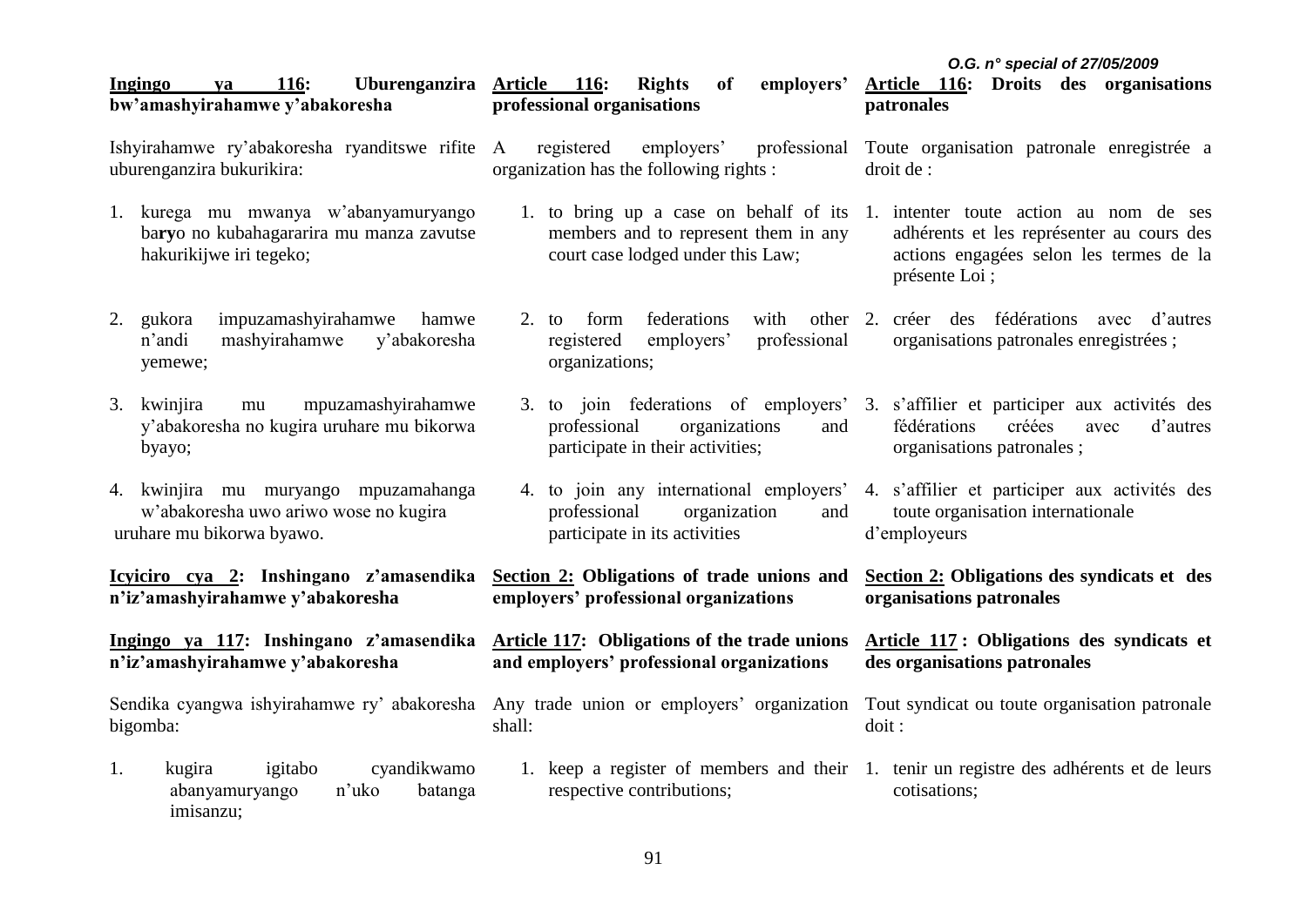**Ingingo ya 116: Uburenganzira bw'amashyirahamwe y'abakoresha**

Ishyirahamwe ry'abakoresha ryanditswe rifite uburenganzira bukurikira:

1. kurega mu mwanya w'abanyamuryango ba**ry**o no kubahagararira mu manza zavutse hakurikijwe iri tegeko;
2. gukora impuzamashyirahamwe hamwe n'andi mashyirahamwe y'abakoresha yemewe;
3. kwinjira mu mpuzamashyirahamwe y'abakoresha no kugira uruhare mu bikorwa byayo;
4. kwinjira mu muryango mpuzamahanga w'abakoresha uwo ariwo wose no kugira uruhare mu bikorwa byawo.

**Icyiciro cya 2: Inshingano z'amasendika n'iz'amashyirahamwe y'abakoresha**

**Ingingo ya 117: Inshingano z'amasendika n'iz'amashyirahamwe y'abakoresha**

Sendika cyangwa ishyirahamwe ry' abakoresha bigomba:

1. kugira igitabo cyandikwamo abanyamuryango n'uko batanga imisanzu;

**Article 116: Rights of employers' professional organisations**

A registered employers' professional organization has the following rights :

1. to bring up a case on behalf of its members and to represent them in any court case lodged under this Law;
2. to form federations with other registered employers' professional organizations;
3. to join federations of employers' professional organizations and participate in their activities;
4. to join any international employers' professional organization and participate in its activities

**Section 2: Obligations of trade unions and employers' professional organizations**

**Article 117: Obligations of the trade unions and employers' professional organizations**

Any trade union or employers' organization shall:

1. keep a register of members and their respective contributions;

**Article 116: Droits des organisations patronales**

Toute organisation patronale enregistrée a droit de :

1. intenter toute action au nom de ses adhérents et les représenter au cours des actions engagées selon les termes de la présente Loi ;
2. créer des fédérations avec d'autres organisations patronales enregistrées ;
3. s'affilier et participer aux activités des fédérations créées avec d'autres organisations patronales ;
4. s'affilier et participer aux activités des toute organisation internationale d'employeurs

**Section 2: Obligations des syndicats et des organisations patronales**

**Article 117 : Obligations des syndicats et des organisations patronales**

Tout syndicat ou toute organisation patronale doit :

1. tenir un registre des adhérents et de leurs cotisations;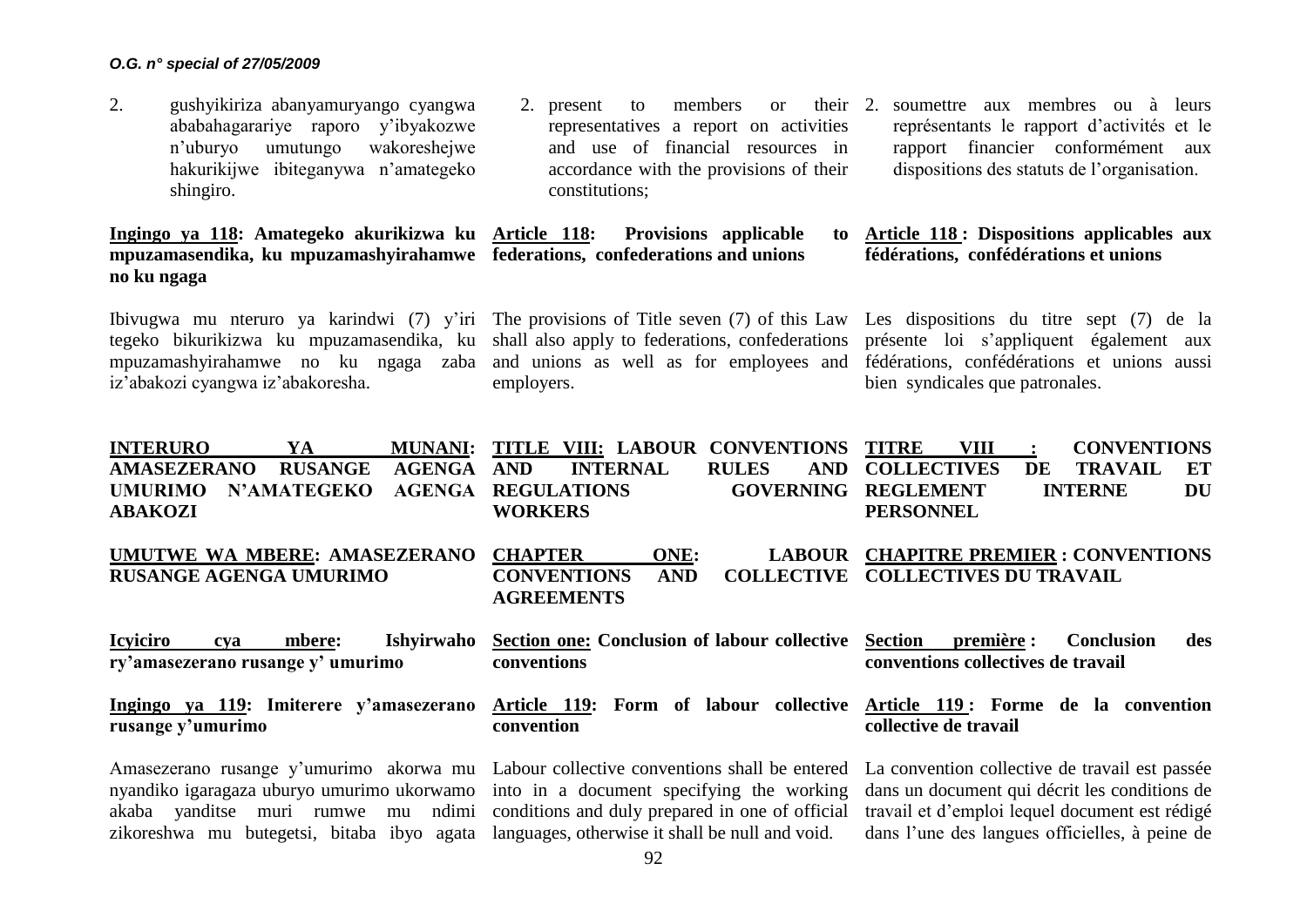2. gushyikiriza abanyamuryango cyangwa ababahagarariye raporo y'ibyakozwe n'uburyo umutungo wakoreshejwe hakurikijwe ibiteganywa n'amategeko shingiro.

2. present to members or their representatives a report on activities and use of financial resources in accordance with the provisions of their constitutions;

2. soumettre aux membres ou à leurs représentants le rapport d'activités et le rapport financier conformément aux dispositions des statuts de l'organisation.

**Ingingo ya 118: Amategeko akurikizwa ku mpuzamasendika, ku mpuzamashyirahamwe no ku ngaga**

Ibivugwa mu nteruro ya karindwi (7) y'iri tegeko bikurikizwa ku mpuzamasendika, ku mpuzamashyirahamwe no ku ngaga zaba iz'abakozi cyangwa iz'abakoresha.

**Article 118: Provisions applicable to federations, confederations and unions**

The provisions of Title seven (7) of this Law shall also apply to federations, confederations and unions as well as for employees and employers.

**Article 118 : Dispositions applicables aux fédérations, confédérations et unions**

Les dispositions du titre sept (7) de la présente loi s'appliquent également aux fédérations, confédérations et unions aussi bien syndicales que patronales.

## INTERURO YA MUNANI: AMASEZERANO RUSANGE AGENGA UMURIMO N'AMATEGEKO AGENGA ABAKOZI

## TITLE VIII: LABOUR CONVENTIONS AND INTERNAL RULES AND REGULATIONS GOVERNING WORKERS

## TITRE VIII : CONVENTIONS COLLECTIVES DE TRAVAIL ET REGLEMENT INTERNE DU PERSONNEL

### UMUTWE WA MBERE: AMASEZERANO RUSANGE AGENGA UMURIMO

### CHAPTER ONE: LABOUR CONVENTIONS AND COLLECTIVE AGREEMENTS

### CHAPITRE PREMIER : CONVENTIONS COLLECTIVES DU TRAVAIL

#### Icyiciro cya mbere: Ishyirwaho ry'amasezerano rusange y' umurimo

#### Section one: Conclusion of labour collective conventions

#### Section première : Conclusion des conventions collectives de travail

**Ingingo ya 119: Imiterere y'amasezerano rusange y'umurimo**

Amasezerano rusange y'umurimo akorwa mu nyandiko igaragaza uburyo umurimo ukorwamo akaba yanditse muri rumwe mu ndimi zikoreshwa mu butegetsi, bitaba ibyo agata

**Article 119: Form of labour collective convention**

Labour collective conventions shall be entered into in a document specifying the working conditions and duly prepared in one of official languages, otherwise it shall be null and void.

**Article 119 : Forme de la convention collective de travail**

La convention collective de travail est passée dans un document qui décrit les conditions de travail et d'emploi lequel document est rédigé dans l'une des langues officielles, à peine de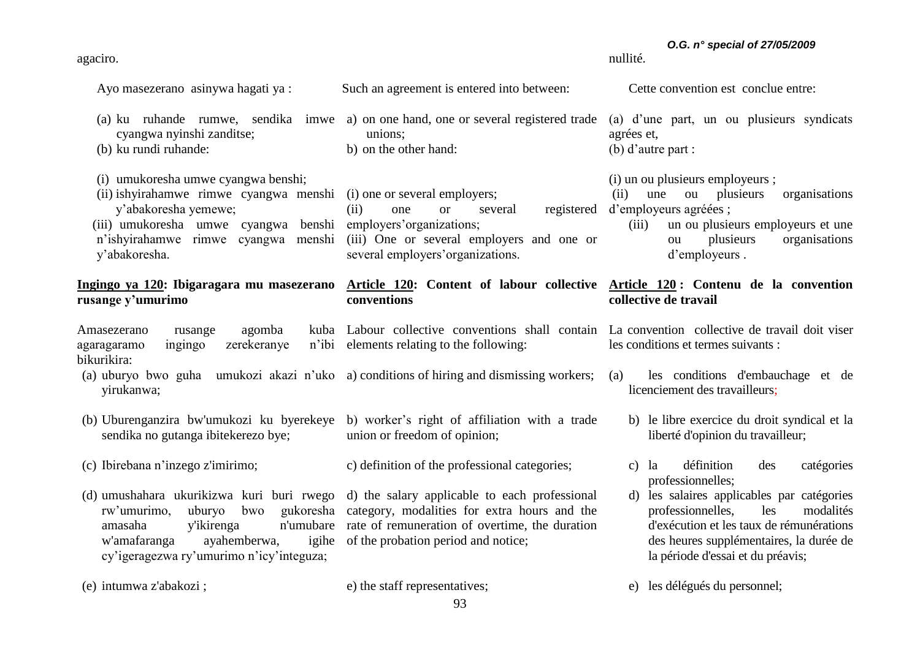agaciro.

Ayo masezerano asinywa hagati ya :

(a) ku ruhande rumwe, sendika imwe cyangwa nyinshi zanditse;
(b) ku rundi ruhande:

(i) umukoresha umwe cyangwa benshi;
(ii) ishyirahamwe rimwe cyangwa menshi y'abakoresha yemewe;
(iii) umukoresha umwe cyangwa benshi n'ishyirahamwe rimwe cyangwa menshi y'abakoresha.

**Ingingo ya 120: Ibigaragara mu masezerano rusange y'umurimo**

Amasezerano rusange agomba kuba agaragaramo ingingo zerekeranye n'ibi bikurikira:

(a) uburyo bwo guha umukozi akazi n'uko yirukanwa;
(b) Uburenganzira bw'umukozi ku byerekeye sendika no gutanga ibitekerezo bye;
(c) Ibirebana n'inzego z'imirimo;
(d) umushahara ukurikizwa kuri buri rwego rw'umurimo, uburyo bwo gukoresha amasaha y'ikirenga n'umubare w'amafaranga ayahemberwa, igihe cy'igeragezwa ry'umurimo n'icy'integuza;
(e) intumwa z'abakozi ;

Such an agreement is entered into between:

a) on one hand, one or several registered trade unions;
b) on the other hand:

(i) one or several employers;
(ii) one or several registered employers'organizations;
(iii) One or several employers and one or several employers'organizations.

**Article 120: Content of labour collective conventions**

Labour collective conventions shall contain elements relating to the following:

a) conditions of hiring and dismissing workers;
b) worker's right of affiliation with a trade union or freedom of opinion;
c) definition of the professional categories;
d) the salary applicable to each professional category, modalities for extra hours and the rate of remuneration of overtime, the duration of the probation period and notice;
e) the staff representatives;

nullité.

Cette convention est conclue entre:

(a) d'une part, un ou plusieurs syndicats agrées et,
(b) d'autre part :

(i) un ou plusieurs employeurs ;
(ii) une ou plusieurs organisations d'employeurs agréées ;
(iii) un ou plusieurs employeurs et une ou plusieurs organisations d'employeurs .

**Article 120 : Contenu de la convention collective de travail**

La convention collective de travail doit viser les conditions et termes suivants :

(a) les conditions d'embauchage et de licenciement des travailleurs;
b) le libre exercice du droit syndical et la liberté d'opinion du travailleur;
c) la définition des catégories professionnelles;
d) les salaires applicables par catégories professionnelles, les modalités d'exécution et les taux de rémunérations des heures supplémentaires, la durée de la période d'essai et du préavis;
e) les délégués du personnel;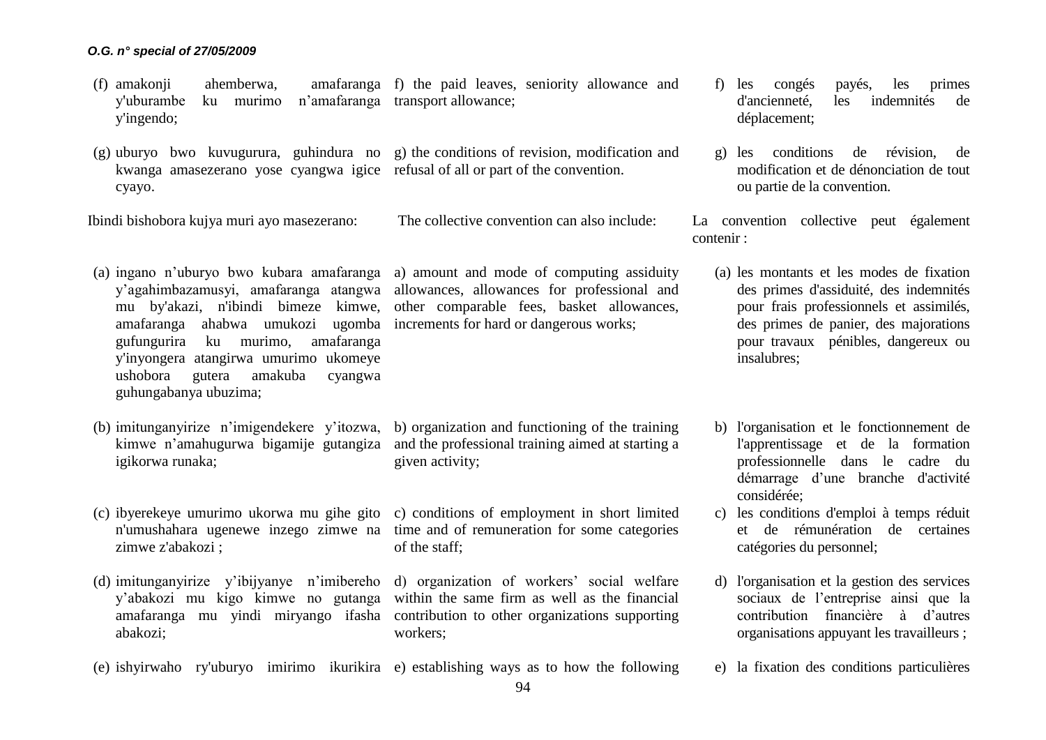(f) amakonji ahemberwa, amafaranga y'uburambe ku murimo n'amafaranga y'ingendo;

(g) uburyo bwo kuvugurura, guhindura no kwanga amasezerano yose cyangwa igice cyayo.

Ibindi bishobora kujya muri ayo masezerano:

(a) ingano n'uburyo bwo kubara amafaranga y'agahimbazamusyi, amafaranga atangwa mu by'akazi, n'ibindi bimeze kimwe, amafaranga ahabwa umukozi ugomba gufungurira ku murimo, amafaranga y'inyongera atangirwa umurimo ukomeye ushobora gutera amakuba cyangwa guhungabanya ubuzima;

(b) imitunganyirize n'imigendekere y'itozwa, kimwe n'amahugurwa bigamije gutangiza igikorwa runaka;

(c) ibyerekeye umurimo ukorwa mu gihe gito n'umushahara ugenewe inzego zimwe na zimwe z'abakozi ;

(d) imitunganyirize y'ibijyanye n'imibereho y'abakozi mu kigo kimwe no gutanga amafaranga mu yindi miryango ifasha abakozi;

(e) ishyirwaho ry'uburyo imirimo ikurikira

f) the paid leaves, seniority allowance and transport allowance;

g) the conditions of revision, modification and refusal of all or part of the convention.

The collective convention can also include:

a) amount and mode of computing assiduity allowances, allowances for professional and other comparable fees, basket allowances, increments for hard or dangerous works;

b) organization and functioning of the training and the professional training aimed at starting a given activity;

c) conditions of employment in short limited time and of remuneration for some categories of the staff;

d) organization of workers' social welfare within the same firm as well as the financial contribution to other organizations supporting workers;

e) establishing ways as to how the following

f) les congés payés, les primes d'ancienneté, les indemnités de déplacement;

g) les conditions de révision, de modification et de dénonciation de tout ou partie de la convention.

La convention collective peut également contenir :

(a) les montants et les modes de fixation des primes d'assiduité, des indemnités pour frais professionnels et assimilés, des primes de panier, des majorations pour travaux pénibles, dangereux ou insalubres;

b) l'organisation et le fonctionnement de l'apprentissage et de la formation professionnelle dans le cadre du démarrage d'une branche d'activité considérée;

c) les conditions d'emploi à temps réduit et de rémunération de certaines catégories du personnel;

d) l'organisation et la gestion des services sociaux de l'entreprise ainsi que la contribution financière à d'autres organisations appuyant les travailleurs ;

e) la fixation des conditions particulières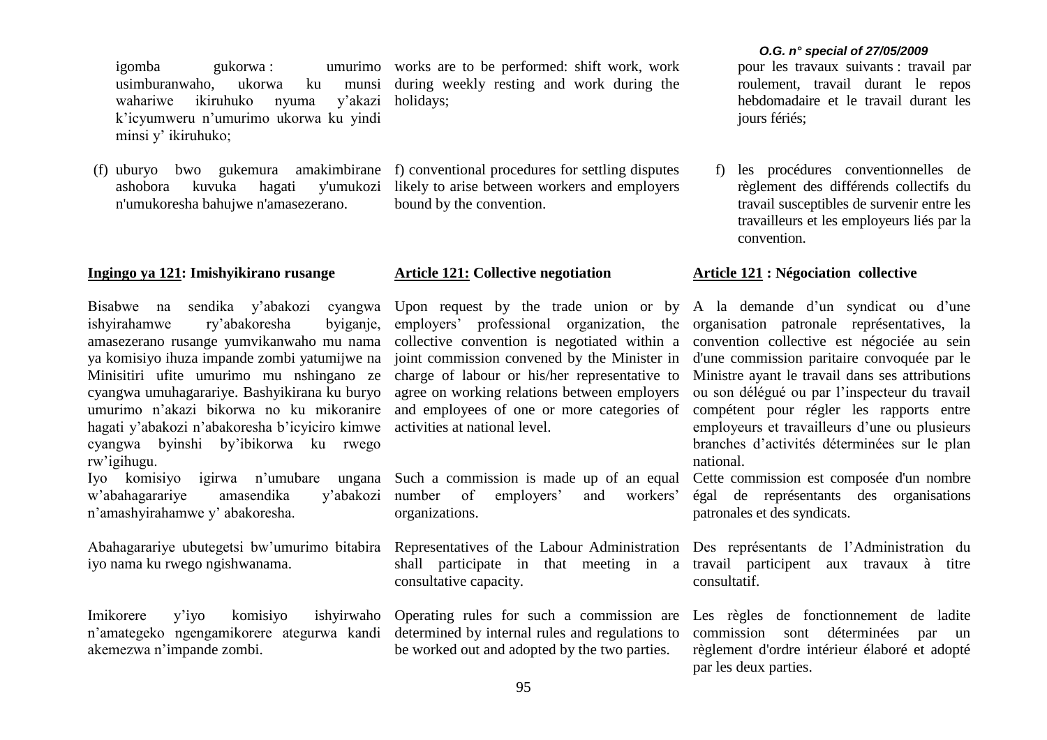igomba gukorwa : umurimo usimburanwaho, ukorwa ku munsi wahariwe ikiruhuko nyuma y'akazi k'icyumweru n'umurimo ukorwa ku yindi minsi y' ikiruhuko;

(f) uburyo bwo gukemura amakimbirane ashobora kuvuka hagati y'umukozi n'umukoresha bahujwe n'amasezerano.

**Ingingo ya 121: Imishyikirano rusange**

Bisabwe na sendika y'abakozi cyangwa ishyirahamwe ry'abakoresha byiganje, amasezerano rusange yumvikanwaho mu nama ya komisiyo ihuza impande zombi yatumijwe na Minisitiri ufite umurimo mu nshingano ze cyangwa umuhagarariye. Bashyikirana ku buryo umurimo n'akazi bikorwa no ku mikoranire hagati y'abakozi n'abakoresha b'icyiciro kimwe cyangwa byinshi by'ibikorwa ku rwego rw'igihugu.

Iyo komisiyo igirwa n'umubare ungana w'abahagarariye amasendika y'abakozi n'amashyirahamwe y' abakoresha.

Abahagarariye ubutegetsi bw'umurimo bitabira iyo nama ku rwego ngishwanama.

Imikorere y'iyo komisiyo ishyirwaho n'amategeko ngengamikorere ategurwa kandi akemezwa n'impande zombi.

works are to be performed: shift work, work during weekly resting and work during the holidays;

f) conventional procedures for settling disputes likely to arise between workers and employers bound by the convention.

**Article 121: Collective negotiation**

Upon request by the trade union or by employers' professional organization, the collective convention is negotiated within a joint commission convened by the Minister in charge of labour or his/her representative to agree on working relations between employers and employees of one or more categories of activities at national level.

Such a commission is made up of an equal number of employers' and workers' organizations.

Representatives of the Labour Administration shall participate in that meeting in a consultative capacity.

Operating rules for such a commission are determined by internal rules and regulations to be worked out and adopted by the two parties.

pour les travaux suivants : travail par roulement, travail durant le repos hebdomadaire et le travail durant les jours fériés;

f) les procédures conventionnelles de règlement des différends collectifs du travail susceptibles de survenir entre les travailleurs et les employeurs liés par la convention.

**Article 121 : Négociation collective**

A la demande d'un syndicat ou d'une organisation patronale représentatives, la convention collective est négociée au sein d'une commission paritaire convoquée par le Ministre ayant le travail dans ses attributions ou son délégué ou par l'inspecteur du travail compétent pour régler les rapports entre employeurs et travailleurs d'une ou plusieurs branches d'activités déterminées sur le plan national.

Cette commission est composée d'un nombre égal de représentants des organisations patronales et des syndicats.

Des représentants de l'Administration du travail participent aux travaux à titre consultatif.

Les règles de fonctionnement de ladite commission sont déterminées par un règlement d'ordre intérieur élaboré et adopté par les deux parties.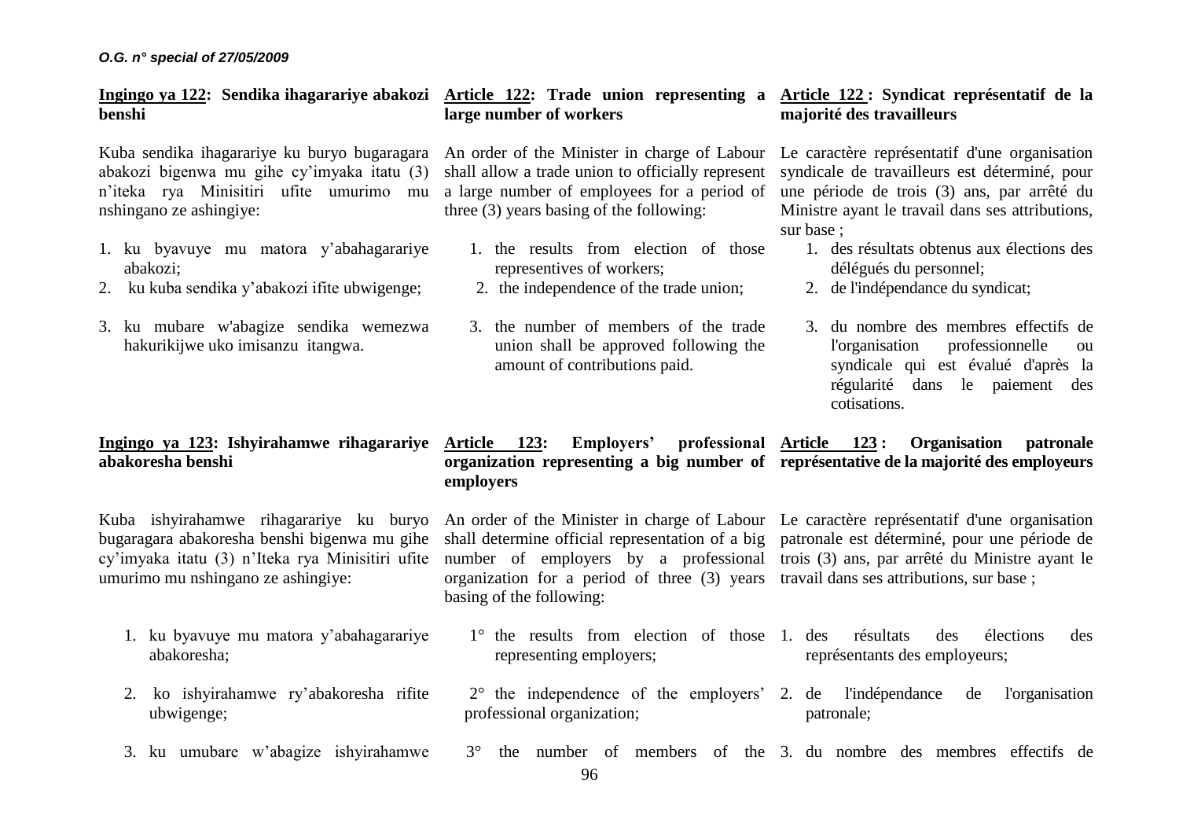**Ingingo ya 122: Sendika ihagarariye abakozi benshi**

Kuba sendika ihagarariye ku buryo bugaragara abakozi bigenwa mu gihe cy'imyaka itatu (3) n'iteka rya Minisitiri ufite umurimo mu nshingano ze ashingiye:

1. ku byavuye mu matora y'abahagarariye abakozi;
2. ku kuba sendika y'abakozi ifite ubwigenge;
3. ku mubare w'abagize sendika wemezwa hakurikijwe uko imisanzu itangwa.

**Article 122: Trade union representing a large number of workers**

An order of the Minister in charge of Labour shall allow a trade union to officially represent a large number of employees for a period of three (3) years basing of the following:

1. the results from election of those representives of workers;
2. the independence of the trade union;
3. the number of members of the trade union shall be approved following the amount of contributions paid.

**Article 122 : Syndicat représentatif de la majorité des travailleurs**

Le caractère représentatif d'une organisation syndicale de travailleurs est déterminé, pour une période de trois (3) ans, par arrêté du Ministre ayant le travail dans ses attributions, sur base ;

1. des résultats obtenus aux élections des délégués du personnel;
2. de l'indépendance du syndicat;
3. du nombre des membres effectifs de l'organisation professionnelle ou syndicale qui est évalué d'après la régularité dans le paiement des cotisations.

**Ingingo ya 123: Ishyirahamwe rihagarariye abakoresha benshi**

Kuba ishyirahamwe rihagarariye ku buryo bugaragara abakoresha benshi bigenwa mu gihe cy'imyaka itatu (3) n'Iteka rya Minisitiri ufite umurimo mu nshingano ze ashingiye:

1. ku byavuye mu matora y'abahagarariye abakoresha;
2. ko ishyirahamwe ry'abakoresha rifite ubwigenge;
3. ku umubare w'abagize ishyirahamwe

**Article 123: Employers' professional organization representing a big number of employers**

An order of the Minister in charge of Labour shall determine official representation of a big number of employers by a professional organization for a period of three (3) years basing of the following:

1° the results from election of those representing employers;

2° the independence of the employers' professional organization;

3° the number of members of the

**Article 123 : Organisation patronale représentative de la majorité des employeurs**

Le caractère représentatif d'une organisation patronale est déterminé, pour une période de trois (3) ans, par arrêté du Ministre ayant le travail dans ses attributions, sur base ;

1. des résultats des élections des représentants des employeurs;
2. de l'indépendance de l'organisation patronale;
3. du nombre des membres effectifs de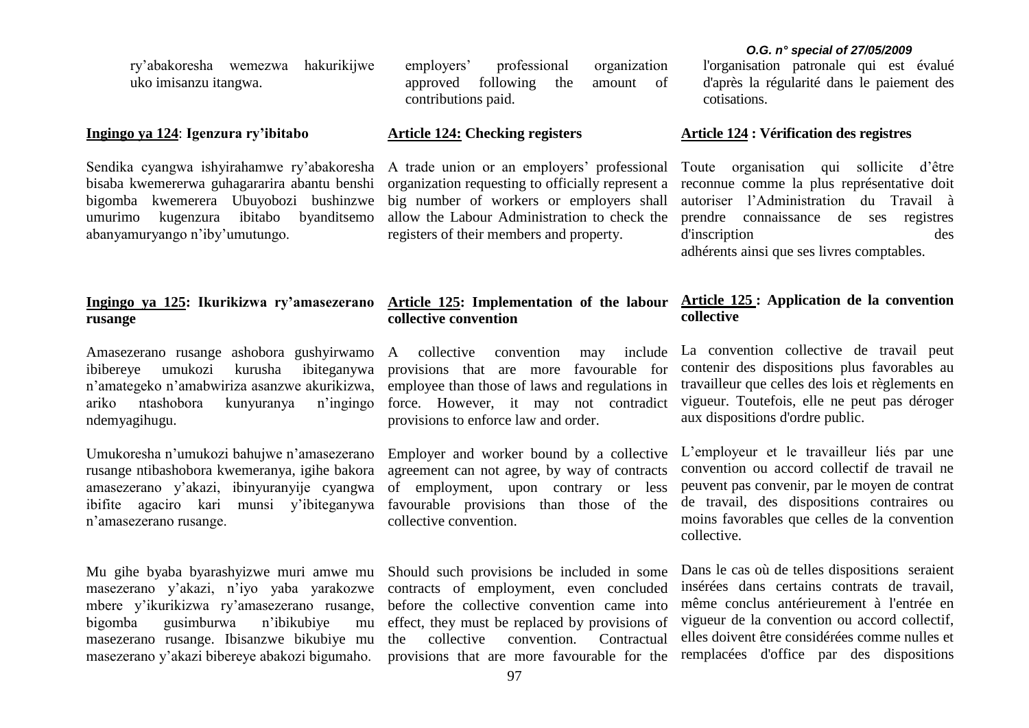ry'abakoresha wemezwa hakurikijwe uko imisanzu itangwa.

## Ingingo ya 124: Igenzura ry'ibitabo

Sendika cyangwa ishyirahamwe ry'abakoresha bisaba kwemererwa guhagararira abantu benshi bigomba kwemerera Ubuyobozi bushinzwe umurimo kugenzura ibitabo byanditsemo abanyamuryango n'iby'umutungo.

## Ingingo ya 125: Ikurikizwa ry'amasezerano rusange

Amasezerano rusange ashobora gushyirwamo ibibereye umukozi kurusha ibiteganywa n'amategeko n'amabwiriza asanzwe akurikizwa, ariko ntashobora kunyuranya n'ingingo ndemyagihugu.

Umukoresha n'umukozi bahujwe n'amasezerano rusange ntibashobora kwemeranya, igihe bakora amasezerano y'akazi, ibinyuranyije cyangwa ibifite agaciro kari munsi y'ibiteganywa n'amasezerano rusange.

Mu gihe byaba byarashyizwe muri amwe mu masezerano y'akazi, n'iyo yaba yarakozwe mbere y'ikurikizwa ry'amasezerano rusange, bigomba gusimburwa n'ibikubiye mu masezerano rusange. Ibisanzwe bikubiye mu masezerano y'akazi bibereye abakozi bigumaho.

employers' professional organization approved following the amount of contributions paid.

## Article 124: Checking registers

A trade union or an employers' professional organization requesting to officially represent a big number of workers or employers shall allow the Labour Administration to check the registers of their members and property.

## Article 125: Implementation of the labour collective convention

A collective convention may include provisions that are more favourable for employee than those of laws and regulations in force. However, it may not contradict provisions to enforce law and order.

Employer and worker bound by a collective agreement can not agree, by way of contracts of employment, upon contrary or less favourable provisions than those of the collective convention.

Should such provisions be included in some contracts of employment, even concluded before the collective convention came into effect, they must be replaced by provisions of the collective convention. Contractual provisions that are more favourable for the

l'organisation patronale qui est évalué d'après la régularité dans le paiement des cotisations.

## Article 124 : Vérification des registres

Toute organisation qui sollicite d'être reconnue comme la plus représentative doit autoriser l'Administration du Travail à prendre connaissance de ses registres d'inscription des adhérents ainsi que ses livres comptables.

## Article 125 : Application de la convention collective

La convention collective de travail peut contenir des dispositions plus favorables au travailleur que celles des lois et règlements en vigueur. Toutefois, elle ne peut pas déroger aux dispositions d'ordre public.

L'employeur et le travailleur liés par une convention ou accord collectif de travail ne peuvent pas convenir, par le moyen de contrat de travail, des dispositions contraires ou moins favorables que celles de la convention collective.

Dans le cas où de telles dispositions seraient insérées dans certains contrats de travail, même conclus antérieurement à l'entrée en vigueur de la convention ou accord collectif, elles doivent être considérées comme nulles et remplacées d'office par des dispositions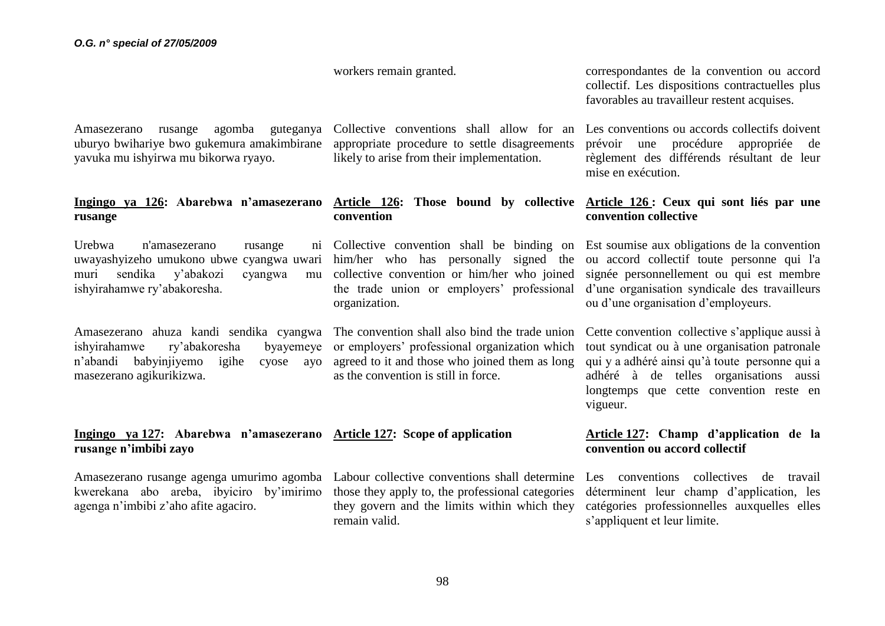workers remain granted.

correspondantes de la convention ou accord collectif. Les dispositions contractuelles plus favorables au travailleur restent acquises.

Amasezerano rusange agomba guteganya uburyo bwihariye bwo gukemura amakimbirane yavuka mu ishyirwa mu bikorwa ryayo.

Collective conventions shall allow for an appropriate procedure to settle disagreements likely to arise from their implementation.

Les conventions ou accords collectifs doivent prévoir une procédure appropriée de règlement des différends résultant de leur mise en exécution.

**<u>Ingingo ya 126</u>: Abarebwa n'amasezerano rusange**

**<u>Article 126</u>: Those bound by collective convention**

**<u>Article 126</u> : Ceux qui sont liés par une convention collective**

Urebwa n'amasezerano rusange ni uwayashyizeho umukono ubwe cyangwa uwari muri sendika y'abakozi cyangwa mu ishyirahamwe ry'abakoresha.

Collective convention shall be binding on him/her who has personally signed the collective convention or him/her who joined the trade union or employers' professional organization.

Est soumise aux obligations de la convention ou accord collectif toute personne qui l'a signée personnellement ou qui est membre d'une organisation syndicale des travailleurs ou d'une organisation d'employeurs.

Amasezerano ahuza kandi sendika cyangwa ishyirahamwe ry'abakoresha byayemeye n'abandi babyinjiyemo igihe cyose ayo masezerano agikurikizwa.

The convention shall also bind the trade union or employers' professional organization which agreed to it and those who joined them as long as the convention is still in force.

Cette convention collective s'applique aussi à tout syndicat ou à une organisation patronale qui y a adhéré ainsi qu'à toute personne qui a adhéré à de telles organisations aussi longtemps que cette convention reste en vigueur.

**<u>Ingingo ya 127</u>: Abarebwa n'amasezerano rusange n'imbibi zayo**

**<u>Article 127</u>: Scope of application**

**<u>Article 127</u>: Champ d'application de la convention ou accord collectif**

Amasezerano rusange agenga umurimo agomba kwerekana abo areba, ibyiciro by'imirimo agenga n'imbibi z'aho afite agaciro.

Labour collective conventions shall determine those they apply to, the professional categories they govern and the limits within which they remain valid.

Les conventions collectives de travail déterminent leur champ d'application, les catégories professionnelles auxquelles elles s'appliquent et leur limite.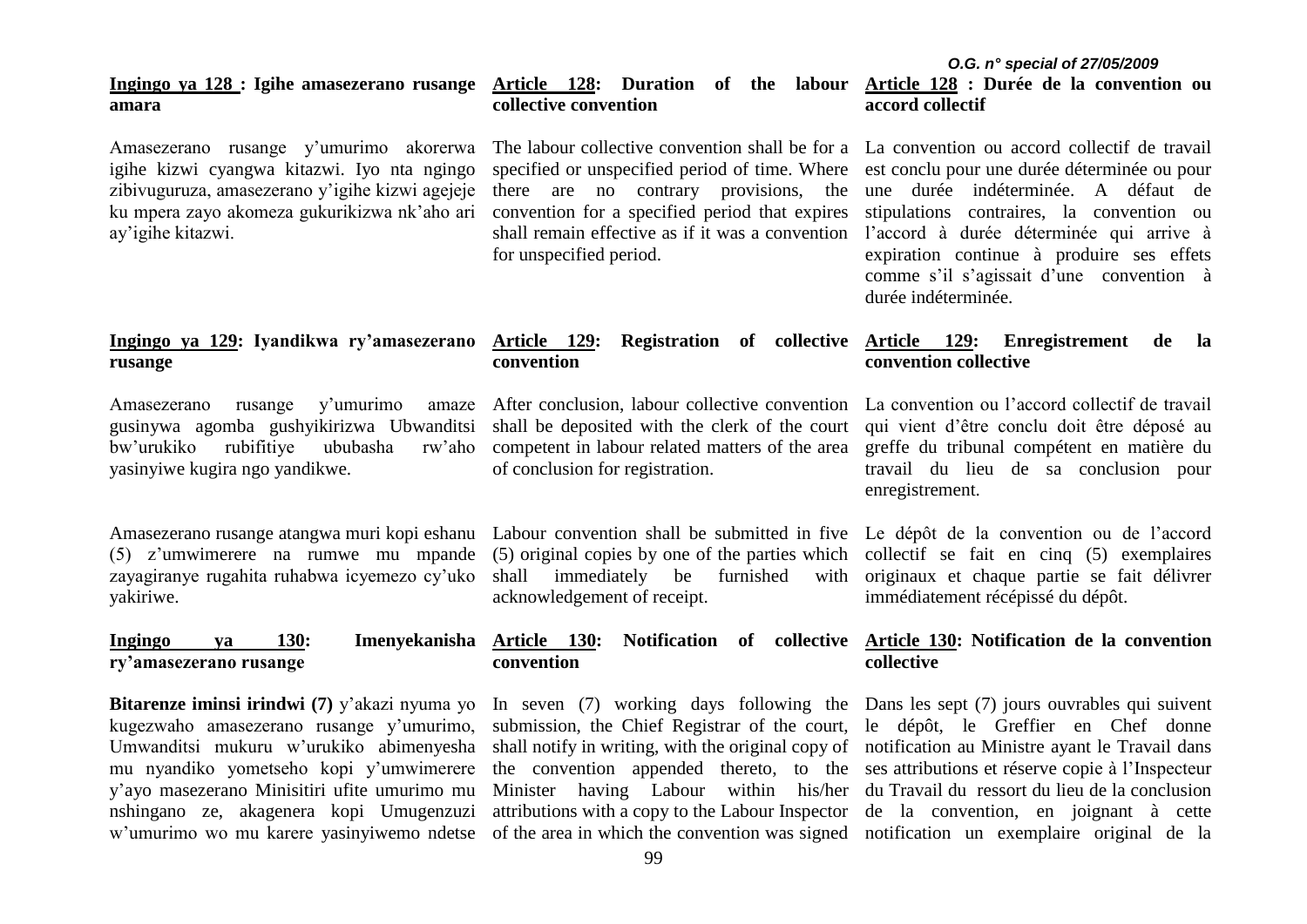**Ingingo ya 128 : Igihe amasezerano rusange amara**

Amasezerano rusange y'umurimo akorerwa igihe kizwi cyangwa kitazwi. Iyo nta ngingo zibivuguruza, amasezerano y'igihe kizwi agejeje ku mpera zayo akomeza gukurikizwa nk'aho ari ay'igihe kitazwi.

**Ingingo ya 129: Iyandikwa ry'amasezerano rusange**

Amasezerano rusange y'umurimo amaze gusinywa agomba gushyikirizwa Ubwanditsi bw'urukiko rubifitiye ububasha rw'aho yasinyiwe kugira ngo yandikwe.

Amasezerano rusange atangwa muri kopi eshanu (5) z'umwimerere na rumwe mu mpande zayagiranye rugahita ruhabwa icyemezo cy'uko yakiriwe.

**Ingingo ya 130: Imenyekanisha ry'amasezerano rusange**

**Bitarenze iminsi irindwi (7)** y'akazi nyuma yo kugezwaho amasezerano rusange y'umurimo, Umwanditsi mukuru w'urukiko abimenyesha mu nyandiko yometseho kopi y'umwimerere y'ayo masezerano Minisitiri ufite umurimo mu nshingano ze, akagenera kopi Umugenzuzi w'umurimo wo mu karere yasinyiwemo ndetse

**Article 128: Duration of the labour collective convention**

The labour collective convention shall be for a specified or unspecified period of time. Where there are no contrary provisions, the convention for a specified period that expires shall remain effective as if it was a convention for unspecified period.

**Article 129: Registration of collective convention**

After conclusion, labour collective convention shall be deposited with the clerk of the court competent in labour related matters of the area of conclusion for registration.

Labour convention shall be submitted in five (5) original copies by one of the parties which shall immediately be furnished with acknowledgement of receipt.

**Article 130: Notification of collective convention**

In seven (7) working days following the submission, the Chief Registrar of the court, shall notify in writing, with the original copy of the convention appended thereto, to the Minister having Labour within his/her attributions with a copy to the Labour Inspector of the area in which the convention was signed

**Article 128 : Durée de la convention ou accord collectif**

La convention ou accord collectif de travail est conclu pour une durée déterminée ou pour une durée indéterminée. A défaut de stipulations contraires, la convention ou l'accord à durée déterminée qui arrive à expiration continue à produire ses effets comme s'il s'agissait d'une convention à durée indéterminée.

**Article 129: Enregistrement de la convention collective**

La convention ou l'accord collectif de travail qui vient d'être conclu doit être déposé au greffe du tribunal compétent en matière du travail du lieu de sa conclusion pour enregistrement.

Le dépôt de la convention ou de l'accord collectif se fait en cinq (5) exemplaires originaux et chaque partie se fait délivrer immédiatement récépissé du dépôt.

**Article 130: Notification de la convention collective**

Dans les sept (7) jours ouvrables qui suivent le dépôt, le Greffier en Chef donne notification au Ministre ayant le Travail dans ses attributions et réserve copie à l'Inspecteur du Travail du ressort du lieu de la conclusion de la convention, en joignant à cette notification un exemplaire original de la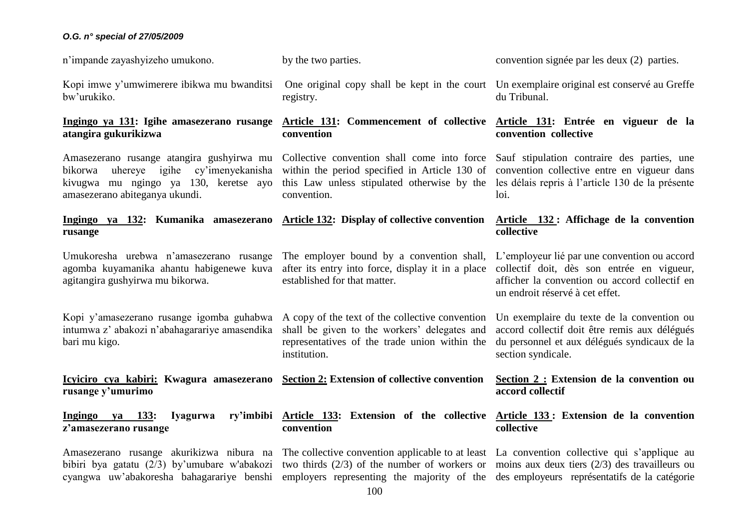n'impande zayashyizeho umukono.

Kopi imwe y'umwimerere ibikwa mu bwanditsi bw'urukiko.

**Ingingo ya 131: Igihe amasezerano rusange atangira gukurikizwa**

Amasezerano rusange atangira gushyirwa mu bikorwa uhereye igihe cy'imenyekanisha kivugwa mu ngingo ya 130, keretse ayo amasezerano abiteganya ukundi.

**Ingingo ya 132: Kumanika amasezerano rusange**

Umukoresha urebwa n'amasezerano rusange agomba kuyamanika ahantu habigenewe kuva agitangira gushyirwa mu bikorwa.

Kopi y'amasezerano rusange igomba guhabwa intumwa z' abakozi n'abahagarariye amasendika bari mu kigo.

**Icyiciro cya kabiri: Kwagura amasezerano rusange y'umurimo**

**Ingingo ya 133: Iyagurwa ry'imbibi z'amasezerano rusange**

Amasezerano rusange akurikizwa nibura na bibiri bya gatatu (2/3) by'umubare w'abakozi cyangwa uw'abakoresha bahagarariye benshi

by the two parties.

One original copy shall be kept in the court registry.

**Article 131: Commencement of collective convention**

Collective convention shall come into force within the period specified in Article 130 of this Law unless stipulated otherwise by the convention.

**Article 132: Display of collective convention**

The employer bound by a convention shall, after its entry into force, display it in a place established for that matter.

A copy of the text of the collective convention shall be given to the workers' delegates and representatives of the trade union within the institution.

**Section 2: Extension of collective convention**

**Article 133: Extension of the collective convention**

The collective convention applicable to at least two thirds (2/3) of the number of workers or employers representing the majority of the

convention signée par les deux (2) parties.

Un exemplaire original est conservé au Greffe du Tribunal.

**Article 131: Entrée en vigueur de la convention collective**

Sauf stipulation contraire des parties, une convention collective entre en vigueur dans les délais repris à l'article 130 de la présente loi.

**Article 132 : Affichage de la convention collective**

L'employeur lié par une convention ou accord collectif doit, dès son entrée en vigueur, afficher la convention ou accord collectif en un endroit réservé à cet effet.

Un exemplaire du texte de la convention ou accord collectif doit être remis aux délégués du personnel et aux délégués syndicaux de la section syndicale.

**Section 2 : Extension de la convention ou accord collectif**

**Article 133 : Extension de la convention collective**

La convention collective qui s'applique au moins aux deux tiers (2/3) des travailleurs ou des employeurs représentatifs de la catégorie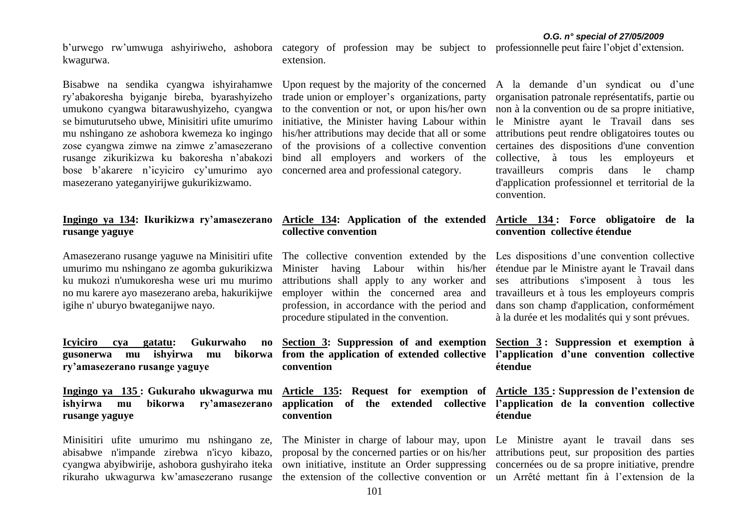b'urwego rw'umwuga ashyiriweho, ashobora kwagurwa.

Bisabwe na sendika cyangwa ishyirahamwe ry'abakoresha byiganje bireba, byarashyizeho umukono cyangwa bitarawushyizeho, cyangwa se bimuturutseho ubwe, Minisitiri ufite umurimo mu nshingano ze ashobora kwemeza ko ingingo zose cyangwa zimwe na zimwe z'amasezerano rusange zikurikizwa ku bakoresha n'abakozi bose b'akarere n'icyiciro cy'umurimo ayo masezerano yateganyirijwe gukurikizwamo.

**Ingingo ya 134: Ikurikizwa ry'amasezerano rusange yaguye**

Amasezerano rusange yaguwe na Minisitiri ufite umurimo mu nshingano ze agomba gukurikizwa ku mukozi n'umukoresha wese uri mu murimo no mu karere ayo masezerano areba, hakurikijwe igihe n' uburyo bwateganijwe nayo.

**Icyiciro cya gatatu: Gukurwaho no gusonerwa mu ishyirwa mu bikorwa ry'amasezerano rusange yaguye**

**Ingingo ya 135 : Gukuraho ukwagurwa mu ishyirwa mu bikorwa ry'amasezerano rusange yaguye**

Minisitiri ufite umurimo mu nshingano ze, abisabwe n'impande zirebwa n'icyo kibazo, cyangwa abyibwirije, ashobora gushyiraho iteka rikuraho ukwagurwa kw'amasezerano rusange

category of profession may be subject to extension.

Upon request by the majority of the concerned trade union or employer's organizations, party to the convention or not, or upon his/her own initiative, the Minister having Labour within his/her attributions may decide that all or some of the provisions of a collective convention bind all employers and workers of the concerned area and professional category.

**Article 134: Application of the extended collective convention**

The collective convention extended by the Minister having Labour within his/her attributions shall apply to any worker and employer within the concerned area and profession, in accordance with the period and procedure stipulated in the convention.

**Section 3: Suppression of and exemption from the application of extended collective convention**

**Article 135: Request for exemption of application of the extended collective convention**

The Minister in charge of labour may, upon proposal by the concerned parties or on his/her own initiative, institute an Order suppressing the extension of the collective convention or

professionnelle peut faire l'objet d'extension.

A la demande d'un syndicat ou d'une organisation patronale représentatifs, partie ou non à la convention ou de sa propre initiative, le Ministre ayant le Travail dans ses attributions peut rendre obligatoires toutes ou certaines des dispositions d'une convention collective, à tous les employeurs et travailleurs compris dans le champ d'application professionnel et territorial de la convention.

**Article 134 : Force obligatoire de la convention collective étendue**

Les dispositions d'une convention collective étendue par le Ministre ayant le Travail dans ses attributions s'imposent à tous les travailleurs et à tous les employeurs compris dans son champ d'application, conformément à la durée et les modalités qui y sont prévues.

**Section 3 : Suppression et exemption à l'application d'une convention collective étendue**

**Article 135 : Suppression de l'extension de l'application de la convention collective étendue**

Le Ministre ayant le travail dans ses attributions peut, sur proposition des parties concernées ou de sa propre initiative, prendre un Arrêté mettant fin à l'extension de la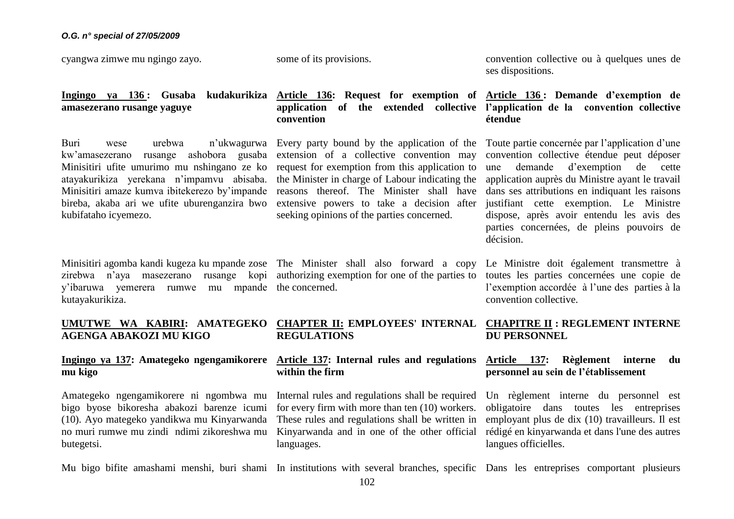cyangwa zimwe mu ngingo zayo.

some of its provisions.

convention collective ou à quelques unes de ses dispositions.

**Ingingo ya 136 : Gusaba kudakurikiza amasezerano rusange yaguye**

Buri wese urebwa n'ukwagurwa kw'amasezerano rusange ashobora gusaba Minisitiri ufite umurimo mu nshingano ze ko atayakurikiza yerekana n'impamvu abisaba. Minisitiri amaze kumva ibitekerezo by'impande bireba, akaba ari we ufite uburenganzira bwo kubifataho icyemezo.

Minisitiri agomba kandi kugeza ku mpande zose zirebwa n'aya masezerano rusange kopi y'ibaruwa yemerera rumwe mu mpande kutayakurikiza.

**Article 136: Request for exemption of application of the extended collective convention**

Every party bound by the application of the extension of a collective convention may request for exemption from this application to the Minister in charge of Labour indicating the reasons thereof. The Minister shall have extensive powers to take a decision after seeking opinions of the parties concerned.

The Minister shall also forward a copy authorizing exemption for one of the parties to the concerned.

**Article 136 : Demande d'exemption de l'application de la convention collective étendue**

Toute partie concernée par l'application d'une convention collective étendue peut déposer une demande d'exemption de cette application auprès du Ministre ayant le travail dans ses attributions en indiquant les raisons justifiant cette exemption. Le Ministre dispose, après avoir entendu les avis des parties concernées, de pleins pouvoirs de décision.

Le Ministre doit également transmettre à toutes les parties concernées une copie de l'exemption accordée à l'une des parties à la convention collective.

## UMUTWE WA KABIRI: AMATEGEKO AGENGA ABAKOZI MU KIGO

**Ingingo ya 137: Amategeko ngengamikorere mu kigo**

Amategeko ngengamikorere ni ngombwa mu bigo byose bikoresha abakozi barenze icumi (10). Ayo mategeko yandikwa mu Kinyarwanda no muri rumwe mu zindi ndimi zikoreshwa mu butegetsi.

Mu bigo bifite amashami menshi, buri shami

## CHAPTER II: EMPLOYEES' INTERNAL REGULATIONS

**Article 137: Internal rules and regulations within the firm**

Internal rules and regulations shall be required for every firm with more than ten (10) workers. These rules and regulations shall be written in Kinyarwanda and in one of the other official languages.

In institutions with several branches, specific

## CHAPITRE II : REGLEMENT INTERNE DU PERSONNEL

**Article 137: Règlement interne du personnel au sein de l'établissement**

Un règlement interne du personnel est obligatoire dans toutes les entreprises employant plus de dix (10) travailleurs. Il est rédigé en kinyarwanda et dans l'une des autres langues officielles.

Dans les entreprises comportant plusieurs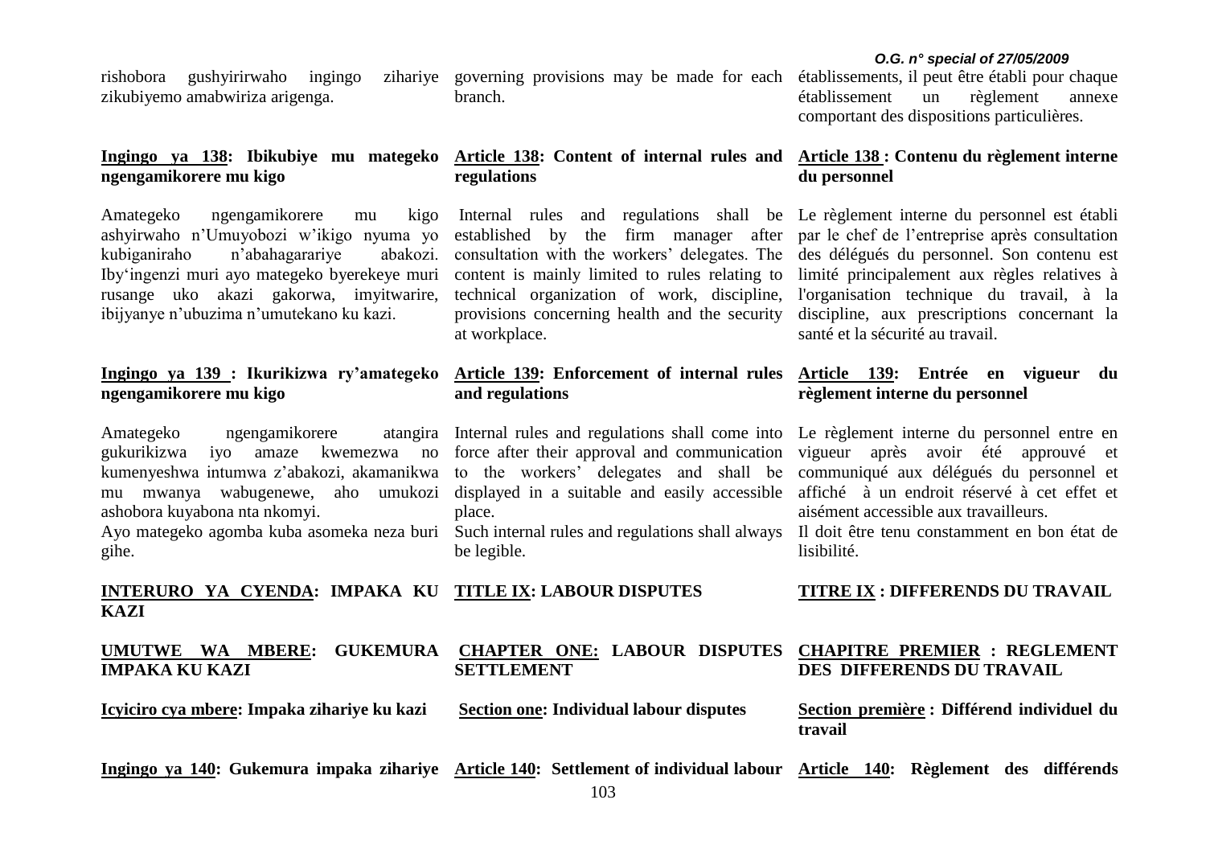rishobora gushyirirwaho ingingo zihariye zikubiyemo amabwiriza arigenga.

**Ingingo ya 138: Ibikubiye mu mategeko ngengamikorere mu kigo**

Amategeko ngengamikorere mu kigo ashyirwaho n'Umuyobozi w'ikigo nyuma yo kubiganiraho n'abahagarariye abakozi. Iby'ingenzi muri ayo mategeko byerekeye muri rusange uko akazi gakorwa, imyitwarire, ibijyanye n'ubuzima n'umutekano ku kazi.

**Ingingo ya 139 : Ikurikizwa ry'amategeko ngengamikorere mu kigo**

Amategeko ngengamikorere atangira gukurikizwa iyo amaze kwemezwa no kumenyeshwa intumwa z'abakozi, akamanikwa mu mwanya wabugenewe, aho umukozi ashobora kuyabona nta nkomyi.

Ayo mategeko agomba kuba asomeka neza buri gihe.

**INTERURO YA CYENDA: IMPAKA KU KAZI**

**UMUTWE WA MBERE: GUKEMURA IMPAKA KU KAZI**

**Icyiciro cya mbere: Impaka zihariye ku kazi**

**Ingingo ya 140: Gukemura impaka zihariye**

governing provisions may be made for each branch.

**Article 138: Content of internal rules and regulations**

Internal rules and regulations shall be established by the firm manager after consultation with the workers' delegates. The content is mainly limited to rules relating to technical organization of work, discipline, provisions concerning health and the security at workplace.

**Article 139: Enforcement of internal rules and regulations**

Internal rules and regulations shall come into force after their approval and communication to the workers' delegates and shall be displayed in a suitable and easily accessible place.

Such internal rules and regulations shall always be legible.

**TITLE IX: LABOUR DISPUTES**

**CHAPTER ONE: LABOUR DISPUTES SETTLEMENT**

**Section one: Individual labour disputes**

**Article 140: Settlement of individual labour**

établissements, il peut être établi pour chaque établissement un règlement annexe comportant des dispositions particulières.

**Article 138 : Contenu du règlement interne du personnel**

Le règlement interne du personnel est établi par le chef de l'entreprise après consultation des délégués du personnel. Son contenu est limité principalement aux règles relatives à l'organisation technique du travail, à la discipline, aux prescriptions concernant la santé et la sécurité au travail.

**Article 139: Entrée en vigueur du règlement interne du personnel**

Le règlement interne du personnel entre en vigueur après avoir été approuvé et communiqué aux délégués du personnel et affiché à un endroit réservé à cet effet et aisément accessible aux travailleurs.

Il doit être tenu constamment en bon état de lisibilité.

**TITRE IX : DIFFERENDS DU TRAVAIL**

**CHAPITRE PREMIER : REGLEMENT DES DIFFERENDS DU TRAVAIL**

**Section première : Différend individuel du travail**

**Article 140: Règlement des différends**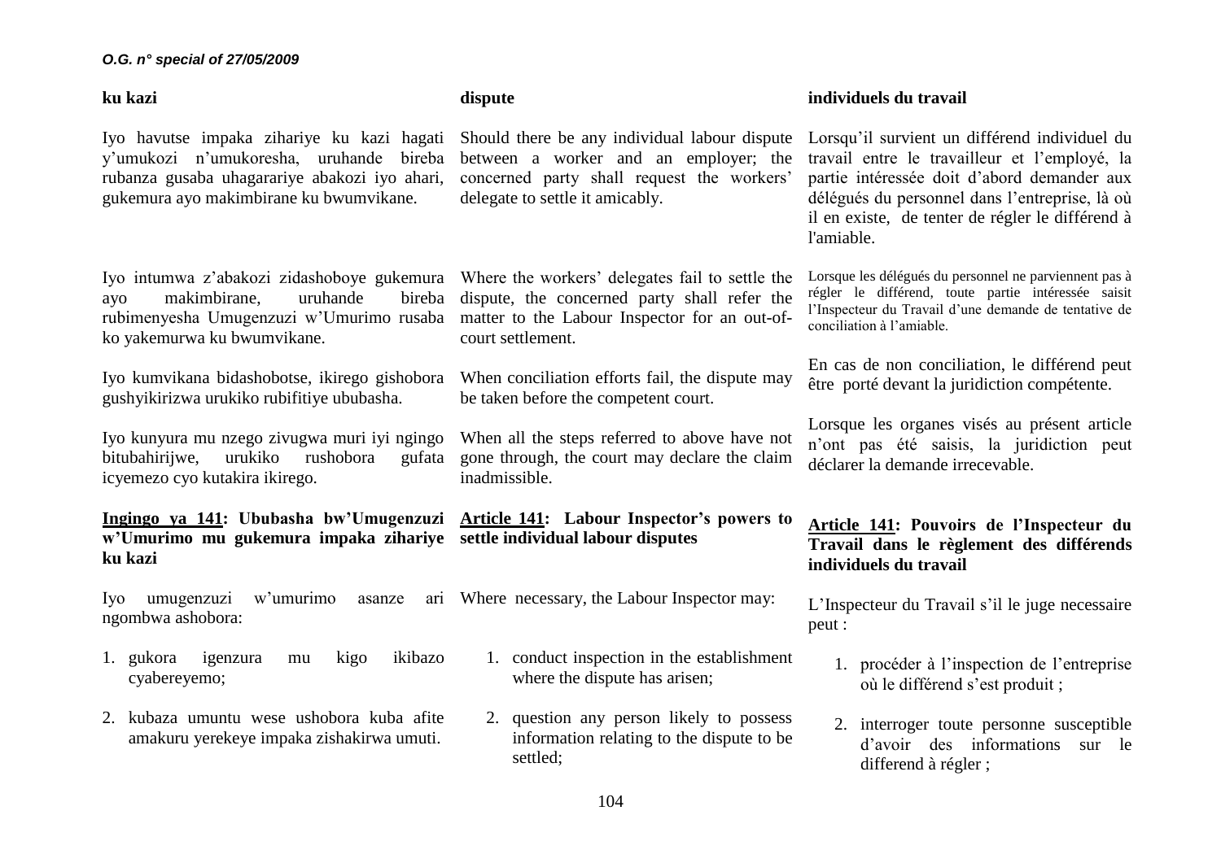**ku kazi**

Iyo havutse impaka zihariye ku kazi hagati y'umukozi n'umukoresha, uruhande bireba rubanza gusaba uhagarariye abakozi iyo ahari, gukemura ayo makimbirane ku bwumvikane.

Iyo intumwa z'abakozi zidashoboye gukemura ayo makimbirane, uruhande bireba rubimenyesha Umugenzuzi w'Umurimo rusaba ko yakemurwa ku bwumvikane.

Iyo kumvikana bidashobotse, ikirego gishobora gushyikirizwa urukiko rubifitiye ububasha.

Iyo kunyura mu nzego zivugwa muri iyi ngingo bitubahirijwe, urukiko rushobora gufata icyemezo cyo kutakira ikirego.

**Ingingo ya 141: Ububasha bw'Umugenzuzi w'Umurimo mu gukemura impaka zihariye ku kazi**

Iyo umugenzuzi w'umurimo asanze ari ngombwa ashobora:

1. gukora igenzura mu kigo ikibazo cyabereyemo;
2. kubaza umuntu wese ushobora kuba afite amakuru yerekeye impaka zishakirwa umuti.

**dispute**

Should there be any individual labour dispute between a worker and an employer; the concerned party shall request the workers' delegate to settle it amicably.

Where the workers' delegates fail to settle the dispute, the concerned party shall refer the matter to the Labour Inspector for an out-of-court settlement.

When conciliation efforts fail, the dispute may be taken before the competent court.

When all the steps referred to above have not gone through, the court may declare the claim inadmissible.

**Article 141: Labour Inspector's powers to settle individual labour disputes**

Where necessary, the Labour Inspector may:

1. conduct inspection in the establishment where the dispute has arisen;
2. question any person likely to possess information relating to the dispute to be settled;

**individuels du travail**

Lorsqu'il survient un différend individuel du travail entre le travailleur et l'employé, la partie intéressée doit d'abord demander aux délégués du personnel dans l'entreprise, là où il en existe, de tenter de régler le différend à l'amiable.

Lorsque les délégués du personnel ne parviennent pas à régler le différend, toute partie intéressée saisit l'Inspecteur du Travail d'une demande de tentative de conciliation à l'amiable.

En cas de non conciliation, le différend peut être porté devant la juridiction compétente.

Lorsque les organes visés au présent article n'ont pas été saisis, la juridiction peut déclarer la demande irrecevable.

**Article 141: Pouvoirs de l'Inspecteur du Travail dans le règlement des différends individuels du travail**

L'Inspecteur du Travail s'il le juge necessaire peut :

1. procéder à l'inspection de l'entreprise où le différend s'est produit ;
2. interroger toute personne susceptible d'avoir des informations sur le differend à régler ;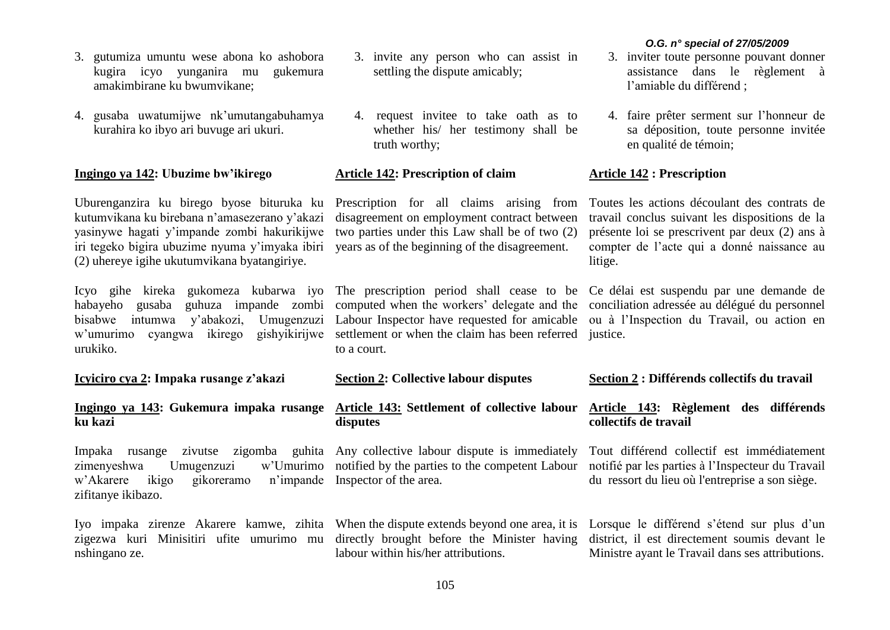3. gutumiza umuntu wese abona ko ashobora kugira icyo yunganira mu gukemura amakimbirane ku bwumvikane;

4. gusaba uwatumijwe nk'umutangabuhamya kurahira ko ibyo ari buvuge ari ukuri.

**Ingingo ya 142: Ubuzime bw'ikirego**

Uburenganzira ku birego byose bituruka ku kutumvikana ku birebana n'amasezerano y'akazi yasinywe hagati y'impande zombi hakurikijwe iri tegeko bigira ubuzime nyuma y'imyaka ibiri (2) uhereye igihe ukutumvikana byatangiriye.

Icyo gihe kireka gukomeza kubarwa iyo habayeho gusaba guhuza impande zombi bisabwe intumwa y'abakozi, Umugenzuzi w'umurimo cyangwa ikirego gishyikirijwe urukiko.

**Icyiciro cya 2: Impaka rusange z'akazi**

**Ingingo ya 143: Gukemura impaka rusange ku kazi**

Impaka rusange zivutse zigomba guhita zimenyeshwa Umugenzuzi w'Umurimo w'Akarere ikigo gikoreramo n'impande zifitanye ikibazo.

Iyo impaka zirenze Akarere kamwe, zihita zigezwa kuri Minisitiri ufite umurimo mu nshingano ze.

3. invite any person who can assist in settling the dispute amicably;

4. request invitee to take oath as to whether his/ her testimony shall be truth worthy;

**Article 142: Prescription of claim**

Prescription for all claims arising from disagreement on employment contract between two parties under this Law shall be of two (2) years as of the beginning of the disagreement.

The prescription period shall cease to be computed when the workers' delegate and the Labour Inspector have requested for amicable settlement or when the claim has been referred to a court.

**Section 2: Collective labour disputes**

**Article 143: Settlement of collective labour disputes**

Any collective labour dispute is immediately notified by the parties to the competent Labour Inspector of the area.

When the dispute extends beyond one area, it is directly brought before the Minister having labour within his/her attributions.

3. inviter toute personne pouvant donner assistance dans le règlement à l'amiable du différend ;

4. faire prêter serment sur l'honneur de sa déposition, toute personne invitée en qualité de témoin;

**Article 142 : Prescription**

Toutes les actions découlant des contrats de travail conclus suivant les dispositions de la présente loi se prescrivent par deux (2) ans à compter de l'acte qui a donné naissance au litige.

Ce délai est suspendu par une demande de conciliation adressée au délégué du personnel ou à l'Inspection du Travail, ou action en justice.

**Section 2 : Différends collectifs du travail**

**Article 143: Règlement des différends collectifs de travail**

Tout différend collectif est immédiatement notifié par les parties à l'Inspecteur du Travail du ressort du lieu où l'entreprise a son siège.

Lorsque le différend s'étend sur plus d'un district, il est directement soumis devant le Ministre ayant le Travail dans ses attributions.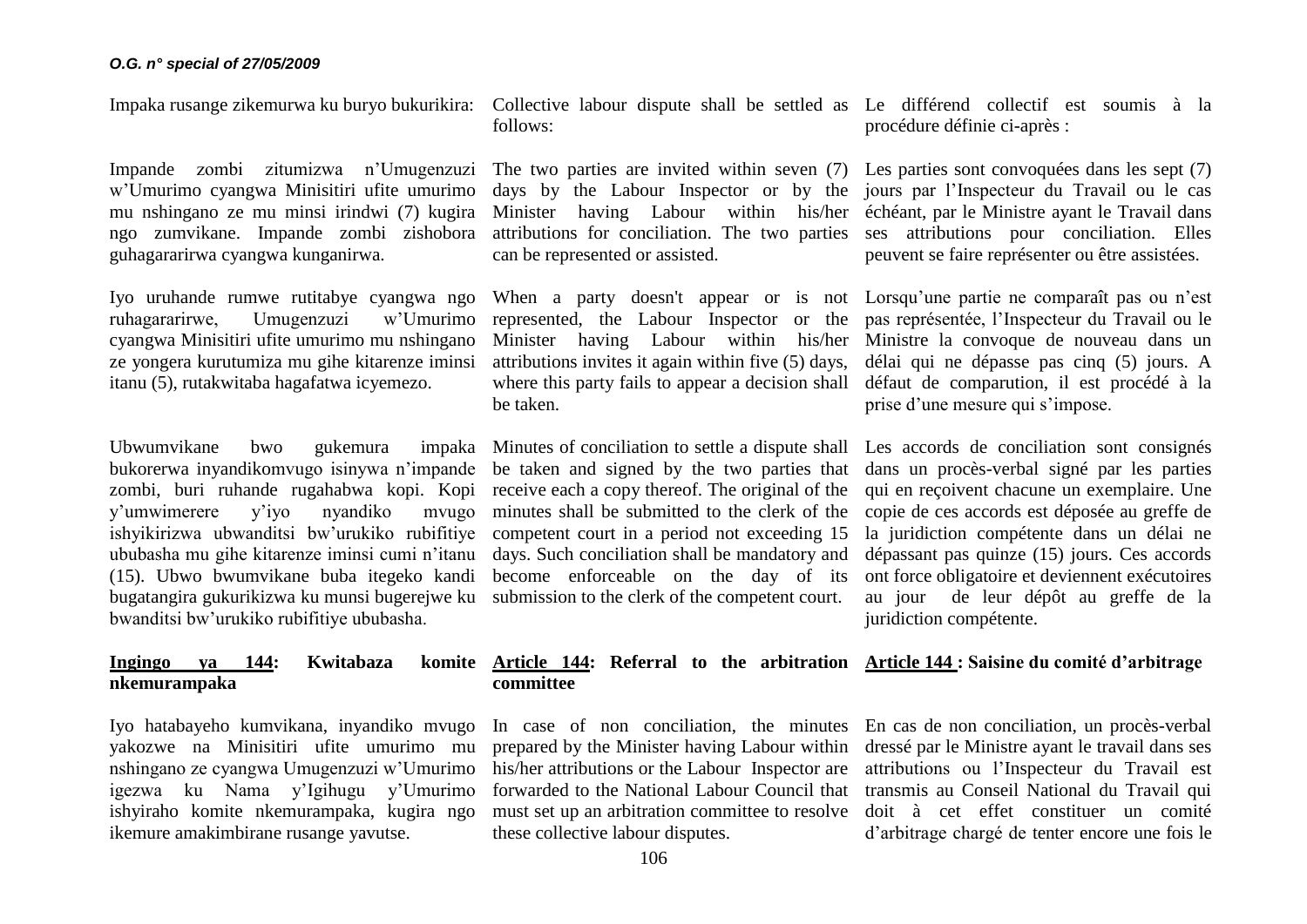Impaka rusange zikemurwa ku buryo bukurikira:

Impande zombi zitumizwa n'Umugenzuzi w'Umurimo cyangwa Minisitiri ufite umurimo mu nshingano ze mu minsi irindwi (7) kugira ngo zumvikane. Impande zombi zishobora guhagararirwa cyangwa kunganirwa.

Iyo uruhande rumwe rutitabye cyangwa ngo ruhagararirwe, Umugenzuzi w'Umurimo cyangwa Minisitiri ufite umurimo mu nshingano ze yongera kurutumiza mu gihe kitarenze iminsi itanu (5), rutakwitaba hagafatwa icyemezo.

Ubwumvikane bwo gukemura impaka bukorerwa inyandikomvugo isinywa n'impande zombi, buri ruhande rugahabwa kopi. Kopi y'umwimerere y'iyo nyandiko mvugo ishyikirizwa ubwanditsi bw'urukiko rubifitiye ububasha mu gihe kitarenze iminsi cumi n'itanu (15). Ubwo bwumvikane buba itegeko kandi bugatangira gukurikizwa ku munsi bugerejwe ku bwanditsi bw'urukiko rubifitiye ububasha.

**Ingingo ya 144: Kwitabaza komite nkemurampaka**

Iyo hatabayeho kumvikana, inyandiko mvugo yakozwe na Minisitiri ufite umurimo mu nshingano ze cyangwa Umugenzuzi w'Umurimo igezwa ku Nama y'Igihugu y'Umurimo ishyiraho komite nkemurampaka, kugira ngo ikemure amakimbirane rusange yavutse.

Collective labour dispute shall be settled as follows:

The two parties are invited within seven (7) days by the Labour Inspector or by the Minister having Labour within his/her attributions for conciliation. The two parties can be represented or assisted.

When a party doesn't appear or is not represented, the Labour Inspector or the Minister having Labour within his/her attributions invites it again within five (5) days, where this party fails to appear a decision shall be taken.

Minutes of conciliation to settle a dispute shall be taken and signed by the two parties that receive each a copy thereof. The original of the minutes shall be submitted to the clerk of the competent court in a period not exceeding 15 days. Such conciliation shall be mandatory and become enforceable on the day of its submission to the clerk of the competent court.

**Article 144: Referral to the arbitration committee**

In case of non conciliation, the minutes prepared by the Minister having Labour within his/her attributions or the Labour Inspector are forwarded to the National Labour Council that must set up an arbitration committee to resolve these collective labour disputes.

Le différend collectif est soumis à la procédure définie ci-après :

Les parties sont convoquées dans les sept (7) jours par l'Inspecteur du Travail ou le cas échéant, par le Ministre ayant le Travail dans ses attributions pour conciliation. Elles peuvent se faire représenter ou être assistées.

Lorsqu'une partie ne comparaît pas ou n'est pas représentée, l'Inspecteur du Travail ou le Ministre la convoque de nouveau dans un délai qui ne dépasse pas cinq (5) jours. A défaut de comparution, il est procédé à la prise d'une mesure qui s'impose.

Les accords de conciliation sont consignés dans un procès-verbal signé par les parties qui en reçoivent chacune un exemplaire. Une copie de ces accords est déposée au greffe de la juridiction compétente dans un délai ne dépassant pas quinze (15) jours. Ces accords ont force obligatoire et deviennent exécutoires au jour de leur dépôt au greffe de la juridiction compétente.

**Article 144 : Saisine du comité d'arbitrage**

En cas de non conciliation, un procès-verbal dressé par le Ministre ayant le travail dans ses attributions ou l'Inspecteur du Travail est transmis au Conseil National du Travail qui doit à cet effet constituer un comité d'arbitrage chargé de tenter encore une fois le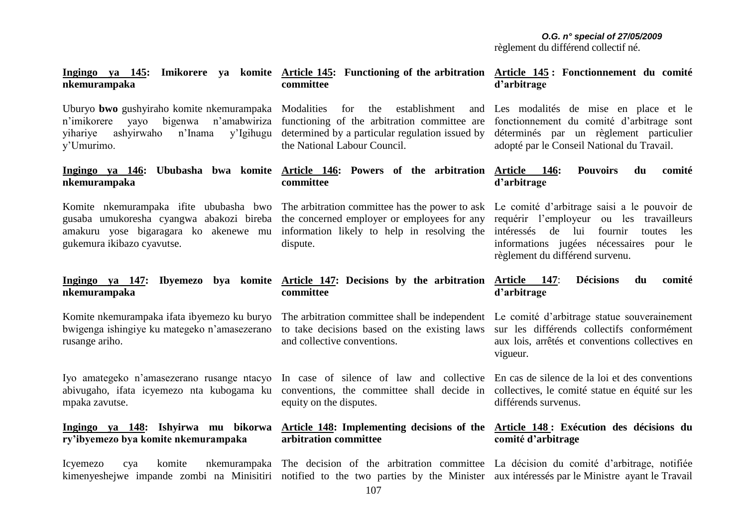règlement du différend collectif né.

**Ingingo ya 145: Imikorere ya komite nkemurampaka**

Uburyo **bwo** gushyiraho komite nkemurampaka n'imikorere yayo bigenwa n'amabwiriza yihariye ashyirwaho n'Inama y'Igihugu y'Umurimo.

**Ingingo ya 146: Ububasha bwa komite nkemurampaka**

Komite nkemurampaka ifite ububasha bwo gusaba umukoresha cyangwa abakozi bireba amakuru yose bigaragara ko akenewe mu gukemura ikibazo cyavutse.

**Ingingo ya 147: Ibyemezo bya komite nkemurampaka**

Komite nkemurampaka ifata ibyemezo ku buryo bwigenga ishingiye ku mategeko n'amasezerano rusange ariho.

Iyo amategeko n'amasezerano rusange ntacyo abivugaho, ifata icyemezo nta kubogama ku mpaka zavutse.

**Ingingo ya 148: Ishyirwa mu bikorwa ry'ibyemezo bya komite nkemurampaka**

Icyemezo cya komite nkemurampaka kimenyeshejwe impande zombi na Minisitiri

**Article 145: Functioning of the arbitration committee**

Modalities for the establishment and functioning of the arbitration committee are determined by a particular regulation issued by the National Labour Council.

**Article 146: Powers of the arbitration committee**

The arbitration committee has the power to ask the concerned employer or employees for any information likely to help in resolving the dispute.

**Article 147: Decisions by the arbitration committee**

The arbitration committee shall be independent to take decisions based on the existing laws and collective conventions.

In case of silence of law and collective conventions, the committee shall decide in equity on the disputes.

**Article 148: Implementing decisions of the arbitration committee**

The decision of the arbitration committee notified to the two parties by the Minister

**Article 145 : Fonctionnement du comité d'arbitrage**

Les modalités de mise en place et le fonctionnement du comité d'arbitrage sont déterminés par un règlement particulier adopté par le Conseil National du Travail.

**Article 146: Pouvoirs du comité d'arbitrage**

Le comité d'arbitrage saisi a le pouvoir de requérir l'employeur ou les travailleurs intéressés de lui fournir toutes les informations jugées nécessaires pour le règlement du différend survenu.

**Article 147: Décisions du comité d'arbitrage**

Le comité d'arbitrage statue souverainement sur les différends collectifs conformément aux lois, arrêtés et conventions collectives en vigueur.

En cas de silence de la loi et des conventions collectives, le comité statue en équité sur les différends survenus.

**Article 148 : Exécution des décisions du comité d'arbitrage**

La décision du comité d'arbitrage, notifiée aux intéressés par le Ministre ayant le Travail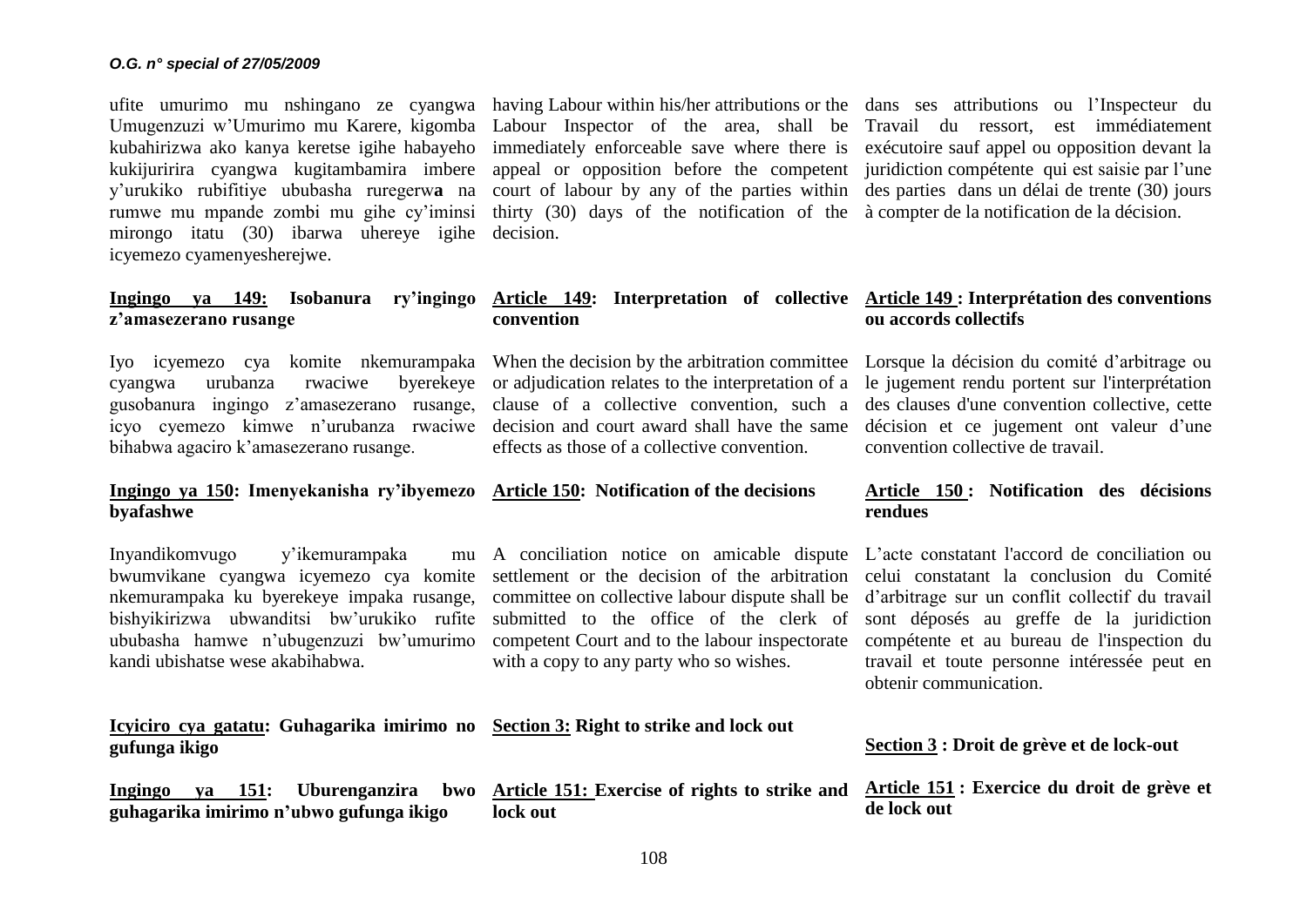ufite umurimo mu nshingano ze cyangwa Umugenzuzi w'Umurimo mu Karere, kigomba kubahirizwa ako kanya keretse igihe habayeho kukijuririra cyangwa kugitambamira imbere y'urukiko rubifitiye ububasha ruregerwa na rumwe mu mpande zombi mu gihe cy'iminsi mirongo itatu (30) ibarwa uhereye igihe icyemezo cyamenyesherejwe.

**Ingingo ya 149: Isobanura ry'ingingo z'amasezerano rusange**

Iyo icyemezo cya komite nkemurampaka cyangwa urubanza rwaciwe byerekeye gusobanura ingingo z'amasezerano rusange, icyo cyemezo kimwe n'urubanza rwaciwe bihabwa agaciro k'amasezerano rusange.

**Ingingo ya 150: Imenyekanisha ry'ibyemezo byafashwe**

Inyandikomvugo y'ikemurampaka mu bwumvikane cyangwa icyemezo cya komite nkemurampaka ku byerekeye impaka rusange, bishyikirizwa ubwanditsi bw'urukiko rufite ububasha hamwe n'ubugenzuzi bw'umurimo kandi ubishatse wese akabihabwa.

**Icyiciro cya gatatu: Guhagarika imirimo no gufunga ikigo**

**Ingingo ya 151: Uburenganzira bwo guhagarika imirimo n'ubwo gufunga ikigo**

having Labour within his/her attributions or the Labour Inspector of the area, shall be immediately enforceable save where there is appeal or opposition before the competent court of labour by any of the parties within thirty (30) days of the notification of the decision.

**Article 149: Interpretation of collective convention**

When the decision by the arbitration committee or adjudication relates to the interpretation of a clause of a collective convention, such a decision and court award shall have the same effects as those of a collective convention.

**Article 150: Notification of the decisions**

A conciliation notice on amicable dispute settlement or the decision of the arbitration committee on collective labour dispute shall be submitted to the office of the clerk of competent Court and to the labour inspectorate with a copy to any party who so wishes.

**Section 3: Right to strike and lock out**

**Article 151: Exercise of rights to strike and lock out**

dans ses attributions ou l'Inspecteur du Travail du ressort, est immédiatement exécutoire sauf appel ou opposition devant la juridiction compétente qui est saisie par l'une des parties dans un délai de trente (30) jours à compter de la notification de la décision.

**Article 149 : Interprétation des conventions ou accords collectifs**

Lorsque la décision du comité d'arbitrage ou le jugement rendu portent sur l'interprétation des clauses d'une convention collective, cette décision et ce jugement ont valeur d'une convention collective de travail.

**Article 150 : Notification des décisions rendues**

L'acte constatant l'accord de conciliation ou celui constatant la conclusion du Comité d'arbitrage sur un conflit collectif du travail sont déposés au greffe de la juridiction compétente et au bureau de l'inspection du travail et toute personne intéressée peut en obtenir communication.

**Section 3 : Droit de grève et de lock-out**

**Article 151 : Exercice du droit de grève et de lock out**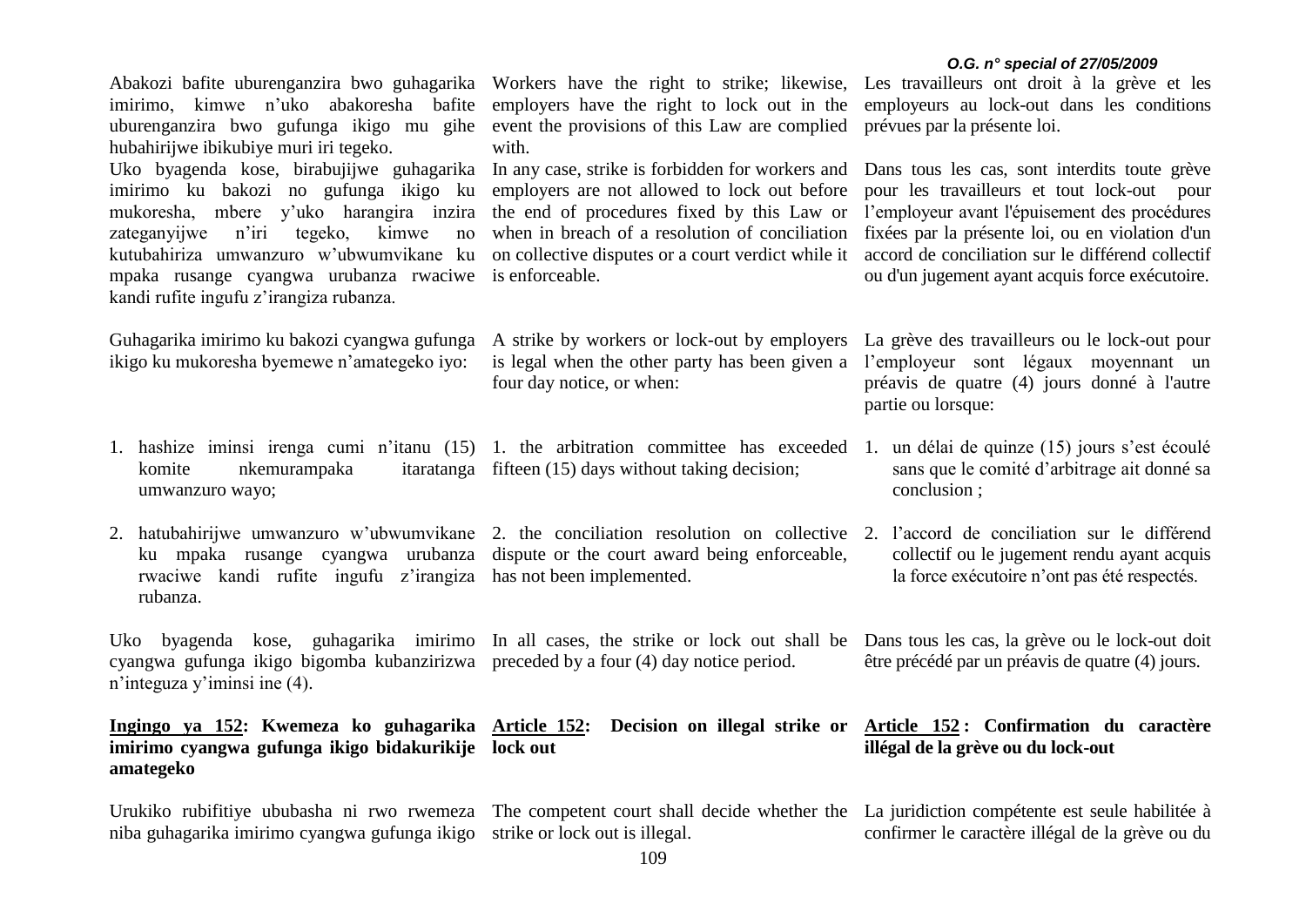Abakozi bafite uburenganzira bwo guhagarika imirimo, kimwe n'uko abakoresha bafite uburenganzira bwo gufunga ikigo mu gihe hubahirijwe ibikubiye muri iri tegeko.

Uko byagenda kose, birabujijwe guhagarika imirimo ku bakozi no gufunga ikigo ku mukoresha, mbere y'uko harangira inzira zateganyijwe n'iri tegeko, kimwe no kutubahiriza umwanzuro w'ubwumvikane ku mpaka rusange cyangwa urubanza rwaciwe kandi rufite ingufu z'irangiza rubanza.

Guhagarika imirimo ku bakozi cyangwa gufunga ikigo ku mukoresha byemewe n'amategeko iyo:

1. hashize iminsi irenga cumi n'itanu (15) komite nkemurampaka itaratanga umwanzuro wayo;
2. hatubahirijwe umwanzuro w'ubwumvikane ku mpaka rusange cyangwa urubanza rwaciwe kandi rufite ingufu z'irangiza rubanza.

Uko byagenda kose, guhagarika imirimo cyangwa gufunga ikigo bigomba kubanzirizwa n'integuza y'iminsi ine (4).

**Ingingo ya 152: Kwemeza ko guhagarika imirimo cyangwa gufunga ikigo bidakurikije amategeko**

Urukiko rubifitiye ububasha ni rwo rwemeza niba guhagarika imirimo cyangwa gufunga ikigo

Workers have the right to strike; likewise, employers have the right to lock out in the event the provisions of this Law are complied with.

In any case, strike is forbidden for workers and employers are not allowed to lock out before the end of procedures fixed by this Law or when in breach of a resolution of conciliation on collective disputes or a court verdict while it is enforceable.

A strike by workers or lock-out by employers is legal when the other party has been given a four day notice, or when:

1. the arbitration committee has exceeded fifteen (15) days without taking decision;
2. the conciliation resolution on collective dispute or the court award being enforceable, has not been implemented.

In all cases, the strike or lock out shall be preceded by a four (4) day notice period.

**Article 152: Decision on illegal strike or lock out**

The competent court shall decide whether the strike or lock out is illegal.

Les travailleurs ont droit à la grève et les employeurs au lock-out dans les conditions prévues par la présente loi.

Dans tous les cas, sont interdits toute grève pour les travailleurs et tout lock-out pour l'employeur avant l'épuisement des procédures fixées par la présente loi, ou en violation d'un accord de conciliation sur le différend collectif ou d'un jugement ayant acquis force exécutoire.

La grève des travailleurs ou le lock-out pour l'employeur sont légaux moyennant un préavis de quatre (4) jours donné à l'autre partie ou lorsque:

1. un délai de quinze (15) jours s'est écoulé sans que le comité d'arbitrage ait donné sa conclusion ;
2. l'accord de conciliation sur le différend collectif ou le jugement rendu ayant acquis la force exécutoire n'ont pas été respectés.

Dans tous les cas, la grève ou le lock-out doit être précédé par un préavis de quatre (4) jours.

**Article 152 : Confirmation du caractère illégal de la grève ou du lock-out**

La juridiction compétente est seule habilitée à confirmer le caractère illégal de la grève ou du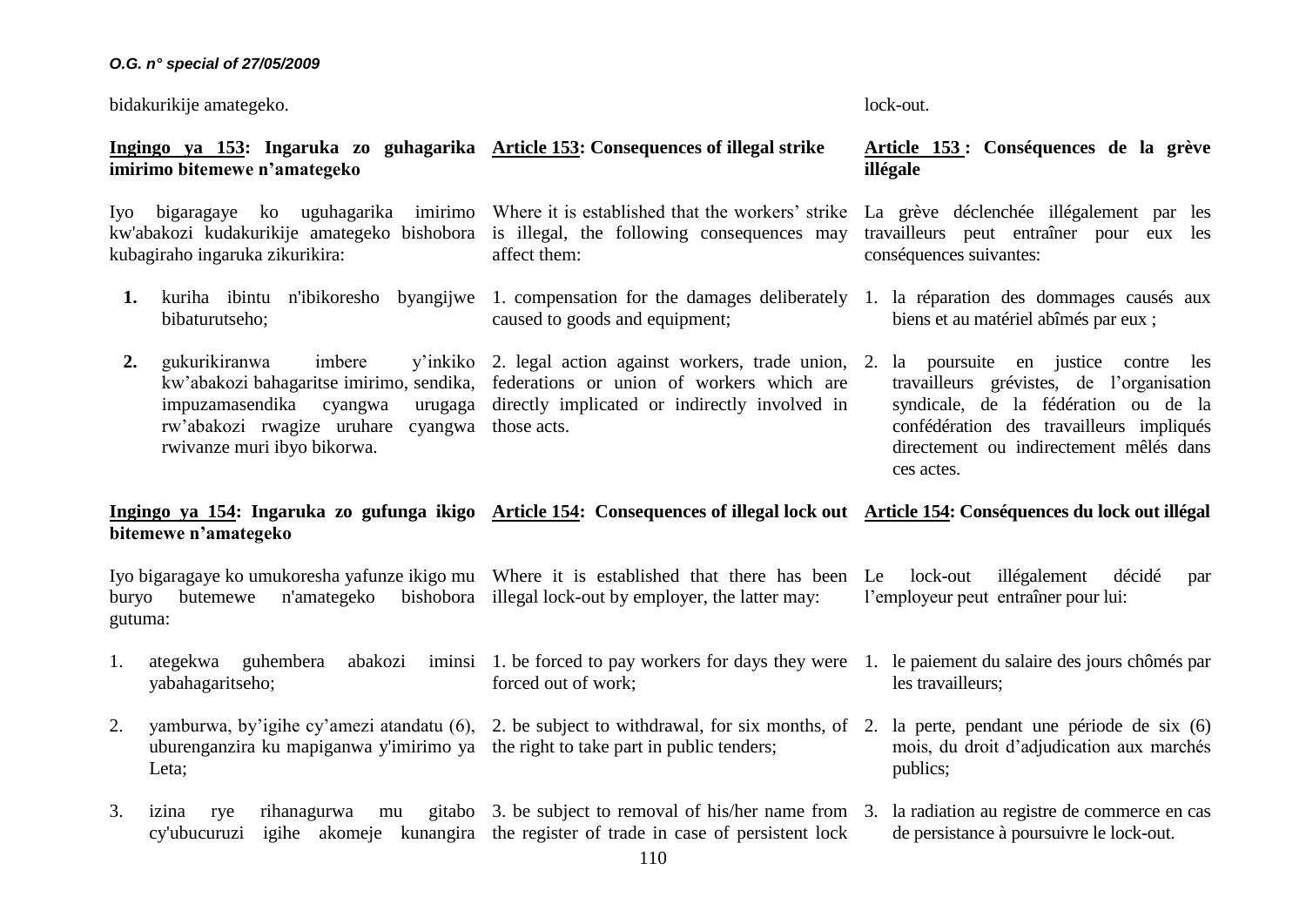bidakurikije amategeko.

**Ingingo ya 153: Ingaruka zo guhagarika imirimo bitemewe n'amategeko**

Iyo bigaragaye ko uguhagarika imirimo kw'abakozi kudakurikije amategeko bishobora kubagiraho ingaruka zikurikira:

1. kuriha ibintu n'ibikoresho byangijwe bibaturutseho;
2. gukurikiranwa imbere y'inkiko kw'abakozi bahagaritse imirimo, sendika, impuzamasendika cyangwa urugaga rw'abakozi rwagize uruhare cyangwa rwivanze muri ibyo bikorwa.

**Ingingo ya 154: Ingaruka zo gufunga ikigo bitemewe n'amategeko**

Iyo bigaragaye ko umukoresha yafunze ikigo mu buryo butemewe n'amategeko bishobora gutuma:

1. ategekwa guhembera abakozi iminsi yabahagaritseho;
2. yamburwa, by'igihe cy'amezi atandatu (6), uburenganzira ku mapiganwa y'imirimo ya Leta;
3. izina rye rihanagurwa mu gitabo cy'ubucuruzi igihe akomeje kunangira

**Article 153: Consequences of illegal strike**

Where it is established that the workers' strike is illegal, the following consequences may affect them:

1. compensation for the damages deliberately caused to goods and equipment;
2. legal action against workers, trade union, federations or union of workers which are directly implicated or indirectly involved in those acts.

**Article 154: Consequences of illegal lock out**

Where it is established that there has been illegal lock-out by employer, the latter may:

1. be forced to pay workers for days they were forced out of work;
2. be subject to withdrawal, for six months, of the right to take part in public tenders;
3. be subject to removal of his/her name from the register of trade in case of persistent lock

lock-out.

**Article 153 : Conséquences de la grève illégale**

La grève déclenchée illégalement par les travailleurs peut entraîner pour eux les conséquences suivantes:

1. la réparation des dommages causés aux biens et au matériel abîmés par eux ;
2. la poursuite en justice contre les travailleurs grévistes, de l'organisation syndicale, de la fédération ou de la confédération des travailleurs impliqués directement ou indirectement mêlés dans ces actes.

**Article 154: Conséquences du lock out illégal**

Le lock-out illégalement décidé par l'employeur peut entraîner pour lui:

1. le paiement du salaire des jours chômés par les travailleurs;
2. la perte, pendant une période de six (6) mois, du droit d'adjudication aux marchés publics;
3. la radiation au registre de commerce en cas de persistance à poursuivre le lock-out.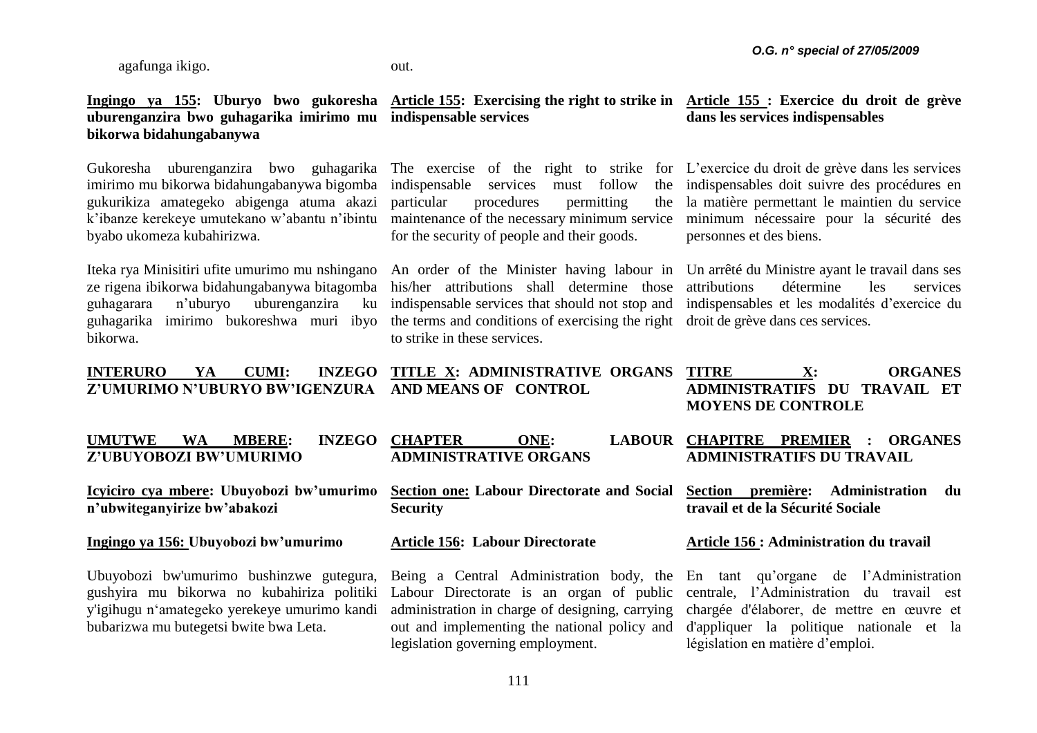agafunga ikigo.

out.

**Ingingo ya 155: Uburyo bwo gukoresha uburenganzira bwo guhagarika imirimo mu bikorwa bidahungabanywa**

Gukoresha uburenganzira bwo guhagarika imirimo mu bikorwa bidahungabanywa bigomba gukurikiza amategeko abigenga atuma akazi k'ibanze kerekeye umutekano w'abantu n'ibintu byabo ukomeza kubahirizwa.

Iteka rya Minisitiri ufite umurimo mu nshingano ze rigena ibikorwa bidahungabanywa bitagomba guhagarara n'uburyo uburenganzira ku guhagarika imirimo bukoreshwa muri ibyo bikorwa.

**Article 155: Exercising the right to strike in indispensable services**

The exercise of the right to strike for indispensable services must follow the particular procedures permitting the maintenance of the necessary minimum service for the security of people and their goods.

An order of the Minister having labour in his/her attributions shall determine those indispensable services that should not stop and the terms and conditions of exercising the right to strike in these services.

**Article 155 : Exercice du droit de grève dans les services indispensables**

L'exercice du droit de grève dans les services indispensables doit suivre des procédures en la matière permettant le maintien du service minimum nécessaire pour la sécurité des personnes et des biens.

Un arrêté du Ministre ayant le travail dans ses attributions détermine les services indispensables et les modalités d'exercice du droit de grève dans ces services.

## INTERURO YA CUMI: INZEGO Z'UMURIMO N'UBURYO BW'IGENZURA

## TITLE X: ADMINISTRATIVE ORGANS AND MEANS OF CONTROL

## TITRE X: ORGANES ADMINISTRATIFS DU TRAVAIL ET MOYENS DE CONTROLE

### UMUTWE WA MBERE: INZEGO Z'UBUYOBOZI BW'UMURIMO

### CHAPTER ONE: LABOUR ADMINISTRATIVE ORGANS

### CHAPITRE PREMIER : ORGANES ADMINISTRATIFS DU TRAVAIL

**Icyiciro cya mbere: Ubuyobozi bw'umurimo n'ubwiteganyirize bw'abakozi**

**Section one: Labour Directorate and Social Security**

**Section première: Administration du travail et de la Sécurité Sociale**

**Ingingo ya 156: Ubuyobozi bw'umurimo**

Ubuyobozi bw'umurimo bushinzwe gutegura, gushyira mu bikorwa no kubahiriza politiki y'igihugu n'amategeko yerekeye umurimo kandi bubarizwa mu butegetsi bwite bwa Leta.

**Article 156: Labour Directorate**

Being a Central Administration body, the Labour Directorate is an organ of public administration in charge of designing, carrying out and implementing the national policy and legislation governing employment.

**Article 156 : Administration du travail**

En tant qu'organe de l'Administration centrale, l'Administration du travail est chargée d'élaborer, de mettre en œuvre et d'appliquer la politique nationale et la législation en matière d'emploi.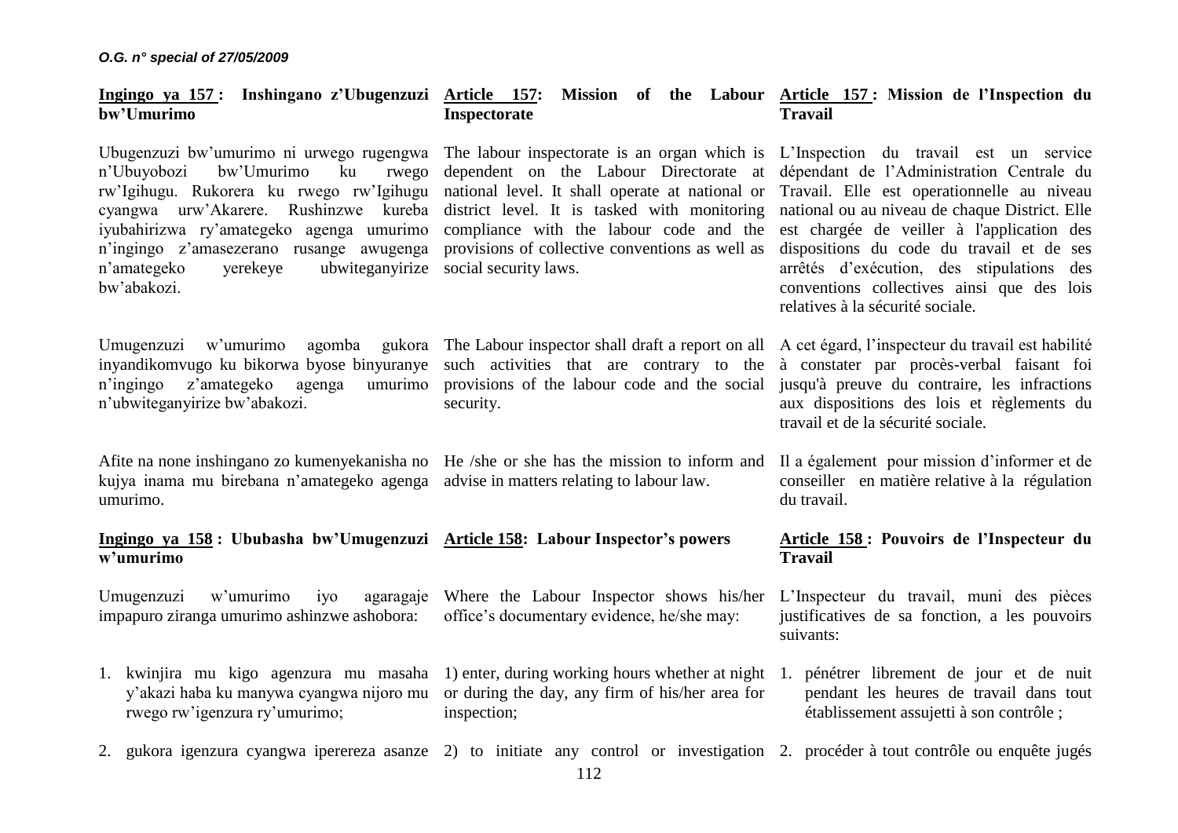**Ingingo ya 157 : Inshingano z'Ubugenzuzi bw'Umurimo**

Ubugenzuzi bw'umurimo ni urwego rugengwa n'Ubuyobozi bw'Umurimo ku rwego rw'Igihugu. Rukorera ku rwego rw'Igihugu cyangwa urw'Akarere. Rushinzwe kureba iyubahirizwa ry'amategeko agenga umurimo n'ingingo z'amasezerano rusange awugenga n'amategeko yerekeye ubwiteganyirize bw'abakozi.

Umugenzuzi w'umurimo agomba gukora inyandikomvugo ku bikorwa byose binyuranye n'ingingo z'amategeko agenga umurimo n'ubwiteganyirize bw'abakozi.

Afite na none inshingano zo kumenyekanisha no kujya inama mu birebana n'amategeko agenga umurimo.

**Ingingo ya 158 : Ububasha bw'Umugenzuzi w'umurimo**

Umugenzuzi w'umurimo iyo agaragaje impapuro ziranga umurimo ashinzwe ashobora:

1. kwinjira mu kigo agenzura mu masaha y'akazi haba ku manywa cyangwa nijoro mu rwego rw'igenzura ry'umurimo;
2. gukora igenzura cyangwa iperereza asanze

**Article 157: Mission of the Labour Inspectorate**

The labour inspectorate is an organ which is dependent on the Labour Directorate at national level. It shall operate at national or district level. It is tasked with monitoring compliance with the labour code and the provisions of collective conventions as well as social security laws.

The Labour inspector shall draft a report on all such activities that are contrary to the provisions of the labour code and the social security.

He /she or she has the mission to inform and advise in matters relating to labour law.

**Article 158: Labour Inspector's powers**

Where the Labour Inspector shows his/her office's documentary evidence, he/she may:

1) enter, during working hours whether at night or during the day, any firm of his/her area for inspection;

2) to initiate any control or investigation

**Article 157 : Mission de l'Inspection du Travail**

L'Inspection du travail est un service dépendant de l'Administration Centrale du Travail. Elle est operationnelle au niveau national ou au niveau de chaque District. Elle est chargée de veiller à l'application des dispositions du code du travail et de ses arrêtés d'exécution, des stipulations des conventions collectives ainsi que des lois relatives à la sécurité sociale.

A cet égard, l'inspecteur du travail est habilité à constater par procès-verbal faisant foi jusqu'à preuve du contraire, les infractions aux dispositions des lois et règlements du travail et de la sécurité sociale.

Il a également pour mission d'informer et de conseiller en matière relative à la régulation du travail.

**Article 158 : Pouvoirs de l'Inspecteur du Travail**

L'Inspecteur du travail, muni des pièces justificatives de sa fonction, a les pouvoirs suivants:

1. pénétrer librement de jour et de nuit pendant les heures de travail dans tout établissement assujetti à son contrôle ;
2. procéder à tout contrôle ou enquête jugés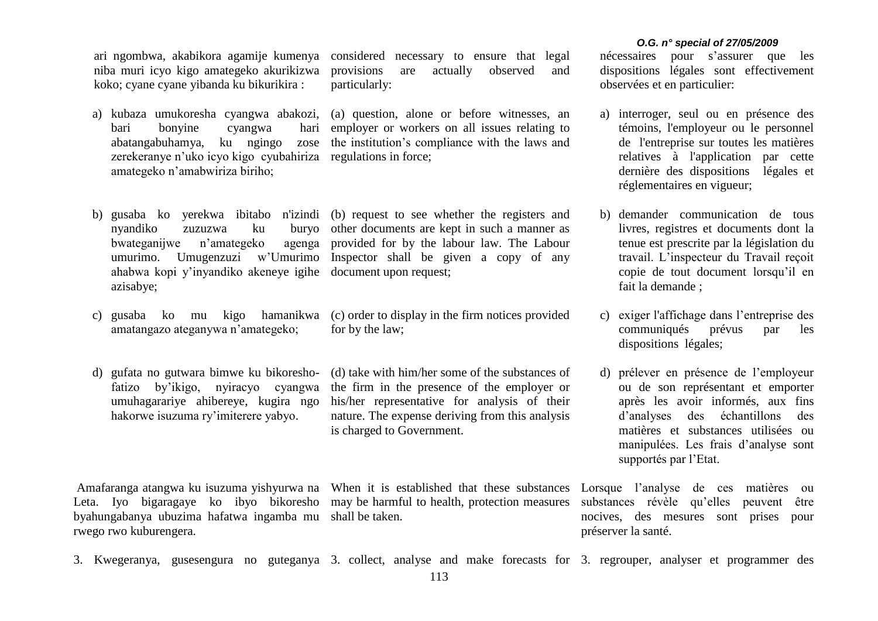ari ngombwa, akabikora agamije kumenya niba muri icyo kigo amategeko akurikizwa koko; cyane cyane yibanda ku bikurikira :

a) kubaza umukoresha cyangwa abakozi, bari bonyine cyangwa hari abatangabuhamya, ku ngingo zose zerekeranye n'uko icyo kigo cyubahiriza amategeko n'amabwiriza biriho;

b) gusaba ko yerekwa ibitabo n'izindi nyandiko zuzuzwa ku buryo bwateganijwe n'amategeko agenga umurimo. Umugenzuzi w'Umurimo ahabwa kopi y'inyandiko akeneye igihe azisabye;

c) gusaba ko mu kigo hamanikwa amatangazo ateganywa n'amategeko;

d) gufata no gutwara bimwe ku bikoresho-fatizo by'ikigo, nyiracyo cyangwa umuhagarariye ahibereye, kugira ngo hakorwe isuzuma ry'imiterere yabyo.

Amafaranga atangwa ku isuzuma yishyurwa na Leta. Iyo bigaragaye ko ibyo bikoresho byahungabanya ubuzima hafatwa ingamba mu rwego rwo kuburengera.

3. Kwegeranya, gusesengura no guteganya

considered necessary to ensure that legal provisions are actually observed and particularly:

(a) question, alone or before witnesses, an employer or workers on all issues relating to the institution's compliance with the laws and regulations in force;

(b) request to see whether the registers and other documents are kept in such a manner as provided for by the labour law. The Labour Inspector shall be given a copy of any document upon request;

(c) order to display in the firm notices provided for by the law;

(d) take with him/her some of the substances of the firm in the presence of the employer or his/her representative for analysis of their nature. The expense deriving from this analysis is charged to Government.

When it is established that these substances may be harmful to health, protection measures shall be taken.

3. collect, analyse and make forecasts for

nécessaires pour s'assurer que les dispositions légales sont effectivement observées et en particulier:

a) interroger, seul ou en présence des témoins, l'employeur ou le personnel de l'entreprise sur toutes les matières relatives à l'application par cette dernière des dispositions légales et réglementaires en vigueur;

b) demander communication de tous livres, registres et documents dont la tenue est prescrite par la législation du travail. L'inspecteur du Travail reçoit copie de tout document lorsqu'il en fait la demande ;

c) exiger l'affichage dans l'entreprise des communiqués prévus par les dispositions légales;

d) prélever en présence de l'employeur ou de son représentant et emporter après les avoir informés, aux fins d'analyses des échantillons des matières et substances utilisées ou manipulées. Les frais d'analyse sont supportés par l'Etat.

Lorsque l'analyse de ces matières ou substances révèle qu'elles peuvent être nocives, des mesures sont prises pour préserver la santé.

3. regrouper, analyser et programmer des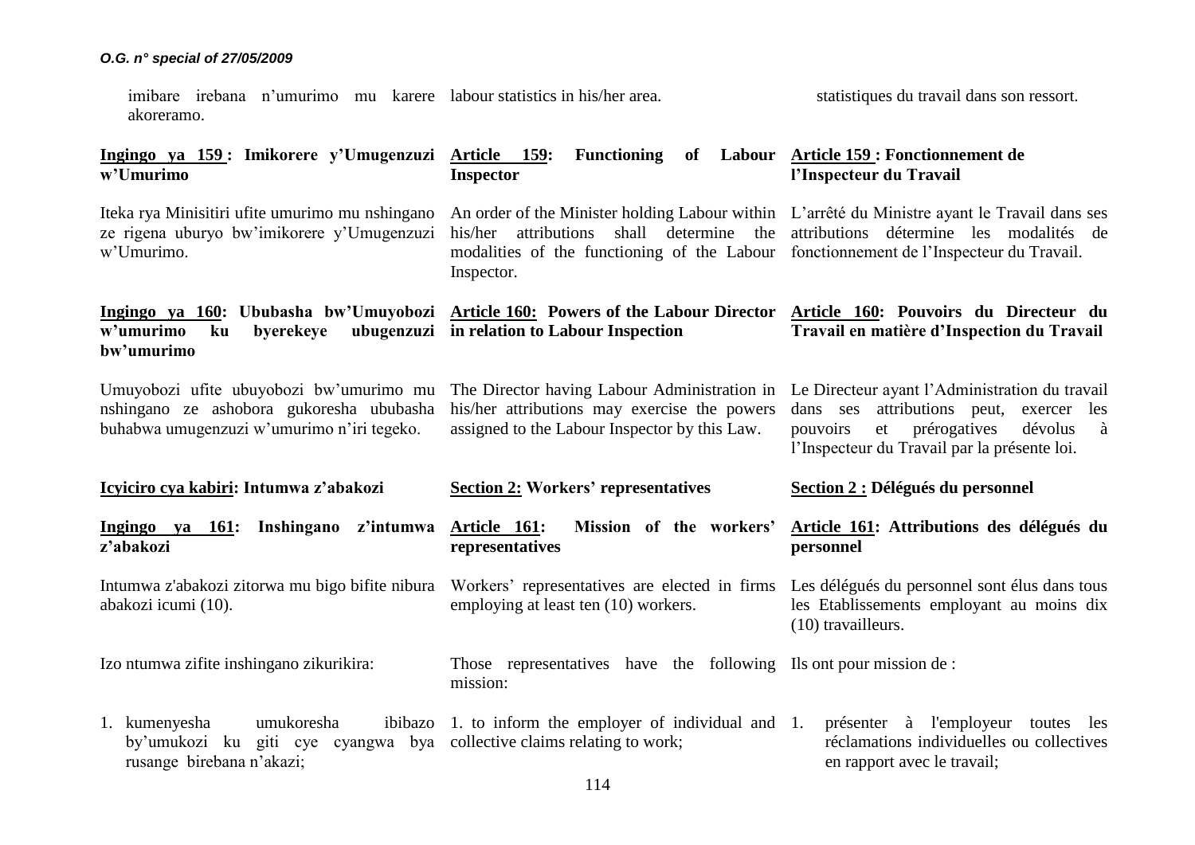imibare irebana n'umurimo mu karere akoreramo.

labour statistics in his/her area.

statistiques du travail dans son ressort.

**Ingingo ya 159 : Imikorere y'Umugenzuzi w'Umurimo**

Iteka rya Minisitiri ufite umurimo mu nshingano ze rigena uburyo bw'imikorere y'Umugenzuzi w'Umurimo.

**Ingingo ya 160: Ububasha bw'Umuyobozi w'umurimo ku byerekeye ubugenzuzi bw'umurimo**

Umuyobozi ufite ubuyobozi bw'umurimo mu nshingano ze ashobora gukoresha ububasha buhabwa umugenzuzi w'umurimo n'iri tegeko.

**Icyiciro cya kabiri: Intumwa z'abakozi**

**Ingingo ya 161: Inshingano z'intumwa z'abakozi**

Intumwa z'abakozi zitorwa mu bigo bifite nibura abakozi icumi (10).

Izo ntumwa zifite inshingano zikurikira:

1. kumenyesha umukoresha ibibazo by'umukozi ku giti cye cyangwa bya rusange birebana n'akazi;

**Article 159: Functioning of Labour Inspector**

An order of the Minister holding Labour within his/her attributions shall determine the modalities of the functioning of the Labour Inspector.

**Article 160: Powers of the Labour Director in relation to Labour Inspection**

The Director having Labour Administration in his/her attributions may exercise the powers assigned to the Labour Inspector by this Law.

**Section 2: Workers' representatives**

**Article 161: Mission of the workers' representatives**

Workers' representatives are elected in firms employing at least ten (10) workers.

Those representatives have the following mission:

1. to inform the employer of individual and collective claims relating to work;

**Article 159 : Fonctionnement de l'Inspecteur du Travail**

L'arrêté du Ministre ayant le Travail dans ses attributions détermine les modalités de fonctionnement de l'Inspecteur du Travail.

**Article 160: Pouvoirs du Directeur du Travail en matière d'Inspection du Travail**

Le Directeur ayant l'Administration du travail dans ses attributions peut, exercer les pouvoirs et prérogatives dévolus à l'Inspecteur du Travail par la présente loi.

**Section 2 : Délégués du personnel**

**Article 161: Attributions des délégués du personnel**

Les délégués du personnel sont élus dans tous les Etablissements employant au moins dix (10) travailleurs.

Ils ont pour mission de :

1. présenter à l'employeur toutes les réclamations individuelles ou collectives en rapport avec le travail;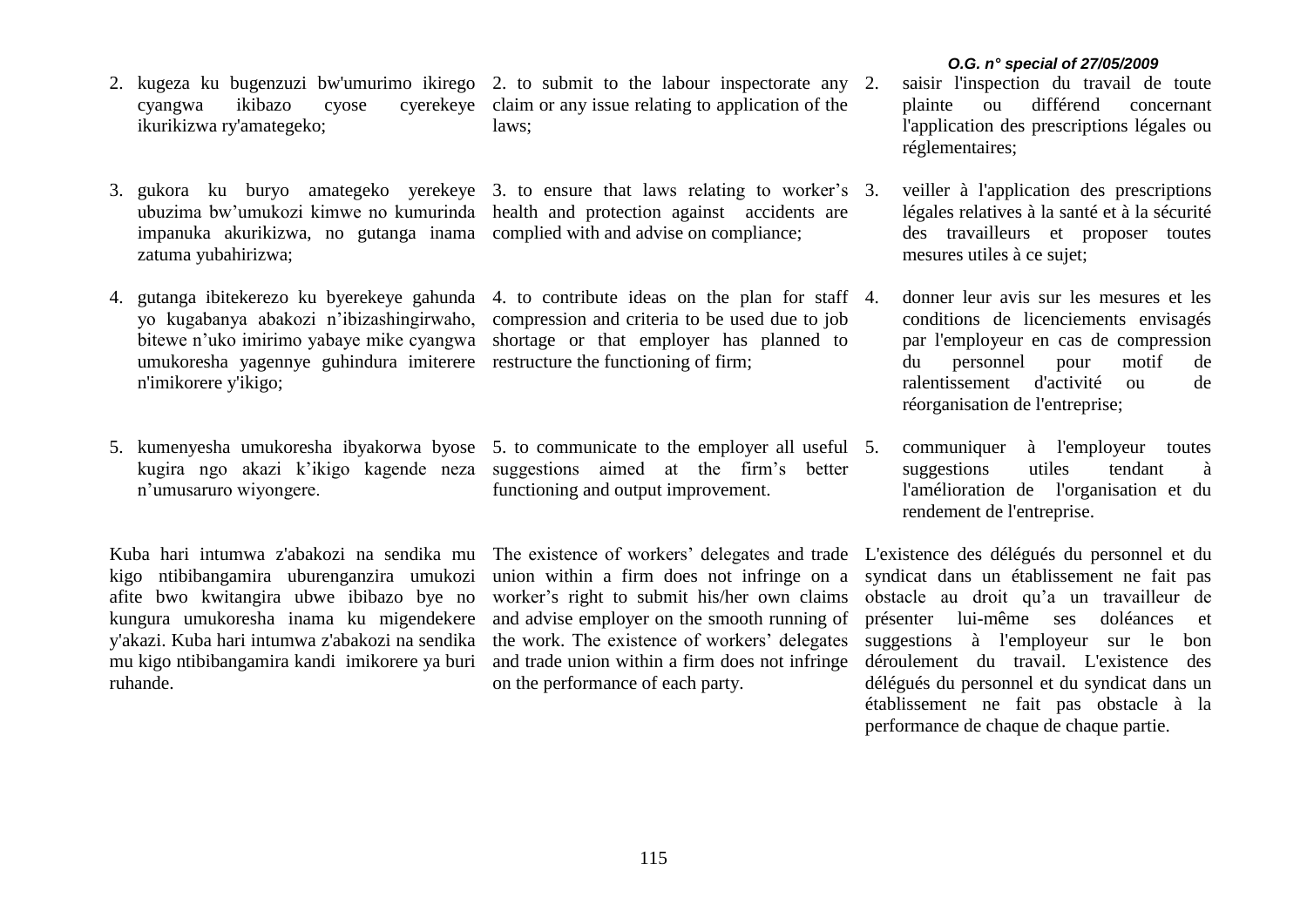2. kugeza ku bugenzuzi bw'umurimo ikirego cyangwa ikibazo cyose cyerekeye ikurikizwa ry'amategeko;

3. gukora ku buryo amategeko yerekeye ubuzima bw'umukozi kimwe no kumurinda impanuka akurikizwa, no gutanga inama zatuma yubahirizwa;

4. gutanga ibitekerezo ku byerekeye gahunda yo kugabanya abakozi n'ibizashingirwaho, bitewe n'uko imirimo yabaye mike cyangwa umukoresha yagennye guhindura imiterere n'imikorere y'ikigo;

5. kumenyesha umukoresha ibyakorwa byose kugira ngo akazi k'ikigo kagende neza n'umusaruro wiyongere.

Kuba hari intumwa z'abakozi na sendika mu kigo ntibibangamira uburenganzira umukozi afite bwo kwitangira ubwe ibibazo bye no kungura umukoresha inama ku migendekere y'akazi. Kuba hari intumwa z'abakozi na sendika mu kigo ntibibangamira kandi imikorere ya buri ruhande.

2. to submit to the labour inspectorate any claim or any issue relating to application of the laws;

3. to ensure that laws relating to worker's health and protection against accidents are complied with and advise on compliance;

4. to contribute ideas on the plan for staff compression and criteria to be used due to job shortage or that employer has planned to restructure the functioning of firm;

5. to communicate to the employer all useful suggestions aimed at the firm's better functioning and output improvement.

The existence of workers' delegates and trade union within a firm does not infringe on a worker's right to submit his/her own claims and advise employer on the smooth running of the work. The existence of workers' delegates and trade union within a firm does not infringe on the performance of each party.

2. saisir l'inspection du travail de toute plainte ou différend concernant l'application des prescriptions légales ou réglementaires;

3. veiller à l'application des prescriptions légales relatives à la santé et à la sécurité des travailleurs et proposer toutes mesures utiles à ce sujet;

4. donner leur avis sur les mesures et les conditions de licenciements envisagés par l'employeur en cas de compression du personnel pour motif de ralentissement d'activité ou de réorganisation de l'entreprise;

5. communiquer à l'employeur toutes suggestions utiles tendant à l'amélioration de l'organisation et du rendement de l'entreprise.

L'existence des délégués du personnel et du syndicat dans un établissement ne fait pas obstacle au droit qu'a un travailleur de présenter lui-même ses doléances et suggestions à l'employeur sur le bon déroulement du travail. L'existence des délégués du personnel et du syndicat dans un établissement ne fait pas obstacle à la performance de chaque de chaque partie.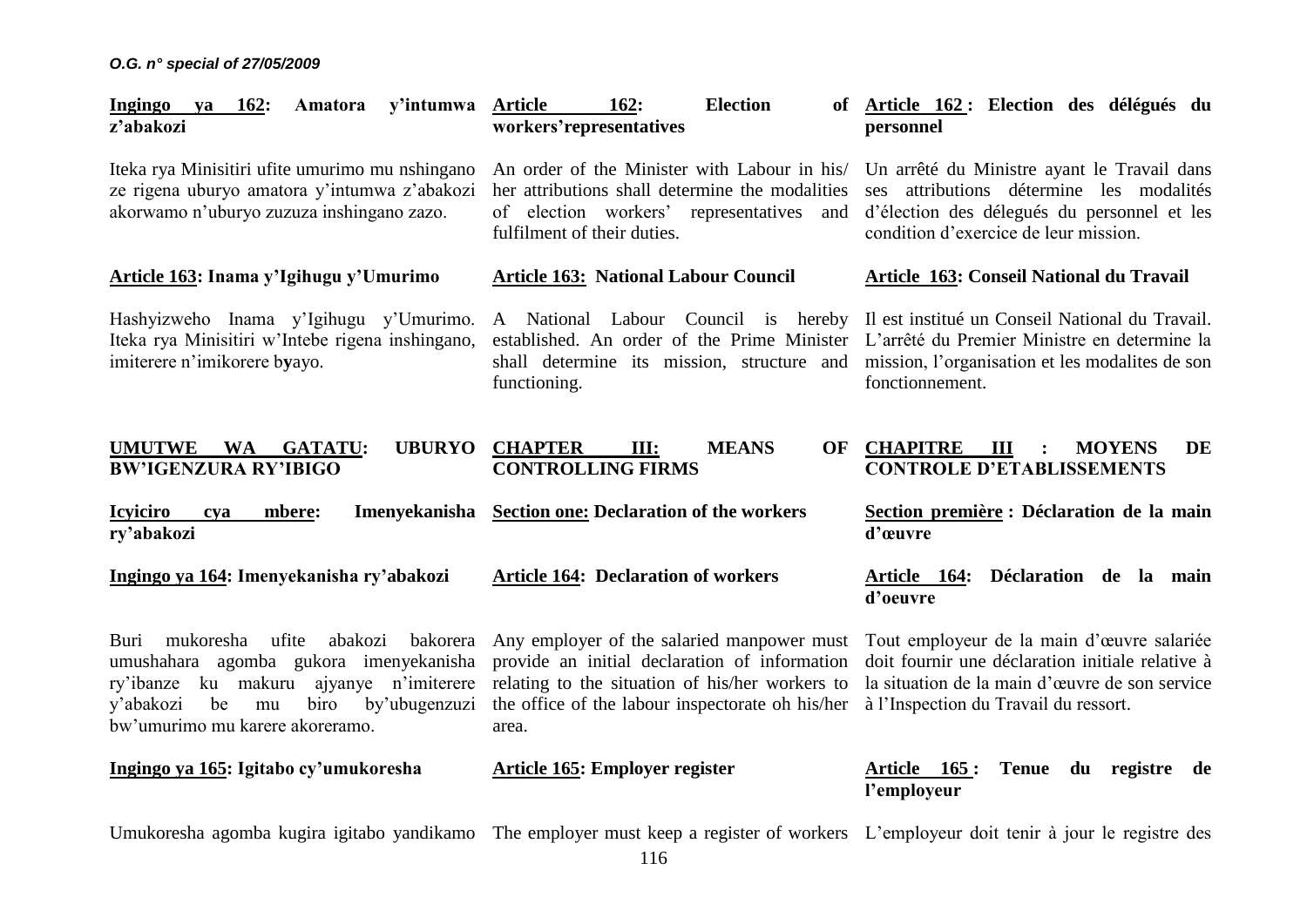**Ingingo ya 162: Amatora y'intumwa z'abakozi**

Iteka rya Minisitiri ufite umurimo mu nshingano ze rigena uburyo amatora y'intumwa z'abakozi akorwamo n'uburyo zuzuza inshingano zazo.

**Article 162: Election of workers'representatives**

An order of the Minister with Labour in his/ her attributions shall determine the modalities of election workers' representatives and fulfilment of their duties.

**Article 162 : Election des délégués du personnel**

Un arrêté du Ministre ayant le Travail dans ses attributions détermine les modalités d'élection des délegués du personnel et les condition d'exercice de leur mission.

**Article 163: Inama y'Igihugu y'Umurimo**

Hashyizweho Inama y'Igihugu y'Umurimo. Iteka rya Minisitiri w'Intebe rigena inshingano, imiterere n'imikorere byayo.

**Article 163: National Labour Council**

A National Labour Council is hereby established. An order of the Prime Minister shall determine its mission, structure and functioning.

**Article 163: Conseil National du Travail**

Il est institué un Conseil National du Travail. L'arrêté du Premier Ministre en determine la mission, l'organisation et les modalites de son fonctionnement.

## UMUTWE WA GATATU: UBURYO BW'IGENZURA RY'IBIGO

## CHAPTER III: MEANS OF CONTROLLING FIRMS

## CHAPITRE III : MOYENS DE CONTROLE D'ETABLISSEMENTS

### Icyiciro cya mbere: Imenyekanisha ry'abakozi

### Section one: Declaration of the workers

### Section première : Déclaration de la main d'œuvre

**Ingingo ya 164: Imenyekanisha ry'abakozi**

Buri mukoresha ufite abakozi bakorera umushahara agomba gukora imenyekanisha ry'ibanze ku makuru ajyanye n'imiterere y'abakozi be mu biro by'ubugenzuzi bw'umurimo mu karere akoreramo.

**Article 164: Declaration of workers**

Any employer of the salaried manpower must provide an initial declaration of information relating to the situation of his/her workers to the office of the labour inspectorate oh his/her area.

**Article 164: Déclaration de la main d'oeuvre**

Tout employeur de la main d'œuvre salariée doit fournir une déclaration initiale relative à la situation de la main d'œuvre de son service à l'Inspection du Travail du ressort.

**Ingingo ya 165: Igitabo cy'umukoresha**

Umukoresha agomba kugira igitabo yandikamo

**Article 165: Employer register**

The employer must keep a register of workers

**Article 165 : Tenue du registre de l'employeur**

L'employeur doit tenir à jour le registre des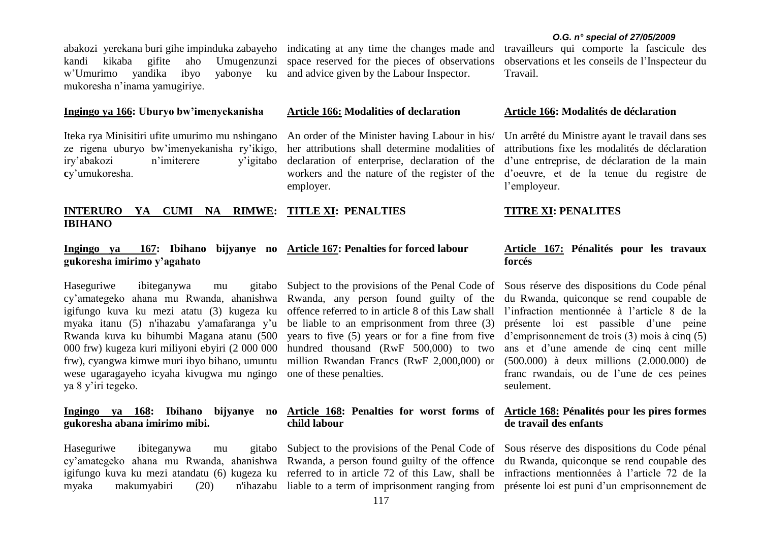abakozi yerekana buri gihe impinduka zabayeho kandi kikaba gifite aho Umugenzunzi w'Umurimo yandika ibyo yabonye ku mukoresha n'inama yamugiriye.

**Ingingo ya 166: Uburyo bw'imenyekanisha**

Iteka rya Minisitiri ufite umurimo mu nshingano ze rigena uburyo bw'imenyekanisha ry'ikigo, iry'abakozi n'imiterere y'igitabo cy'umukoresha.

**INTERURO YA CUMI NA RIMWE: IBIHANO**

**Ingingo ya 167: Ibihano bijyanye no gukoresha imirimo y'agahato**

Haseguriwe ibiteganywa mu gitabo cy'amategeko ahana mu Rwanda, ahanishwa igifungo kuva ku mezi atatu (3) kugeza ku myaka itanu (5) n'ihazabu y'amafaranga y'u Rwanda kuva ku bihumbi Magana atanu (500 000 frw) kugeza kuri miliyoni ebyiri (2 000 000 frw), cyangwa kimwe muri ibyo bihano, umuntu wese ugaragayeho icyaha kivugwa mu ngingo ya 8 y'iri tegeko.

**Ingingo ya 168: Ibihano bijyanye no gukoresha abana imirimo mibi.**

Haseguriwe ibiteganywa mu gitabo cy'amategeko ahana mu Rwanda, ahanishwa igifungo kuva ku mezi atandatu (6) kugeza ku myaka makumyabiri (20) n'ihazabu

indicating at any time the changes made and space reserved for the pieces of observations and advice given by the Labour Inspector.

**Article 166: Modalities of declaration**

An order of the Minister having Labour in his/ her attributions shall determine modalities of declaration of enterprise, declaration of the workers and the nature of the register of the employer.

**TITLE XI: PENALTIES**

**Article 167: Penalties for forced labour**

Subject to the provisions of the Penal Code of Rwanda, any person found guilty of the offence referred to in article 8 of this Law shall be liable to an emprisonment from three (3) years to five (5) years or for a fine from five hundred thousand (RwF 500,000) to two million Rwandan Francs (RwF 2,000,000) or one of these penalties.

**Article 168: Penalties for worst forms of child labour**

Subject to the provisions of the Penal Code of Rwanda, a person found guilty of the offence referred to in article 72 of this Law, shall be liable to a term of imprisonment ranging from

travailleurs qui comporte la fascicule des observations et les conseils de l'Inspecteur du Travail.

**Article 166: Modalités de déclaration**

Un arrêté du Ministre ayant le travail dans ses attributions fixe les modalités de déclaration d'une entreprise, de déclaration de la main d'oeuvre, et de la tenue du registre de l'employeur.

**TITRE XI: PENALITES**

**Article 167: Pénalités pour les travaux forcés**

Sous réserve des dispositions du Code pénal du Rwanda, quiconque se rend coupable de l'infraction mentionnée à l'article 8 de la présente loi est passible d'une peine d'emprisonnement de trois (3) mois à cinq (5) ans et d'une amende de cinq cent mille (500.000) à deux millions (2.000.000) de franc rwandais, ou de l'une de ces peines seulement.

**Article 168: Pénalités pour les pires formes de travail des enfants**

Sous réserve des dispositions du Code pénal du Rwanda, quiconque se rend coupable des infractions mentionnées à l'article 72 de la présente loi est puni d'un emprisonnement de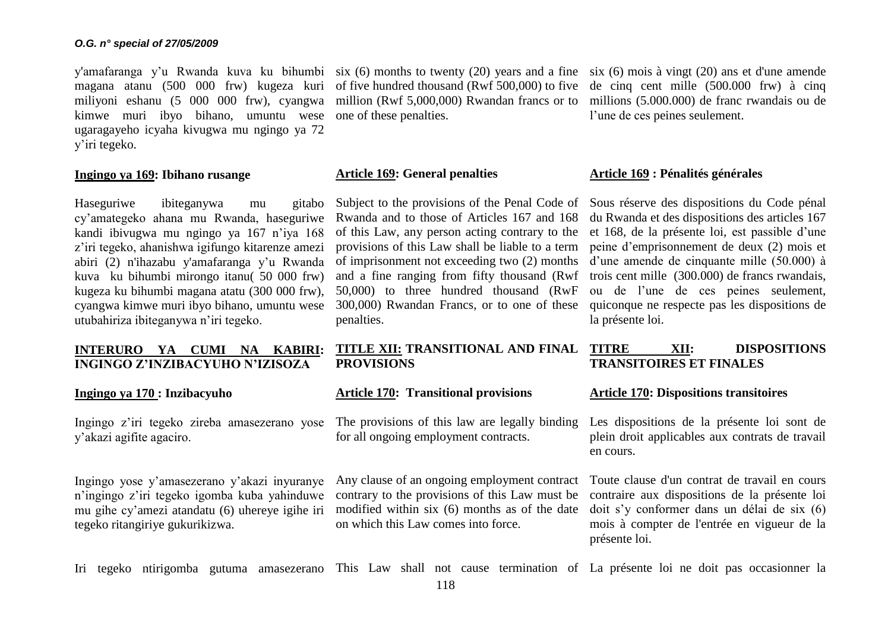y'amafaranga y'u Rwanda kuva ku bihumbi magana atanu (500 000 frw) kugeza kuri miliyoni eshanu (5 000 000 frw), cyangwa kimwe muri ibyo bihano, umuntu wese ugaragayeho icyaha kivugwa mu ngingo ya 72 y'iri tegeko.

**Ingingo ya 169: Ibihano rusange**

Haseguriwe ibiteganywa mu gitabo cy'amategeko ahana mu Rwanda, haseguriwe kandi ibivugwa mu ngingo ya 167 n'iya 168 z'iri tegeko, ahanishwa igifungo kitarenze amezi abiri (2) n'ihazabu y'amafaranga y'u Rwanda kuva ku bihumbi mirongo itanu( 50 000 frw) kugeza ku bihumbi magana atatu (300 000 frw), cyangwa kimwe muri ibyo bihano, umuntu wese utubahiriza ibiteganywa n'iri tegeko.

**INTERURO YA CUMI NA KABIRI: INGINGO Z'INZIBACYUHO N'IZISOZA**

**Ingingo ya 170 : Inzibacyuho**

Ingingo z'iri tegeko zireba amasezerano yose y'akazi agifite agaciro.

Ingingo yose y'amasezerano y'akazi inyuranye n'ingingo z'iri tegeko igomba kuba yahinduwe mu gihe cy'amezi atandatu (6) uhereye igihe iri tegeko ritangiriye gukurikizwa.

Iri tegeko ntirigomba gutuma amasezerano

six (6) months to twenty (20) years and a fine of five hundred thousand (Rwf 500,000) to five million (Rwf 5,000,000) Rwandan francs or to one of these penalties.

**Article 169: General penalties**

Subject to the provisions of the Penal Code of Rwanda and to those of Articles 167 and 168 of this Law, any person acting contrary to the provisions of this Law shall be liable to a term of imprisonment not exceeding two (2) months and a fine ranging from fifty thousand (Rwf 50,000) to three hundred thousand (RwF 300,000) Rwandan Francs, or to one of these penalties.

**TITLE XII: TRANSITIONAL AND FINAL PROVISIONS**

**Article 170: Transitional provisions**

The provisions of this law are legally binding for all ongoing employment contracts.

Any clause of an ongoing employment contract contrary to the provisions of this Law must be modified within six (6) months as of the date on which this Law comes into force.

This Law shall not cause termination of

six (6) mois à vingt (20) ans et d'une amende de cinq cent mille (500.000 frw) à cinq millions (5.000.000) de franc rwandais ou de l'une de ces peines seulement.

**Article 169 : Pénalités générales**

Sous réserve des dispositions du Code pénal du Rwanda et des dispositions des articles 167 et 168, de la présente loi, est passible d'une peine d'emprisonnement de deux (2) mois et d'une amende de cinquante mille (50.000) à trois cent mille (300.000) de francs rwandais, ou de l'une de ces peines seulement, quiconque ne respecte pas les dispositions de la présente loi.

**TITRE XII: DISPOSITIONS TRANSITOIRES ET FINALES**

**Article 170: Dispositions transitoires**

Les dispositions de la présente loi sont de plein droit applicables aux contrats de travail en cours.

Toute clause d'un contrat de travail en cours contraire aux dispositions de la présente loi doit s'y conformer dans un délai de six (6) mois à compter de l'entrée en vigueur de la présente loi.

La présente loi ne doit pas occasionner la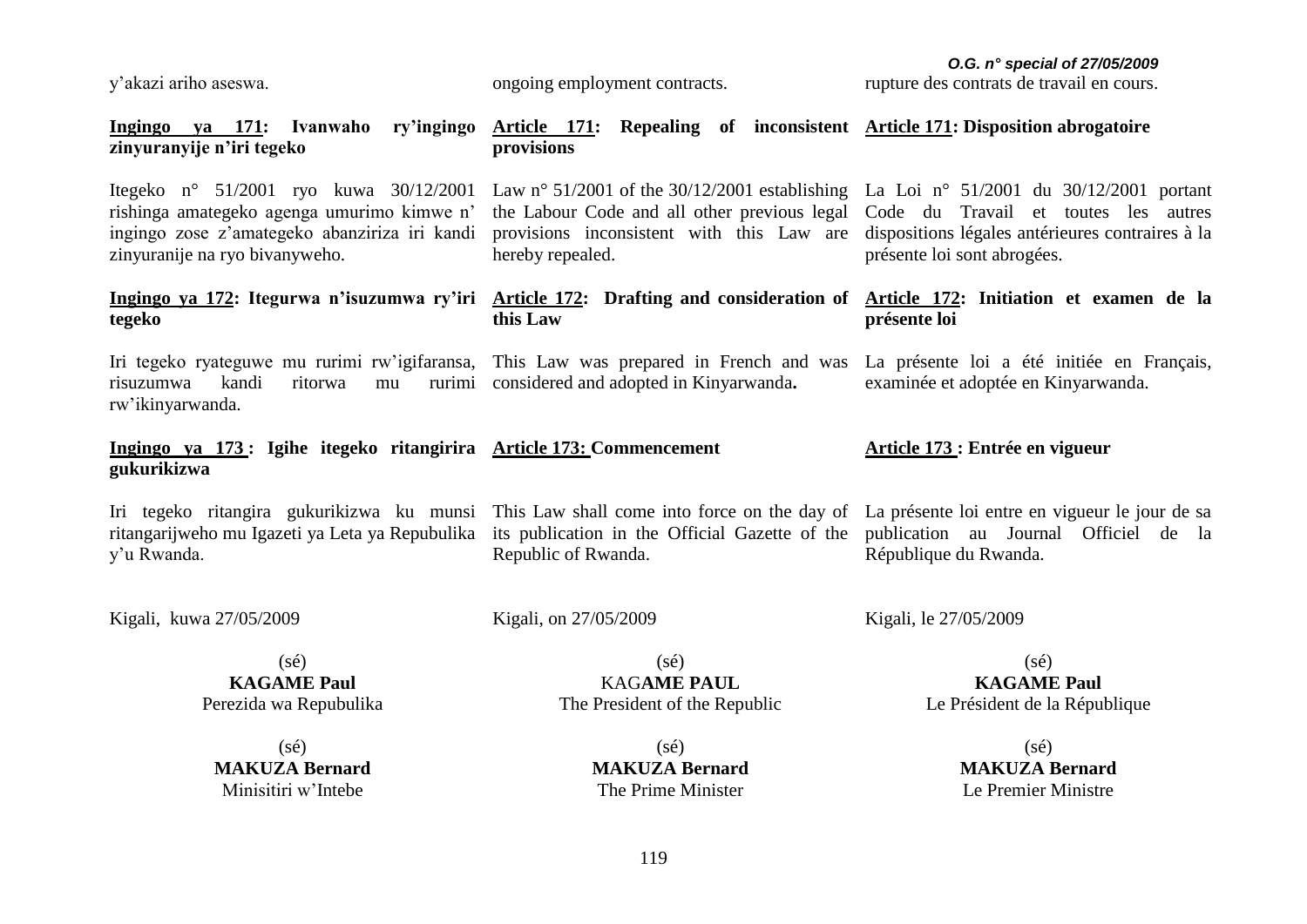y'akazi ariho aseswa.

**<u>Ingingo ya 171</u>: Ivanwaho ry'ingingo zinyuranyije n'iri tegeko**

Itegeko n° 51/2001 ryo kuwa 30/12/2001 rishinga amategeko agenga umurimo kimwe n' ingingo zose z'amategeko abanziriza iri kandi zinyuranije na ryo bivanyweho.

**<u>Ingingo ya 172</u>: Itegurwa n'isuzumwa ry'iri tegeko**

Iri tegeko ryateguwe mu rurimi rw'igifaransa, risuzumwa kandi ritorwa mu rurimi rw'ikinyarwanda.

**<u>Ingingo ya 173</u> : Igihe itegeko ritangirira gukurikizwa**

Iri tegeko ritangira gukurikizwa ku munsi ritangarijweho mu Igazeti ya Leta ya Repubulika y'u Rwanda.

Kigali, kuwa 27/05/2009

(sé)
**KAGAME Paul**
Perezida wa Repubulika

(sé)
**MAKUZA Bernard**
Minisitiri w'Intebe

ongoing employment contracts.

**<u>Article 171</u>: Repealing of inconsistent provisions**

Law n° 51/2001 of the 30/12/2001 establishing the Labour Code and all other previous legal provisions inconsistent with this Law are hereby repealed.

**<u>Article 172</u>: Drafting and consideration of this Law**

This Law was prepared in French and was considered and adopted in Kinyarwanda**.**

**<u>Article 173:</u> Commencement**

This Law shall come into force on the day of its publication in the Official Gazette of the Republic of Rwanda.

Kigali, on 27/05/2009

(sé)
KAG**AME PAUL**
The President of the Republic

(sé)
**MAKUZA Bernard**
The Prime Minister

rupture des contrats de travail en cours.

**<u>Article 171</u>: Disposition abrogatoire**

La Loi n° 51/2001 du 30/12/2001 portant Code du Travail et toutes les autres dispositions légales antérieures contraires à la présente loi sont abrogées.

**<u>Article 172</u>: Initiation et examen de la présente loi**

La présente loi a été initiée en Français, examinée et adoptée en Kinyarwanda.

**<u>Article 173</u> : Entrée en vigueur**

La présente loi entre en vigueur le jour de sa publication au Journal Officiel de la République du Rwanda.

Kigali, le 27/05/2009

(sé)
**KAGAME Paul**
Le Président de la République

(sé)
**MAKUZA Bernard**
Le Premier Ministre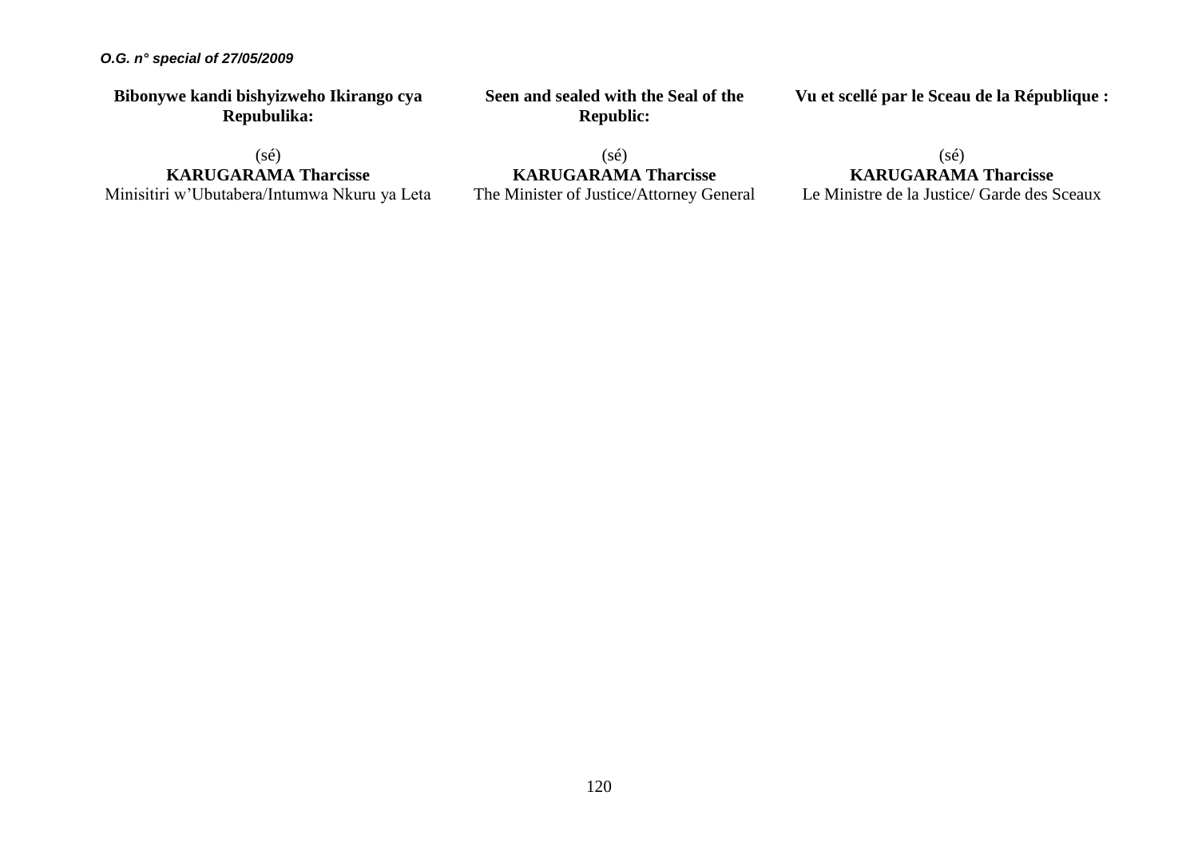**Bibonywe kandi bishyizweho Ikirango cya Repubulika:**

(sé)
**KARUGARAMA Tharcisse**
Minisitiri w'Ubutabera/Intumwa Nkuru ya Leta

**Seen and sealed with the Seal of the Republic:**

(sé)
**KARUGARAMA Tharcisse**
The Minister of Justice/Attorney General

**Vu et scellé par le Sceau de la République :**

(sé)
**KARUGARAMA Tharcisse**
Le Ministre de la Justice/ Garde des Sceaux